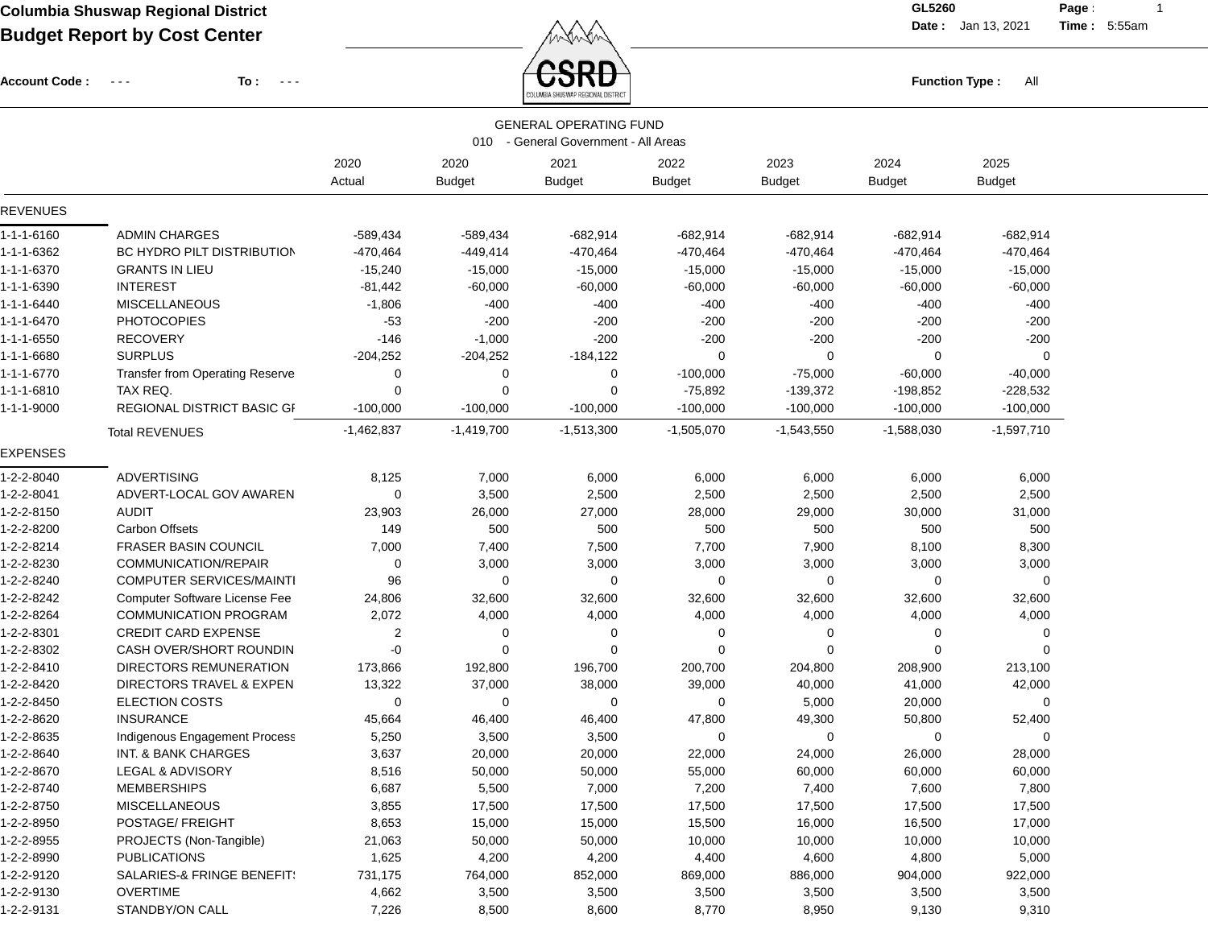# Columbia Shuswap Regional District
## Budget Report by Cost Center

GL5260
Date : Jan 13, 2021 Time : 5:55am

Account Code : - - - To : - - -

Function Type : All

GENERAL OPERATING FUND
010 - General Government - All Areas

| | | 2020 Actual | 2020 Budget | 2021 Budget | 2022 Budget | 2023 Budget | 2024 Budget | 2025 Budget |
|---|---|---|---|---|---|---|---|---|
| REVENUES | | | | | | | | |
| 1-1-1-6160 | ADMIN CHARGES | -589,434 | -589,434 | -682,914 | -682,914 | -682,914 | -682,914 | -682,914 |
| 1-1-1-6362 | BC HYDRO PILT DISTRIBUTION | -470,464 | -449,414 | -470,464 | -470,464 | -470,464 | -470,464 | -470,464 |
| 1-1-1-6370 | GRANTS IN LIEU | -15,240 | -15,000 | -15,000 | -15,000 | -15,000 | -15,000 | -15,000 |
| 1-1-1-6390 | INTEREST | -81,442 | -60,000 | -60,000 | -60,000 | -60,000 | -60,000 | -60,000 |
| 1-1-1-6440 | MISCELLANEOUS | -1,806 | -400 | -400 | -400 | -400 | -400 | -400 |
| 1-1-1-6470 | PHOTOCOPIES | -53 | -200 | -200 | -200 | -200 | -200 | -200 |
| 1-1-1-6550 | RECOVERY | -146 | -1,000 | -200 | -200 | -200 | -200 | -200 |
| 1-1-1-6680 | SURPLUS | -204,252 | -204,252 | -184,122 | 0 | 0 | 0 | 0 |
| 1-1-1-6770 | Transfer from Operating Reserve | 0 | 0 | 0 | -100,000 | -75,000 | -60,000 | -40,000 |
| 1-1-1-6810 | TAX REQ. | 0 | 0 | 0 | -75,892 | -139,372 | -198,852 | -228,532 |
| 1-1-1-9000 | REGIONAL DISTRICT BASIC GI | -100,000 | -100,000 | -100,000 | -100,000 | -100,000 | -100,000 | -100,000 |
| | Total REVENUES | -1,462,837 | -1,419,700 | -1,513,300 | -1,505,070 | -1,543,550 | -1,588,030 | -1,597,710 |
| EXPENSES | | | | | | | | |
| 1-2-2-8040 | ADVERTISING | 8,125 | 7,000 | 6,000 | 6,000 | 6,000 | 6,000 | 6,000 |
| 1-2-2-8041 | ADVERT-LOCAL GOV AWAREN | 0 | 3,500 | 2,500 | 2,500 | 2,500 | 2,500 | 2,500 |
| 1-2-2-8150 | AUDIT | 23,903 | 26,000 | 27,000 | 28,000 | 29,000 | 30,000 | 31,000 |
| 1-2-2-8200 | Carbon Offsets | 149 | 500 | 500 | 500 | 500 | 500 | 500 |
| 1-2-2-8214 | FRASER BASIN COUNCIL | 7,000 | 7,400 | 7,500 | 7,700 | 7,900 | 8,100 | 8,300 |
| 1-2-2-8230 | COMMUNICATION/REPAIR | 0 | 3,000 | 3,000 | 3,000 | 3,000 | 3,000 | 3,000 |
| 1-2-2-8240 | COMPUTER SERVICES/MAINTI | 96 | 0 | 0 | 0 | 0 | 0 | 0 |
| 1-2-2-8242 | Computer Software License Fee | 24,806 | 32,600 | 32,600 | 32,600 | 32,600 | 32,600 | 32,600 |
| 1-2-2-8264 | COMMUNICATION PROGRAM | 2,072 | 4,000 | 4,000 | 4,000 | 4,000 | 4,000 | 4,000 |
| 1-2-2-8301 | CREDIT CARD EXPENSE | 2 | 0 | 0 | 0 | 0 | 0 | 0 |
| 1-2-2-8302 | CASH OVER/SHORT ROUNDIN | -0 | 0 | 0 | 0 | 0 | 0 | 0 |
| 1-2-2-8410 | DIRECTORS REMUNERATION | 173,866 | 192,800 | 196,700 | 200,700 | 204,800 | 208,900 | 213,100 |
| 1-2-2-8420 | DIRECTORS TRAVEL & EXPEN | 13,322 | 37,000 | 38,000 | 39,000 | 40,000 | 41,000 | 42,000 |
| 1-2-2-8450 | ELECTION COSTS | 0 | 0 | 0 | 0 | 5,000 | 20,000 | 0 |
| 1-2-2-8620 | INSURANCE | 45,664 | 46,400 | 46,400 | 47,800 | 49,300 | 50,800 | 52,400 |
| 1-2-2-8635 | Indigenous Engagement Process | 5,250 | 3,500 | 3,500 | 0 | 0 | 0 | 0 |
| 1-2-2-8640 | INT. & BANK CHARGES | 3,637 | 20,000 | 20,000 | 22,000 | 24,000 | 26,000 | 28,000 |
| 1-2-2-8670 | LEGAL & ADVISORY | 8,516 | 50,000 | 50,000 | 55,000 | 60,000 | 60,000 | 60,000 |
| 1-2-2-8740 | MEMBERSHIPS | 6,687 | 5,500 | 7,000 | 7,200 | 7,400 | 7,600 | 7,800 |
| 1-2-2-8750 | MISCELLANEOUS | 3,855 | 17,500 | 17,500 | 17,500 | 17,500 | 17,500 | 17,500 |
| 1-2-2-8950 | POSTAGE/ FREIGHT | 8,653 | 15,000 | 15,000 | 15,500 | 16,000 | 16,500 | 17,000 |
| 1-2-2-8955 | PROJECTS (Non-Tangible) | 21,063 | 50,000 | 50,000 | 10,000 | 10,000 | 10,000 | 10,000 |
| 1-2-2-8990 | PUBLICATIONS | 1,625 | 4,200 | 4,200 | 4,400 | 4,600 | 4,800 | 5,000 |
| 1-2-2-9120 | SALARIES-& FRINGE BENEFIT! | 731,175 | 764,000 | 852,000 | 869,000 | 886,000 | 904,000 | 922,000 |
| 1-2-2-9130 | OVERTIME | 4,662 | 3,500 | 3,500 | 3,500 | 3,500 | 3,500 | 3,500 |
| 1-2-2-9131 | STANDBY/ON CALL | 7,226 | 8,500 | 8,600 | 8,770 | 8,950 | 9,130 | 9,310 |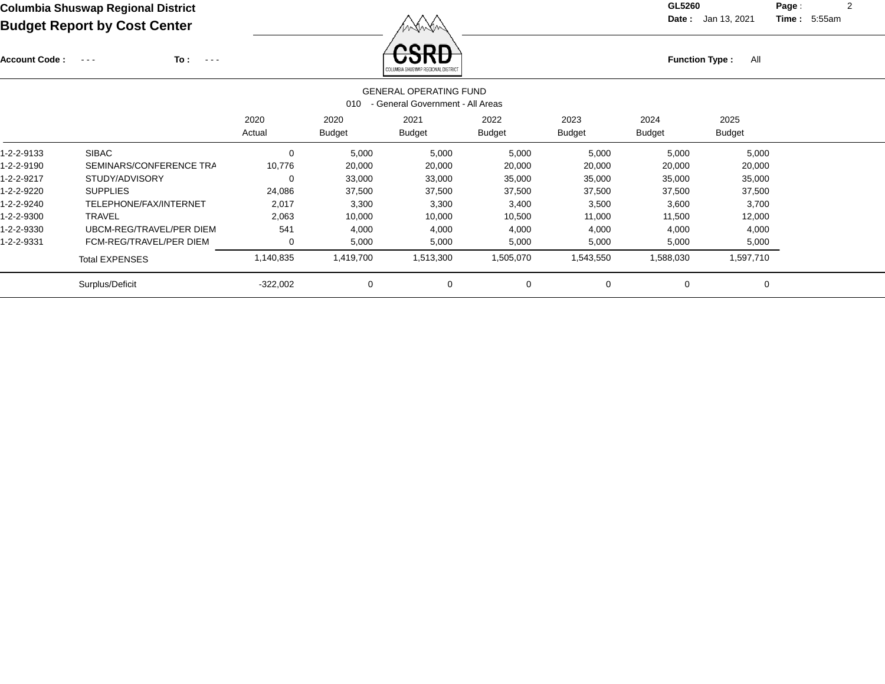**Columbia Shuswap Regional District**

**Budget Report by Cost Center**

GL5260 Date : Jan 13, 2021 Time : 5:55am

**Account Code :** - - - **To :** - - - **Function Type :** All

GENERAL OPERATING FUND

010 - General Government - All Areas

| | | 2020 Actual | 2020 Budget | 2021 Budget | 2022 Budget | 2023 Budget | 2024 Budget | 2025 Budget |
|---|---|---|---|---|---|---|---|---|
| 1-2-2-9133 | SIBAC | 0 | 5,000 | 5,000 | 5,000 | 5,000 | 5,000 | 5,000 |
| 1-2-2-9190 | SEMINARS/CONFERENCE TRA | 10,776 | 20,000 | 20,000 | 20,000 | 20,000 | 20,000 | 20,000 |
| 1-2-2-9217 | STUDY/ADVISORY | 0 | 33,000 | 33,000 | 35,000 | 35,000 | 35,000 | 35,000 |
| 1-2-2-9220 | SUPPLIES | 24,086 | 37,500 | 37,500 | 37,500 | 37,500 | 37,500 | 37,500 |
| 1-2-2-9240 | TELEPHONE/FAX/INTERNET | 2,017 | 3,300 | 3,300 | 3,400 | 3,500 | 3,600 | 3,700 |
| 1-2-2-9300 | TRAVEL | 2,063 | 10,000 | 10,000 | 10,500 | 11,000 | 11,500 | 12,000 |
| 1-2-2-9330 | UBCM-REG/TRAVEL/PER DIEM | 541 | 4,000 | 4,000 | 4,000 | 4,000 | 4,000 | 4,000 |
| 1-2-2-9331 | FCM-REG/TRAVEL/PER DIEM | 0 | 5,000 | 5,000 | 5,000 | 5,000 | 5,000 | 5,000 |
| | Total EXPENSES | 1,140,835 | 1,419,700 | 1,513,300 | 1,505,070 | 1,543,550 | 1,588,030 | 1,597,710 |
| | Surplus/Deficit | -322,002 | 0 | 0 | 0 | 0 | 0 | 0 |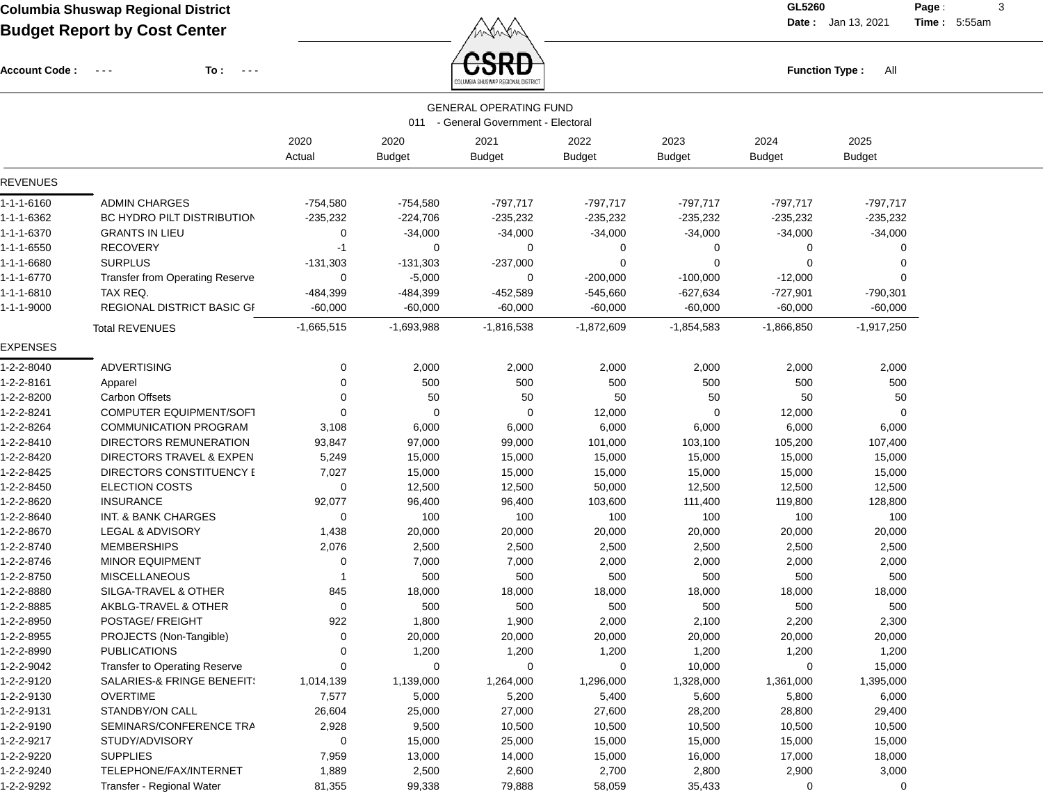**Columbia Shuswap Regional District**
**Budget Report by Cost Center**

Account Code : - - -   To : - - -

GL5260 Date : Jan 13, 2021 Time : 5:55am

Function Type : All

## GENERAL OPERATING FUND

### 011 - General Government - Electoral

| | | 2020 Actual | 2020 Budget | 2021 Budget | 2022 Budget | 2023 Budget | 2024 Budget | 2025 Budget |
|---|---|---|---|---|---|---|---|---|
| **REVENUES** | | | | | | | | |
| 1-1-1-6160 | ADMIN CHARGES | -754,580 | -754,580 | -797,717 | -797,717 | -797,717 | -797,717 | -797,717 |
| 1-1-1-6362 | BC HYDRO PILT DISTRIBUTION | -235,232 | -224,706 | -235,232 | -235,232 | -235,232 | -235,232 | -235,232 |
| 1-1-1-6370 | GRANTS IN LIEU | 0 | -34,000 | -34,000 | -34,000 | -34,000 | -34,000 | -34,000 |
| 1-1-1-6550 | RECOVERY | -1 | 0 | 0 | 0 | 0 | 0 | 0 |
| 1-1-1-6680 | SURPLUS | -131,303 | -131,303 | -237,000 | 0 | 0 | 0 | 0 |
| 1-1-1-6770 | Transfer from Operating Reserve | 0 | -5,000 | 0 | -200,000 | -100,000 | -12,000 | 0 |
| 1-1-1-6810 | TAX REQ. | -484,399 | -484,399 | -452,589 | -545,660 | -627,634 | -727,901 | -790,301 |
| 1-1-1-9000 | REGIONAL DISTRICT BASIC GI | -60,000 | -60,000 | -60,000 | -60,000 | -60,000 | -60,000 | -60,000 |
| | Total REVENUES | -1,665,515 | -1,693,988 | -1,816,538 | -1,872,609 | -1,854,583 | -1,866,850 | -1,917,250 |
| **EXPENSES** | | | | | | | | |
| 1-2-2-8040 | ADVERTISING | 0 | 2,000 | 2,000 | 2,000 | 2,000 | 2,000 | 2,000 |
| 1-2-2-8161 | Apparel | 0 | 500 | 500 | 500 | 500 | 500 | 500 |
| 1-2-2-8200 | Carbon Offsets | 0 | 50 | 50 | 50 | 50 | 50 | 50 |
| 1-2-2-8241 | COMPUTER EQUIPMENT/SOFT | 0 | 0 | 0 | 12,000 | 0 | 12,000 | 0 |
| 1-2-2-8264 | COMMUNICATION PROGRAM | 3,108 | 6,000 | 6,000 | 6,000 | 6,000 | 6,000 | 6,000 |
| 1-2-2-8410 | DIRECTORS REMUNERATION | 93,847 | 97,000 | 99,000 | 101,000 | 103,100 | 105,200 | 107,400 |
| 1-2-2-8420 | DIRECTORS TRAVEL & EXPEN | 5,249 | 15,000 | 15,000 | 15,000 | 15,000 | 15,000 | 15,000 |
| 1-2-2-8425 | DIRECTORS CONSTITUENCY E | 7,027 | 15,000 | 15,000 | 15,000 | 15,000 | 15,000 | 15,000 |
| 1-2-2-8450 | ELECTION COSTS | 0 | 12,500 | 12,500 | 50,000 | 12,500 | 12,500 | 12,500 |
| 1-2-2-8620 | INSURANCE | 92,077 | 96,400 | 96,400 | 103,600 | 111,400 | 119,800 | 128,800 |
| 1-2-2-8640 | INT. & BANK CHARGES | 0 | 100 | 100 | 100 | 100 | 100 | 100 |
| 1-2-2-8670 | LEGAL & ADVISORY | 1,438 | 20,000 | 20,000 | 20,000 | 20,000 | 20,000 | 20,000 |
| 1-2-2-8740 | MEMBERSHIPS | 2,076 | 2,500 | 2,500 | 2,500 | 2,500 | 2,500 | 2,500 |
| 1-2-2-8746 | MINOR EQUIPMENT | 0 | 7,000 | 7,000 | 2,000 | 2,000 | 2,000 | 2,000 |
| 1-2-2-8750 | MISCELLANEOUS | 1 | 500 | 500 | 500 | 500 | 500 | 500 |
| 1-2-2-8880 | SILGA-TRAVEL & OTHER | 845 | 18,000 | 18,000 | 18,000 | 18,000 | 18,000 | 18,000 |
| 1-2-2-8885 | AKBLG-TRAVEL & OTHER | 0 | 500 | 500 | 500 | 500 | 500 | 500 |
| 1-2-2-8950 | POSTAGE/ FREIGHT | 922 | 1,800 | 1,900 | 2,000 | 2,100 | 2,200 | 2,300 |
| 1-2-2-8955 | PROJECTS (Non-Tangible) | 0 | 20,000 | 20,000 | 20,000 | 20,000 | 20,000 | 20,000 |
| 1-2-2-8990 | PUBLICATIONS | 0 | 1,200 | 1,200 | 1,200 | 1,200 | 1,200 | 1,200 |
| 1-2-2-9042 | Transfer to Operating Reserve | 0 | 0 | 0 | 0 | 10,000 | 0 | 15,000 |
| 1-2-2-9120 | SALARIES-& FRINGE BENEFIT! | 1,014,139 | 1,139,000 | 1,264,000 | 1,296,000 | 1,328,000 | 1,361,000 | 1,395,000 |
| 1-2-2-9130 | OVERTIME | 7,577 | 5,000 | 5,200 | 5,400 | 5,600 | 5,800 | 6,000 |
| 1-2-2-9131 | STANDBY/ON CALL | 26,604 | 25,000 | 27,000 | 27,600 | 28,200 | 28,800 | 29,400 |
| 1-2-2-9190 | SEMINARS/CONFERENCE TRA | 2,928 | 9,500 | 10,500 | 10,500 | 10,500 | 10,500 | 10,500 |
| 1-2-2-9217 | STUDY/ADVISORY | 0 | 15,000 | 25,000 | 15,000 | 15,000 | 15,000 | 15,000 |
| 1-2-2-9220 | SUPPLIES | 7,959 | 13,000 | 14,000 | 15,000 | 16,000 | 17,000 | 18,000 |
| 1-2-2-9240 | TELEPHONE/FAX/INTERNET | 1,889 | 2,500 | 2,600 | 2,700 | 2,800 | 2,900 | 3,000 |
| 1-2-2-9292 | Transfer - Regional Water | 81,355 | 99,338 | 79,888 | 58,059 | 35,433 | 0 | 0 |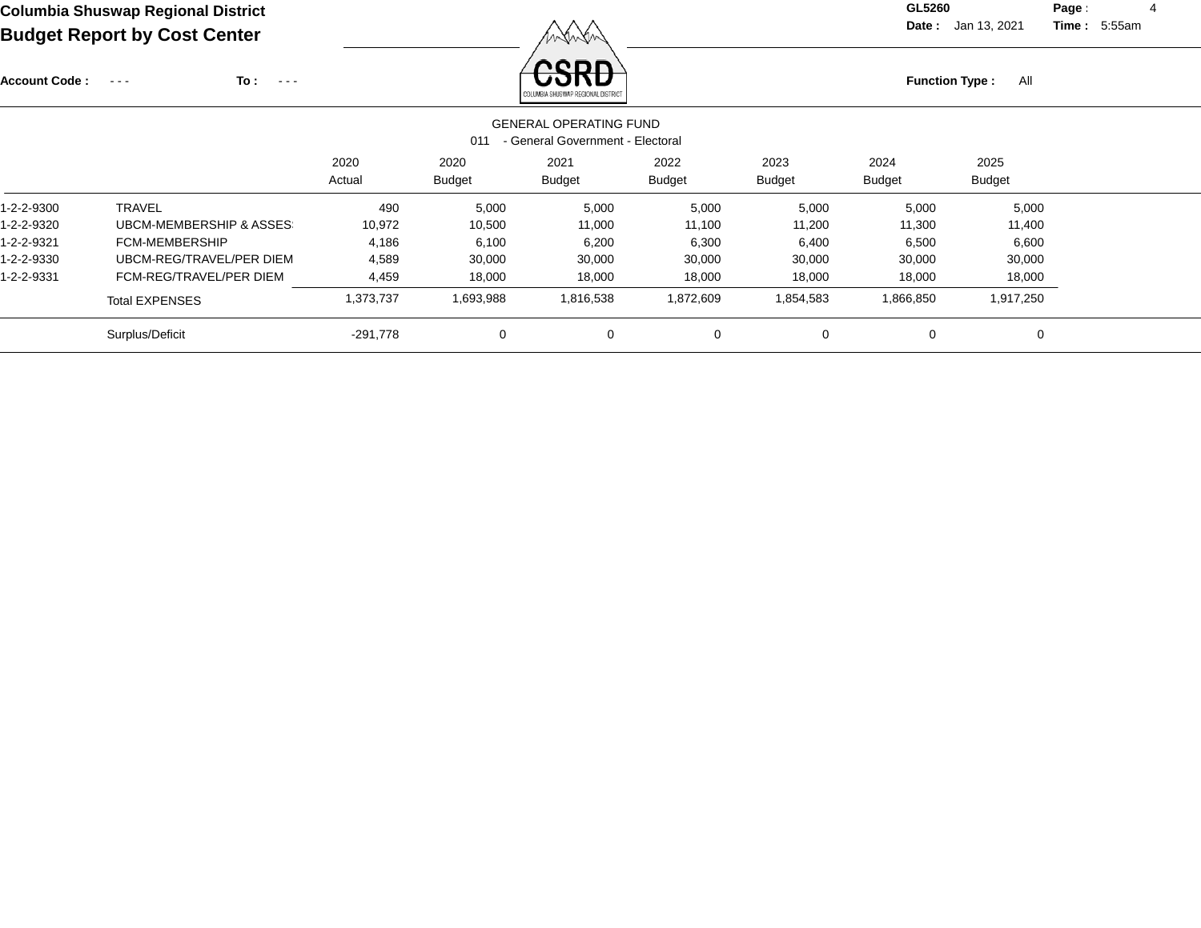**Columbia Shuswap Regional District**
**Budget Report by Cost Center**

GL5260 | Date : Jan 13, 2021 | Time : 5:55am

Account Code : - - - To : - - -

Function Type : All

GENERAL OPERATING FUND
011 - General Government - Electoral

| | | 2020 Actual | 2020 Budget | 2021 Budget | 2022 Budget | 2023 Budget | 2024 Budget | 2025 Budget |
|---|---|---|---|---|---|---|---|---|
| 1-2-2-9300 | TRAVEL | 490 | 5,000 | 5,000 | 5,000 | 5,000 | 5,000 | 5,000 |
| 1-2-2-9320 | UBCM-MEMBERSHIP & ASSES | 10,972 | 10,500 | 11,000 | 11,100 | 11,200 | 11,300 | 11,400 |
| 1-2-2-9321 | FCM-MEMBERSHIP | 4,186 | 6,100 | 6,200 | 6,300 | 6,400 | 6,500 | 6,600 |
| 1-2-2-9330 | UBCM-REG/TRAVEL/PER DIEM | 4,589 | 30,000 | 30,000 | 30,000 | 30,000 | 30,000 | 30,000 |
| 1-2-2-9331 | FCM-REG/TRAVEL/PER DIEM | 4,459 | 18,000 | 18,000 | 18,000 | 18,000 | 18,000 | 18,000 |
| | Total EXPENSES | 1,373,737 | 1,693,988 | 1,816,538 | 1,872,609 | 1,854,583 | 1,866,850 | 1,917,250 |
| | Surplus/Deficit | -291,778 | 0 | 0 | 0 | 0 | 0 | 0 |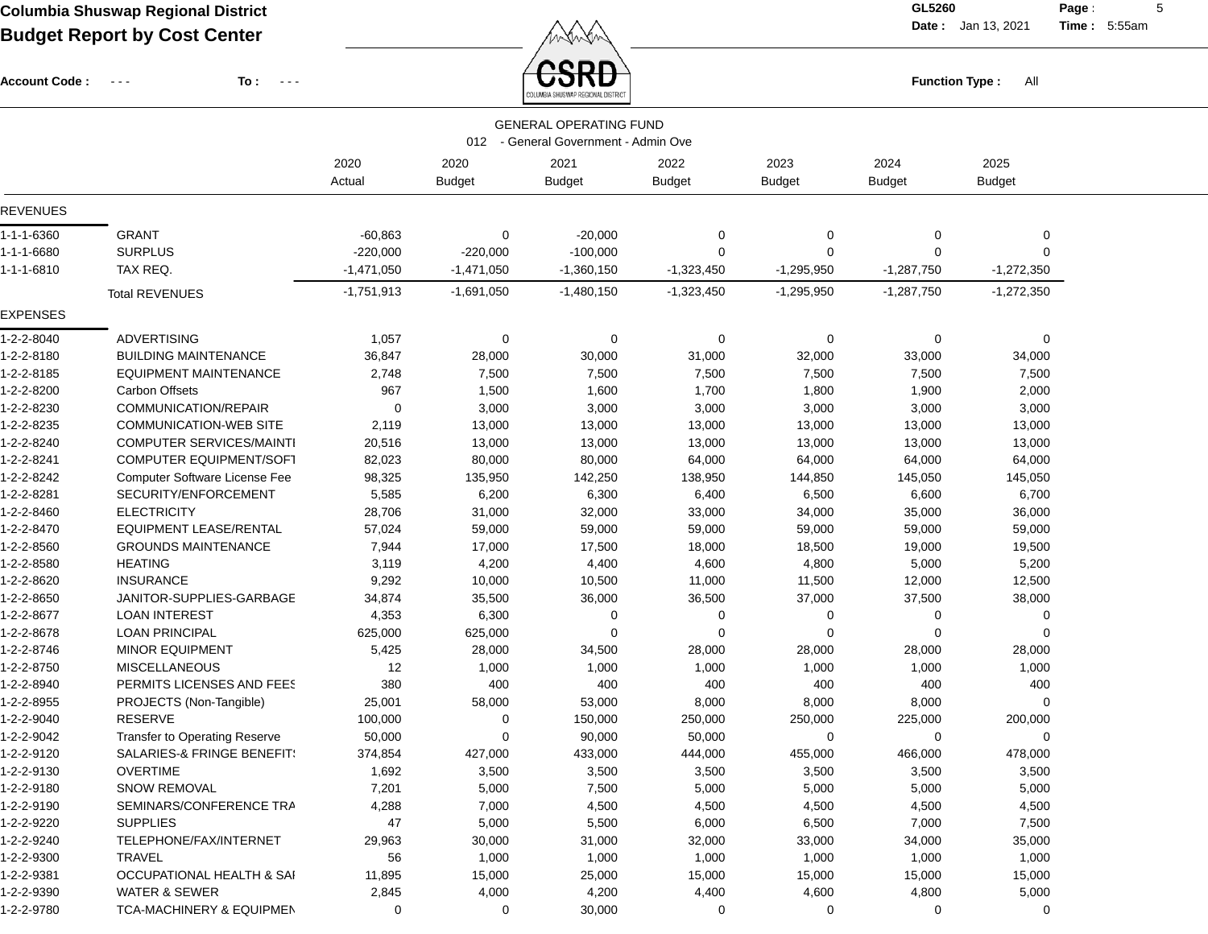# Columbia Shuswap Regional District

## Budget Report by Cost Center

GL5260 Date : Jan 13, 2021 Time : 5:55am

Account Code : - - - To : - - -

Function Type : All

### GENERAL OPERATING FUND

012 - General Government - Admin Ove

| | | 2020 Actual | 2020 Budget | 2021 Budget | 2022 Budget | 2023 Budget | 2024 Budget | 2025 Budget |
|---|---|---|---|---|---|---|---|---|
| **REVENUES** | | | | | | | | |
| 1-1-1-6360 | GRANT | -60,863 | 0 | -20,000 | 0 | 0 | 0 | 0 |
| 1-1-1-6680 | SURPLUS | -220,000 | -220,000 | -100,000 | 0 | 0 | 0 | 0 |
| 1-1-1-6810 | TAX REQ. | -1,471,050 | -1,471,050 | -1,360,150 | -1,323,450 | -1,295,950 | -1,287,750 | -1,272,350 |
| | Total REVENUES | -1,751,913 | -1,691,050 | -1,480,150 | -1,323,450 | -1,295,950 | -1,287,750 | -1,272,350 |
| **EXPENSES** | | | | | | | | |
| 1-2-2-8040 | ADVERTISING | 1,057 | 0 | 0 | 0 | 0 | 0 | 0 |
| 1-2-2-8180 | BUILDING MAINTENANCE | 36,847 | 28,000 | 30,000 | 31,000 | 32,000 | 33,000 | 34,000 |
| 1-2-2-8185 | EQUIPMENT MAINTENANCE | 2,748 | 7,500 | 7,500 | 7,500 | 7,500 | 7,500 | 7,500 |
| 1-2-2-8200 | Carbon Offsets | 967 | 1,500 | 1,600 | 1,700 | 1,800 | 1,900 | 2,000 |
| 1-2-2-8230 | COMMUNICATION/REPAIR | 0 | 3,000 | 3,000 | 3,000 | 3,000 | 3,000 | 3,000 |
| 1-2-2-8235 | COMMUNICATION-WEB SITE | 2,119 | 13,000 | 13,000 | 13,000 | 13,000 | 13,000 | 13,000 |
| 1-2-2-8240 | COMPUTER SERVICES/MAINTI | 20,516 | 13,000 | 13,000 | 13,000 | 13,000 | 13,000 | 13,000 |
| 1-2-2-8241 | COMPUTER EQUIPMENT/SOFT | 82,023 | 80,000 | 80,000 | 64,000 | 64,000 | 64,000 | 64,000 |
| 1-2-2-8242 | Computer Software License Fee | 98,325 | 135,950 | 142,250 | 138,950 | 144,850 | 145,050 | 145,050 |
| 1-2-2-8281 | SECURITY/ENFORCEMENT | 5,585 | 6,200 | 6,300 | 6,400 | 6,500 | 6,600 | 6,700 |
| 1-2-2-8460 | ELECTRICITY | 28,706 | 31,000 | 32,000 | 33,000 | 34,000 | 35,000 | 36,000 |
| 1-2-2-8470 | EQUIPMENT LEASE/RENTAL | 57,024 | 59,000 | 59,000 | 59,000 | 59,000 | 59,000 | 59,000 |
| 1-2-2-8560 | GROUNDS MAINTENANCE | 7,944 | 17,000 | 17,500 | 18,000 | 18,500 | 19,000 | 19,500 |
| 1-2-2-8580 | HEATING | 3,119 | 4,200 | 4,400 | 4,600 | 4,800 | 5,000 | 5,200 |
| 1-2-2-8620 | INSURANCE | 9,292 | 10,000 | 10,500 | 11,000 | 11,500 | 12,000 | 12,500 |
| 1-2-2-8650 | JANITOR-SUPPLIES-GARBAGE | 34,874 | 35,500 | 36,000 | 36,500 | 37,000 | 37,500 | 38,000 |
| 1-2-2-8677 | LOAN INTEREST | 4,353 | 6,300 | 0 | 0 | 0 | 0 | 0 |
| 1-2-2-8678 | LOAN PRINCIPAL | 625,000 | 625,000 | 0 | 0 | 0 | 0 | 0 |
| 1-2-2-8746 | MINOR EQUIPMENT | 5,425 | 28,000 | 34,500 | 28,000 | 28,000 | 28,000 | 28,000 |
| 1-2-2-8750 | MISCELLANEOUS | 12 | 1,000 | 1,000 | 1,000 | 1,000 | 1,000 | 1,000 |
| 1-2-2-8940 | PERMITS LICENSES AND FEES | 380 | 400 | 400 | 400 | 400 | 400 | 400 |
| 1-2-2-8955 | PROJECTS (Non-Tangible) | 25,001 | 58,000 | 53,000 | 8,000 | 8,000 | 8,000 | 0 |
| 1-2-2-9040 | RESERVE | 100,000 | 0 | 150,000 | 250,000 | 250,000 | 225,000 | 200,000 |
| 1-2-2-9042 | Transfer to Operating Reserve | 50,000 | 0 | 90,000 | 50,000 | 0 | 0 | 0 |
| 1-2-2-9120 | SALARIES-& FRINGE BENEFITS | 374,854 | 427,000 | 433,000 | 444,000 | 455,000 | 466,000 | 478,000 |
| 1-2-2-9130 | OVERTIME | 1,692 | 3,500 | 3,500 | 3,500 | 3,500 | 3,500 | 3,500 |
| 1-2-2-9180 | SNOW REMOVAL | 7,201 | 5,000 | 7,500 | 5,000 | 5,000 | 5,000 | 5,000 |
| 1-2-2-9190 | SEMINARS/CONFERENCE TRA | 4,288 | 7,000 | 4,500 | 4,500 | 4,500 | 4,500 | 4,500 |
| 1-2-2-9220 | SUPPLIES | 47 | 5,000 | 5,500 | 6,000 | 6,500 | 7,000 | 7,500 |
| 1-2-2-9240 | TELEPHONE/FAX/INTERNET | 29,963 | 30,000 | 31,000 | 32,000 | 33,000 | 34,000 | 35,000 |
| 1-2-2-9300 | TRAVEL | 56 | 1,000 | 1,000 | 1,000 | 1,000 | 1,000 | 1,000 |
| 1-2-2-9381 | OCCUPATIONAL HEALTH & SAI | 11,895 | 15,000 | 25,000 | 15,000 | 15,000 | 15,000 | 15,000 |
| 1-2-2-9390 | WATER & SEWER | 2,845 | 4,000 | 4,200 | 4,400 | 4,600 | 4,800 | 5,000 |
| 1-2-2-9780 | TCA-MACHINERY & EQUIPMEN | 0 | 0 | 30,000 | 0 | 0 | 0 | 0 |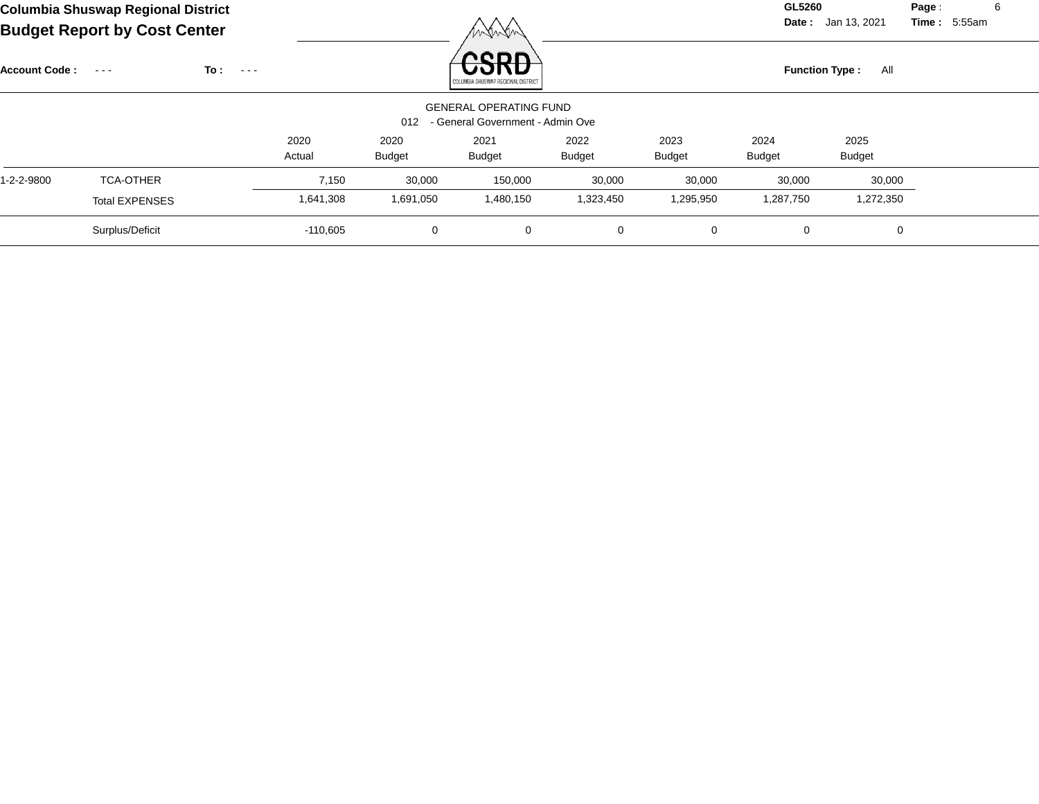GENERAL OPERATING FUND

012 - General Government - Admin Ove

| | | 2020 Actual | 2020 Budget | 2021 Budget | 2022 Budget | 2023 Budget | 2024 Budget | 2025 Budget |
|---|---|---|---|---|---|---|---|---|
| 1-2-2-9800 | TCA-OTHER | 7,150 | 30,000 | 150,000 | 30,000 | 30,000 | 30,000 | 30,000 |
| | Total EXPENSES | 1,641,308 | 1,691,050 | 1,480,150 | 1,323,450 | 1,295,950 | 1,287,750 | 1,272,350 |
| | Surplus/Deficit | -110,605 | 0 | 0 | 0 | 0 | 0 | 0 |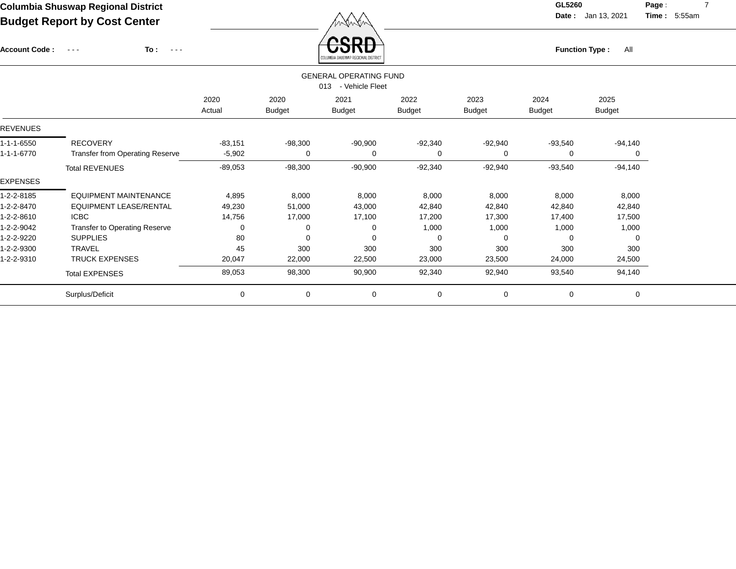# Columbia Shuswap Regional District

## Budget Report by Cost Center

GL5260

Date : Jan 13, 2021 Time : 5:55am

Account Code : - - - To : - - -

Function Type : All

### GENERAL OPERATING FUND

013 - Vehicle Fleet

| | | 2020 Actual | 2020 Budget | 2021 Budget | 2022 Budget | 2023 Budget | 2024 Budget | 2025 Budget |
|---|---|---|---|---|---|---|---|---|
| **REVENUES** | | | | | | | | |
| 1-1-1-6550 | RECOVERY | -83,151 | -98,300 | -90,900 | -92,340 | -92,940 | -93,540 | -94,140 |
| 1-1-1-6770 | Transfer from Operating Reserve | -5,902 | 0 | 0 | 0 | 0 | 0 | 0 |
| | Total REVENUES | -89,053 | -98,300 | -90,900 | -92,340 | -92,940 | -93,540 | -94,140 |
| **EXPENSES** | | | | | | | | |
| 1-2-2-8185 | EQUIPMENT MAINTENANCE | 4,895 | 8,000 | 8,000 | 8,000 | 8,000 | 8,000 | 8,000 |
| 1-2-2-8470 | EQUIPMENT LEASE/RENTAL | 49,230 | 51,000 | 43,000 | 42,840 | 42,840 | 42,840 | 42,840 |
| 1-2-2-8610 | ICBC | 14,756 | 17,000 | 17,100 | 17,200 | 17,300 | 17,400 | 17,500 |
| 1-2-2-9042 | Transfer to Operating Reserve | 0 | 0 | 0 | 1,000 | 1,000 | 1,000 | 1,000 |
| 1-2-2-9220 | SUPPLIES | 80 | 0 | 0 | 0 | 0 | 0 | 0 |
| 1-2-2-9300 | TRAVEL | 45 | 300 | 300 | 300 | 300 | 300 | 300 |
| 1-2-2-9310 | TRUCK EXPENSES | 20,047 | 22,000 | 22,500 | 23,000 | 23,500 | 24,000 | 24,500 |
| | Total EXPENSES | 89,053 | 98,300 | 90,900 | 92,340 | 92,940 | 93,540 | 94,140 |
| | Surplus/Deficit | 0 | 0 | 0 | 0 | 0 | 0 | 0 |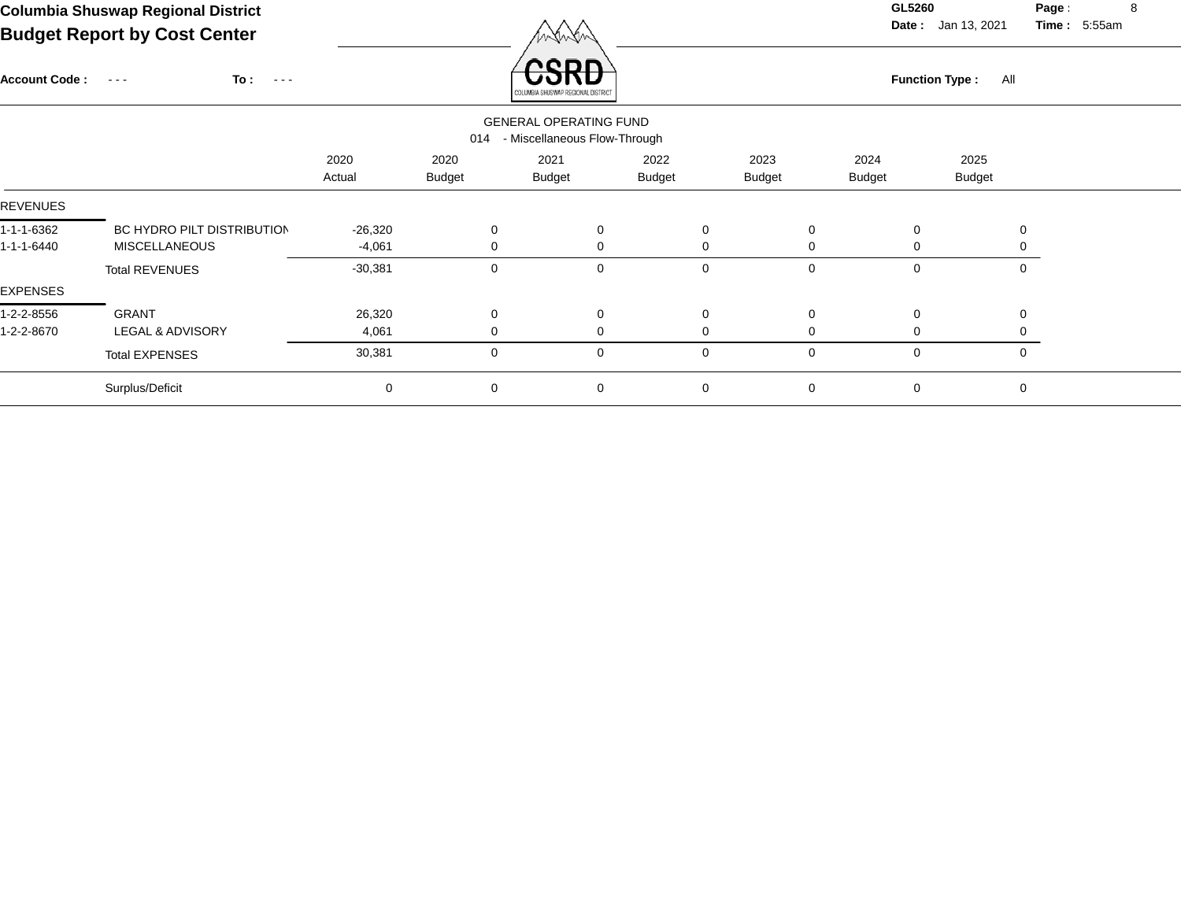# Columbia Shuswap Regional District

## Budget Report by Cost Center

GL5260

Date : Jan 13, 2021  Time : 5:55am

Account Code : - - -  To : - - -

Function Type : All

GENERAL OPERATING FUND

014 - Miscellaneous Flow-Through

| | | 2020 Actual | 2020 Budget | 2021 Budget | 2022 Budget | 2023 Budget | 2024 Budget | 2025 Budget |
|---|---|---|---|---|---|---|---|---|
| REVENUES | | | | | | | | |
| 1-1-1-6362 | BC HYDRO PILT DISTRIBUTION | -26,320 | 0 | 0 | 0 | 0 | 0 | 0 |
| 1-1-1-6440 | MISCELLANEOUS | -4,061 | 0 | 0 | 0 | 0 | 0 | 0 |
| | Total REVENUES | -30,381 | 0 | 0 | 0 | 0 | 0 | 0 |
| EXPENSES | | | | | | | | |
| 1-2-2-8556 | GRANT | 26,320 | 0 | 0 | 0 | 0 | 0 | 0 |
| 1-2-2-8670 | LEGAL & ADVISORY | 4,061 | 0 | 0 | 0 | 0 | 0 | 0 |
| | Total EXPENSES | 30,381 | 0 | 0 | 0 | 0 | 0 | 0 |
| | Surplus/Deficit | 0 | 0 | 0 | 0 | 0 | 0 | 0 |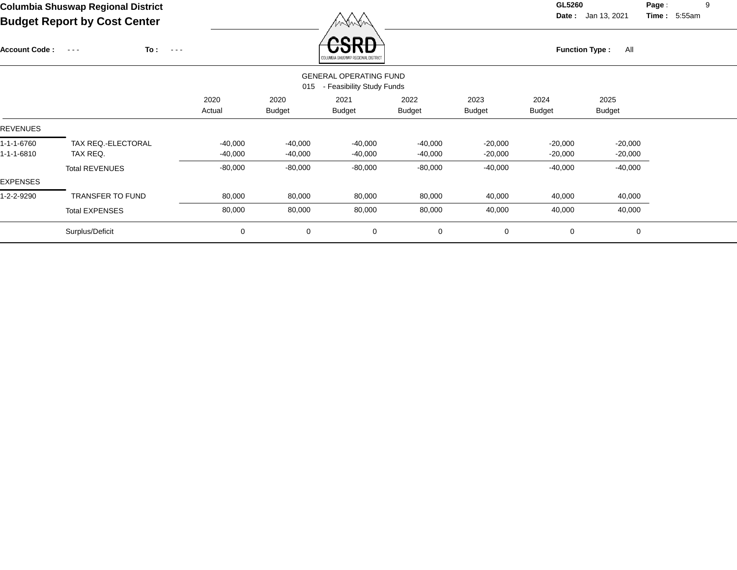# Columbia Shuswap Regional District

## Budget Report by Cost Center

GL5260
Date : Jan 13, 2021 Time : 5:55am

Account Code : - - - To : - - -

Function Type : All

GENERAL OPERATING FUND
015 - Feasibility Study Funds

| | | 2020 Actual | 2020 Budget | 2021 Budget | 2022 Budget | 2023 Budget | 2024 Budget | 2025 Budget |
|---|---|---|---|---|---|---|---|---|
| REVENUES | | | | | | | | |
| 1-1-1-6760 | TAX REQ.-ELECTORAL | -40,000 | -40,000 | -40,000 | -40,000 | -20,000 | -20,000 | -20,000 |
| 1-1-1-6810 | TAX REQ. | -40,000 | -40,000 | -40,000 | -40,000 | -20,000 | -20,000 | -20,000 |
| | Total REVENUES | -80,000 | -80,000 | -80,000 | -80,000 | -40,000 | -40,000 | -40,000 |
| EXPENSES | | | | | | | | |
| 1-2-2-9290 | TRANSFER TO FUND | 80,000 | 80,000 | 80,000 | 80,000 | 40,000 | 40,000 | 40,000 |
| | Total EXPENSES | 80,000 | 80,000 | 80,000 | 80,000 | 40,000 | 40,000 | 40,000 |
| | Surplus/Deficit | 0 | 0 | 0 | 0 | 0 | 0 | 0 |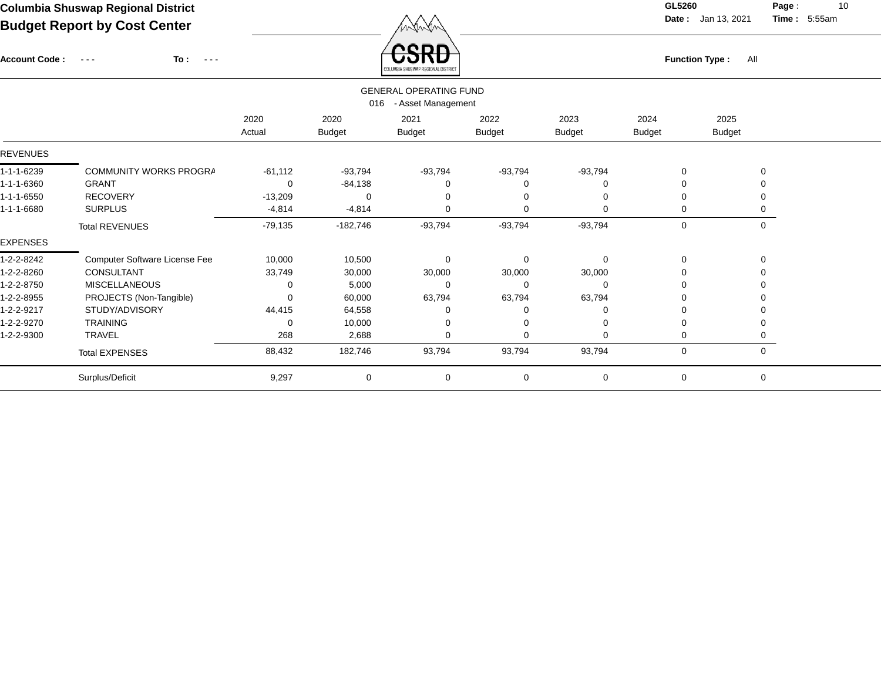# Columbia Shuswap Regional District

## Budget Report by Cost Center

GL5260

Date : Jan 13, 2021 Time : 5:55am

Account Code : - - - To : - - -

Function Type : All

### GENERAL OPERATING FUND

016 - Asset Management

| | | 2020 Actual | 2020 Budget | 2021 Budget | 2022 Budget | 2023 Budget | 2024 Budget | 2025 Budget |
|---|---|---|---|---|---|---|---|---|
| **REVENUES** | | | | | | | | |
| 1-1-1-6239 | COMMUNITY WORKS PROGRA | -61,112 | -93,794 | -93,794 | -93,794 | -93,794 | 0 | 0 |
| 1-1-1-6360 | GRANT | 0 | -84,138 | 0 | 0 | 0 | 0 | 0 |
| 1-1-1-6550 | RECOVERY | -13,209 | 0 | 0 | 0 | 0 | 0 | 0 |
| 1-1-1-6680 | SURPLUS | -4,814 | -4,814 | 0 | 0 | 0 | 0 | 0 |
| | Total REVENUES | -79,135 | -182,746 | -93,794 | -93,794 | -93,794 | 0 | 0 |
| **EXPENSES** | | | | | | | | |
| 1-2-2-8242 | Computer Software License Fee | 10,000 | 10,500 | 0 | 0 | 0 | 0 | 0 |
| 1-2-2-8260 | CONSULTANT | 33,749 | 30,000 | 30,000 | 30,000 | 30,000 | 0 | 0 |
| 1-2-2-8750 | MISCELLANEOUS | 0 | 5,000 | 0 | 0 | 0 | 0 | 0 |
| 1-2-2-8955 | PROJECTS (Non-Tangible) | 0 | 60,000 | 63,794 | 63,794 | 63,794 | 0 | 0 |
| 1-2-2-9217 | STUDY/ADVISORY | 44,415 | 64,558 | 0 | 0 | 0 | 0 | 0 |
| 1-2-2-9270 | TRAINING | 0 | 10,000 | 0 | 0 | 0 | 0 | 0 |
| 1-2-2-9300 | TRAVEL | 268 | 2,688 | 0 | 0 | 0 | 0 | 0 |
| | Total EXPENSES | 88,432 | 182,746 | 93,794 | 93,794 | 93,794 | 0 | 0 |
| | Surplus/Deficit | 9,297 | 0 | 0 | 0 | 0 | 0 | 0 |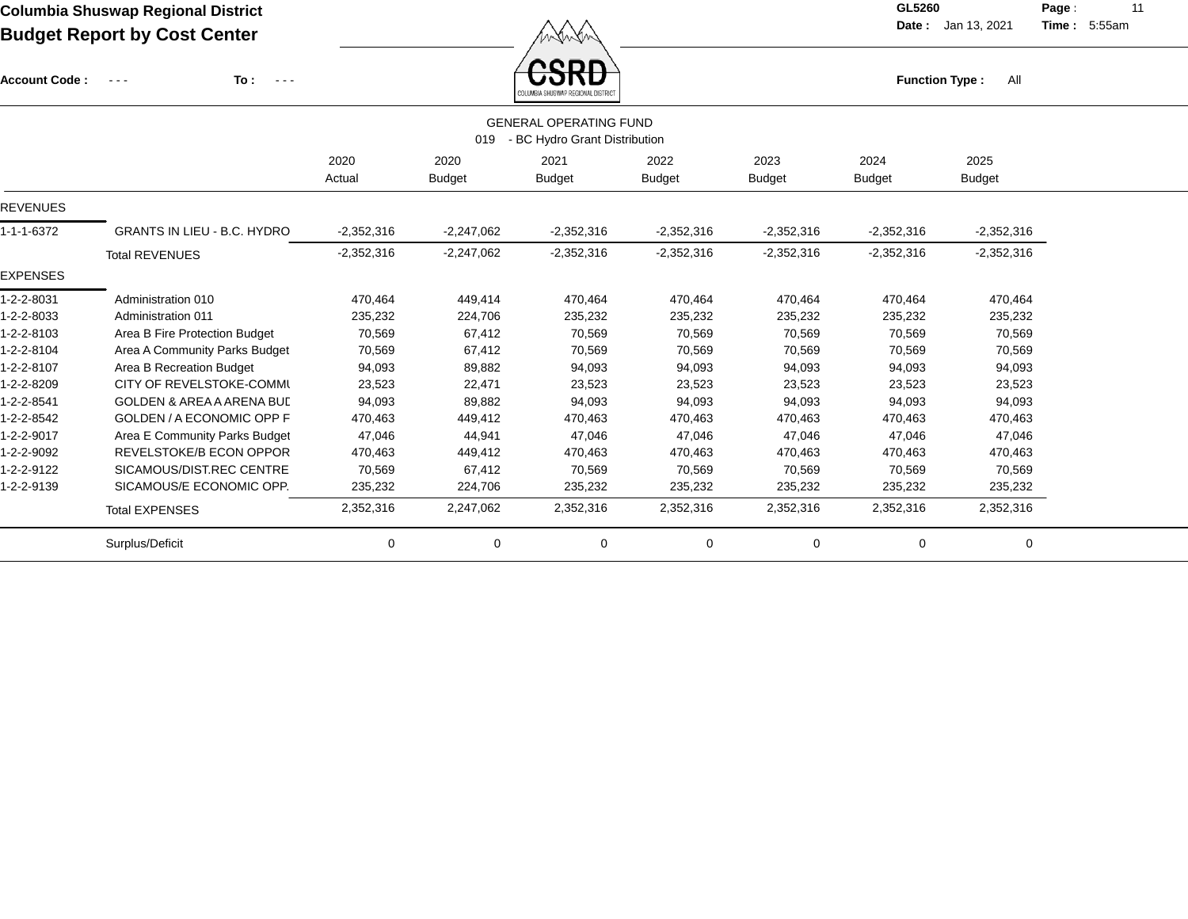# Columbia Shuswap Regional District

## Budget Report by Cost Center

GL5260

Date : Jan 13, 2021 Time : 5:55am

Account Code : - - - To : - - -

Function Type : All

GENERAL OPERATING FUND

019 - BC Hydro Grant Distribution

| | | 2020 Actual | 2020 Budget | 2021 Budget | 2022 Budget | 2023 Budget | 2024 Budget | 2025 Budget |
|---|---|---|---|---|---|---|---|---|
| REVENUES | | | | | | | | |
| 1-1-1-6372 | GRANTS IN LIEU - B.C. HYDRO | -2,352,316 | -2,247,062 | -2,352,316 | -2,352,316 | -2,352,316 | -2,352,316 | -2,352,316 |
| | Total REVENUES | -2,352,316 | -2,247,062 | -2,352,316 | -2,352,316 | -2,352,316 | -2,352,316 | -2,352,316 |
| EXPENSES | | | | | | | | |
| 1-2-2-8031 | Administration 010 | 470,464 | 449,414 | 470,464 | 470,464 | 470,464 | 470,464 | 470,464 |
| 1-2-2-8033 | Administration 011 | 235,232 | 224,706 | 235,232 | 235,232 | 235,232 | 235,232 | 235,232 |
| 1-2-2-8103 | Area B Fire Protection Budget | 70,569 | 67,412 | 70,569 | 70,569 | 70,569 | 70,569 | 70,569 |
| 1-2-2-8104 | Area A Community Parks Budget | 70,569 | 67,412 | 70,569 | 70,569 | 70,569 | 70,569 | 70,569 |
| 1-2-2-8107 | Area B Recreation Budget | 94,093 | 89,882 | 94,093 | 94,093 | 94,093 | 94,093 | 94,093 |
| 1-2-2-8209 | CITY OF REVELSTOKE-COMMU | 23,523 | 22,471 | 23,523 | 23,523 | 23,523 | 23,523 | 23,523 |
| 1-2-2-8541 | GOLDEN & AREA A ARENA BUD | 94,093 | 89,882 | 94,093 | 94,093 | 94,093 | 94,093 | 94,093 |
| 1-2-2-8542 | GOLDEN / A ECONOMIC OPP F | 470,463 | 449,412 | 470,463 | 470,463 | 470,463 | 470,463 | 470,463 |
| 1-2-2-9017 | Area E Community Parks Budget | 47,046 | 44,941 | 47,046 | 47,046 | 47,046 | 47,046 | 47,046 |
| 1-2-2-9092 | REVELSTOKE/B ECON OPPOR | 470,463 | 449,412 | 470,463 | 470,463 | 470,463 | 470,463 | 470,463 |
| 1-2-2-9122 | SICAMOUS/DIST.REC CENTRE | 70,569 | 67,412 | 70,569 | 70,569 | 70,569 | 70,569 | 70,569 |
| 1-2-2-9139 | SICAMOUS/E ECONOMIC OPP. | 235,232 | 224,706 | 235,232 | 235,232 | 235,232 | 235,232 | 235,232 |
| | Total EXPENSES | 2,352,316 | 2,247,062 | 2,352,316 | 2,352,316 | 2,352,316 | 2,352,316 | 2,352,316 |
| | Surplus/Deficit | 0 | 0 | 0 | 0 | 0 | 0 | 0 |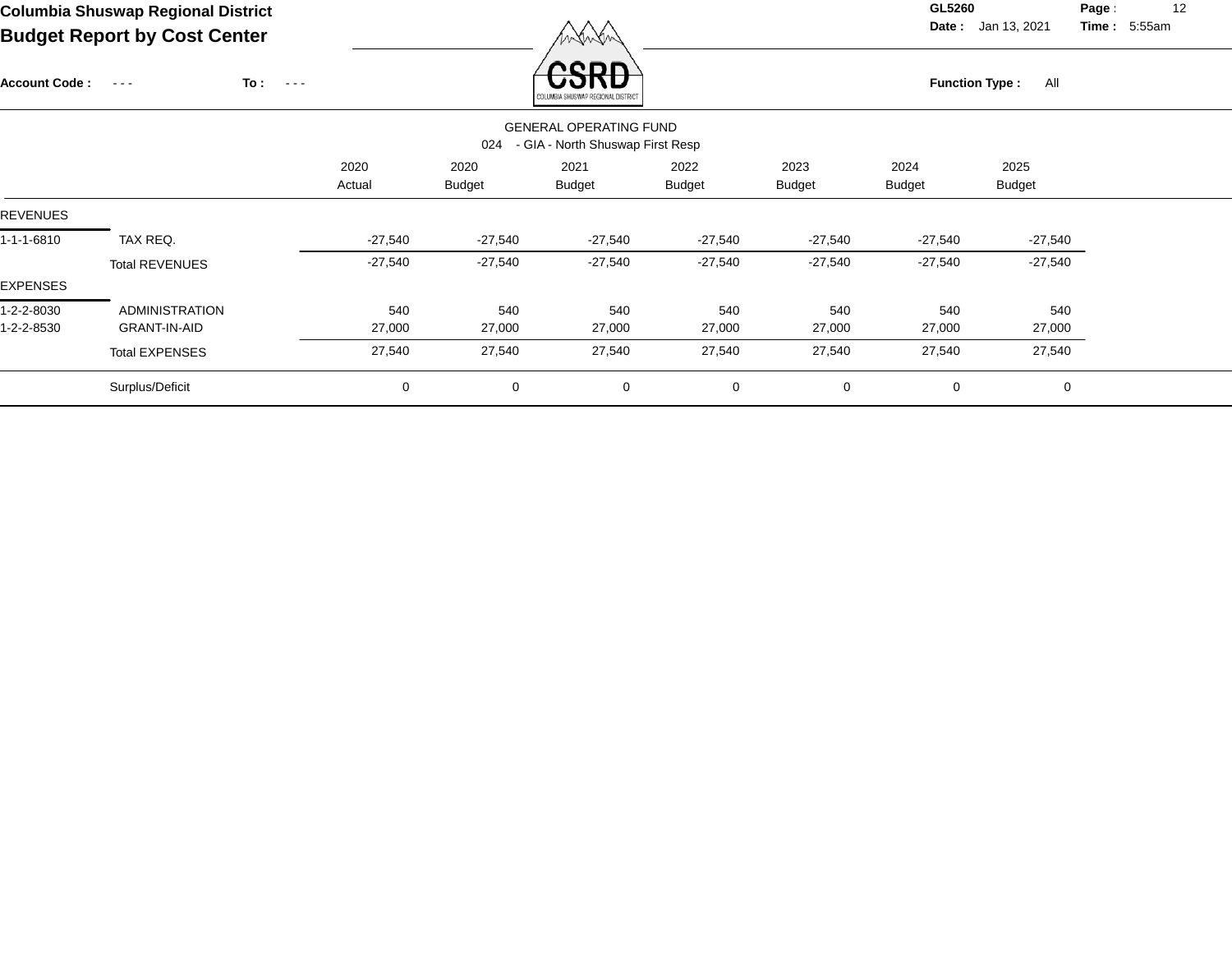**Columbia Shuswap Regional District**

**Budget Report by Cost Center**

**GL5260** **Date :** Jan 13, 2021 **Time :** 5:55am

**Account Code :** - - - **To :** - - - **Function Type :** All

GENERAL OPERATING FUND

024 - GIA - North Shuswap First Resp

| | | 2020 Actual | 2020 Budget | 2021 Budget | 2022 Budget | 2023 Budget | 2024 Budget | 2025 Budget |
|---|---|---|---|---|---|---|---|---|
| REVENUES | | | | | | | | |
| 1-1-1-6810 | TAX REQ. | -27,540 | -27,540 | -27,540 | -27,540 | -27,540 | -27,540 | -27,540 |
| | Total REVENUES | -27,540 | -27,540 | -27,540 | -27,540 | -27,540 | -27,540 | -27,540 |
| EXPENSES | | | | | | | | |
| 1-2-2-8030 | ADMINISTRATION | 540 | 540 | 540 | 540 | 540 | 540 | 540 |
| 1-2-2-8530 | GRANT-IN-AID | 27,000 | 27,000 | 27,000 | 27,000 | 27,000 | 27,000 | 27,000 |
| | Total EXPENSES | 27,540 | 27,540 | 27,540 | 27,540 | 27,540 | 27,540 | 27,540 |
| | Surplus/Deficit | 0 | 0 | 0 | 0 | 0 | 0 | 0 |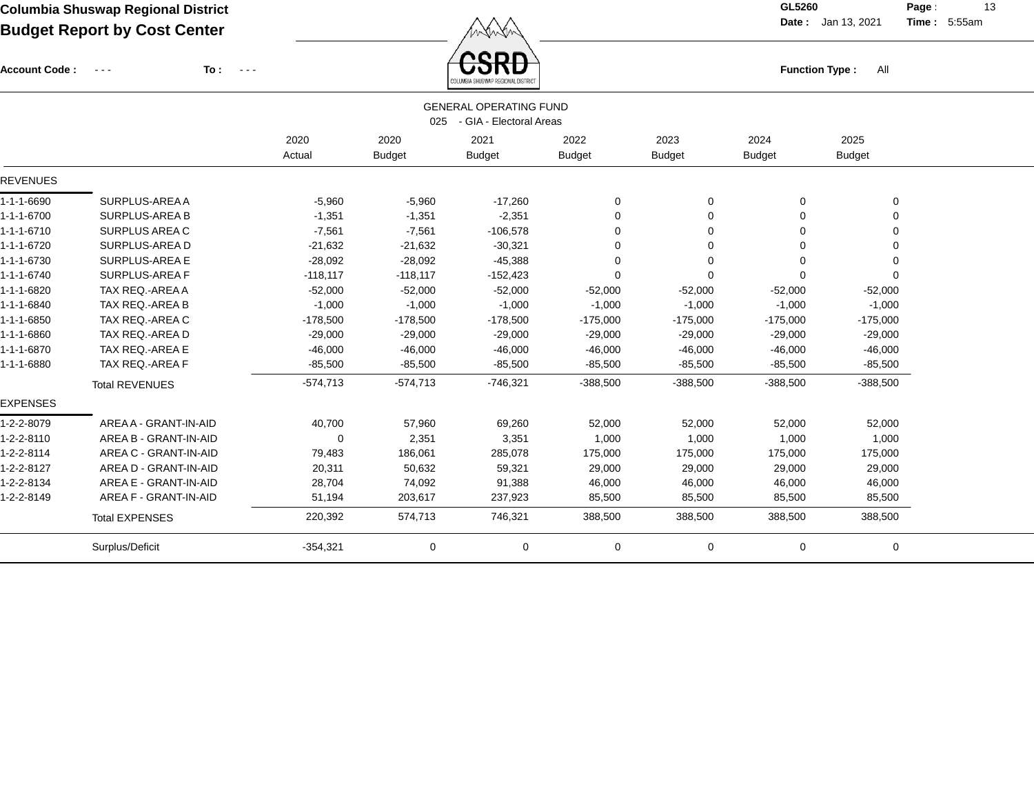**Columbia Shuswap Regional District**

**Budget Report by Cost Center**

GL5260

Date : Jan 13, 2021 Time : 5:55am

**Account Code :** - - - **To :** - - -

**Function Type :** All

GENERAL OPERATING FUND

025 - GIA - Electoral Areas

| | | 2020 Actual | 2020 Budget | 2021 Budget | 2022 Budget | 2023 Budget | 2024 Budget | 2025 Budget |
|---|---|---|---|---|---|---|---|---|
| **REVENUES** | | | | | | | | |
| 1-1-1-6690 | SURPLUS-AREA A | -5,960 | -5,960 | -17,260 | 0 | 0 | 0 | 0 |
| 1-1-1-6700 | SURPLUS-AREA B | -1,351 | -1,351 | -2,351 | 0 | 0 | 0 | 0 |
| 1-1-1-6710 | SURPLUS AREA C | -7,561 | -7,561 | -106,578 | 0 | 0 | 0 | 0 |
| 1-1-1-6720 | SURPLUS-AREA D | -21,632 | -21,632 | -30,321 | 0 | 0 | 0 | 0 |
| 1-1-1-6730 | SURPLUS-AREA E | -28,092 | -28,092 | -45,388 | 0 | 0 | 0 | 0 |
| 1-1-1-6740 | SURPLUS-AREA F | -118,117 | -118,117 | -152,423 | 0 | 0 | 0 | 0 |
| 1-1-1-6820 | TAX REQ.-AREA A | -52,000 | -52,000 | -52,000 | -52,000 | -52,000 | -52,000 | -52,000 |
| 1-1-1-6840 | TAX REQ.-AREA B | -1,000 | -1,000 | -1,000 | -1,000 | -1,000 | -1,000 | -1,000 |
| 1-1-1-6850 | TAX REQ.-AREA C | -178,500 | -178,500 | -178,500 | -175,000 | -175,000 | -175,000 | -175,000 |
| 1-1-1-6860 | TAX REQ.-AREA D | -29,000 | -29,000 | -29,000 | -29,000 | -29,000 | -29,000 | -29,000 |
| 1-1-1-6870 | TAX REQ.-AREA E | -46,000 | -46,000 | -46,000 | -46,000 | -46,000 | -46,000 | -46,000 |
| 1-1-1-6880 | TAX REQ.-AREA F | -85,500 | -85,500 | -85,500 | -85,500 | -85,500 | -85,500 | -85,500 |
| | Total REVENUES | -574,713 | -574,713 | -746,321 | -388,500 | -388,500 | -388,500 | -388,500 |
| **EXPENSES** | | | | | | | | |
| 1-2-2-8079 | AREA A - GRANT-IN-AID | 40,700 | 57,960 | 69,260 | 52,000 | 52,000 | 52,000 | 52,000 |
| 1-2-2-8110 | AREA B - GRANT-IN-AID | 0 | 2,351 | 3,351 | 1,000 | 1,000 | 1,000 | 1,000 |
| 1-2-2-8114 | AREA C - GRANT-IN-AID | 79,483 | 186,061 | 285,078 | 175,000 | 175,000 | 175,000 | 175,000 |
| 1-2-2-8127 | AREA D - GRANT-IN-AID | 20,311 | 50,632 | 59,321 | 29,000 | 29,000 | 29,000 | 29,000 |
| 1-2-2-8134 | AREA E - GRANT-IN-AID | 28,704 | 74,092 | 91,388 | 46,000 | 46,000 | 46,000 | 46,000 |
| 1-2-2-8149 | AREA F - GRANT-IN-AID | 51,194 | 203,617 | 237,923 | 85,500 | 85,500 | 85,500 | 85,500 |
| | Total EXPENSES | 220,392 | 574,713 | 746,321 | 388,500 | 388,500 | 388,500 | 388,500 |
| | Surplus/Deficit | -354,321 | 0 | 0 | 0 | 0 | 0 | 0 |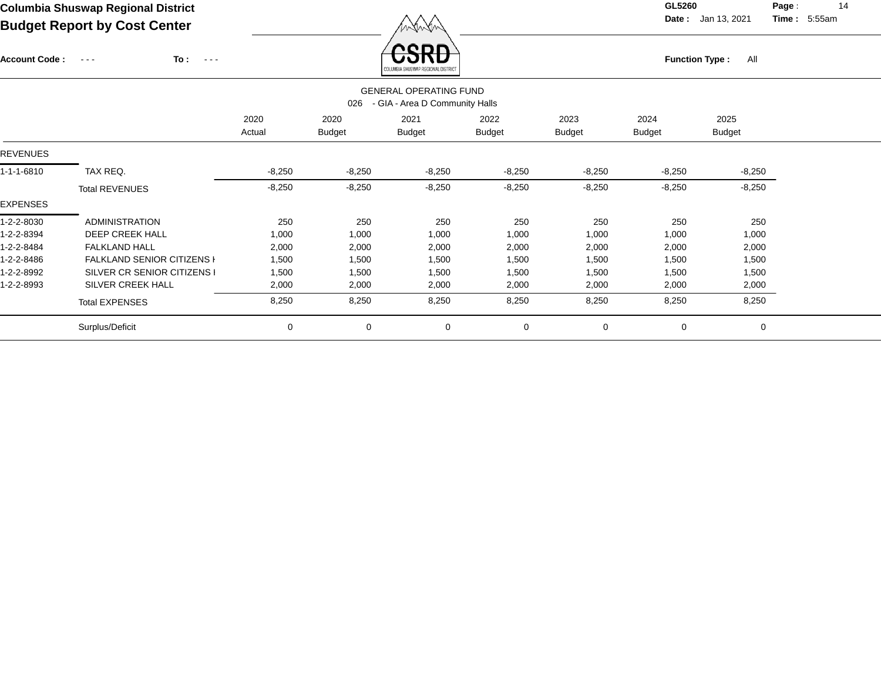**Columbia Shuswap Regional District**

**Budget Report by Cost Center**

GL5260

Date : Jan 13, 2021 Time : 5:55am

Account Code : - - - To : - - -

Function Type : All

GENERAL OPERATING FUND

026 - GIA - Area D Community Halls

| | | 2020 Actual | 2020 Budget | 2021 Budget | 2022 Budget | 2023 Budget | 2024 Budget | 2025 Budget |
|---|---|---|---|---|---|---|---|---|
| **REVENUES** | | | | | | | | |
| 1-1-1-6810 | TAX REQ. | -8,250 | -8,250 | -8,250 | -8,250 | -8,250 | -8,250 | -8,250 |
| | Total REVENUES | -8,250 | -8,250 | -8,250 | -8,250 | -8,250 | -8,250 | -8,250 |
| **EXPENSES** | | | | | | | | |
| 1-2-2-8030 | ADMINISTRATION | 250 | 250 | 250 | 250 | 250 | 250 | 250 |
| 1-2-2-8394 | DEEP CREEK HALL | 1,000 | 1,000 | 1,000 | 1,000 | 1,000 | 1,000 | 1,000 |
| 1-2-2-8484 | FALKLAND HALL | 2,000 | 2,000 | 2,000 | 2,000 | 2,000 | 2,000 | 2,000 |
| 1-2-2-8486 | FALKLAND SENIOR CITIZENS H | 1,500 | 1,500 | 1,500 | 1,500 | 1,500 | 1,500 | 1,500 |
| 1-2-2-8992 | SILVER CR SENIOR CITIZENS I | 1,500 | 1,500 | 1,500 | 1,500 | 1,500 | 1,500 | 1,500 |
| 1-2-2-8993 | SILVER CREEK HALL | 2,000 | 2,000 | 2,000 | 2,000 | 2,000 | 2,000 | 2,000 |
| | Total EXPENSES | 8,250 | 8,250 | 8,250 | 8,250 | 8,250 | 8,250 | 8,250 |
| | Surplus/Deficit | 0 | 0 | 0 | 0 | 0 | 0 | 0 |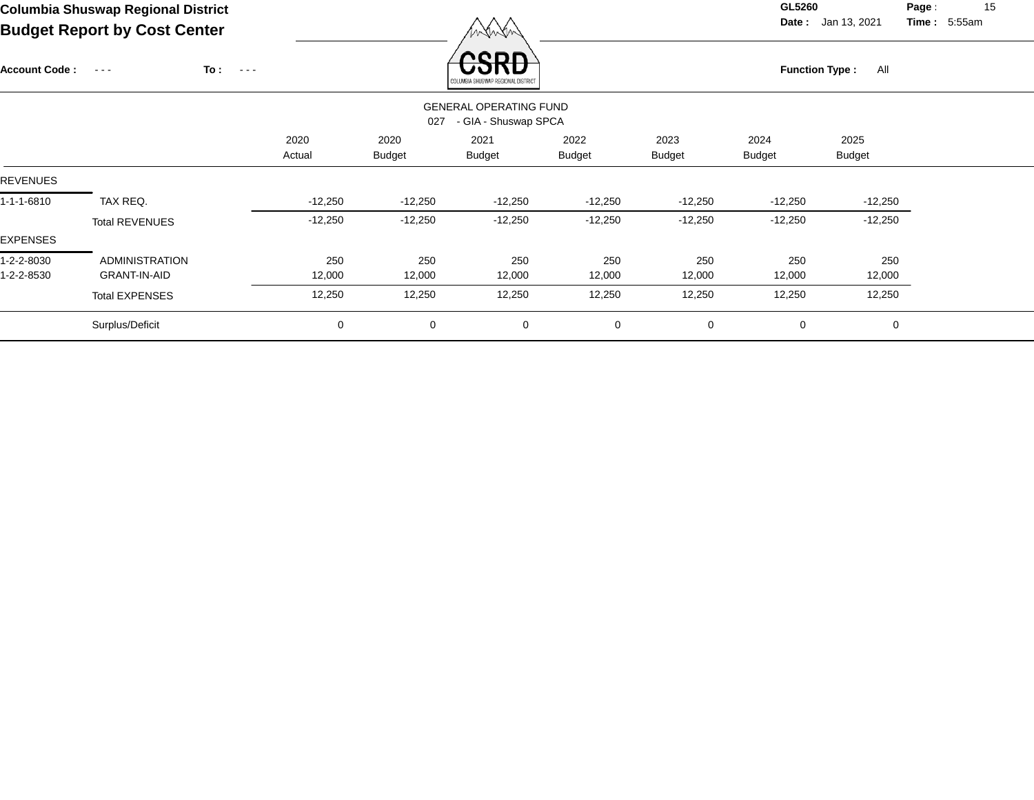# Columbia Shuswap Regional District

## Budget Report by Cost Center

GL5260

**Date :** Jan 13, 2021 **Time :** 5:55am

**Account Code :** - - - **To :** - - -

**Function Type :** All

GENERAL OPERATING FUND

027 - GIA - Shuswap SPCA

| | | 2020 Actual | 2020 Budget | 2021 Budget | 2022 Budget | 2023 Budget | 2024 Budget | 2025 Budget |
|---|---|---|---|---|---|---|---|---|
| REVENUES | | | | | | | | |
| 1-1-1-6810 | TAX REQ. | -12,250 | -12,250 | -12,250 | -12,250 | -12,250 | -12,250 | -12,250 |
| | Total REVENUES | -12,250 | -12,250 | -12,250 | -12,250 | -12,250 | -12,250 | -12,250 |
| EXPENSES | | | | | | | | |
| 1-2-2-8030 | ADMINISTRATION | 250 | 250 | 250 | 250 | 250 | 250 | 250 |
| 1-2-2-8530 | GRANT-IN-AID | 12,000 | 12,000 | 12,000 | 12,000 | 12,000 | 12,000 | 12,000 |
| | Total EXPENSES | 12,250 | 12,250 | 12,250 | 12,250 | 12,250 | 12,250 | 12,250 |
| | Surplus/Deficit | 0 | 0 | 0 | 0 | 0 | 0 | 0 |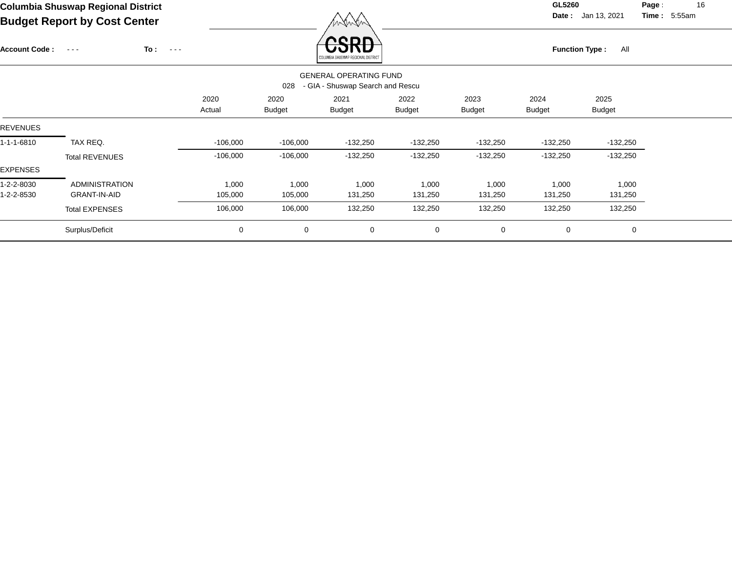# Columbia Shuswap Regional District
## Budget Report by Cost Center

GL5260 | Date : Jan 13, 2021 | Time : 5:55am

**Account Code :** - - - **To :** - - - **Function Type :** All

GENERAL OPERATING FUND
028 - GIA - Shuswap Search and Rescu

| | | 2020 Actual | 2020 Budget | 2021 Budget | 2022 Budget | 2023 Budget | 2024 Budget | 2025 Budget |
|---|---|---|---|---|---|---|---|---|
| **REVENUES** | | | | | | | | |
| 1-1-1-6810 | TAX REQ. | -106,000 | -106,000 | -132,250 | -132,250 | -132,250 | -132,250 | -132,250 |
| | Total REVENUES | -106,000 | -106,000 | -132,250 | -132,250 | -132,250 | -132,250 | -132,250 |
| **EXPENSES** | | | | | | | | |
| 1-2-2-8030 | ADMINISTRATION | 1,000 | 1,000 | 1,000 | 1,000 | 1,000 | 1,000 | 1,000 |
| 1-2-2-8530 | GRANT-IN-AID | 105,000 | 105,000 | 131,250 | 131,250 | 131,250 | 131,250 | 131,250 |
| | Total EXPENSES | 106,000 | 106,000 | 132,250 | 132,250 | 132,250 | 132,250 | 132,250 |
| | Surplus/Deficit | 0 | 0 | 0 | 0 | 0 | 0 | 0 |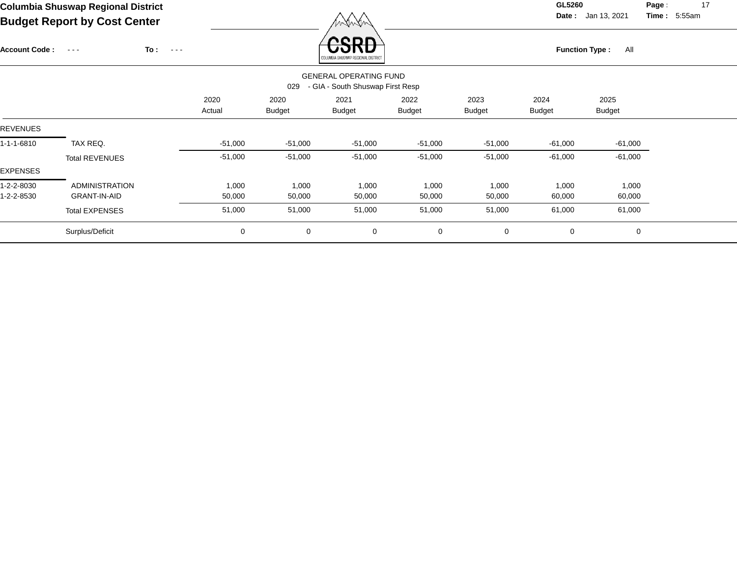# Columbia Shuswap Regional District

## Budget Report by Cost Center

GL5260

Date : Jan 13, 2021 Time : 5:55am

Account Code : - - - To : - - -

Function Type : All

GENERAL OPERATING FUND

029 - GIA - South Shuswap First Resp

| | | 2020 Actual | 2020 Budget | 2021 Budget | 2022 Budget | 2023 Budget | 2024 Budget | 2025 Budget |
|---|---|---|---|---|---|---|---|---|
| REVENUES | | | | | | | | |
| 1-1-1-6810 | TAX REQ. | -51,000 | -51,000 | -51,000 | -51,000 | -51,000 | -61,000 | -61,000 |
| | Total REVENUES | -51,000 | -51,000 | -51,000 | -51,000 | -51,000 | -61,000 | -61,000 |
| EXPENSES | | | | | | | | |
| 1-2-2-8030 | ADMINISTRATION | 1,000 | 1,000 | 1,000 | 1,000 | 1,000 | 1,000 | 1,000 |
| 1-2-2-8530 | GRANT-IN-AID | 50,000 | 50,000 | 50,000 | 50,000 | 50,000 | 60,000 | 60,000 |
| | Total EXPENSES | 51,000 | 51,000 | 51,000 | 51,000 | 51,000 | 61,000 | 61,000 |
| | Surplus/Deficit | 0 | 0 | 0 | 0 | 0 | 0 | 0 |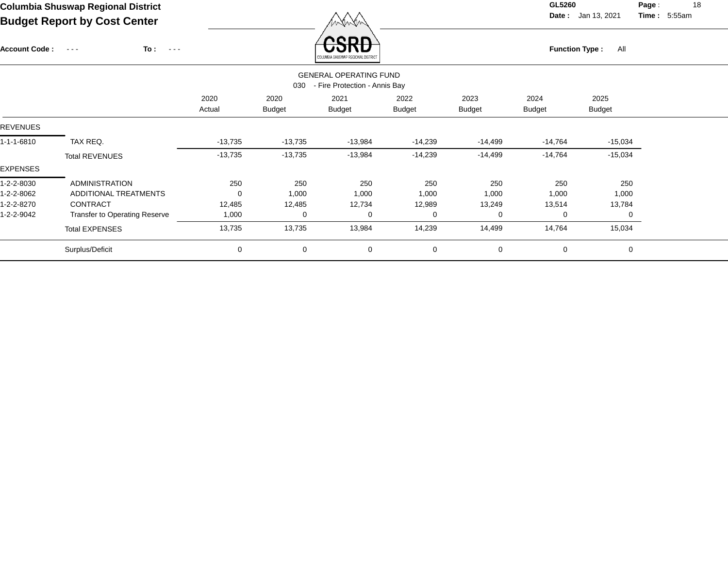**Columbia Shuswap Regional District**

**Budget Report by Cost Center**

**Account Code :** - - - **To :** - - -

**GL5260** **Date :** Jan 13, 2021 **Time :** 5:55am

**Function Type :** All

GENERAL OPERATING FUND

030 - Fire Protection - Annis Bay

| | | 2020 Actual | 2020 Budget | 2021 Budget | 2022 Budget | 2023 Budget | 2024 Budget | 2025 Budget |
|---|---|---|---|---|---|---|---|---|
| REVENUES | | | | | | | | |
| 1-1-1-6810 | TAX REQ. | -13,735 | -13,735 | -13,984 | -14,239 | -14,499 | -14,764 | -15,034 |
| | Total REVENUES | -13,735 | -13,735 | -13,984 | -14,239 | -14,499 | -14,764 | -15,034 |
| EXPENSES | | | | | | | | |
| 1-2-2-8030 | ADMINISTRATION | 250 | 250 | 250 | 250 | 250 | 250 | 250 |
| 1-2-2-8062 | ADDITIONAL TREATMENTS | 0 | 1,000 | 1,000 | 1,000 | 1,000 | 1,000 | 1,000 |
| 1-2-2-8270 | CONTRACT | 12,485 | 12,485 | 12,734 | 12,989 | 13,249 | 13,514 | 13,784 |
| 1-2-2-9042 | Transfer to Operating Reserve | 1,000 | 0 | 0 | 0 | 0 | 0 | 0 |
| | Total EXPENSES | 13,735 | 13,735 | 13,984 | 14,239 | 14,499 | 14,764 | 15,034 |
| | Surplus/Deficit | 0 | 0 | 0 | 0 | 0 | 0 | 0 |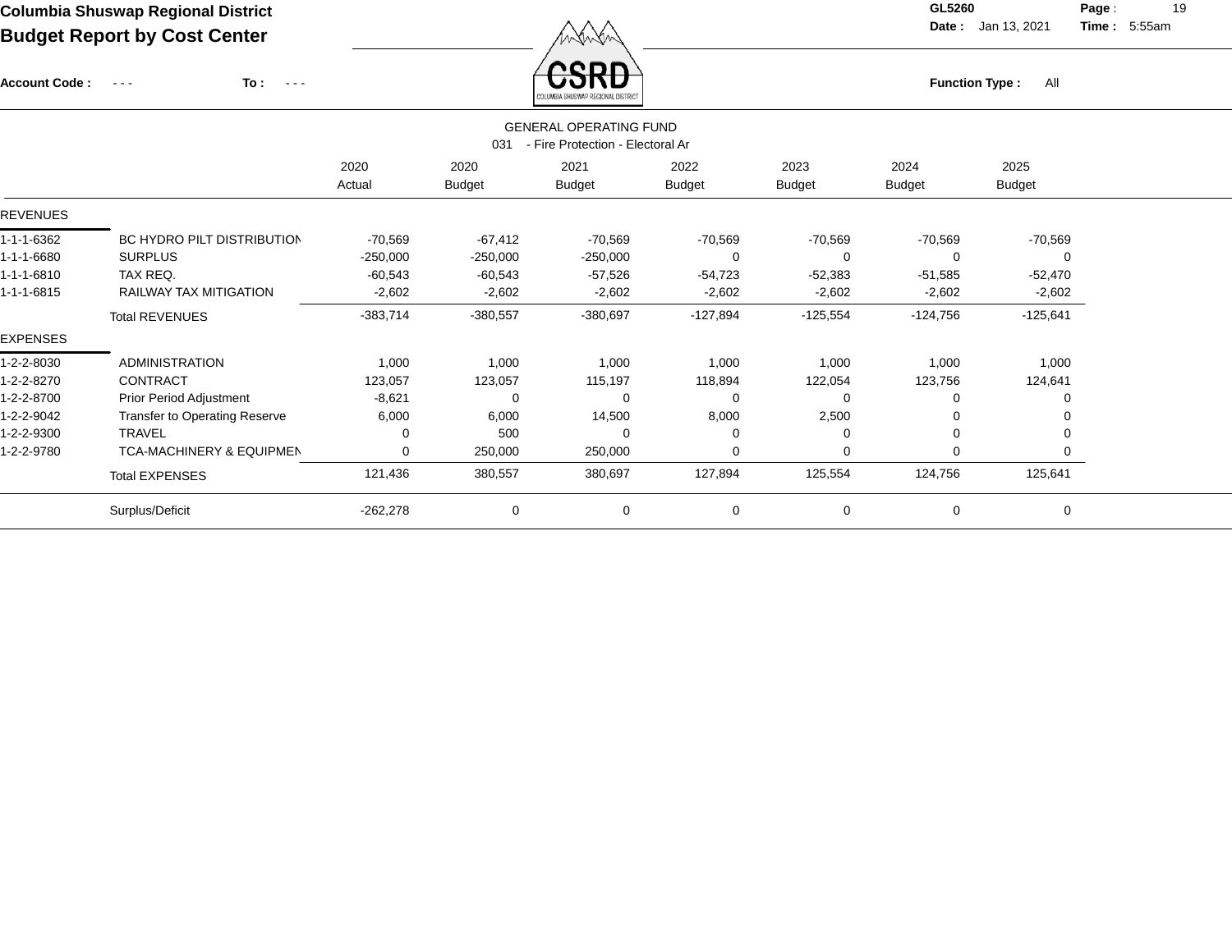# Columbia Shuswap Regional District

## Budget Report by Cost Center

GL5260

Date : Jan 13, 2021 Time : 5:55am

Account Code : - - - To : - - -

Function Type : All

GENERAL OPERATING FUND

031 - Fire Protection - Electoral Ar

| | | 2020 Actual | 2020 Budget | 2021 Budget | 2022 Budget | 2023 Budget | 2024 Budget | 2025 Budget |
|---|---|---|---|---|---|---|---|---|
| REVENUES | | | | | | | | |
| 1-1-1-6362 | BC HYDRO PILT DISTRIBUTION | -70,569 | -67,412 | -70,569 | -70,569 | -70,569 | -70,569 | -70,569 |
| 1-1-1-6680 | SURPLUS | -250,000 | -250,000 | -250,000 | 0 | 0 | 0 | 0 |
| 1-1-1-6810 | TAX REQ. | -60,543 | -60,543 | -57,526 | -54,723 | -52,383 | -51,585 | -52,470 |
| 1-1-1-6815 | RAILWAY TAX MITIGATION | -2,602 | -2,602 | -2,602 | -2,602 | -2,602 | -2,602 | -2,602 |
| | Total REVENUES | -383,714 | -380,557 | -380,697 | -127,894 | -125,554 | -124,756 | -125,641 |
| EXPENSES | | | | | | | | |
| 1-2-2-8030 | ADMINISTRATION | 1,000 | 1,000 | 1,000 | 1,000 | 1,000 | 1,000 | 1,000 |
| 1-2-2-8270 | CONTRACT | 123,057 | 123,057 | 115,197 | 118,894 | 122,054 | 123,756 | 124,641 |
| 1-2-2-8700 | Prior Period Adjustment | -8,621 | 0 | 0 | 0 | 0 | 0 | 0 |
| 1-2-2-9042 | Transfer to Operating Reserve | 6,000 | 6,000 | 14,500 | 8,000 | 2,500 | 0 | 0 |
| 1-2-2-9300 | TRAVEL | 0 | 500 | 0 | 0 | 0 | 0 | 0 |
| 1-2-2-9780 | TCA-MACHINERY & EQUIPMEN | 0 | 250,000 | 250,000 | 0 | 0 | 0 | 0 |
| | Total EXPENSES | 121,436 | 380,557 | 380,697 | 127,894 | 125,554 | 124,756 | 125,641 |
| | Surplus/Deficit | -262,278 | 0 | 0 | 0 | 0 | 0 | 0 |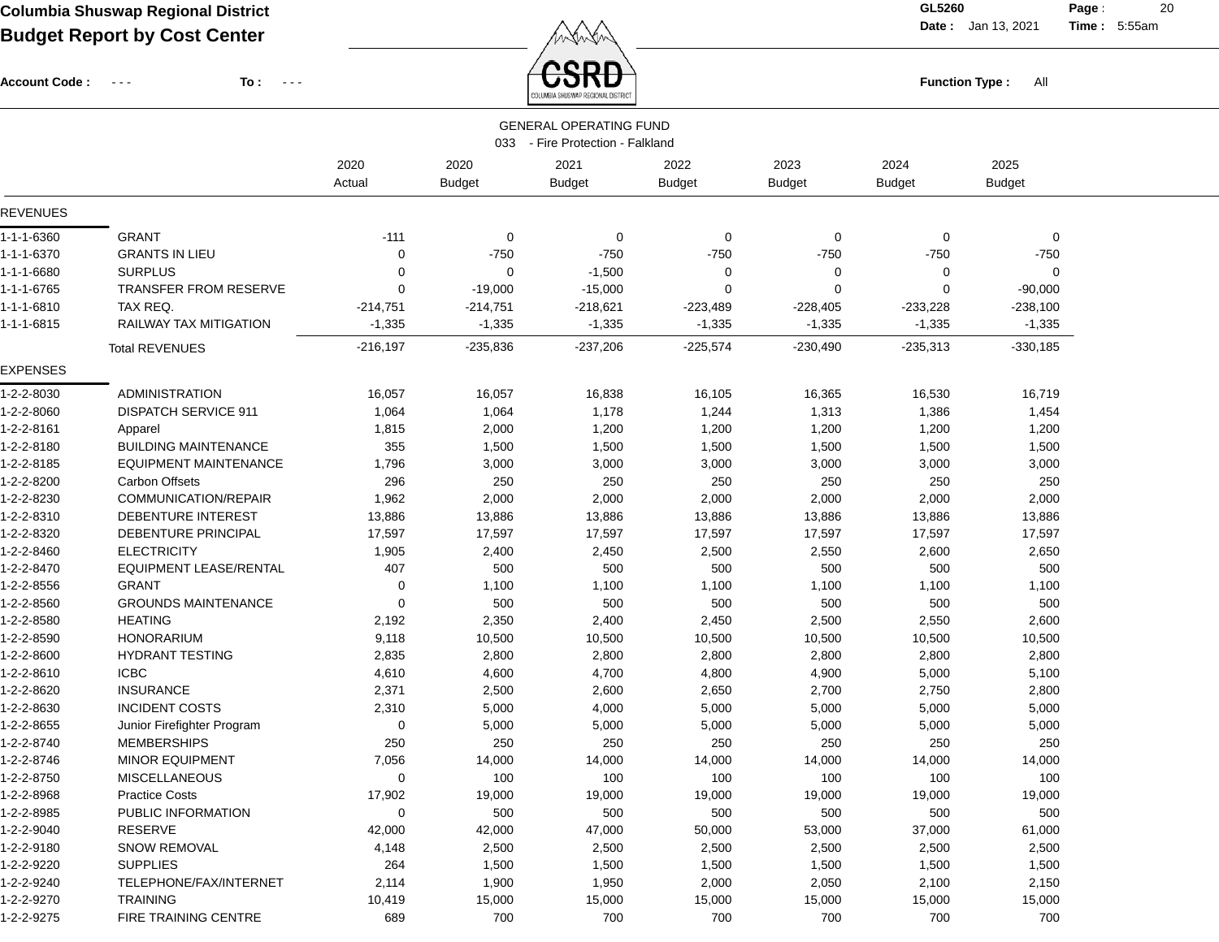**Columbia Shuswap Regional District**
**Budget Report by Cost Center**

Account Code : - - - To : - - -

GL5260
Date : Jan 13, 2021 Time : 5:55am

Function Type : All

GENERAL OPERATING FUND
033 - Fire Protection - Falkland

| | | 2020 Actual | 2020 Budget | 2021 Budget | 2022 Budget | 2023 Budget | 2024 Budget | 2025 Budget |
|---|---|---|---|---|---|---|---|---|
| **REVENUES** | | | | | | | | |
| 1-1-1-6360 | GRANT | -111 | 0 | 0 | 0 | 0 | 0 | 0 |
| 1-1-1-6370 | GRANTS IN LIEU | 0 | -750 | -750 | -750 | -750 | -750 | -750 |
| 1-1-1-6680 | SURPLUS | 0 | 0 | -1,500 | 0 | 0 | 0 | 0 |
| 1-1-1-6765 | TRANSFER FROM RESERVE | 0 | -19,000 | -15,000 | 0 | 0 | 0 | -90,000 |
| 1-1-1-6810 | TAX REQ. | -214,751 | -214,751 | -218,621 | -223,489 | -228,405 | -233,228 | -238,100 |
| 1-1-1-6815 | RAILWAY TAX MITIGATION | -1,335 | -1,335 | -1,335 | -1,335 | -1,335 | -1,335 | -1,335 |
| | Total REVENUES | -216,197 | -235,836 | -237,206 | -225,574 | -230,490 | -235,313 | -330,185 |
| **EXPENSES** | | | | | | | | |
| 1-2-2-8030 | ADMINISTRATION | 16,057 | 16,057 | 16,838 | 16,105 | 16,365 | 16,530 | 16,719 |
| 1-2-2-8060 | DISPATCH SERVICE 911 | 1,064 | 1,064 | 1,178 | 1,244 | 1,313 | 1,386 | 1,454 |
| 1-2-2-8161 | Apparel | 1,815 | 2,000 | 1,200 | 1,200 | 1,200 | 1,200 | 1,200 |
| 1-2-2-8180 | BUILDING MAINTENANCE | 355 | 1,500 | 1,500 | 1,500 | 1,500 | 1,500 | 1,500 |
| 1-2-2-8185 | EQUIPMENT MAINTENANCE | 1,796 | 3,000 | 3,000 | 3,000 | 3,000 | 3,000 | 3,000 |
| 1-2-2-8200 | Carbon Offsets | 296 | 250 | 250 | 250 | 250 | 250 | 250 |
| 1-2-2-8230 | COMMUNICATION/REPAIR | 1,962 | 2,000 | 2,000 | 2,000 | 2,000 | 2,000 | 2,000 |
| 1-2-2-8310 | DEBENTURE INTEREST | 13,886 | 13,886 | 13,886 | 13,886 | 13,886 | 13,886 | 13,886 |
| 1-2-2-8320 | DEBENTURE PRINCIPAL | 17,597 | 17,597 | 17,597 | 17,597 | 17,597 | 17,597 | 17,597 |
| 1-2-2-8460 | ELECTRICITY | 1,905 | 2,400 | 2,450 | 2,500 | 2,550 | 2,600 | 2,650 |
| 1-2-2-8470 | EQUIPMENT LEASE/RENTAL | 407 | 500 | 500 | 500 | 500 | 500 | 500 |
| 1-2-2-8556 | GRANT | 0 | 1,100 | 1,100 | 1,100 | 1,100 | 1,100 | 1,100 |
| 1-2-2-8560 | GROUNDS MAINTENANCE | 0 | 500 | 500 | 500 | 500 | 500 | 500 |
| 1-2-2-8580 | HEATING | 2,192 | 2,350 | 2,400 | 2,450 | 2,500 | 2,550 | 2,600 |
| 1-2-2-8590 | HONORARIUM | 9,118 | 10,500 | 10,500 | 10,500 | 10,500 | 10,500 | 10,500 |
| 1-2-2-8600 | HYDRANT TESTING | 2,835 | 2,800 | 2,800 | 2,800 | 2,800 | 2,800 | 2,800 |
| 1-2-2-8610 | ICBC | 4,610 | 4,600 | 4,700 | 4,800 | 4,900 | 5,000 | 5,100 |
| 1-2-2-8620 | INSURANCE | 2,371 | 2,500 | 2,600 | 2,650 | 2,700 | 2,750 | 2,800 |
| 1-2-2-8630 | INCIDENT COSTS | 2,310 | 5,000 | 4,000 | 5,000 | 5,000 | 5,000 | 5,000 |
| 1-2-2-8655 | Junior Firefighter Program | 0 | 5,000 | 5,000 | 5,000 | 5,000 | 5,000 | 5,000 |
| 1-2-2-8740 | MEMBERSHIPS | 250 | 250 | 250 | 250 | 250 | 250 | 250 |
| 1-2-2-8746 | MINOR EQUIPMENT | 7,056 | 14,000 | 14,000 | 14,000 | 14,000 | 14,000 | 14,000 |
| 1-2-2-8750 | MISCELLANEOUS | 0 | 100 | 100 | 100 | 100 | 100 | 100 |
| 1-2-2-8968 | Practice Costs | 17,902 | 19,000 | 19,000 | 19,000 | 19,000 | 19,000 | 19,000 |
| 1-2-2-8985 | PUBLIC INFORMATION | 0 | 500 | 500 | 500 | 500 | 500 | 500 |
| 1-2-2-9040 | RESERVE | 42,000 | 42,000 | 47,000 | 50,000 | 53,000 | 37,000 | 61,000 |
| 1-2-2-9180 | SNOW REMOVAL | 4,148 | 2,500 | 2,500 | 2,500 | 2,500 | 2,500 | 2,500 |
| 1-2-2-9220 | SUPPLIES | 264 | 1,500 | 1,500 | 1,500 | 1,500 | 1,500 | 1,500 |
| 1-2-2-9240 | TELEPHONE/FAX/INTERNET | 2,114 | 1,900 | 1,950 | 2,000 | 2,050 | 2,100 | 2,150 |
| 1-2-2-9270 | TRAINING | 10,419 | 15,000 | 15,000 | 15,000 | 15,000 | 15,000 | 15,000 |
| 1-2-2-9275 | FIRE TRAINING CENTRE | 689 | 700 | 700 | 700 | 700 | 700 | 700 |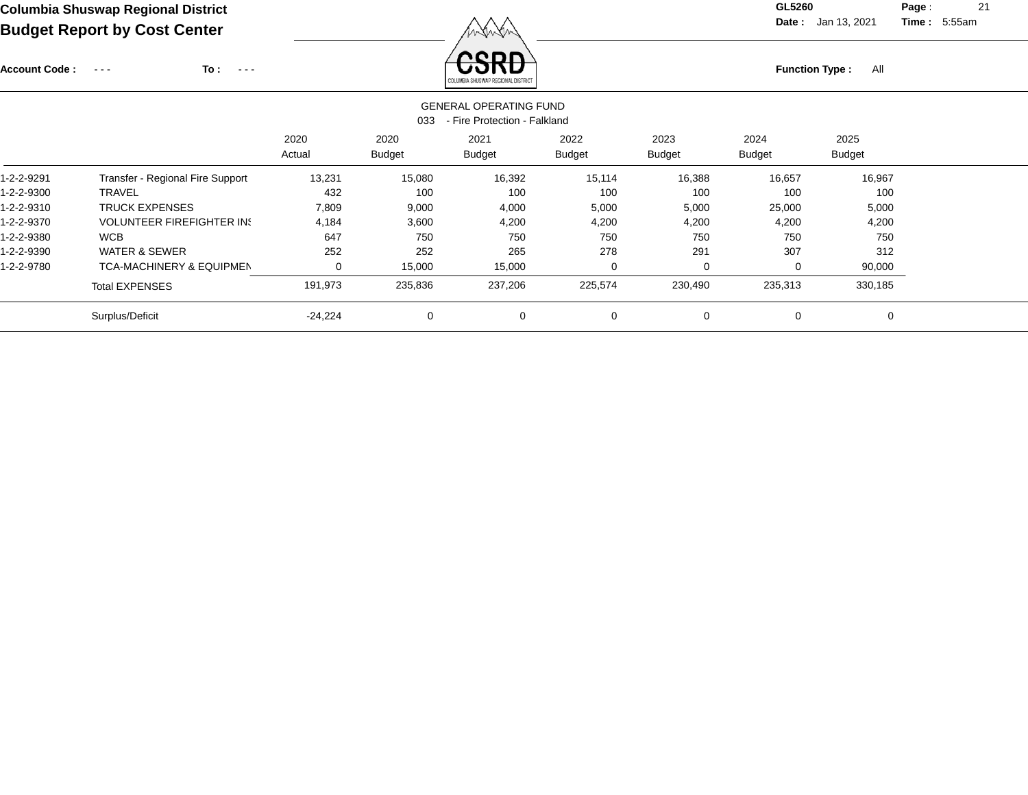**Columbia Shuswap Regional District**

**Budget Report by Cost Center**

**GL5260**
**Date :** Jan 13, 2021 **Time :** 5:55am

**Account Code :** - - - **To :** - - -

**Function Type :** All

GENERAL OPERATING FUND

033 - Fire Protection - Falkland

| | | 2020 Actual | 2020 Budget | 2021 Budget | 2022 Budget | 2023 Budget | 2024 Budget | 2025 Budget |
|---|---|---|---|---|---|---|---|---|
| 1-2-2-9291 | Transfer - Regional Fire Support | 13,231 | 15,080 | 16,392 | 15,114 | 16,388 | 16,657 | 16,967 |
| 1-2-2-9300 | TRAVEL | 432 | 100 | 100 | 100 | 100 | 100 | 100 |
| 1-2-2-9310 | TRUCK EXPENSES | 7,809 | 9,000 | 4,000 | 5,000 | 5,000 | 25,000 | 5,000 |
| 1-2-2-9370 | VOLUNTEER FIREFIGHTER INS | 4,184 | 3,600 | 4,200 | 4,200 | 4,200 | 4,200 | 4,200 |
| 1-2-2-9380 | WCB | 647 | 750 | 750 | 750 | 750 | 750 | 750 |
| 1-2-2-9390 | WATER & SEWER | 252 | 252 | 265 | 278 | 291 | 307 | 312 |
| 1-2-2-9780 | TCA-MACHINERY & EQUIPMEN | 0 | 15,000 | 15,000 | 0 | 0 | 0 | 90,000 |
| | Total EXPENSES | 191,973 | 235,836 | 237,206 | 225,574 | 230,490 | 235,313 | 330,185 |
| | Surplus/Deficit | -24,224 | 0 | 0 | 0 | 0 | 0 | 0 |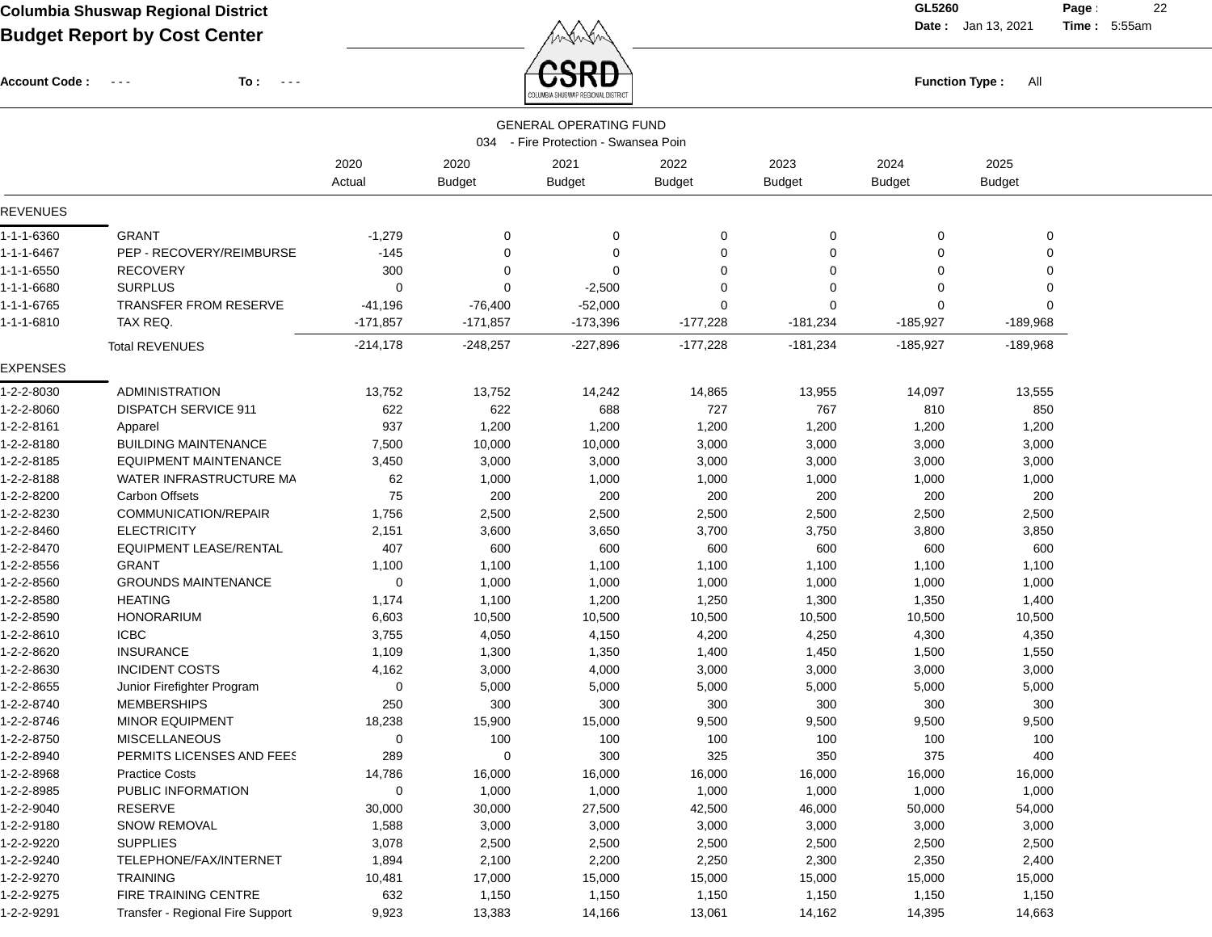**Columbia Shuswap Regional District**

**Budget Report by Cost Center**

GL5260 Date: Jan 13, 2021 Time: 5:55am

Account Code : - - - To : - - - Function Type : All

GENERAL OPERATING FUND

034 - Fire Protection - Swansea Poin

| | | 2020 Actual | 2020 Budget | 2021 Budget | 2022 Budget | 2023 Budget | 2024 Budget | 2025 Budget |
|---|---|---|---|---|---|---|---|---|
| **REVENUES** | | | | | | | | |
| 1-1-1-6360 | GRANT | -1,279 | 0 | 0 | 0 | 0 | 0 | 0 |
| 1-1-1-6467 | PEP - RECOVERY/REIMBURSE | -145 | 0 | 0 | 0 | 0 | 0 | 0 |
| 1-1-1-6550 | RECOVERY | 300 | 0 | 0 | 0 | 0 | 0 | 0 |
| 1-1-1-6680 | SURPLUS | 0 | 0 | -2,500 | 0 | 0 | 0 | 0 |
| 1-1-1-6765 | TRANSFER FROM RESERVE | -41,196 | -76,400 | -52,000 | 0 | 0 | 0 | 0 |
| 1-1-1-6810 | TAX REQ. | -171,857 | -171,857 | -173,396 | -177,228 | -181,234 | -185,927 | -189,968 |
| | Total REVENUES | -214,178 | -248,257 | -227,896 | -177,228 | -181,234 | -185,927 | -189,968 |
| **EXPENSES** | | | | | | | | |
| 1-2-2-8030 | ADMINISTRATION | 13,752 | 13,752 | 14,242 | 14,865 | 13,955 | 14,097 | 13,555 |
| 1-2-2-8060 | DISPATCH SERVICE 911 | 622 | 622 | 688 | 727 | 767 | 810 | 850 |
| 1-2-2-8161 | Apparel | 937 | 1,200 | 1,200 | 1,200 | 1,200 | 1,200 | 1,200 |
| 1-2-2-8180 | BUILDING MAINTENANCE | 7,500 | 10,000 | 10,000 | 3,000 | 3,000 | 3,000 | 3,000 |
| 1-2-2-8185 | EQUIPMENT MAINTENANCE | 3,450 | 3,000 | 3,000 | 3,000 | 3,000 | 3,000 | 3,000 |
| 1-2-2-8188 | WATER INFRASTRUCTURE MA | 62 | 1,000 | 1,000 | 1,000 | 1,000 | 1,000 | 1,000 |
| 1-2-2-8200 | Carbon Offsets | 75 | 200 | 200 | 200 | 200 | 200 | 200 |
| 1-2-2-8230 | COMMUNICATION/REPAIR | 1,756 | 2,500 | 2,500 | 2,500 | 2,500 | 2,500 | 2,500 |
| 1-2-2-8460 | ELECTRICITY | 2,151 | 3,600 | 3,650 | 3,700 | 3,750 | 3,800 | 3,850 |
| 1-2-2-8470 | EQUIPMENT LEASE/RENTAL | 407 | 600 | 600 | 600 | 600 | 600 | 600 |
| 1-2-2-8556 | GRANT | 1,100 | 1,100 | 1,100 | 1,100 | 1,100 | 1,100 | 1,100 |
| 1-2-2-8560 | GROUNDS MAINTENANCE | 0 | 1,000 | 1,000 | 1,000 | 1,000 | 1,000 | 1,000 |
| 1-2-2-8580 | HEATING | 1,174 | 1,100 | 1,200 | 1,250 | 1,300 | 1,350 | 1,400 |
| 1-2-2-8590 | HONORARIUM | 6,603 | 10,500 | 10,500 | 10,500 | 10,500 | 10,500 | 10,500 |
| 1-2-2-8610 | ICBC | 3,755 | 4,050 | 4,150 | 4,200 | 4,250 | 4,300 | 4,350 |
| 1-2-2-8620 | INSURANCE | 1,109 | 1,300 | 1,350 | 1,400 | 1,450 | 1,500 | 1,550 |
| 1-2-2-8630 | INCIDENT COSTS | 4,162 | 3,000 | 4,000 | 3,000 | 3,000 | 3,000 | 3,000 |
| 1-2-2-8655 | Junior Firefighter Program | 0 | 5,000 | 5,000 | 5,000 | 5,000 | 5,000 | 5,000 |
| 1-2-2-8740 | MEMBERSHIPS | 250 | 300 | 300 | 300 | 300 | 300 | 300 |
| 1-2-2-8746 | MINOR EQUIPMENT | 18,238 | 15,900 | 15,000 | 9,500 | 9,500 | 9,500 | 9,500 |
| 1-2-2-8750 | MISCELLANEOUS | 0 | 100 | 100 | 100 | 100 | 100 | 100 |
| 1-2-2-8940 | PERMITS LICENSES AND FEES | 289 | 0 | 300 | 325 | 350 | 375 | 400 |
| 1-2-2-8968 | Practice Costs | 14,786 | 16,000 | 16,000 | 16,000 | 16,000 | 16,000 | 16,000 |
| 1-2-2-8985 | PUBLIC INFORMATION | 0 | 1,000 | 1,000 | 1,000 | 1,000 | 1,000 | 1,000 |
| 1-2-2-9040 | RESERVE | 30,000 | 30,000 | 27,500 | 42,500 | 46,000 | 50,000 | 54,000 |
| 1-2-2-9180 | SNOW REMOVAL | 1,588 | 3,000 | 3,000 | 3,000 | 3,000 | 3,000 | 3,000 |
| 1-2-2-9220 | SUPPLIES | 3,078 | 2,500 | 2,500 | 2,500 | 2,500 | 2,500 | 2,500 |
| 1-2-2-9240 | TELEPHONE/FAX/INTERNET | 1,894 | 2,100 | 2,200 | 2,250 | 2,300 | 2,350 | 2,400 |
| 1-2-2-9270 | TRAINING | 10,481 | 17,000 | 15,000 | 15,000 | 15,000 | 15,000 | 15,000 |
| 1-2-2-9275 | FIRE TRAINING CENTRE | 632 | 1,150 | 1,150 | 1,150 | 1,150 | 1,150 | 1,150 |
| 1-2-2-9291 | Transfer - Regional Fire Support | 9,923 | 13,383 | 14,166 | 13,061 | 14,162 | 14,395 | 14,663 |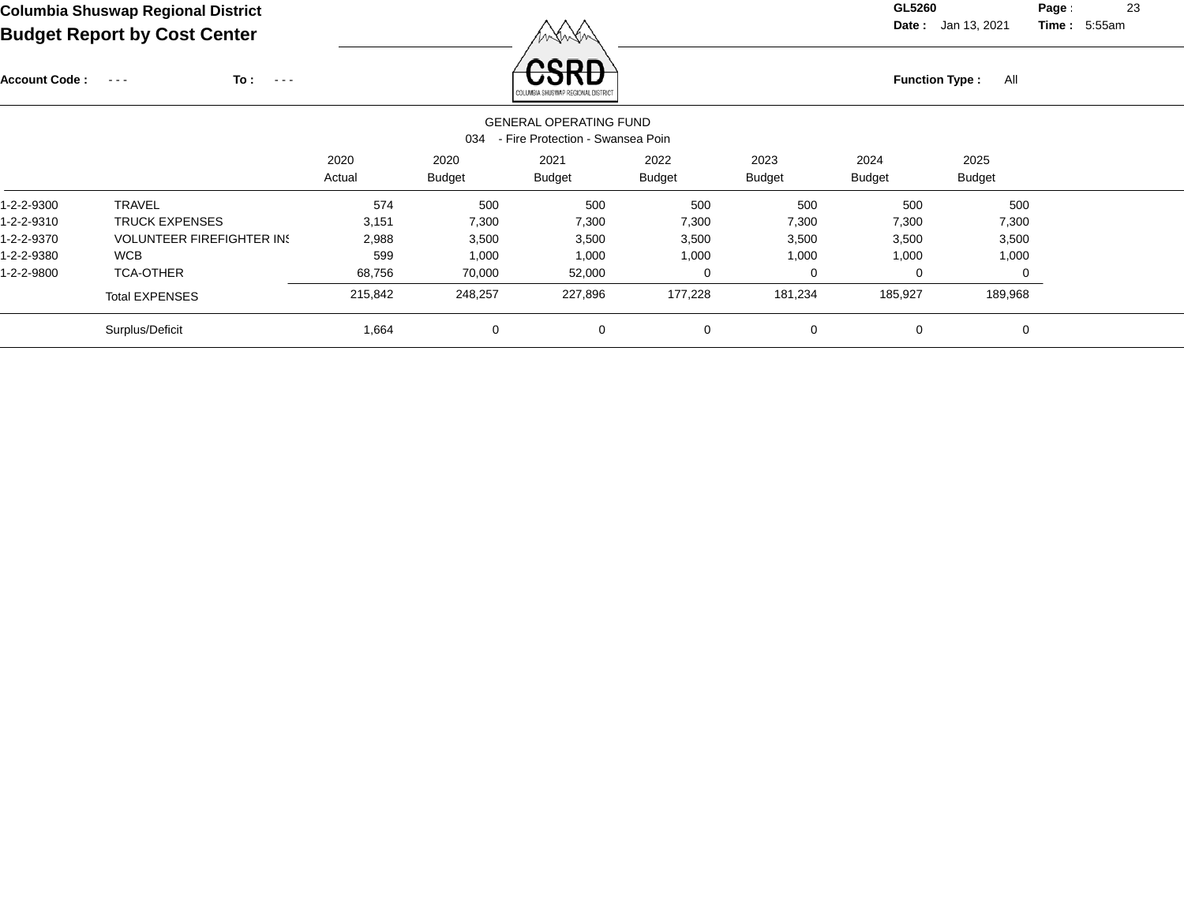# Columbia Shuswap Regional District

## Budget Report by Cost Center

GL5260 **Date :** Jan 13, 2021 **Time :** 5:55am

**Account Code :** - - - **To :** - - -

**Function Type :** All

GENERAL OPERATING FUND

034 - Fire Protection - Swansea Poin

| | | 2020 Actual | 2020 Budget | 2021 Budget | 2022 Budget | 2023 Budget | 2024 Budget | 2025 Budget |
|---|---|---|---|---|---|---|---|---|
| 1-2-2-9300 | TRAVEL | 574 | 500 | 500 | 500 | 500 | 500 | 500 |
| 1-2-2-9310 | TRUCK EXPENSES | 3,151 | 7,300 | 7,300 | 7,300 | 7,300 | 7,300 | 7,300 |
| 1-2-2-9370 | VOLUNTEER FIREFIGHTER INS | 2,988 | 3,500 | 3,500 | 3,500 | 3,500 | 3,500 | 3,500 |
| 1-2-2-9380 | WCB | 599 | 1,000 | 1,000 | 1,000 | 1,000 | 1,000 | 1,000 |
| 1-2-2-9800 | TCA-OTHER | 68,756 | 70,000 | 52,000 | 0 | 0 | 0 | 0 |
| | Total EXPENSES | 215,842 | 248,257 | 227,896 | 177,228 | 181,234 | 185,927 | 189,968 |
| | Surplus/Deficit | 1,664 | 0 | 0 | 0 | 0 | 0 | 0 |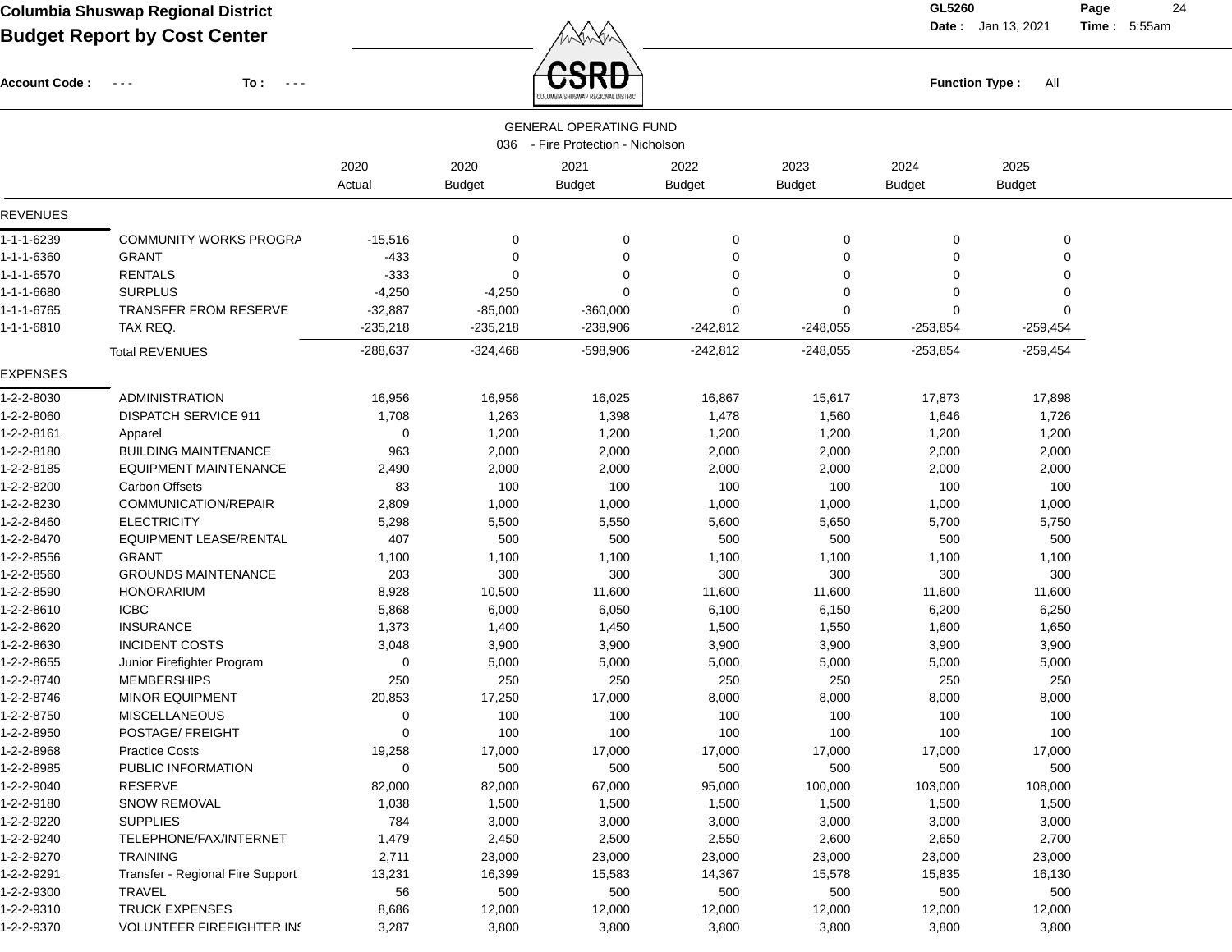**Columbia Shuswap Regional District**
**Budget Report by Cost Center**

GL5260 Date : Jan 13, 2021 Time : 5:55am

Account Code : - - - To : - - -

Function Type : All

GENERAL OPERATING FUND
036 - Fire Protection - Nicholson

| | | 2020 Actual | 2020 Budget | 2021 Budget | 2022 Budget | 2023 Budget | 2024 Budget | 2025 Budget |
|---|---|---|---|---|---|---|---|---|
| **REVENUES** | | | | | | | | |
| 1-1-1-6239 | COMMUNITY WORKS PROGRA | -15,516 | 0 | 0 | 0 | 0 | 0 | 0 |
| 1-1-1-6360 | GRANT | -433 | 0 | 0 | 0 | 0 | 0 | 0 |
| 1-1-1-6570 | RENTALS | -333 | 0 | 0 | 0 | 0 | 0 | 0 |
| 1-1-1-6680 | SURPLUS | -4,250 | -4,250 | 0 | 0 | 0 | 0 | 0 |
| 1-1-1-6765 | TRANSFER FROM RESERVE | -32,887 | -85,000 | -360,000 | 0 | 0 | 0 | 0 |
| 1-1-1-6810 | TAX REQ. | -235,218 | -235,218 | -238,906 | -242,812 | -248,055 | -253,854 | -259,454 |
| | Total REVENUES | -288,637 | -324,468 | -598,906 | -242,812 | -248,055 | -253,854 | -259,454 |
| **EXPENSES** | | | | | | | | |
| 1-2-2-8030 | ADMINISTRATION | 16,956 | 16,956 | 16,025 | 16,867 | 15,617 | 17,873 | 17,898 |
| 1-2-2-8060 | DISPATCH SERVICE 911 | 1,708 | 1,263 | 1,398 | 1,478 | 1,560 | 1,646 | 1,726 |
| 1-2-2-8161 | Apparel | 0 | 1,200 | 1,200 | 1,200 | 1,200 | 1,200 | 1,200 |
| 1-2-2-8180 | BUILDING MAINTENANCE | 963 | 2,000 | 2,000 | 2,000 | 2,000 | 2,000 | 2,000 |
| 1-2-2-8185 | EQUIPMENT MAINTENANCE | 2,490 | 2,000 | 2,000 | 2,000 | 2,000 | 2,000 | 2,000 |
| 1-2-2-8200 | Carbon Offsets | 83 | 100 | 100 | 100 | 100 | 100 | 100 |
| 1-2-2-8230 | COMMUNICATION/REPAIR | 2,809 | 1,000 | 1,000 | 1,000 | 1,000 | 1,000 | 1,000 |
| 1-2-2-8460 | ELECTRICITY | 5,298 | 5,500 | 5,550 | 5,600 | 5,650 | 5,700 | 5,750 |
| 1-2-2-8470 | EQUIPMENT LEASE/RENTAL | 407 | 500 | 500 | 500 | 500 | 500 | 500 |
| 1-2-2-8556 | GRANT | 1,100 | 1,100 | 1,100 | 1,100 | 1,100 | 1,100 | 1,100 |
| 1-2-2-8560 | GROUNDS MAINTENANCE | 203 | 300 | 300 | 300 | 300 | 300 | 300 |
| 1-2-2-8590 | HONORARIUM | 8,928 | 10,500 | 11,600 | 11,600 | 11,600 | 11,600 | 11,600 |
| 1-2-2-8610 | ICBC | 5,868 | 6,000 | 6,050 | 6,100 | 6,150 | 6,200 | 6,250 |
| 1-2-2-8620 | INSURANCE | 1,373 | 1,400 | 1,450 | 1,500 | 1,550 | 1,600 | 1,650 |
| 1-2-2-8630 | INCIDENT COSTS | 3,048 | 3,900 | 3,900 | 3,900 | 3,900 | 3,900 | 3,900 |
| 1-2-2-8655 | Junior Firefighter Program | 0 | 5,000 | 5,000 | 5,000 | 5,000 | 5,000 | 5,000 |
| 1-2-2-8740 | MEMBERSHIPS | 250 | 250 | 250 | 250 | 250 | 250 | 250 |
| 1-2-2-8746 | MINOR EQUIPMENT | 20,853 | 17,250 | 17,000 | 8,000 | 8,000 | 8,000 | 8,000 |
| 1-2-2-8750 | MISCELLANEOUS | 0 | 100 | 100 | 100 | 100 | 100 | 100 |
| 1-2-2-8950 | POSTAGE/ FREIGHT | 0 | 100 | 100 | 100 | 100 | 100 | 100 |
| 1-2-2-8968 | Practice Costs | 19,258 | 17,000 | 17,000 | 17,000 | 17,000 | 17,000 | 17,000 |
| 1-2-2-8985 | PUBLIC INFORMATION | 0 | 500 | 500 | 500 | 500 | 500 | 500 |
| 1-2-2-9040 | RESERVE | 82,000 | 82,000 | 67,000 | 95,000 | 100,000 | 103,000 | 108,000 |
| 1-2-2-9180 | SNOW REMOVAL | 1,038 | 1,500 | 1,500 | 1,500 | 1,500 | 1,500 | 1,500 |
| 1-2-2-9220 | SUPPLIES | 784 | 3,000 | 3,000 | 3,000 | 3,000 | 3,000 | 3,000 |
| 1-2-2-9240 | TELEPHONE/FAX/INTERNET | 1,479 | 2,450 | 2,500 | 2,550 | 2,600 | 2,650 | 2,700 |
| 1-2-2-9270 | TRAINING | 2,711 | 23,000 | 23,000 | 23,000 | 23,000 | 23,000 | 23,000 |
| 1-2-2-9291 | Transfer - Regional Fire Support | 13,231 | 16,399 | 15,583 | 14,367 | 15,578 | 15,835 | 16,130 |
| 1-2-2-9300 | TRAVEL | 56 | 500 | 500 | 500 | 500 | 500 | 500 |
| 1-2-2-9310 | TRUCK EXPENSES | 8,686 | 12,000 | 12,000 | 12,000 | 12,000 | 12,000 | 12,000 |
| 1-2-2-9370 | VOLUNTEER FIREFIGHTER INS | 3,287 | 3,800 | 3,800 | 3,800 | 3,800 | 3,800 | 3,800 |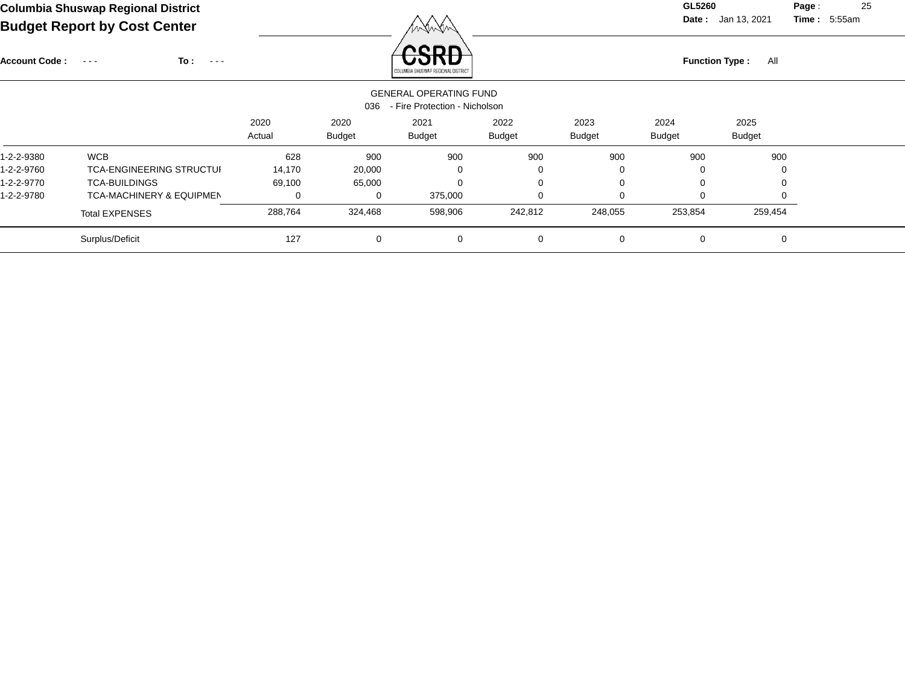**Columbia Shuswap Regional District**
**Budget Report by Cost Center**

GL5260
Date : Jan 13, 2021 Time : 5:55am

Account Code : - - - To : - - -

Function Type : All

GENERAL OPERATING FUND
036 - Fire Protection - Nicholson

| | | 2020 Actual | 2020 Budget | 2021 Budget | 2022 Budget | 2023 Budget | 2024 Budget | 2025 Budget |
|---|---|---|---|---|---|---|---|---|
| 1-2-2-9380 | WCB | 628 | 900 | 900 | 900 | 900 | 900 | 900 |
| 1-2-2-9760 | TCA-ENGINEERING STRUCTUI | 14,170 | 20,000 | 0 | 0 | 0 | 0 | 0 |
| 1-2-2-9770 | TCA-BUILDINGS | 69,100 | 65,000 | 0 | 0 | 0 | 0 | 0 |
| 1-2-2-9780 | TCA-MACHINERY & EQUIPMEN | 0 | 0 | 375,000 | 0 | 0 | 0 | 0 |
| | Total EXPENSES | 288,764 | 324,468 | 598,906 | 242,812 | 248,055 | 253,854 | 259,454 |
| | Surplus/Deficit | 127 | 0 | 0 | 0 | 0 | 0 | 0 |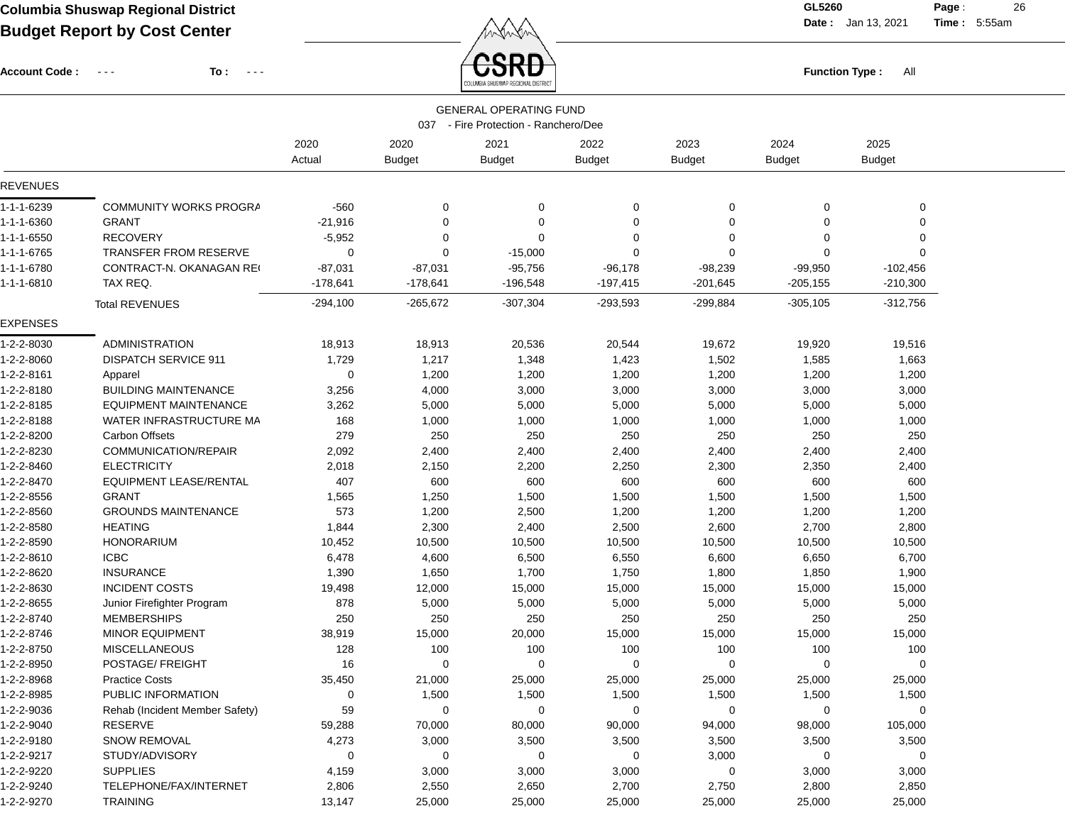**Columbia Shuswap Regional District**
**Budget Report by Cost Center**

Account Code : - - - To : - - -

GL5260
Date : Jan 13, 2021 Time : 5:55am

Function Type : All

GENERAL OPERATING FUND
037 - Fire Protection - Ranchero/Dee

| | | 2020 Actual | 2020 Budget | 2021 Budget | 2022 Budget | 2023 Budget | 2024 Budget | 2025 Budget |
|---|---|---|---|---|---|---|---|---|
| **REVENUES** | | | | | | | | |
| 1-1-1-6239 | COMMUNITY WORKS PROGRA | -560 | 0 | 0 | 0 | 0 | 0 | 0 |
| 1-1-1-6360 | GRANT | -21,916 | 0 | 0 | 0 | 0 | 0 | 0 |
| 1-1-1-6550 | RECOVERY | -5,952 | 0 | 0 | 0 | 0 | 0 | 0 |
| 1-1-1-6765 | TRANSFER FROM RESERVE | 0 | 0 | -15,000 | 0 | 0 | 0 | 0 |
| 1-1-1-6780 | CONTRACT-N. OKANAGAN RE( | -87,031 | -87,031 | -95,756 | -96,178 | -98,239 | -99,950 | -102,456 |
| 1-1-1-6810 | TAX REQ. | -178,641 | -178,641 | -196,548 | -197,415 | -201,645 | -205,155 | -210,300 |
| | Total REVENUES | -294,100 | -265,672 | -307,304 | -293,593 | -299,884 | -305,105 | -312,756 |
| **EXPENSES** | | | | | | | | |
| 1-2-2-8030 | ADMINISTRATION | 18,913 | 18,913 | 20,536 | 20,544 | 19,672 | 19,920 | 19,516 |
| 1-2-2-8060 | DISPATCH SERVICE 911 | 1,729 | 1,217 | 1,348 | 1,423 | 1,502 | 1,585 | 1,663 |
| 1-2-2-8161 | Apparel | 0 | 1,200 | 1,200 | 1,200 | 1,200 | 1,200 | 1,200 |
| 1-2-2-8180 | BUILDING MAINTENANCE | 3,256 | 4,000 | 3,000 | 3,000 | 3,000 | 3,000 | 3,000 |
| 1-2-2-8185 | EQUIPMENT MAINTENANCE | 3,262 | 5,000 | 5,000 | 5,000 | 5,000 | 5,000 | 5,000 |
| 1-2-2-8188 | WATER INFRASTRUCTURE MA | 168 | 1,000 | 1,000 | 1,000 | 1,000 | 1,000 | 1,000 |
| 1-2-2-8200 | Carbon Offsets | 279 | 250 | 250 | 250 | 250 | 250 | 250 |
| 1-2-2-8230 | COMMUNICATION/REPAIR | 2,092 | 2,400 | 2,400 | 2,400 | 2,400 | 2,400 | 2,400 |
| 1-2-2-8460 | ELECTRICITY | 2,018 | 2,150 | 2,200 | 2,250 | 2,300 | 2,350 | 2,400 |
| 1-2-2-8470 | EQUIPMENT LEASE/RENTAL | 407 | 600 | 600 | 600 | 600 | 600 | 600 |
| 1-2-2-8556 | GRANT | 1,565 | 1,250 | 1,500 | 1,500 | 1,500 | 1,500 | 1,500 |
| 1-2-2-8560 | GROUNDS MAINTENANCE | 573 | 1,200 | 2,500 | 1,200 | 1,200 | 1,200 | 1,200 |
| 1-2-2-8580 | HEATING | 1,844 | 2,300 | 2,400 | 2,500 | 2,600 | 2,700 | 2,800 |
| 1-2-2-8590 | HONORARIUM | 10,452 | 10,500 | 10,500 | 10,500 | 10,500 | 10,500 | 10,500 |
| 1-2-2-8610 | ICBC | 6,478 | 4,600 | 6,500 | 6,550 | 6,600 | 6,650 | 6,700 |
| 1-2-2-8620 | INSURANCE | 1,390 | 1,650 | 1,700 | 1,750 | 1,800 | 1,850 | 1,900 |
| 1-2-2-8630 | INCIDENT COSTS | 19,498 | 12,000 | 15,000 | 15,000 | 15,000 | 15,000 | 15,000 |
| 1-2-2-8655 | Junior Firefighter Program | 878 | 5,000 | 5,000 | 5,000 | 5,000 | 5,000 | 5,000 |
| 1-2-2-8740 | MEMBERSHIPS | 250 | 250 | 250 | 250 | 250 | 250 | 250 |
| 1-2-2-8746 | MINOR EQUIPMENT | 38,919 | 15,000 | 20,000 | 15,000 | 15,000 | 15,000 | 15,000 |
| 1-2-2-8750 | MISCELLANEOUS | 128 | 100 | 100 | 100 | 100 | 100 | 100 |
| 1-2-2-8950 | POSTAGE/ FREIGHT | 16 | 0 | 0 | 0 | 0 | 0 | 0 |
| 1-2-2-8968 | Practice Costs | 35,450 | 21,000 | 25,000 | 25,000 | 25,000 | 25,000 | 25,000 |
| 1-2-2-8985 | PUBLIC INFORMATION | 0 | 1,500 | 1,500 | 1,500 | 1,500 | 1,500 | 1,500 |
| 1-2-2-9036 | Rehab (Incident Member Safety) | 59 | 0 | 0 | 0 | 0 | 0 | 0 |
| 1-2-2-9040 | RESERVE | 59,288 | 70,000 | 80,000 | 90,000 | 94,000 | 98,000 | 105,000 |
| 1-2-2-9180 | SNOW REMOVAL | 4,273 | 3,000 | 3,500 | 3,500 | 3,500 | 3,500 | 3,500 |
| 1-2-2-9217 | STUDY/ADVISORY | 0 | 0 | 0 | 0 | 3,000 | 0 | 0 |
| 1-2-2-9220 | SUPPLIES | 4,159 | 3,000 | 3,000 | 3,000 | 0 | 3,000 | 3,000 |
| 1-2-2-9240 | TELEPHONE/FAX/INTERNET | 2,806 | 2,550 | 2,650 | 2,700 | 2,750 | 2,800 | 2,850 |
| 1-2-2-9270 | TRAINING | 13,147 | 25,000 | 25,000 | 25,000 | 25,000 | 25,000 | 25,000 |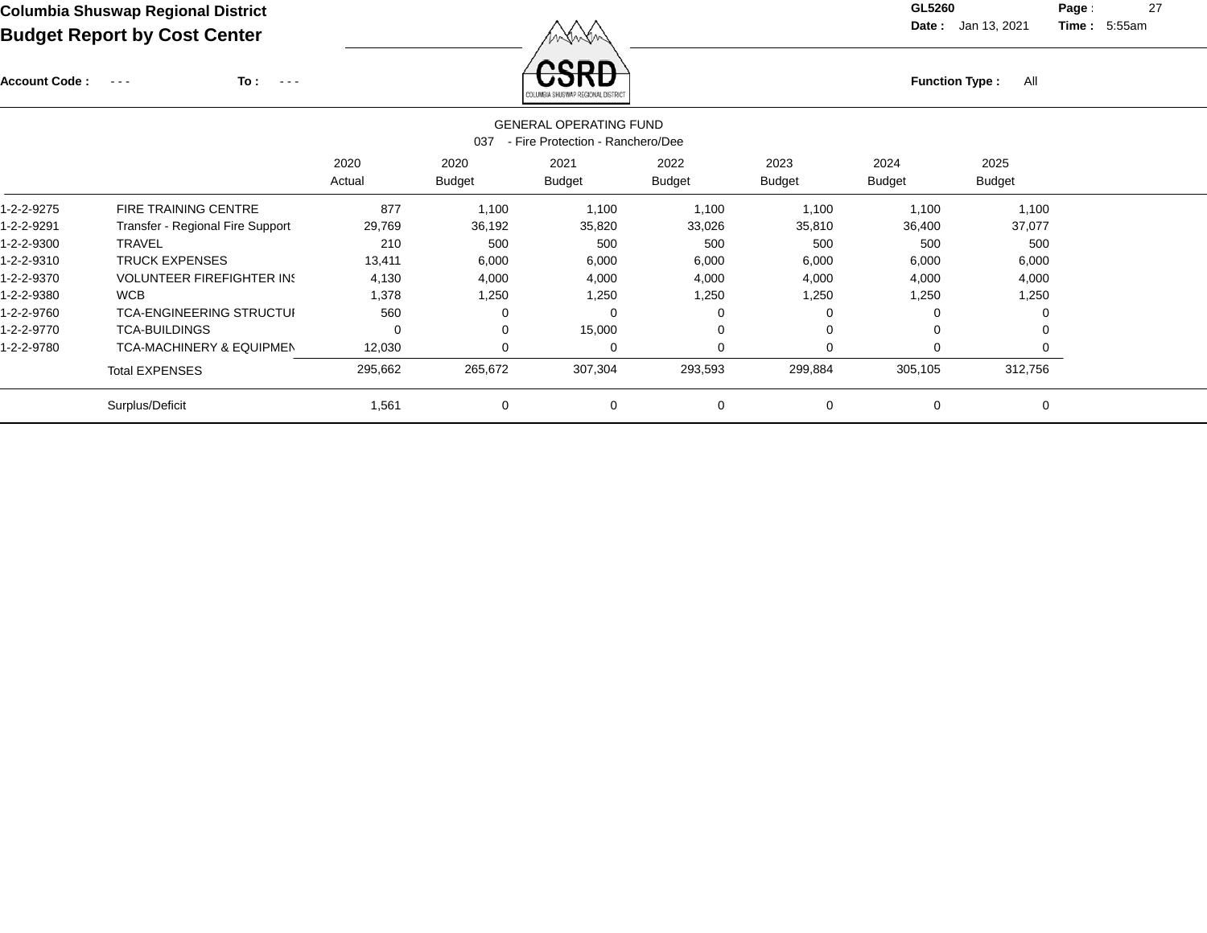**Columbia Shuswap Regional District**

**Budget Report by Cost Center**

**Account Code :** - - - **To :** - - -

**Function Type :** All

GENERAL OPERATING FUND

037 - Fire Protection - Ranchero/Dee

| | | 2020 Actual | 2020 Budget | 2021 Budget | 2022 Budget | 2023 Budget | 2024 Budget | 2025 Budget |
|---|---|---|---|---|---|---|---|---|
| 1-2-2-9275 | FIRE TRAINING CENTRE | 877 | 1,100 | 1,100 | 1,100 | 1,100 | 1,100 | 1,100 |
| 1-2-2-9291 | Transfer - Regional Fire Support | 29,769 | 36,192 | 35,820 | 33,026 | 35,810 | 36,400 | 37,077 |
| 1-2-2-9300 | TRAVEL | 210 | 500 | 500 | 500 | 500 | 500 | 500 |
| 1-2-2-9310 | TRUCK EXPENSES | 13,411 | 6,000 | 6,000 | 6,000 | 6,000 | 6,000 | 6,000 |
| 1-2-2-9370 | VOLUNTEER FIREFIGHTER INS | 4,130 | 4,000 | 4,000 | 4,000 | 4,000 | 4,000 | 4,000 |
| 1-2-2-9380 | WCB | 1,378 | 1,250 | 1,250 | 1,250 | 1,250 | 1,250 | 1,250 |
| 1-2-2-9760 | TCA-ENGINEERING STRUCTUI | 560 | 0 | 0 | 0 | 0 | 0 | 0 |
| 1-2-2-9770 | TCA-BUILDINGS | 0 | 0 | 15,000 | 0 | 0 | 0 | 0 |
| 1-2-2-9780 | TCA-MACHINERY & EQUIPMEN | 12,030 | 0 | 0 | 0 | 0 | 0 | 0 |
| | Total EXPENSES | 295,662 | 265,672 | 307,304 | 293,593 | 299,884 | 305,105 | 312,756 |
| | Surplus/Deficit | 1,561 | 0 | 0 | 0 | 0 | 0 | 0 |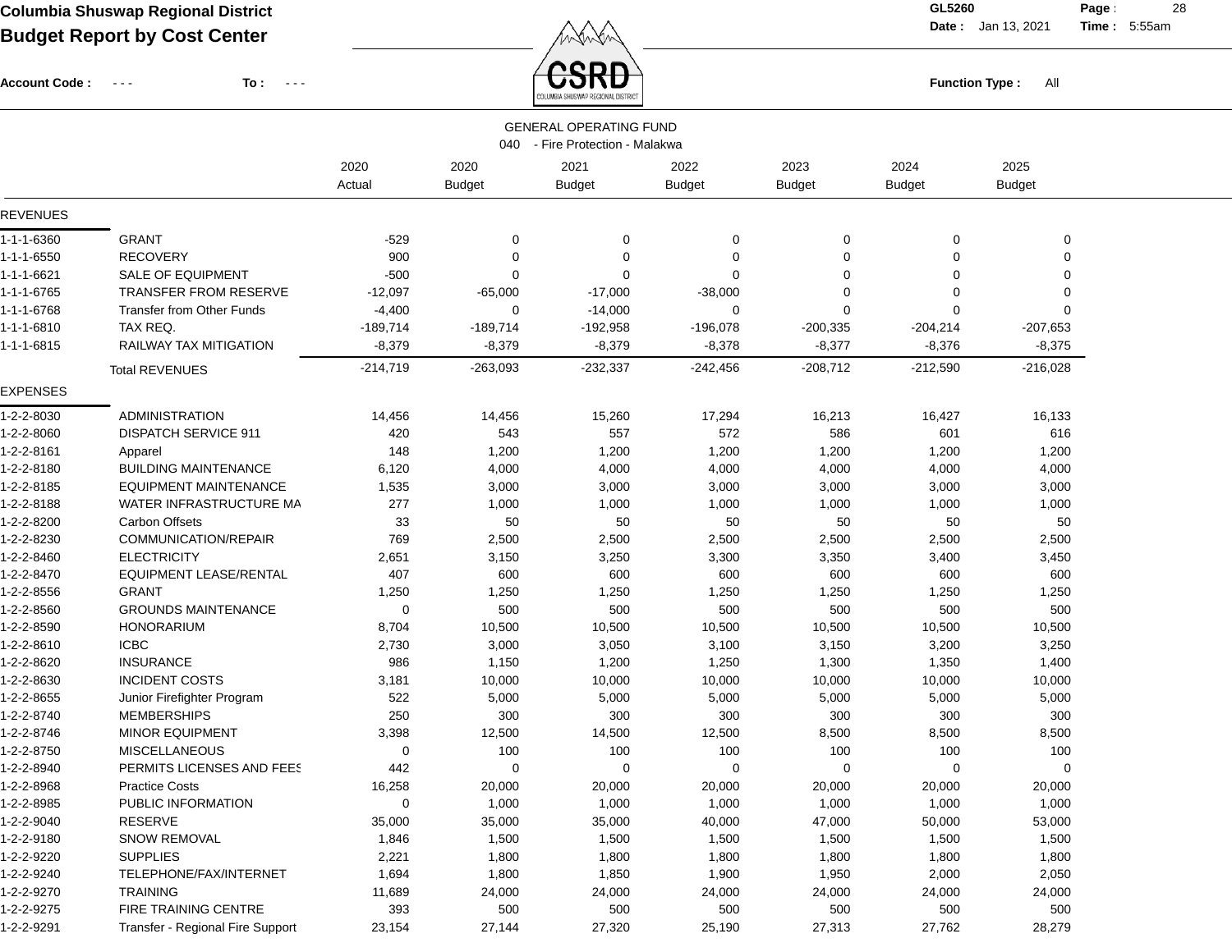**Columbia Shuswap Regional District**

**Budget Report by Cost Center**

**Account Code :** - - - **To :** - - -

GL5260 **Date :** Jan 13, 2021 **Time :** 5:55am

**Function Type :** All

GENERAL OPERATING FUND

040 - Fire Protection - Malakwa

| | | 2020 Actual | 2020 Budget | 2021 Budget | 2022 Budget | 2023 Budget | 2024 Budget | 2025 Budget |
|---|---|---|---|---|---|---|---|---|
| **REVENUES** | | | | | | | | |
| 1-1-1-6360 | GRANT | -529 | 0 | 0 | 0 | 0 | 0 | 0 |
| 1-1-1-6550 | RECOVERY | 900 | 0 | 0 | 0 | 0 | 0 | 0 |
| 1-1-1-6621 | SALE OF EQUIPMENT | -500 | 0 | 0 | 0 | 0 | 0 | 0 |
| 1-1-1-6765 | TRANSFER FROM RESERVE | -12,097 | -65,000 | -17,000 | -38,000 | 0 | 0 | 0 |
| 1-1-1-6768 | Transfer from Other Funds | -4,400 | 0 | -14,000 | 0 | 0 | 0 | 0 |
| 1-1-1-6810 | TAX REQ. | -189,714 | -189,714 | -192,958 | -196,078 | -200,335 | -204,214 | -207,653 |
| 1-1-1-6815 | RAILWAY TAX MITIGATION | -8,379 | -8,379 | -8,379 | -8,378 | -8,377 | -8,376 | -8,375 |
| | Total REVENUES | -214,719 | -263,093 | -232,337 | -242,456 | -208,712 | -212,590 | -216,028 |
| **EXPENSES** | | | | | | | | |
| 1-2-2-8030 | ADMINISTRATION | 14,456 | 14,456 | 15,260 | 17,294 | 16,213 | 16,427 | 16,133 |
| 1-2-2-8060 | DISPATCH SERVICE 911 | 420 | 543 | 557 | 572 | 586 | 601 | 616 |
| 1-2-2-8161 | Apparel | 148 | 1,200 | 1,200 | 1,200 | 1,200 | 1,200 | 1,200 |
| 1-2-2-8180 | BUILDING MAINTENANCE | 6,120 | 4,000 | 4,000 | 4,000 | 4,000 | 4,000 | 4,000 |
| 1-2-2-8185 | EQUIPMENT MAINTENANCE | 1,535 | 3,000 | 3,000 | 3,000 | 3,000 | 3,000 | 3,000 |
| 1-2-2-8188 | WATER INFRASTRUCTURE MA | 277 | 1,000 | 1,000 | 1,000 | 1,000 | 1,000 | 1,000 |
| 1-2-2-8200 | Carbon Offsets | 33 | 50 | 50 | 50 | 50 | 50 | 50 |
| 1-2-2-8230 | COMMUNICATION/REPAIR | 769 | 2,500 | 2,500 | 2,500 | 2,500 | 2,500 | 2,500 |
| 1-2-2-8460 | ELECTRICITY | 2,651 | 3,150 | 3,250 | 3,300 | 3,350 | 3,400 | 3,450 |
| 1-2-2-8470 | EQUIPMENT LEASE/RENTAL | 407 | 600 | 600 | 600 | 600 | 600 | 600 |
| 1-2-2-8556 | GRANT | 1,250 | 1,250 | 1,250 | 1,250 | 1,250 | 1,250 | 1,250 |
| 1-2-2-8560 | GROUNDS MAINTENANCE | 0 | 500 | 500 | 500 | 500 | 500 | 500 |
| 1-2-2-8590 | HONORARIUM | 8,704 | 10,500 | 10,500 | 10,500 | 10,500 | 10,500 | 10,500 |
| 1-2-2-8610 | ICBC | 2,730 | 3,000 | 3,050 | 3,100 | 3,150 | 3,200 | 3,250 |
| 1-2-2-8620 | INSURANCE | 986 | 1,150 | 1,200 | 1,250 | 1,300 | 1,350 | 1,400 |
| 1-2-2-8630 | INCIDENT COSTS | 3,181 | 10,000 | 10,000 | 10,000 | 10,000 | 10,000 | 10,000 |
| 1-2-2-8655 | Junior Firefighter Program | 522 | 5,000 | 5,000 | 5,000 | 5,000 | 5,000 | 5,000 |
| 1-2-2-8740 | MEMBERSHIPS | 250 | 300 | 300 | 300 | 300 | 300 | 300 |
| 1-2-2-8746 | MINOR EQUIPMENT | 3,398 | 12,500 | 14,500 | 12,500 | 8,500 | 8,500 | 8,500 |
| 1-2-2-8750 | MISCELLANEOUS | 0 | 100 | 100 | 100 | 100 | 100 | 100 |
| 1-2-2-8940 | PERMITS LICENSES AND FEES | 442 | 0 | 0 | 0 | 0 | 0 | 0 |
| 1-2-2-8968 | Practice Costs | 16,258 | 20,000 | 20,000 | 20,000 | 20,000 | 20,000 | 20,000 |
| 1-2-2-8985 | PUBLIC INFORMATION | 0 | 1,000 | 1,000 | 1,000 | 1,000 | 1,000 | 1,000 |
| 1-2-2-9040 | RESERVE | 35,000 | 35,000 | 35,000 | 40,000 | 47,000 | 50,000 | 53,000 |
| 1-2-2-9180 | SNOW REMOVAL | 1,846 | 1,500 | 1,500 | 1,500 | 1,500 | 1,500 | 1,500 |
| 1-2-2-9220 | SUPPLIES | 2,221 | 1,800 | 1,800 | 1,800 | 1,800 | 1,800 | 1,800 |
| 1-2-2-9240 | TELEPHONE/FAX/INTERNET | 1,694 | 1,800 | 1,850 | 1,900 | 1,950 | 2,000 | 2,050 |
| 1-2-2-9270 | TRAINING | 11,689 | 24,000 | 24,000 | 24,000 | 24,000 | 24,000 | 24,000 |
| 1-2-2-9275 | FIRE TRAINING CENTRE | 393 | 500 | 500 | 500 | 500 | 500 | 500 |
| 1-2-2-9291 | Transfer - Regional Fire Support | 23,154 | 27,144 | 27,320 | 25,190 | 27,313 | 27,762 | 28,279 |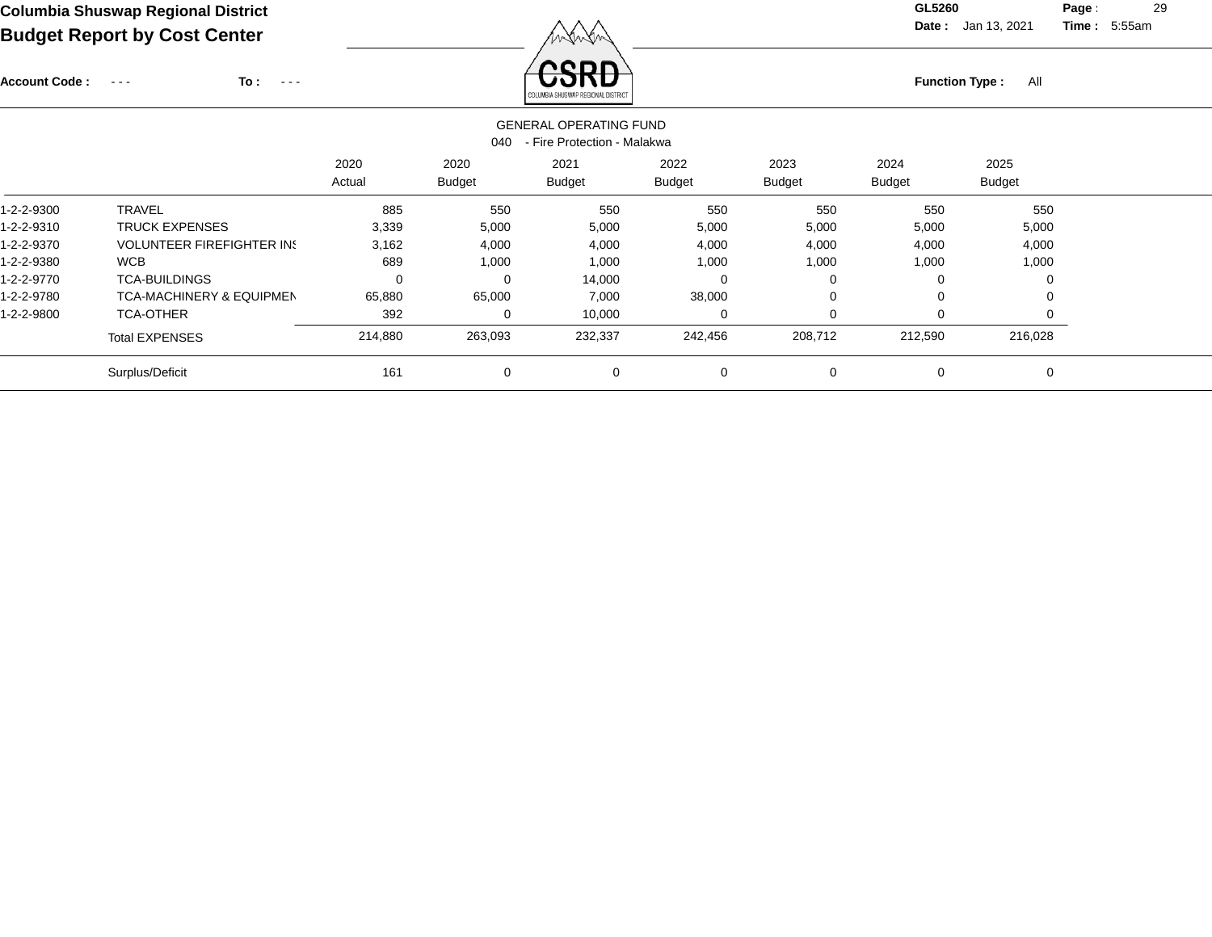**Columbia Shuswap Regional District**
**Budget Report by Cost Center**

GL5260
Date : Jan 13, 2021 Time : 5:55am

Account Code : - - - To : - - -

Function Type : All

GENERAL OPERATING FUND
040 - Fire Protection - Malakwa

| | | 2020 Actual | 2020 Budget | 2021 Budget | 2022 Budget | 2023 Budget | 2024 Budget | 2025 Budget |
|---|---|---|---|---|---|---|---|---|
| 1-2-2-9300 | TRAVEL | 885 | 550 | 550 | 550 | 550 | 550 | 550 |
| 1-2-2-9310 | TRUCK EXPENSES | 3,339 | 5,000 | 5,000 | 5,000 | 5,000 | 5,000 | 5,000 |
| 1-2-2-9370 | VOLUNTEER FIREFIGHTER INS | 3,162 | 4,000 | 4,000 | 4,000 | 4,000 | 4,000 | 4,000 |
| 1-2-2-9380 | WCB | 689 | 1,000 | 1,000 | 1,000 | 1,000 | 1,000 | 1,000 |
| 1-2-2-9770 | TCA-BUILDINGS | 0 | 0 | 14,000 | 0 | 0 | 0 | 0 |
| 1-2-2-9780 | TCA-MACHINERY & EQUIPMEN | 65,880 | 65,000 | 7,000 | 38,000 | 0 | 0 | 0 |
| 1-2-2-9800 | TCA-OTHER | 392 | 0 | 10,000 | 0 | 0 | 0 | 0 |
| | Total EXPENSES | 214,880 | 263,093 | 232,337 | 242,456 | 208,712 | 212,590 | 216,028 |
| | Surplus/Deficit | 161 | 0 | 0 | 0 | 0 | 0 | 0 |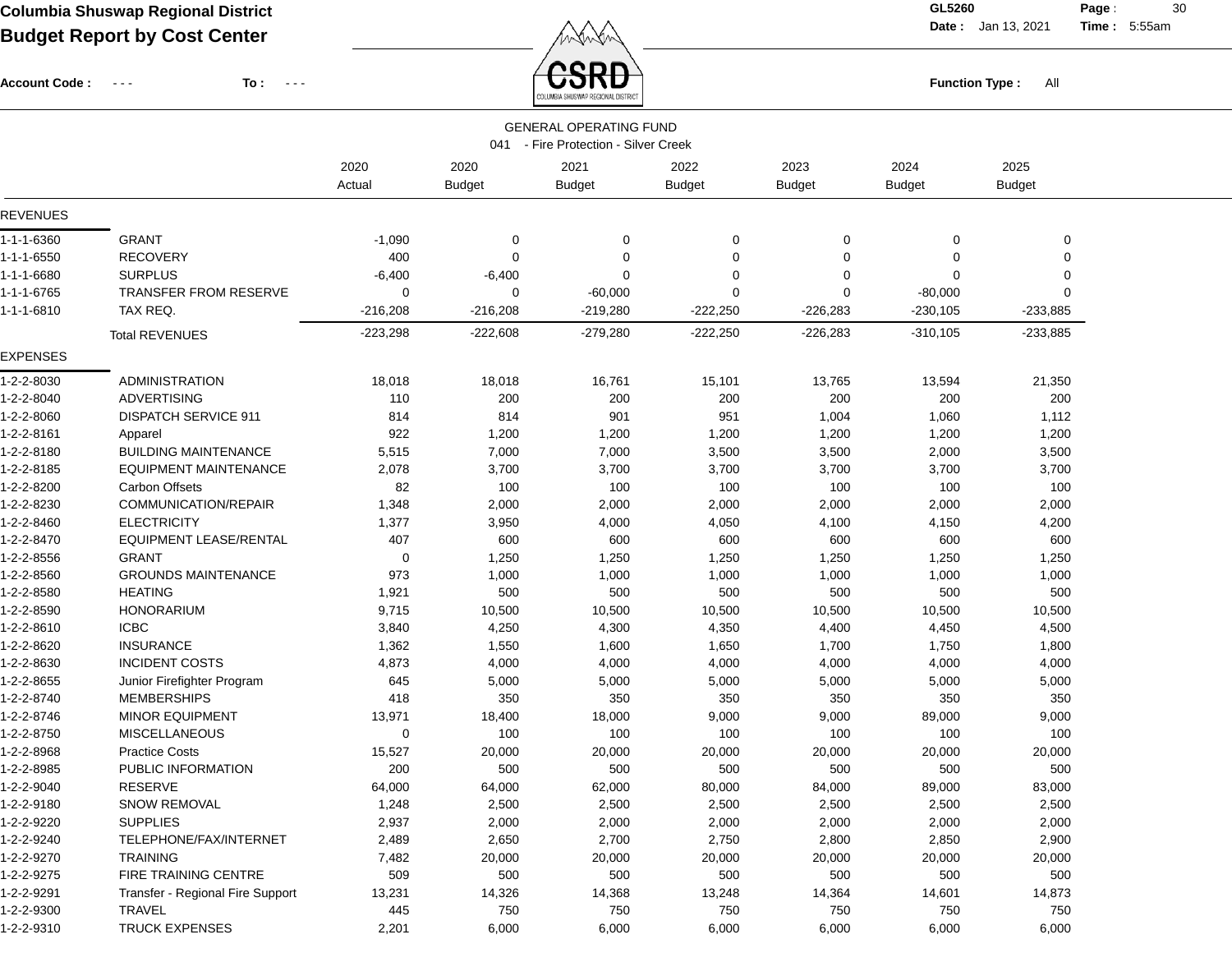**Columbia Shuswap Regional District**
**Budget Report by Cost Center**

GL5260 Date: Jan 13, 2021 Time: 5:55am

Account Code: - - - To: - - - Function Type: All

GENERAL OPERATING FUND
041 - Fire Protection - Silver Creek

| | | 2020 Actual | 2020 Budget | 2021 Budget | 2022 Budget | 2023 Budget | 2024 Budget | 2025 Budget |
|---|---|---|---|---|---|---|---|---|
| **REVENUES** | | | | | | | | |
| 1-1-1-6360 | GRANT | -1,090 | 0 | 0 | 0 | 0 | 0 | 0 |
| 1-1-1-6550 | RECOVERY | 400 | 0 | 0 | 0 | 0 | 0 | 0 |
| 1-1-1-6680 | SURPLUS | -6,400 | -6,400 | 0 | 0 | 0 | 0 | 0 |
| 1-1-1-6765 | TRANSFER FROM RESERVE | 0 | 0 | -60,000 | 0 | 0 | -80,000 | 0 |
| 1-1-1-6810 | TAX REQ. | -216,208 | -216,208 | -219,280 | -222,250 | -226,283 | -230,105 | -233,885 |
| | Total REVENUES | -223,298 | -222,608 | -279,280 | -222,250 | -226,283 | -310,105 | -233,885 |
| **EXPENSES** | | | | | | | | |
| 1-2-2-8030 | ADMINISTRATION | 18,018 | 18,018 | 16,761 | 15,101 | 13,765 | 13,594 | 21,350 |
| 1-2-2-8040 | ADVERTISING | 110 | 200 | 200 | 200 | 200 | 200 | 200 |
| 1-2-2-8060 | DISPATCH SERVICE 911 | 814 | 814 | 901 | 951 | 1,004 | 1,060 | 1,112 |
| 1-2-2-8161 | Apparel | 922 | 1,200 | 1,200 | 1,200 | 1,200 | 1,200 | 1,200 |
| 1-2-2-8180 | BUILDING MAINTENANCE | 5,515 | 7,000 | 7,000 | 3,500 | 3,500 | 2,000 | 3,500 |
| 1-2-2-8185 | EQUIPMENT MAINTENANCE | 2,078 | 3,700 | 3,700 | 3,700 | 3,700 | 3,700 | 3,700 |
| 1-2-2-8200 | Carbon Offsets | 82 | 100 | 100 | 100 | 100 | 100 | 100 |
| 1-2-2-8230 | COMMUNICATION/REPAIR | 1,348 | 2,000 | 2,000 | 2,000 | 2,000 | 2,000 | 2,000 |
| 1-2-2-8460 | ELECTRICITY | 1,377 | 3,950 | 4,000 | 4,050 | 4,100 | 4,150 | 4,200 |
| 1-2-2-8470 | EQUIPMENT LEASE/RENTAL | 407 | 600 | 600 | 600 | 600 | 600 | 600 |
| 1-2-2-8556 | GRANT | 0 | 1,250 | 1,250 | 1,250 | 1,250 | 1,250 | 1,250 |
| 1-2-2-8560 | GROUNDS MAINTENANCE | 973 | 1,000 | 1,000 | 1,000 | 1,000 | 1,000 | 1,000 |
| 1-2-2-8580 | HEATING | 1,921 | 500 | 500 | 500 | 500 | 500 | 500 |
| 1-2-2-8590 | HONORARIUM | 9,715 | 10,500 | 10,500 | 10,500 | 10,500 | 10,500 | 10,500 |
| 1-2-2-8610 | ICBC | 3,840 | 4,250 | 4,300 | 4,350 | 4,400 | 4,450 | 4,500 |
| 1-2-2-8620 | INSURANCE | 1,362 | 1,550 | 1,600 | 1,650 | 1,700 | 1,750 | 1,800 |
| 1-2-2-8630 | INCIDENT COSTS | 4,873 | 4,000 | 4,000 | 4,000 | 4,000 | 4,000 | 4,000 |
| 1-2-2-8655 | Junior Firefighter Program | 645 | 5,000 | 5,000 | 5,000 | 5,000 | 5,000 | 5,000 |
| 1-2-2-8740 | MEMBERSHIPS | 418 | 350 | 350 | 350 | 350 | 350 | 350 |
| 1-2-2-8746 | MINOR EQUIPMENT | 13,971 | 18,400 | 18,000 | 9,000 | 9,000 | 89,000 | 9,000 |
| 1-2-2-8750 | MISCELLANEOUS | 0 | 100 | 100 | 100 | 100 | 100 | 100 |
| 1-2-2-8968 | Practice Costs | 15,527 | 20,000 | 20,000 | 20,000 | 20,000 | 20,000 | 20,000 |
| 1-2-2-8985 | PUBLIC INFORMATION | 200 | 500 | 500 | 500 | 500 | 500 | 500 |
| 1-2-2-9040 | RESERVE | 64,000 | 64,000 | 62,000 | 80,000 | 84,000 | 89,000 | 83,000 |
| 1-2-2-9180 | SNOW REMOVAL | 1,248 | 2,500 | 2,500 | 2,500 | 2,500 | 2,500 | 2,500 |
| 1-2-2-9220 | SUPPLIES | 2,937 | 2,000 | 2,000 | 2,000 | 2,000 | 2,000 | 2,000 |
| 1-2-2-9240 | TELEPHONE/FAX/INTERNET | 2,489 | 2,650 | 2,700 | 2,750 | 2,800 | 2,850 | 2,900 |
| 1-2-2-9270 | TRAINING | 7,482 | 20,000 | 20,000 | 20,000 | 20,000 | 20,000 | 20,000 |
| 1-2-2-9275 | FIRE TRAINING CENTRE | 509 | 500 | 500 | 500 | 500 | 500 | 500 |
| 1-2-2-9291 | Transfer - Regional Fire Support | 13,231 | 14,326 | 14,368 | 13,248 | 14,364 | 14,601 | 14,873 |
| 1-2-2-9300 | TRAVEL | 445 | 750 | 750 | 750 | 750 | 750 | 750 |
| 1-2-2-9310 | TRUCK EXPENSES | 2,201 | 6,000 | 6,000 | 6,000 | 6,000 | 6,000 | 6,000 |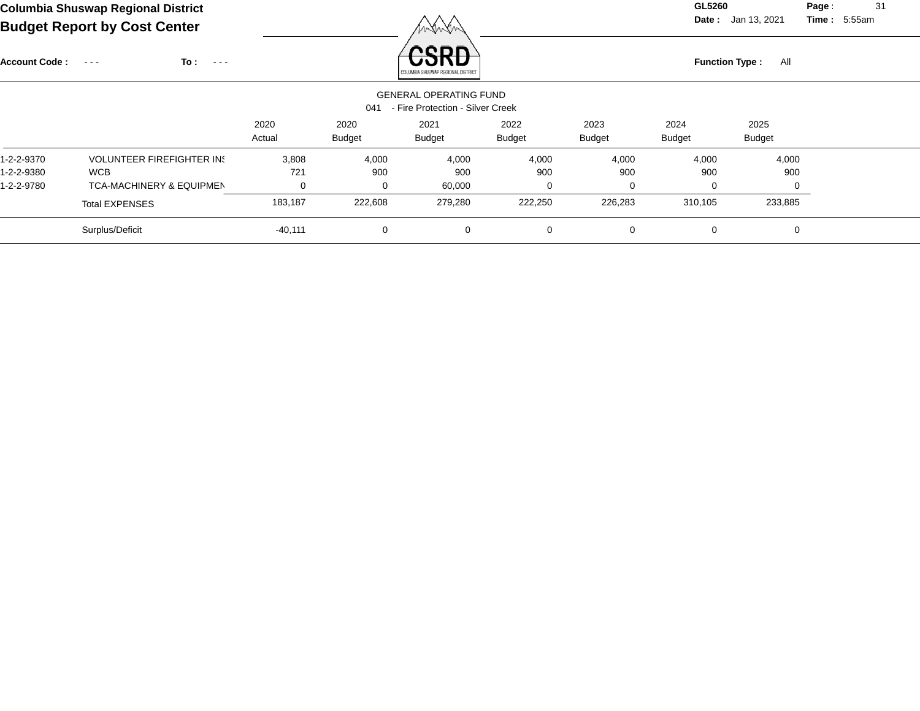# Columbia Shuswap Regional District

## Budget Report by Cost Center

GL5260

Date : Jan 13, 2021 Time : 5:55am

Account Code : - - - To : - - -

Function Type : All

GENERAL OPERATING FUND

041 - Fire Protection - Silver Creek

| | | 2020 Actual | 2020 Budget | 2021 Budget | 2022 Budget | 2023 Budget | 2024 Budget | 2025 Budget |
|---|---|---|---|---|---|---|---|---|
| 1-2-2-9370 | VOLUNTEER FIREFIGHTER INS | 3,808 | 4,000 | 4,000 | 4,000 | 4,000 | 4,000 | 4,000 |
| 1-2-2-9380 | WCB | 721 | 900 | 900 | 900 | 900 | 900 | 900 |
| 1-2-2-9780 | TCA-MACHINERY & EQUIPMEN | 0 | 0 | 60,000 | 0 | 0 | 0 | 0 |
| | Total EXPENSES | 183,187 | 222,608 | 279,280 | 222,250 | 226,283 | 310,105 | 233,885 |
| | Surplus/Deficit | -40,111 | 0 | 0 | 0 | 0 | 0 | 0 |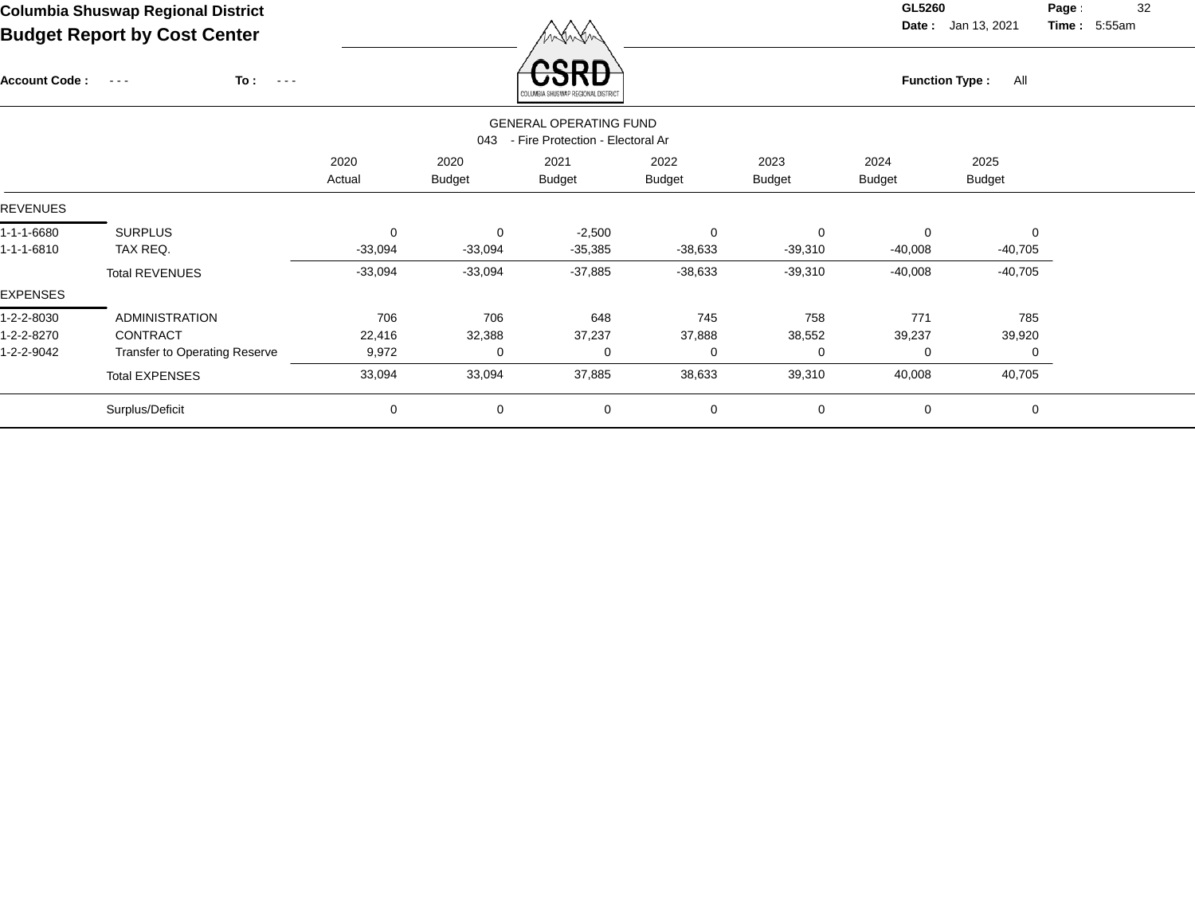**Columbia Shuswap Regional District**
**Budget Report by Cost Center**

**GL5260**
**Date :** Jan 13, 2021 **Time :** 5:55am

**Account Code :** - - - **To :** - - -

**Function Type :** All

GENERAL OPERATING FUND
043 - Fire Protection - Electoral Ar

| | | 2020 Actual | 2020 Budget | 2021 Budget | 2022 Budget | 2023 Budget | 2024 Budget | 2025 Budget |
|---|---|---|---|---|---|---|---|---|
| REVENUES | | | | | | | | |
| 1-1-1-6680 | SURPLUS | 0 | 0 | -2,500 | 0 | 0 | 0 | 0 |
| 1-1-1-6810 | TAX REQ. | -33,094 | -33,094 | -35,385 | -38,633 | -39,310 | -40,008 | -40,705 |
| | Total REVENUES | -33,094 | -33,094 | -37,885 | -38,633 | -39,310 | -40,008 | -40,705 |
| EXPENSES | | | | | | | | |
| 1-2-2-8030 | ADMINISTRATION | 706 | 706 | 648 | 745 | 758 | 771 | 785 |
| 1-2-2-8270 | CONTRACT | 22,416 | 32,388 | 37,237 | 37,888 | 38,552 | 39,237 | 39,920 |
| 1-2-2-9042 | Transfer to Operating Reserve | 9,972 | 0 | 0 | 0 | 0 | 0 | 0 |
| | Total EXPENSES | 33,094 | 33,094 | 37,885 | 38,633 | 39,310 | 40,008 | 40,705 |
| | Surplus/Deficit | 0 | 0 | 0 | 0 | 0 | 0 | 0 |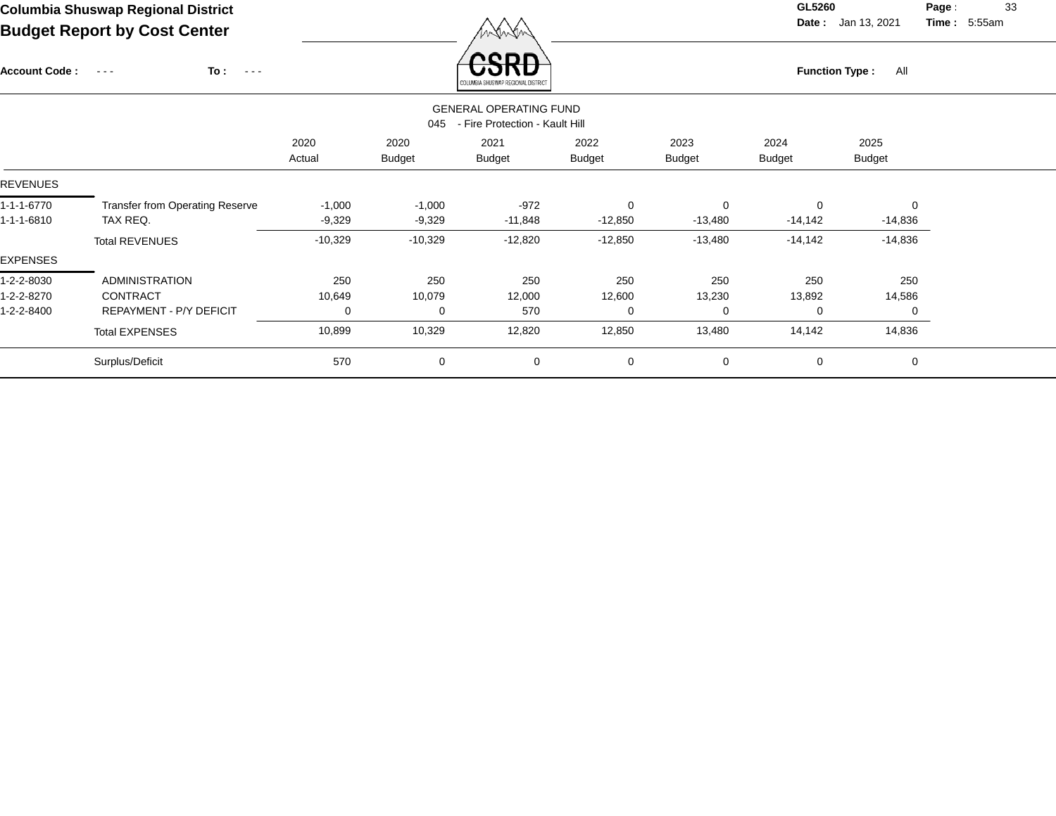# Columbia Shuswap Regional District

## Budget Report by Cost Center

GL5260 Date : Jan 13, 2021 Time : 5:55am

Account Code : - - - To : - - -

Function Type : All

GENERAL OPERATING FUND

045 - Fire Protection - Kault Hill

| | | 2020 Actual | 2020 Budget | 2021 Budget | 2022 Budget | 2023 Budget | 2024 Budget | 2025 Budget |
|---|---|---|---|---|---|---|---|---|
| REVENUES | | | | | | | | |
| 1-1-1-6770 | Transfer from Operating Reserve | -1,000 | -1,000 | -972 | 0 | 0 | 0 | 0 |
| 1-1-1-6810 | TAX REQ. | -9,329 | -9,329 | -11,848 | -12,850 | -13,480 | -14,142 | -14,836 |
| | Total REVENUES | -10,329 | -10,329 | -12,820 | -12,850 | -13,480 | -14,142 | -14,836 |
| EXPENSES | | | | | | | | |
| 1-2-2-8030 | ADMINISTRATION | 250 | 250 | 250 | 250 | 250 | 250 | 250 |
| 1-2-2-8270 | CONTRACT | 10,649 | 10,079 | 12,000 | 12,600 | 13,230 | 13,892 | 14,586 |
| 1-2-2-8400 | REPAYMENT - P/Y DEFICIT | 0 | 0 | 570 | 0 | 0 | 0 | 0 |
| | Total EXPENSES | 10,899 | 10,329 | 12,820 | 12,850 | 13,480 | 14,142 | 14,836 |
| | Surplus/Deficit | 570 | 0 | 0 | 0 | 0 | 0 | 0 |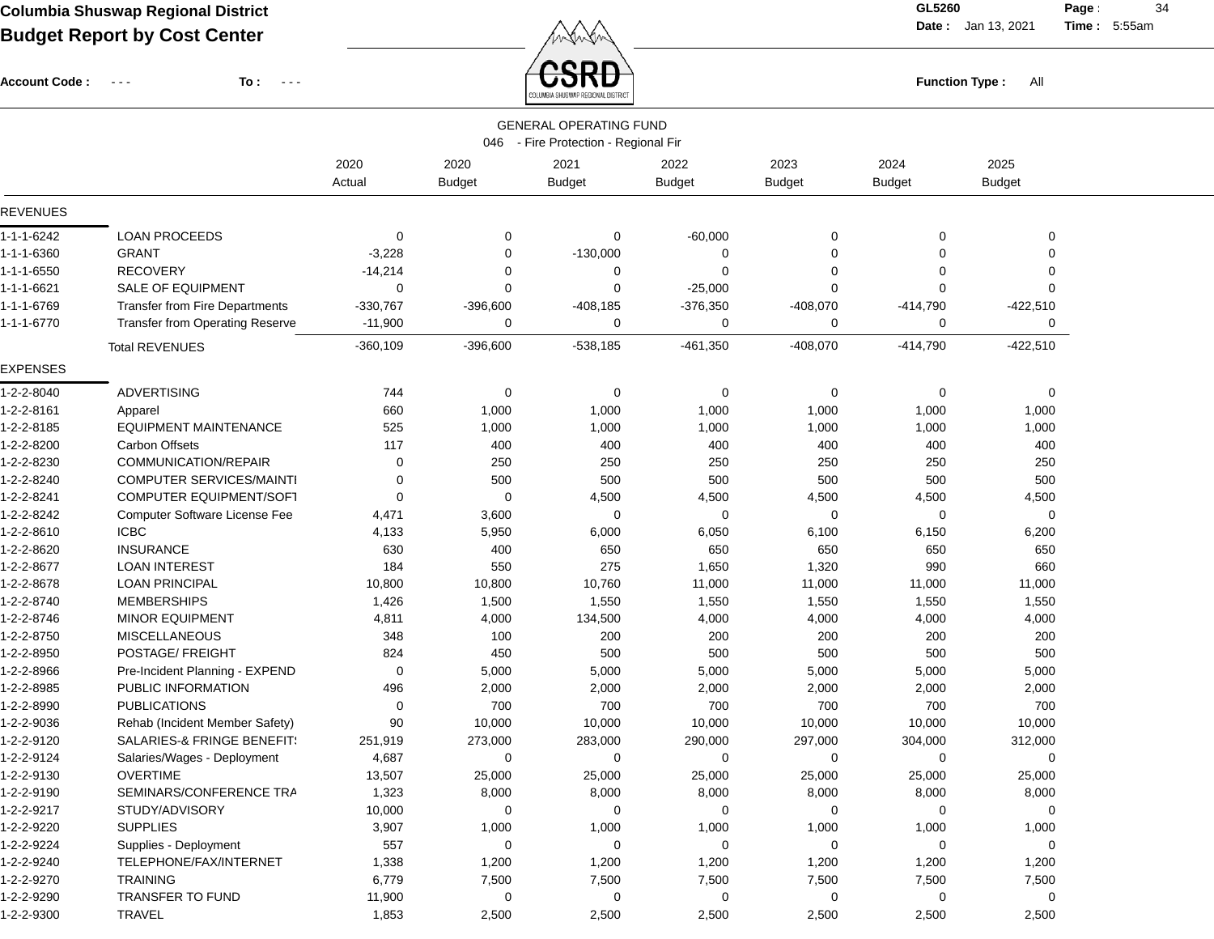**Columbia Shuswap Regional District**

**Budget Report by Cost Center**

GL5260 Date : Jan 13, 2021 Time : 5:55am

Account Code : - - - To : - - -

Function Type : All

GENERAL OPERATING FUND

046 - Fire Protection - Regional Fir

| | | 2020 Actual | 2020 Budget | 2021 Budget | 2022 Budget | 2023 Budget | 2024 Budget | 2025 Budget |
|---|---|---|---|---|---|---|---|---|
| **REVENUES** | | | | | | | | |
| 1-1-1-6242 | LOAN PROCEEDS | 0 | 0 | 0 | -60,000 | 0 | 0 | 0 |
| 1-1-1-6360 | GRANT | -3,228 | 0 | -130,000 | 0 | 0 | 0 | 0 |
| 1-1-1-6550 | RECOVERY | -14,214 | 0 | 0 | 0 | 0 | 0 | 0 |
| 1-1-1-6621 | SALE OF EQUIPMENT | 0 | 0 | 0 | -25,000 | 0 | 0 | 0 |
| 1-1-1-6769 | Transfer from Fire Departments | -330,767 | -396,600 | -408,185 | -376,350 | -408,070 | -414,790 | -422,510 |
| 1-1-1-6770 | Transfer from Operating Reserve | -11,900 | 0 | 0 | 0 | 0 | 0 | 0 |
| | Total REVENUES | -360,109 | -396,600 | -538,185 | -461,350 | -408,070 | -414,790 | -422,510 |
| **EXPENSES** | | | | | | | | |
| 1-2-2-8040 | ADVERTISING | 744 | 0 | 0 | 0 | 0 | 0 | 0 |
| 1-2-2-8161 | Apparel | 660 | 1,000 | 1,000 | 1,000 | 1,000 | 1,000 | 1,000 |
| 1-2-2-8185 | EQUIPMENT MAINTENANCE | 525 | 1,000 | 1,000 | 1,000 | 1,000 | 1,000 | 1,000 |
| 1-2-2-8200 | Carbon Offsets | 117 | 400 | 400 | 400 | 400 | 400 | 400 |
| 1-2-2-8230 | COMMUNICATION/REPAIR | 0 | 250 | 250 | 250 | 250 | 250 | 250 |
| 1-2-2-8240 | COMPUTER SERVICES/MAINTI | 0 | 500 | 500 | 500 | 500 | 500 | 500 |
| 1-2-2-8241 | COMPUTER EQUIPMENT/SOFT | 0 | 0 | 4,500 | 4,500 | 4,500 | 4,500 | 4,500 |
| 1-2-2-8242 | Computer Software License Fee | 4,471 | 3,600 | 0 | 0 | 0 | 0 | 0 |
| 1-2-2-8610 | ICBC | 4,133 | 5,950 | 6,000 | 6,050 | 6,100 | 6,150 | 6,200 |
| 1-2-2-8620 | INSURANCE | 630 | 400 | 650 | 650 | 650 | 650 | 650 |
| 1-2-2-8677 | LOAN INTEREST | 184 | 550 | 275 | 1,650 | 1,320 | 990 | 660 |
| 1-2-2-8678 | LOAN PRINCIPAL | 10,800 | 10,800 | 10,760 | 11,000 | 11,000 | 11,000 | 11,000 |
| 1-2-2-8740 | MEMBERSHIPS | 1,426 | 1,500 | 1,550 | 1,550 | 1,550 | 1,550 | 1,550 |
| 1-2-2-8746 | MINOR EQUIPMENT | 4,811 | 4,000 | 134,500 | 4,000 | 4,000 | 4,000 | 4,000 |
| 1-2-2-8750 | MISCELLANEOUS | 348 | 100 | 200 | 200 | 200 | 200 | 200 |
| 1-2-2-8950 | POSTAGE/ FREIGHT | 824 | 450 | 500 | 500 | 500 | 500 | 500 |
| 1-2-2-8966 | Pre-Incident Planning - EXPEND | 0 | 5,000 | 5,000 | 5,000 | 5,000 | 5,000 | 5,000 |
| 1-2-2-8985 | PUBLIC INFORMATION | 496 | 2,000 | 2,000 | 2,000 | 2,000 | 2,000 | 2,000 |
| 1-2-2-8990 | PUBLICATIONS | 0 | 700 | 700 | 700 | 700 | 700 | 700 |
| 1-2-2-9036 | Rehab (Incident Member Safety) | 90 | 10,000 | 10,000 | 10,000 | 10,000 | 10,000 | 10,000 |
| 1-2-2-9120 | SALARIES-& FRINGE BENEFIT! | 251,919 | 273,000 | 283,000 | 290,000 | 297,000 | 304,000 | 312,000 |
| 1-2-2-9124 | Salaries/Wages - Deployment | 4,687 | 0 | 0 | 0 | 0 | 0 | 0 |
| 1-2-2-9130 | OVERTIME | 13,507 | 25,000 | 25,000 | 25,000 | 25,000 | 25,000 | 25,000 |
| 1-2-2-9190 | SEMINARS/CONFERENCE TRA | 1,323 | 8,000 | 8,000 | 8,000 | 8,000 | 8,000 | 8,000 |
| 1-2-2-9217 | STUDY/ADVISORY | 10,000 | 0 | 0 | 0 | 0 | 0 | 0 |
| 1-2-2-9220 | SUPPLIES | 3,907 | 1,000 | 1,000 | 1,000 | 1,000 | 1,000 | 1,000 |
| 1-2-2-9224 | Supplies - Deployment | 557 | 0 | 0 | 0 | 0 | 0 | 0 |
| 1-2-2-9240 | TELEPHONE/FAX/INTERNET | 1,338 | 1,200 | 1,200 | 1,200 | 1,200 | 1,200 | 1,200 |
| 1-2-2-9270 | TRAINING | 6,779 | 7,500 | 7,500 | 7,500 | 7,500 | 7,500 | 7,500 |
| 1-2-2-9290 | TRANSFER TO FUND | 11,900 | 0 | 0 | 0 | 0 | 0 | 0 |
| 1-2-2-9300 | TRAVEL | 1,853 | 2,500 | 2,500 | 2,500 | 2,500 | 2,500 | 2,500 |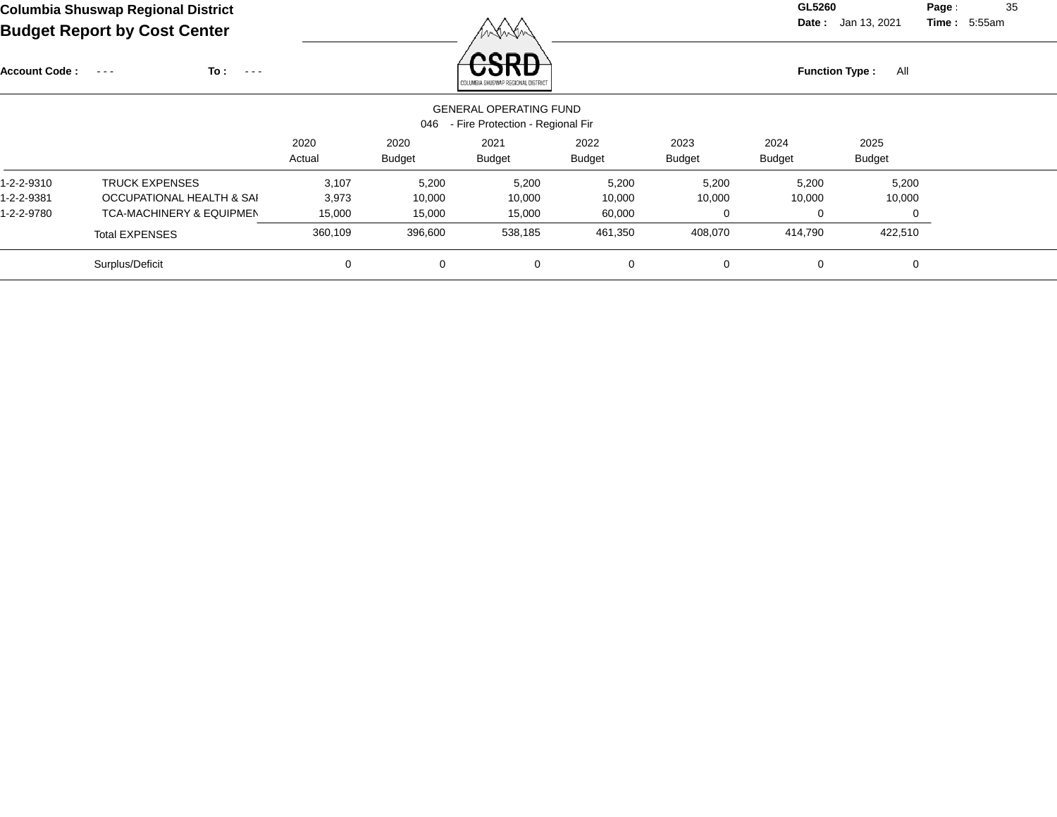# Columbia Shuswap Regional District

## Budget Report by Cost Center

GL5260

Date : Jan 13, 2021 Time : 5:55am

Account Code : - - - To : - - -

Function Type : All

GENERAL OPERATING FUND

046 - Fire Protection - Regional Fir

| | | 2020 Actual | 2020 Budget | 2021 Budget | 2022 Budget | 2023 Budget | 2024 Budget | 2025 Budget |
|---|---|---|---|---|---|---|---|---|
| 1-2-2-9310 | TRUCK EXPENSES | 3,107 | 5,200 | 5,200 | 5,200 | 5,200 | 5,200 | 5,200 |
| 1-2-2-9381 | OCCUPATIONAL HEALTH & SAI | 3,973 | 10,000 | 10,000 | 10,000 | 10,000 | 10,000 | 10,000 |
| 1-2-2-9780 | TCA-MACHINERY & EQUIPMEN | 15,000 | 15,000 | 15,000 | 60,000 | 0 | 0 | 0 |
| | Total EXPENSES | 360,109 | 396,600 | 538,185 | 461,350 | 408,070 | 414,790 | 422,510 |
| | Surplus/Deficit | 0 | 0 | 0 | 0 | 0 | 0 | 0 |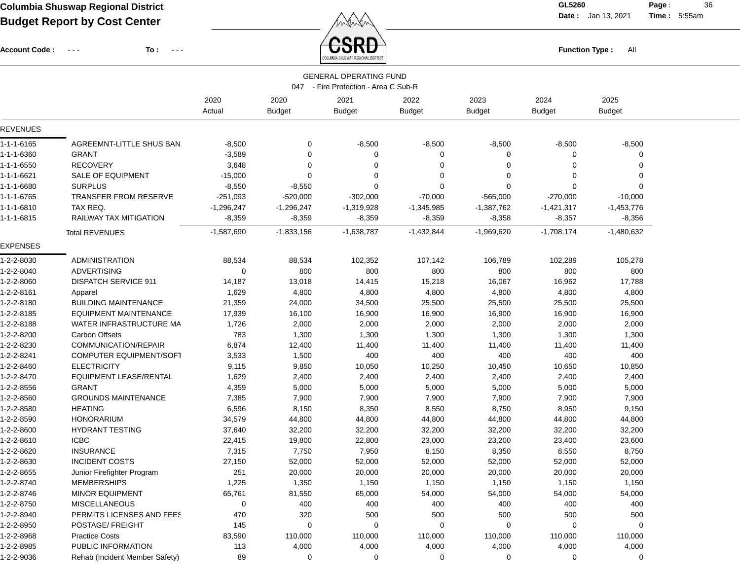**Columbia Shuswap Regional District**
**Budget Report by Cost Center**

GL5260
Date : Jan 13, 2021 Time : 5:55am

Account Code : - - - To : - - -

Function Type : All

GENERAL OPERATING FUND
047 - Fire Protection - Area C Sub-R

| | | 2020 Actual | 2020 Budget | 2021 Budget | 2022 Budget | 2023 Budget | 2024 Budget | 2025 Budget |
|---|---|---|---|---|---|---|---|---|
| **REVENUES** | | | | | | | | |
| 1-1-1-6165 | AGREEMNT-LITTLE SHUS BAN | -8,500 | 0 | -8,500 | -8,500 | -8,500 | -8,500 | -8,500 |
| 1-1-1-6360 | GRANT | -3,589 | 0 | 0 | 0 | 0 | 0 | 0 |
| 1-1-1-6550 | RECOVERY | 3,648 | 0 | 0 | 0 | 0 | 0 | 0 |
| 1-1-1-6621 | SALE OF EQUIPMENT | -15,000 | 0 | 0 | 0 | 0 | 0 | 0 |
| 1-1-1-6680 | SURPLUS | -8,550 | -8,550 | 0 | 0 | 0 | 0 | 0 |
| 1-1-1-6765 | TRANSFER FROM RESERVE | -251,093 | -520,000 | -302,000 | -70,000 | -565,000 | -270,000 | -10,000 |
| 1-1-1-6810 | TAX REQ. | -1,296,247 | -1,296,247 | -1,319,928 | -1,345,985 | -1,387,762 | -1,421,317 | -1,453,776 |
| 1-1-1-6815 | RAILWAY TAX MITIGATION | -8,359 | -8,359 | -8,359 | -8,359 | -8,358 | -8,357 | -8,356 |
| | Total REVENUES | -1,587,690 | -1,833,156 | -1,638,787 | -1,432,844 | -1,969,620 | -1,708,174 | -1,480,632 |
| **EXPENSES** | | | | | | | | |
| 1-2-2-8030 | ADMINISTRATION | 88,534 | 88,534 | 102,352 | 107,142 | 106,789 | 102,289 | 105,278 |
| 1-2-2-8040 | ADVERTISING | 0 | 800 | 800 | 800 | 800 | 800 | 800 |
| 1-2-2-8060 | DISPATCH SERVICE 911 | 14,187 | 13,018 | 14,415 | 15,218 | 16,067 | 16,962 | 17,788 |
| 1-2-2-8161 | Apparel | 1,629 | 4,800 | 4,800 | 4,800 | 4,800 | 4,800 | 4,800 |
| 1-2-2-8180 | BUILDING MAINTENANCE | 21,359 | 24,000 | 34,500 | 25,500 | 25,500 | 25,500 | 25,500 |
| 1-2-2-8185 | EQUIPMENT MAINTENANCE | 17,939 | 16,100 | 16,900 | 16,900 | 16,900 | 16,900 | 16,900 |
| 1-2-2-8188 | WATER INFRASTRUCTURE MA | 1,726 | 2,000 | 2,000 | 2,000 | 2,000 | 2,000 | 2,000 |
| 1-2-2-8200 | Carbon Offsets | 783 | 1,300 | 1,300 | 1,300 | 1,300 | 1,300 | 1,300 |
| 1-2-2-8230 | COMMUNICATION/REPAIR | 6,874 | 12,400 | 11,400 | 11,400 | 11,400 | 11,400 | 11,400 |
| 1-2-2-8241 | COMPUTER EQUIPMENT/SOFT | 3,533 | 1,500 | 400 | 400 | 400 | 400 | 400 |
| 1-2-2-8460 | ELECTRICITY | 9,115 | 9,850 | 10,050 | 10,250 | 10,450 | 10,650 | 10,850 |
| 1-2-2-8470 | EQUIPMENT LEASE/RENTAL | 1,629 | 2,400 | 2,400 | 2,400 | 2,400 | 2,400 | 2,400 |
| 1-2-2-8556 | GRANT | 4,359 | 5,000 | 5,000 | 5,000 | 5,000 | 5,000 | 5,000 |
| 1-2-2-8560 | GROUNDS MAINTENANCE | 7,385 | 7,900 | 7,900 | 7,900 | 7,900 | 7,900 | 7,900 |
| 1-2-2-8580 | HEATING | 6,596 | 8,150 | 8,350 | 8,550 | 8,750 | 8,950 | 9,150 |
| 1-2-2-8590 | HONORARIUM | 34,579 | 44,800 | 44,800 | 44,800 | 44,800 | 44,800 | 44,800 |
| 1-2-2-8600 | HYDRANT TESTING | 37,640 | 32,200 | 32,200 | 32,200 | 32,200 | 32,200 | 32,200 |
| 1-2-2-8610 | ICBC | 22,415 | 19,800 | 22,800 | 23,000 | 23,200 | 23,400 | 23,600 |
| 1-2-2-8620 | INSURANCE | 7,315 | 7,750 | 7,950 | 8,150 | 8,350 | 8,550 | 8,750 |
| 1-2-2-8630 | INCIDENT COSTS | 27,150 | 52,000 | 52,000 | 52,000 | 52,000 | 52,000 | 52,000 |
| 1-2-2-8655 | Junior Firefighter Program | 251 | 20,000 | 20,000 | 20,000 | 20,000 | 20,000 | 20,000 |
| 1-2-2-8740 | MEMBERSHIPS | 1,225 | 1,350 | 1,150 | 1,150 | 1,150 | 1,150 | 1,150 |
| 1-2-2-8746 | MINOR EQUIPMENT | 65,761 | 81,550 | 65,000 | 54,000 | 54,000 | 54,000 | 54,000 |
| 1-2-2-8750 | MISCELLANEOUS | 0 | 400 | 400 | 400 | 400 | 400 | 400 |
| 1-2-2-8940 | PERMITS LICENSES AND FEES | 470 | 320 | 500 | 500 | 500 | 500 | 500 |
| 1-2-2-8950 | POSTAGE/ FREIGHT | 145 | 0 | 0 | 0 | 0 | 0 | 0 |
| 1-2-2-8968 | Practice Costs | 83,590 | 110,000 | 110,000 | 110,000 | 110,000 | 110,000 | 110,000 |
| 1-2-2-8985 | PUBLIC INFORMATION | 113 | 4,000 | 4,000 | 4,000 | 4,000 | 4,000 | 4,000 |
| 1-2-2-9036 | Rehab (Incident Member Safety) | 89 | 0 | 0 | 0 | 0 | 0 | 0 |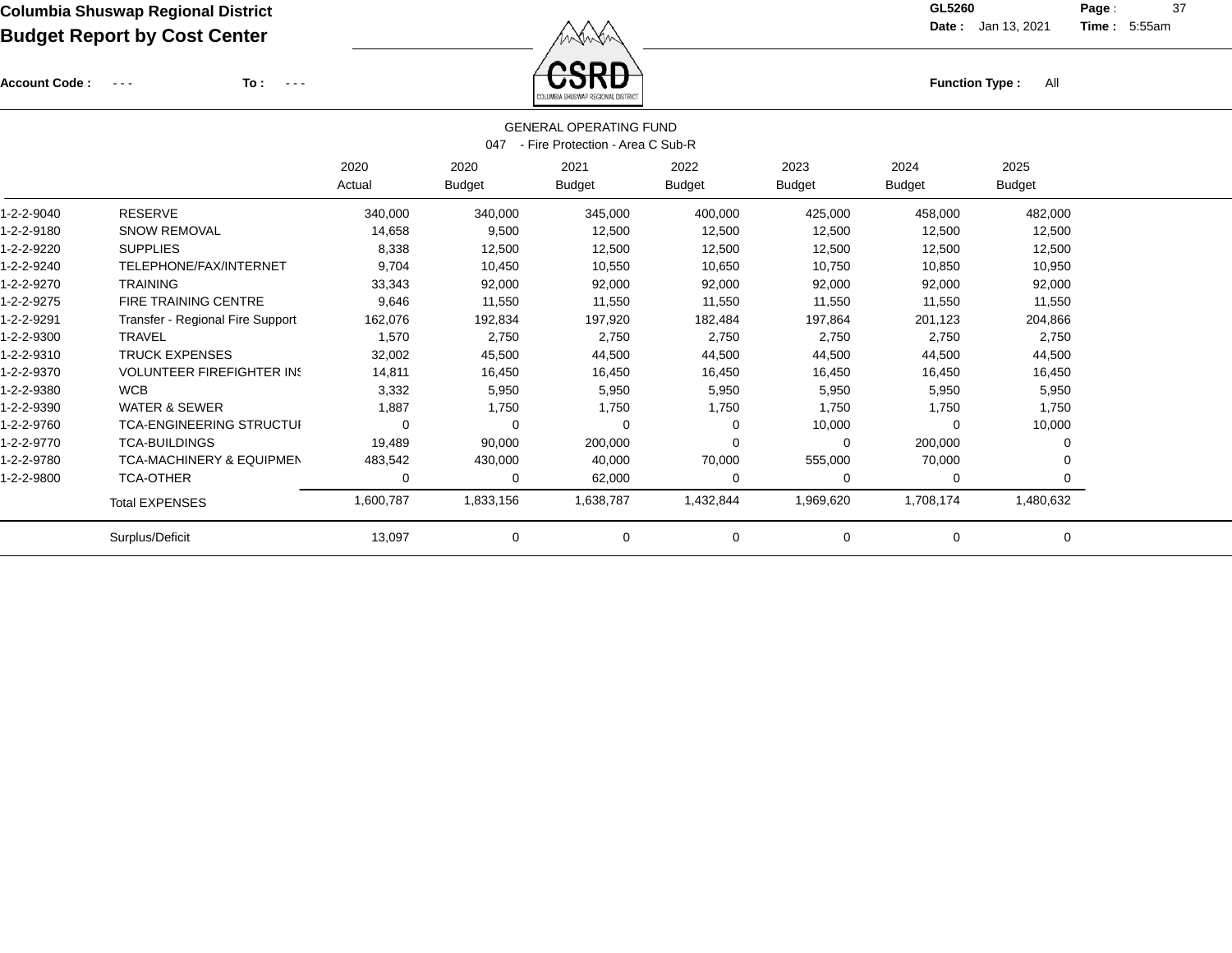**Columbia Shuswap Regional District**

**Budget Report by Cost Center**

GL5260 Date : Jan 13, 2021 Time : 5:55am

Account Code : - - - To : - - -

Function Type : All

GENERAL OPERATING FUND

047 - Fire Protection - Area C Sub-R

| | | 2020 Actual | 2020 Budget | 2021 Budget | 2022 Budget | 2023 Budget | 2024 Budget | 2025 Budget |
|---|---|---|---|---|---|---|---|---|
| 1-2-2-9040 | RESERVE | 340,000 | 340,000 | 345,000 | 400,000 | 425,000 | 458,000 | 482,000 |
| 1-2-2-9180 | SNOW REMOVAL | 14,658 | 9,500 | 12,500 | 12,500 | 12,500 | 12,500 | 12,500 |
| 1-2-2-9220 | SUPPLIES | 8,338 | 12,500 | 12,500 | 12,500 | 12,500 | 12,500 | 12,500 |
| 1-2-2-9240 | TELEPHONE/FAX/INTERNET | 9,704 | 10,450 | 10,550 | 10,650 | 10,750 | 10,850 | 10,950 |
| 1-2-2-9270 | TRAINING | 33,343 | 92,000 | 92,000 | 92,000 | 92,000 | 92,000 | 92,000 |
| 1-2-2-9275 | FIRE TRAINING CENTRE | 9,646 | 11,550 | 11,550 | 11,550 | 11,550 | 11,550 | 11,550 |
| 1-2-2-9291 | Transfer - Regional Fire Support | 162,076 | 192,834 | 197,920 | 182,484 | 197,864 | 201,123 | 204,866 |
| 1-2-2-9300 | TRAVEL | 1,570 | 2,750 | 2,750 | 2,750 | 2,750 | 2,750 | 2,750 |
| 1-2-2-9310 | TRUCK EXPENSES | 32,002 | 45,500 | 44,500 | 44,500 | 44,500 | 44,500 | 44,500 |
| 1-2-2-9370 | VOLUNTEER FIREFIGHTER INS | 14,811 | 16,450 | 16,450 | 16,450 | 16,450 | 16,450 | 16,450 |
| 1-2-2-9380 | WCB | 3,332 | 5,950 | 5,950 | 5,950 | 5,950 | 5,950 | 5,950 |
| 1-2-2-9390 | WATER & SEWER | 1,887 | 1,750 | 1,750 | 1,750 | 1,750 | 1,750 | 1,750 |
| 1-2-2-9760 | TCA-ENGINEERING STRUCTUI | 0 | 0 | 0 | 0 | 10,000 | 0 | 10,000 |
| 1-2-2-9770 | TCA-BUILDINGS | 19,489 | 90,000 | 200,000 | 0 | 0 | 200,000 | 0 |
| 1-2-2-9780 | TCA-MACHINERY & EQUIPMEN | 483,542 | 430,000 | 40,000 | 70,000 | 555,000 | 70,000 | 0 |
| 1-2-2-9800 | TCA-OTHER | 0 | 0 | 62,000 | 0 | 0 | 0 | 0 |
| | Total EXPENSES | 1,600,787 | 1,833,156 | 1,638,787 | 1,432,844 | 1,969,620 | 1,708,174 | 1,480,632 |
| | Surplus/Deficit | 13,097 | 0 | 0 | 0 | 0 | 0 | 0 |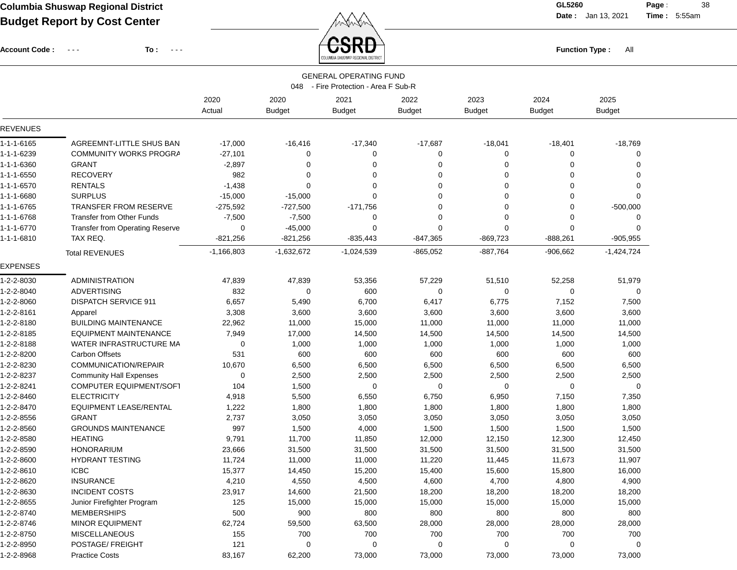**Columbia Shuswap Regional District**
**Budget Report by Cost Center**

GL5260 — Date: Jan 13, 2021 — Time: 5:55am

**Account Code :** - - - **To :** - - - **Function Type :** All

## GENERAL OPERATING FUND

### 048 - Fire Protection - Area F Sub-R

| | | 2020 Actual | 2020 Budget | 2021 Budget | 2022 Budget | 2023 Budget | 2024 Budget | 2025 Budget |
|---|---|---|---|---|---|---|---|---|
| **REVENUES** | | | | | | | | |
| 1-1-1-6165 | AGREEMNT-LITTLE SHUS BAN | -17,000 | -16,416 | -17,340 | -17,687 | -18,041 | -18,401 | -18,769 |
| 1-1-1-6239 | COMMUNITY WORKS PROGRA | -27,101 | 0 | 0 | 0 | 0 | 0 | 0 |
| 1-1-1-6360 | GRANT | -2,897 | 0 | 0 | 0 | 0 | 0 | 0 |
| 1-1-1-6550 | RECOVERY | 982 | 0 | 0 | 0 | 0 | 0 | 0 |
| 1-1-1-6570 | RENTALS | -1,438 | 0 | 0 | 0 | 0 | 0 | 0 |
| 1-1-1-6680 | SURPLUS | -15,000 | -15,000 | 0 | 0 | 0 | 0 | 0 |
| 1-1-1-6765 | TRANSFER FROM RESERVE | -275,592 | -727,500 | -171,756 | 0 | 0 | 0 | -500,000 |
| 1-1-1-6768 | Transfer from Other Funds | -7,500 | -7,500 | 0 | 0 | 0 | 0 | 0 |
| 1-1-1-6770 | Transfer from Operating Reserve | 0 | -45,000 | 0 | 0 | 0 | 0 | 0 |
| 1-1-1-6810 | TAX REQ. | -821,256 | -821,256 | -835,443 | -847,365 | -869,723 | -888,261 | -905,955 |
| | Total REVENUES | -1,166,803 | -1,632,672 | -1,024,539 | -865,052 | -887,764 | -906,662 | -1,424,724 |
| **EXPENSES** | | | | | | | | |
| 1-2-2-8030 | ADMINISTRATION | 47,839 | 47,839 | 53,356 | 57,229 | 51,510 | 52,258 | 51,979 |
| 1-2-2-8040 | ADVERTISING | 832 | 0 | 600 | 0 | 0 | 0 | 0 |
| 1-2-2-8060 | DISPATCH SERVICE 911 | 6,657 | 5,490 | 6,700 | 6,417 | 6,775 | 7,152 | 7,500 |
| 1-2-2-8161 | Apparel | 3,308 | 3,600 | 3,600 | 3,600 | 3,600 | 3,600 | 3,600 |
| 1-2-2-8180 | BUILDING MAINTENANCE | 22,962 | 11,000 | 15,000 | 11,000 | 11,000 | 11,000 | 11,000 |
| 1-2-2-8185 | EQUIPMENT MAINTENANCE | 7,949 | 17,000 | 14,500 | 14,500 | 14,500 | 14,500 | 14,500 |
| 1-2-2-8188 | WATER INFRASTRUCTURE MA | 0 | 1,000 | 1,000 | 1,000 | 1,000 | 1,000 | 1,000 |
| 1-2-2-8200 | Carbon Offsets | 531 | 600 | 600 | 600 | 600 | 600 | 600 |
| 1-2-2-8230 | COMMUNICATION/REPAIR | 10,670 | 6,500 | 6,500 | 6,500 | 6,500 | 6,500 | 6,500 |
| 1-2-2-8237 | Community Hall Expenses | 0 | 2,500 | 2,500 | 2,500 | 2,500 | 2,500 | 2,500 |
| 1-2-2-8241 | COMPUTER EQUIPMENT/SOFT | 104 | 1,500 | 0 | 0 | 0 | 0 | 0 |
| 1-2-2-8460 | ELECTRICITY | 4,918 | 5,500 | 6,550 | 6,750 | 6,950 | 7,150 | 7,350 |
| 1-2-2-8470 | EQUIPMENT LEASE/RENTAL | 1,222 | 1,800 | 1,800 | 1,800 | 1,800 | 1,800 | 1,800 |
| 1-2-2-8556 | GRANT | 2,737 | 3,050 | 3,050 | 3,050 | 3,050 | 3,050 | 3,050 |
| 1-2-2-8560 | GROUNDS MAINTENANCE | 997 | 1,500 | 4,000 | 1,500 | 1,500 | 1,500 | 1,500 |
| 1-2-2-8580 | HEATING | 9,791 | 11,700 | 11,850 | 12,000 | 12,150 | 12,300 | 12,450 |
| 1-2-2-8590 | HONORARIUM | 23,666 | 31,500 | 31,500 | 31,500 | 31,500 | 31,500 | 31,500 |
| 1-2-2-8600 | HYDRANT TESTING | 11,724 | 11,000 | 11,000 | 11,220 | 11,445 | 11,673 | 11,907 |
| 1-2-2-8610 | ICBC | 15,377 | 14,450 | 15,200 | 15,400 | 15,600 | 15,800 | 16,000 |
| 1-2-2-8620 | INSURANCE | 4,210 | 4,550 | 4,500 | 4,600 | 4,700 | 4,800 | 4,900 |
| 1-2-2-8630 | INCIDENT COSTS | 23,917 | 14,600 | 21,500 | 18,200 | 18,200 | 18,200 | 18,200 |
| 1-2-2-8655 | Junior Firefighter Program | 125 | 15,000 | 15,000 | 15,000 | 15,000 | 15,000 | 15,000 |
| 1-2-2-8740 | MEMBERSHIPS | 500 | 900 | 800 | 800 | 800 | 800 | 800 |
| 1-2-2-8746 | MINOR EQUIPMENT | 62,724 | 59,500 | 63,500 | 28,000 | 28,000 | 28,000 | 28,000 |
| 1-2-2-8750 | MISCELLANEOUS | 155 | 700 | 700 | 700 | 700 | 700 | 700 |
| 1-2-2-8950 | POSTAGE/ FREIGHT | 121 | 0 | 0 | 0 | 0 | 0 | 0 |
| 1-2-2-8968 | Practice Costs | 83,167 | 62,200 | 73,000 | 73,000 | 73,000 | 73,000 | 73,000 |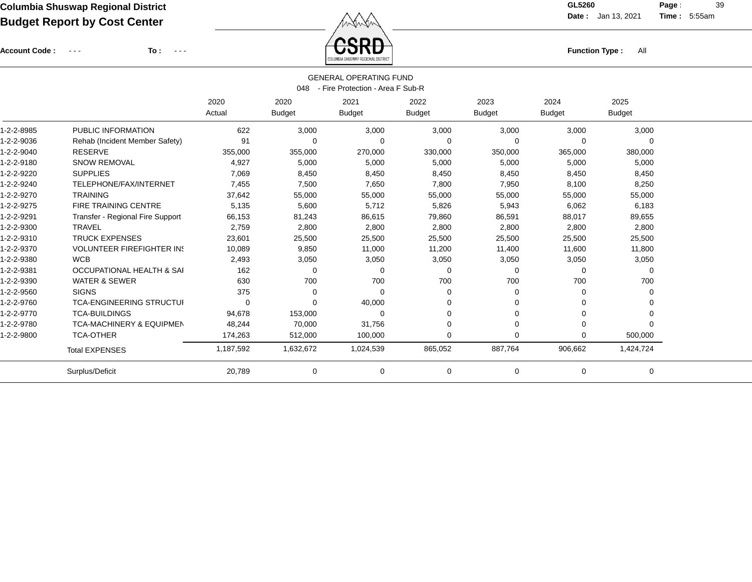Columbia Shuswap Regional District
**Budget Report by Cost Center**

GL5260 Date : Jan 13, 2021 Time : 5:55am

Account Code : - - - To : - - -

Function Type : All

GENERAL OPERATING FUND
048 - Fire Protection - Area F Sub-R

| | | 2020 Actual | 2020 Budget | 2021 Budget | 2022 Budget | 2023 Budget | 2024 Budget | 2025 Budget |
|---|---|---|---|---|---|---|---|---|
| 1-2-2-8985 | PUBLIC INFORMATION | 622 | 3,000 | 3,000 | 3,000 | 3,000 | 3,000 | 3,000 |
| 1-2-2-9036 | Rehab (Incident Member Safety) | 91 | 0 | 0 | 0 | 0 | 0 | 0 |
| 1-2-2-9040 | RESERVE | 355,000 | 355,000 | 270,000 | 330,000 | 350,000 | 365,000 | 380,000 |
| 1-2-2-9180 | SNOW REMOVAL | 4,927 | 5,000 | 5,000 | 5,000 | 5,000 | 5,000 | 5,000 |
| 1-2-2-9220 | SUPPLIES | 7,069 | 8,450 | 8,450 | 8,450 | 8,450 | 8,450 | 8,450 |
| 1-2-2-9240 | TELEPHONE/FAX/INTERNET | 7,455 | 7,500 | 7,650 | 7,800 | 7,950 | 8,100 | 8,250 |
| 1-2-2-9270 | TRAINING | 37,642 | 55,000 | 55,000 | 55,000 | 55,000 | 55,000 | 55,000 |
| 1-2-2-9275 | FIRE TRAINING CENTRE | 5,135 | 5,600 | 5,712 | 5,826 | 5,943 | 6,062 | 6,183 |
| 1-2-2-9291 | Transfer - Regional Fire Support | 66,153 | 81,243 | 86,615 | 79,860 | 86,591 | 88,017 | 89,655 |
| 1-2-2-9300 | TRAVEL | 2,759 | 2,800 | 2,800 | 2,800 | 2,800 | 2,800 | 2,800 |
| 1-2-2-9310 | TRUCK EXPENSES | 23,601 | 25,500 | 25,500 | 25,500 | 25,500 | 25,500 | 25,500 |
| 1-2-2-9370 | VOLUNTEER FIREFIGHTER INS | 10,089 | 9,850 | 11,000 | 11,200 | 11,400 | 11,600 | 11,800 |
| 1-2-2-9380 | WCB | 2,493 | 3,050 | 3,050 | 3,050 | 3,050 | 3,050 | 3,050 |
| 1-2-2-9381 | OCCUPATIONAL HEALTH & SAI | 162 | 0 | 0 | 0 | 0 | 0 | 0 |
| 1-2-2-9390 | WATER & SEWER | 630 | 700 | 700 | 700 | 700 | 700 | 700 |
| 1-2-2-9560 | SIGNS | 375 | 0 | 0 | 0 | 0 | 0 | 0 |
| 1-2-2-9760 | TCA-ENGINEERING STRUCTUI | 0 | 0 | 40,000 | 0 | 0 | 0 | 0 |
| 1-2-2-9770 | TCA-BUILDINGS | 94,678 | 153,000 | 0 | 0 | 0 | 0 | 0 |
| 1-2-2-9780 | TCA-MACHINERY & EQUIPMEN | 48,244 | 70,000 | 31,756 | 0 | 0 | 0 | 0 |
| 1-2-2-9800 | TCA-OTHER | 174,263 | 512,000 | 100,000 | 0 | 0 | 0 | 500,000 |
| | Total EXPENSES | 1,187,592 | 1,632,672 | 1,024,539 | 865,052 | 887,764 | 906,662 | 1,424,724 |
| | Surplus/Deficit | 20,789 | 0 | 0 | 0 | 0 | 0 | 0 |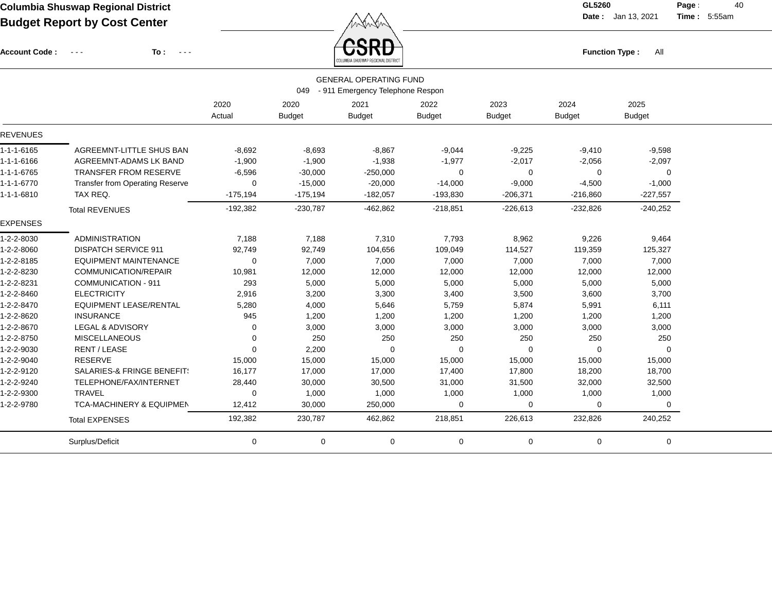**Columbia Shuswap Regional District**
**Budget Report by Cost Center**

GL5260
Date : Jan 13, 2021 Time : 5:55am

Account Code : - - - To : - - -

Function Type : All

GENERAL OPERATING FUND
049 - 911 Emergency Telephone Respon

| | | 2020 Actual | 2020 Budget | 2021 Budget | 2022 Budget | 2023 Budget | 2024 Budget | 2025 Budget |
|---|---|---|---|---|---|---|---|---|
| **REVENUES** | | | | | | | | |
| 1-1-1-6165 | AGREEMNT-LITTLE SHUS BAN | -8,692 | -8,693 | -8,867 | -9,044 | -9,225 | -9,410 | -9,598 |
| 1-1-1-6166 | AGREEMNT-ADAMS LK BAND | -1,900 | -1,900 | -1,938 | -1,977 | -2,017 | -2,056 | -2,097 |
| 1-1-1-6765 | TRANSFER FROM RESERVE | -6,596 | -30,000 | -250,000 | 0 | 0 | 0 | 0 |
| 1-1-1-6770 | Transfer from Operating Reserve | 0 | -15,000 | -20,000 | -14,000 | -9,000 | -4,500 | -1,000 |
| 1-1-1-6810 | TAX REQ. | -175,194 | -175,194 | -182,057 | -193,830 | -206,371 | -216,860 | -227,557 |
| | Total REVENUES | -192,382 | -230,787 | -462,862 | -218,851 | -226,613 | -232,826 | -240,252 |
| **EXPENSES** | | | | | | | | |
| 1-2-2-8030 | ADMINISTRATION | 7,188 | 7,188 | 7,310 | 7,793 | 8,962 | 9,226 | 9,464 |
| 1-2-2-8060 | DISPATCH SERVICE 911 | 92,749 | 92,749 | 104,656 | 109,049 | 114,527 | 119,359 | 125,327 |
| 1-2-2-8185 | EQUIPMENT MAINTENANCE | 0 | 7,000 | 7,000 | 7,000 | 7,000 | 7,000 | 7,000 |
| 1-2-2-8230 | COMMUNICATION/REPAIR | 10,981 | 12,000 | 12,000 | 12,000 | 12,000 | 12,000 | 12,000 |
| 1-2-2-8231 | COMMUNICATION - 911 | 293 | 5,000 | 5,000 | 5,000 | 5,000 | 5,000 | 5,000 |
| 1-2-2-8460 | ELECTRICITY | 2,916 | 3,200 | 3,300 | 3,400 | 3,500 | 3,600 | 3,700 |
| 1-2-2-8470 | EQUIPMENT LEASE/RENTAL | 5,280 | 4,000 | 5,646 | 5,759 | 5,874 | 5,991 | 6,111 |
| 1-2-2-8620 | INSURANCE | 945 | 1,200 | 1,200 | 1,200 | 1,200 | 1,200 | 1,200 |
| 1-2-2-8670 | LEGAL & ADVISORY | 0 | 3,000 | 3,000 | 3,000 | 3,000 | 3,000 | 3,000 |
| 1-2-2-8750 | MISCELLANEOUS | 0 | 250 | 250 | 250 | 250 | 250 | 250 |
| 1-2-2-9030 | RENT / LEASE | 0 | 2,200 | 0 | 0 | 0 | 0 | 0 |
| 1-2-2-9040 | RESERVE | 15,000 | 15,000 | 15,000 | 15,000 | 15,000 | 15,000 | 15,000 |
| 1-2-2-9120 | SALARIES-& FRINGE BENEFIT! | 16,177 | 17,000 | 17,000 | 17,400 | 17,800 | 18,200 | 18,700 |
| 1-2-2-9240 | TELEPHONE/FAX/INTERNET | 28,440 | 30,000 | 30,500 | 31,000 | 31,500 | 32,000 | 32,500 |
| 1-2-2-9300 | TRAVEL | 0 | 1,000 | 1,000 | 1,000 | 1,000 | 1,000 | 1,000 |
| 1-2-2-9780 | TCA-MACHINERY & EQUIPMEN | 12,412 | 30,000 | 250,000 | 0 | 0 | 0 | 0 |
| | Total EXPENSES | 192,382 | 230,787 | 462,862 | 218,851 | 226,613 | 232,826 | 240,252 |
| | Surplus/Deficit | 0 | 0 | 0 | 0 | 0 | 0 | 0 |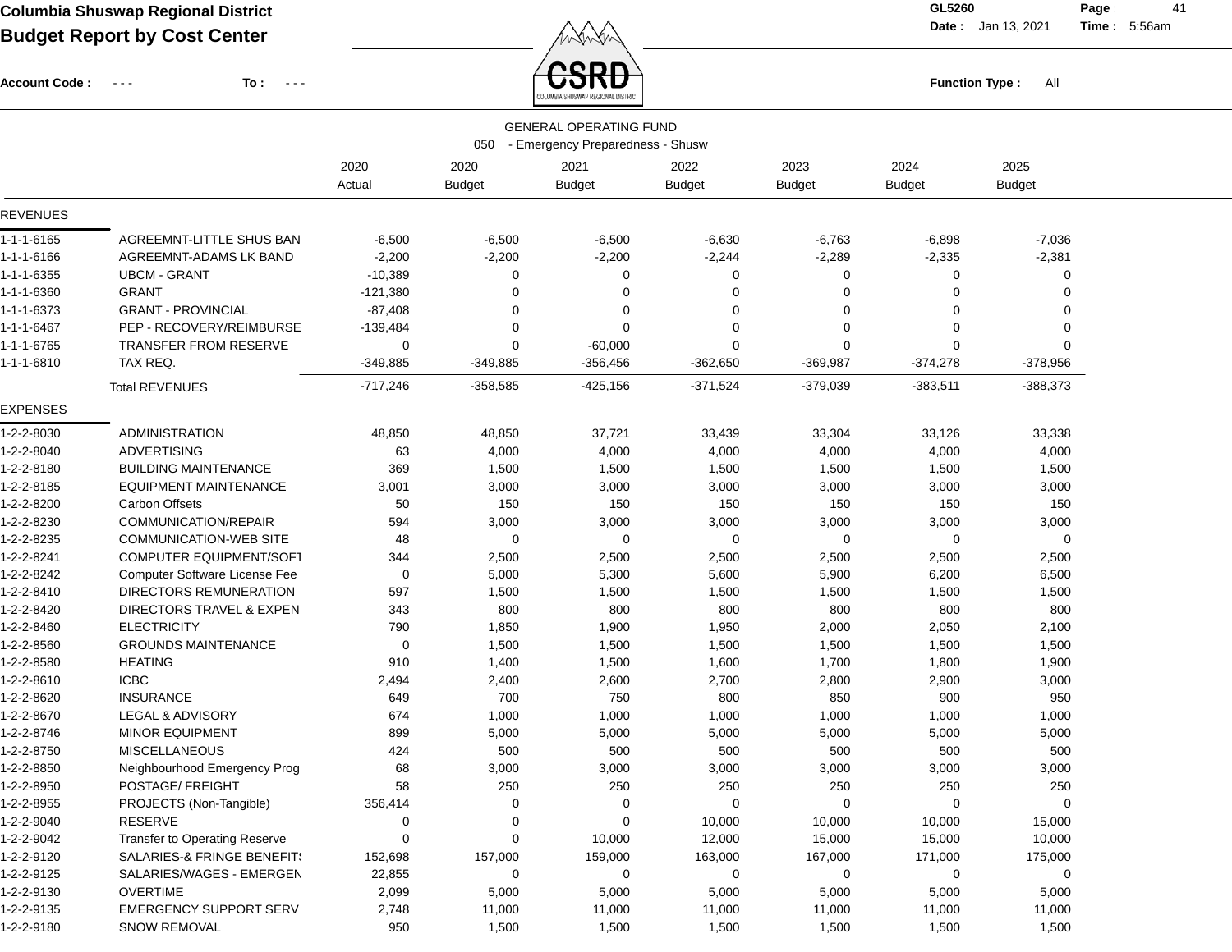# Columbia Shuswap Regional District

## Budget Report by Cost Center

GL5260 Date : Jan 13, 2021 Time : 5:56am

Account Code : - - - To : - - -

Function Type : All

GENERAL OPERATING FUND

050 - Emergency Preparedness - Shusw

| | | 2020 Actual | 2020 Budget | 2021 Budget | 2022 Budget | 2023 Budget | 2024 Budget | 2025 Budget |
|---|---|---|---|---|---|---|---|---|
| **REVENUES** | | | | | | | | |
| 1-1-1-6165 | AGREEMNT-LITTLE SHUS BAN | -6,500 | -6,500 | -6,500 | -6,630 | -6,763 | -6,898 | -7,036 |
| 1-1-1-6166 | AGREEMNT-ADAMS LK BAND | -2,200 | -2,200 | -2,200 | -2,244 | -2,289 | -2,335 | -2,381 |
| 1-1-1-6355 | UBCM - GRANT | -10,389 | 0 | 0 | 0 | 0 | 0 | 0 |
| 1-1-1-6360 | GRANT | -121,380 | 0 | 0 | 0 | 0 | 0 | 0 |
| 1-1-1-6373 | GRANT - PROVINCIAL | -87,408 | 0 | 0 | 0 | 0 | 0 | 0 |
| 1-1-1-6467 | PEP - RECOVERY/REIMBURSE | -139,484 | 0 | 0 | 0 | 0 | 0 | 0 |
| 1-1-1-6765 | TRANSFER FROM RESERVE | 0 | 0 | -60,000 | 0 | 0 | 0 | 0 |
| 1-1-1-6810 | TAX REQ. | -349,885 | -349,885 | -356,456 | -362,650 | -369,987 | -374,278 | -378,956 |
| | Total REVENUES | -717,246 | -358,585 | -425,156 | -371,524 | -379,039 | -383,511 | -388,373 |
| **EXPENSES** | | | | | | | | |
| 1-2-2-8030 | ADMINISTRATION | 48,850 | 48,850 | 37,721 | 33,439 | 33,304 | 33,126 | 33,338 |
| 1-2-2-8040 | ADVERTISING | 63 | 4,000 | 4,000 | 4,000 | 4,000 | 4,000 | 4,000 |
| 1-2-2-8180 | BUILDING MAINTENANCE | 369 | 1,500 | 1,500 | 1,500 | 1,500 | 1,500 | 1,500 |
| 1-2-2-8185 | EQUIPMENT MAINTENANCE | 3,001 | 3,000 | 3,000 | 3,000 | 3,000 | 3,000 | 3,000 |
| 1-2-2-8200 | Carbon Offsets | 50 | 150 | 150 | 150 | 150 | 150 | 150 |
| 1-2-2-8230 | COMMUNICATION/REPAIR | 594 | 3,000 | 3,000 | 3,000 | 3,000 | 3,000 | 3,000 |
| 1-2-2-8235 | COMMUNICATION-WEB SITE | 48 | 0 | 0 | 0 | 0 | 0 | 0 |
| 1-2-2-8241 | COMPUTER EQUIPMENT/SOFT | 344 | 2,500 | 2,500 | 2,500 | 2,500 | 2,500 | 2,500 |
| 1-2-2-8242 | Computer Software License Fee | 0 | 5,000 | 5,300 | 5,600 | 5,900 | 6,200 | 6,500 |
| 1-2-2-8410 | DIRECTORS REMUNERATION | 597 | 1,500 | 1,500 | 1,500 | 1,500 | 1,500 | 1,500 |
| 1-2-2-8420 | DIRECTORS TRAVEL & EXPEN | 343 | 800 | 800 | 800 | 800 | 800 | 800 |
| 1-2-2-8460 | ELECTRICITY | 790 | 1,850 | 1,900 | 1,950 | 2,000 | 2,050 | 2,100 |
| 1-2-2-8560 | GROUNDS MAINTENANCE | 0 | 1,500 | 1,500 | 1,500 | 1,500 | 1,500 | 1,500 |
| 1-2-2-8580 | HEATING | 910 | 1,400 | 1,500 | 1,600 | 1,700 | 1,800 | 1,900 |
| 1-2-2-8610 | ICBC | 2,494 | 2,400 | 2,600 | 2,700 | 2,800 | 2,900 | 3,000 |
| 1-2-2-8620 | INSURANCE | 649 | 700 | 750 | 800 | 850 | 900 | 950 |
| 1-2-2-8670 | LEGAL & ADVISORY | 674 | 1,000 | 1,000 | 1,000 | 1,000 | 1,000 | 1,000 |
| 1-2-2-8746 | MINOR EQUIPMENT | 899 | 5,000 | 5,000 | 5,000 | 5,000 | 5,000 | 5,000 |
| 1-2-2-8750 | MISCELLANEOUS | 424 | 500 | 500 | 500 | 500 | 500 | 500 |
| 1-2-2-8850 | Neighbourhood Emergency Prog | 68 | 3,000 | 3,000 | 3,000 | 3,000 | 3,000 | 3,000 |
| 1-2-2-8950 | POSTAGE/ FREIGHT | 58 | 250 | 250 | 250 | 250 | 250 | 250 |
| 1-2-2-8955 | PROJECTS (Non-Tangible) | 356,414 | 0 | 0 | 0 | 0 | 0 | 0 |
| 1-2-2-9040 | RESERVE | 0 | 0 | 0 | 10,000 | 10,000 | 10,000 | 15,000 |
| 1-2-2-9042 | Transfer to Operating Reserve | 0 | 0 | 10,000 | 12,000 | 15,000 | 15,000 | 10,000 |
| 1-2-2-9120 | SALARIES-& FRINGE BENEFIT: | 152,698 | 157,000 | 159,000 | 163,000 | 167,000 | 171,000 | 175,000 |
| 1-2-2-9125 | SALARIES/WAGES - EMERGEN | 22,855 | 0 | 0 | 0 | 0 | 0 | 0 |
| 1-2-2-9130 | OVERTIME | 2,099 | 5,000 | 5,000 | 5,000 | 5,000 | 5,000 | 5,000 |
| 1-2-2-9135 | EMERGENCY SUPPORT SERV | 2,748 | 11,000 | 11,000 | 11,000 | 11,000 | 11,000 | 11,000 |
| 1-2-2-9180 | SNOW REMOVAL | 950 | 1,500 | 1,500 | 1,500 | 1,500 | 1,500 | 1,500 |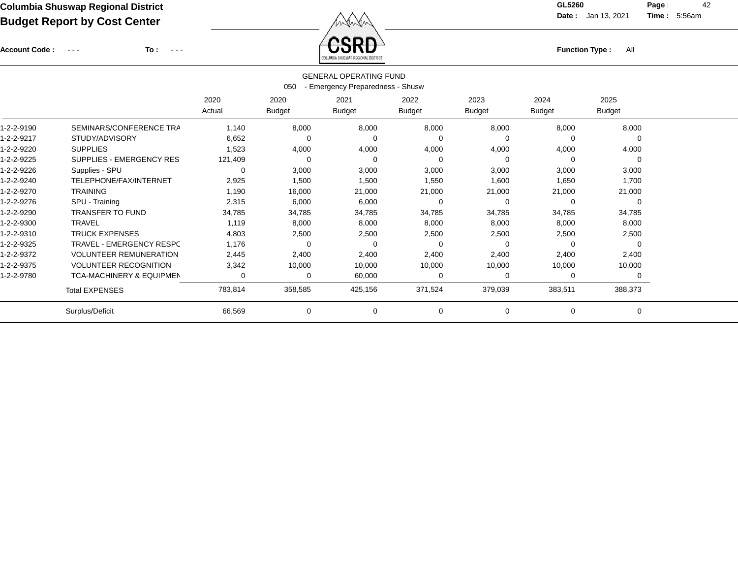# Columbia Shuswap Regional District

## Budget Report by Cost Center

GL5260

Date : Jan 13, 2021 Time : 5:56am

Account Code : - - - To : - - -

Function Type : All

GENERAL OPERATING FUND

050 - Emergency Preparedness - Shusw

| | | 2020 Actual | 2020 Budget | 2021 Budget | 2022 Budget | 2023 Budget | 2024 Budget | 2025 Budget |
|---|---|---|---|---|---|---|---|---|
| 1-2-2-9190 | SEMINARS/CONFERENCE TRA | 1,140 | 8,000 | 8,000 | 8,000 | 8,000 | 8,000 | 8,000 |
| 1-2-2-9217 | STUDY/ADVISORY | 6,652 | 0 | 0 | 0 | 0 | 0 | 0 |
| 1-2-2-9220 | SUPPLIES | 1,523 | 4,000 | 4,000 | 4,000 | 4,000 | 4,000 | 4,000 |
| 1-2-2-9225 | SUPPLIES - EMERGENCY RES | 121,409 | 0 | 0 | 0 | 0 | 0 | 0 |
| 1-2-2-9226 | Supplies - SPU | 0 | 3,000 | 3,000 | 3,000 | 3,000 | 3,000 | 3,000 |
| 1-2-2-9240 | TELEPHONE/FAX/INTERNET | 2,925 | 1,500 | 1,500 | 1,550 | 1,600 | 1,650 | 1,700 |
| 1-2-2-9270 | TRAINING | 1,190 | 16,000 | 21,000 | 21,000 | 21,000 | 21,000 | 21,000 |
| 1-2-2-9276 | SPU - Training | 2,315 | 6,000 | 6,000 | 0 | 0 | 0 | 0 |
| 1-2-2-9290 | TRANSFER TO FUND | 34,785 | 34,785 | 34,785 | 34,785 | 34,785 | 34,785 | 34,785 |
| 1-2-2-9300 | TRAVEL | 1,119 | 8,000 | 8,000 | 8,000 | 8,000 | 8,000 | 8,000 |
| 1-2-2-9310 | TRUCK EXPENSES | 4,803 | 2,500 | 2,500 | 2,500 | 2,500 | 2,500 | 2,500 |
| 1-2-2-9325 | TRAVEL - EMERGENCY RESPC | 1,176 | 0 | 0 | 0 | 0 | 0 | 0 |
| 1-2-2-9372 | VOLUNTEER REMUNERATION | 2,445 | 2,400 | 2,400 | 2,400 | 2,400 | 2,400 | 2,400 |
| 1-2-2-9375 | VOLUNTEER RECOGNITION | 3,342 | 10,000 | 10,000 | 10,000 | 10,000 | 10,000 | 10,000 |
| 1-2-2-9780 | TCA-MACHINERY & EQUIPMEN | 0 | 0 | 60,000 | 0 | 0 | 0 | 0 |
| | Total EXPENSES | 783,814 | 358,585 | 425,156 | 371,524 | 379,039 | 383,511 | 388,373 |
| | Surplus/Deficit | 66,569 | 0 | 0 | 0 | 0 | 0 | 0 |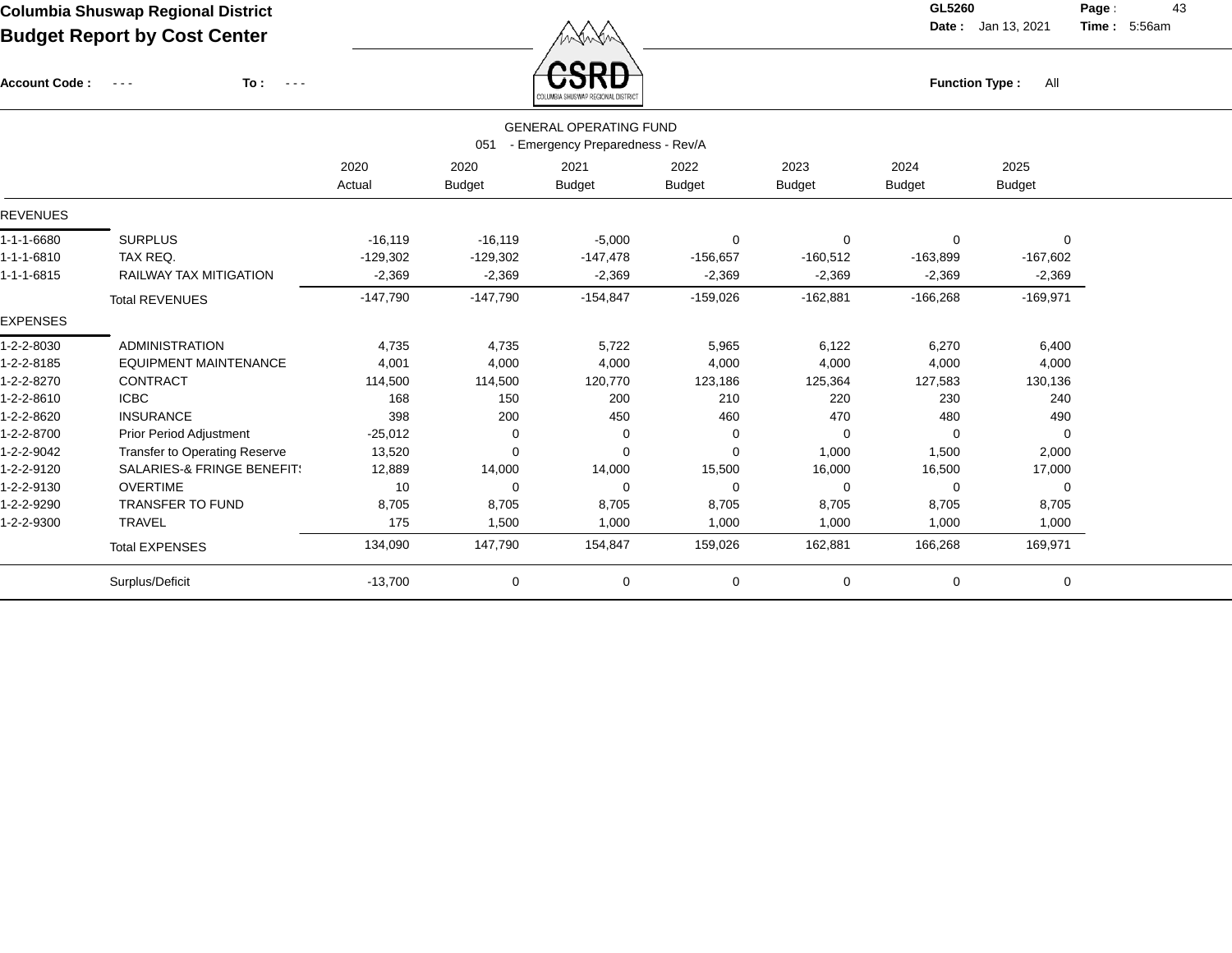**Columbia Shuswap Regional District**

**Budget Report by Cost Center**

GL5260
**Date :** Jan 13, 2021  **Time :** 5:56am

**Account Code :** - - -  **To :** - - -

**Function Type :** All

GENERAL OPERATING FUND

051 - Emergency Preparedness - Rev/A

| | | 2020 Actual | 2020 Budget | 2021 Budget | 2022 Budget | 2023 Budget | 2024 Budget | 2025 Budget |
|---|---|---|---|---|---|---|---|---|
| **REVENUES** | | | | | | | | |
| 1-1-1-6680 | SURPLUS | -16,119 | -16,119 | -5,000 | 0 | 0 | 0 | 0 |
| 1-1-1-6810 | TAX REQ. | -129,302 | -129,302 | -147,478 | -156,657 | -160,512 | -163,899 | -167,602 |
| 1-1-1-6815 | RAILWAY TAX MITIGATION | -2,369 | -2,369 | -2,369 | -2,369 | -2,369 | -2,369 | -2,369 |
| | Total REVENUES | -147,790 | -147,790 | -154,847 | -159,026 | -162,881 | -166,268 | -169,971 |
| **EXPENSES** | | | | | | | | |
| 1-2-2-8030 | ADMINISTRATION | 4,735 | 4,735 | 5,722 | 5,965 | 6,122 | 6,270 | 6,400 |
| 1-2-2-8185 | EQUIPMENT MAINTENANCE | 4,001 | 4,000 | 4,000 | 4,000 | 4,000 | 4,000 | 4,000 |
| 1-2-2-8270 | CONTRACT | 114,500 | 114,500 | 120,770 | 123,186 | 125,364 | 127,583 | 130,136 |
| 1-2-2-8610 | ICBC | 168 | 150 | 200 | 210 | 220 | 230 | 240 |
| 1-2-2-8620 | INSURANCE | 398 | 200 | 450 | 460 | 470 | 480 | 490 |
| 1-2-2-8700 | Prior Period Adjustment | -25,012 | 0 | 0 | 0 | 0 | 0 | 0 |
| 1-2-2-9042 | Transfer to Operating Reserve | 13,520 | 0 | 0 | 0 | 1,000 | 1,500 | 2,000 |
| 1-2-2-9120 | SALARIES-& FRINGE BENEFIT! | 12,889 | 14,000 | 14,000 | 15,500 | 16,000 | 16,500 | 17,000 |
| 1-2-2-9130 | OVERTIME | 10 | 0 | 0 | 0 | 0 | 0 | 0 |
| 1-2-2-9290 | TRANSFER TO FUND | 8,705 | 8,705 | 8,705 | 8,705 | 8,705 | 8,705 | 8,705 |
| 1-2-2-9300 | TRAVEL | 175 | 1,500 | 1,000 | 1,000 | 1,000 | 1,000 | 1,000 |
| | Total EXPENSES | 134,090 | 147,790 | 154,847 | 159,026 | 162,881 | 166,268 | 169,971 |
| | Surplus/Deficit | -13,700 | 0 | 0 | 0 | 0 | 0 | 0 |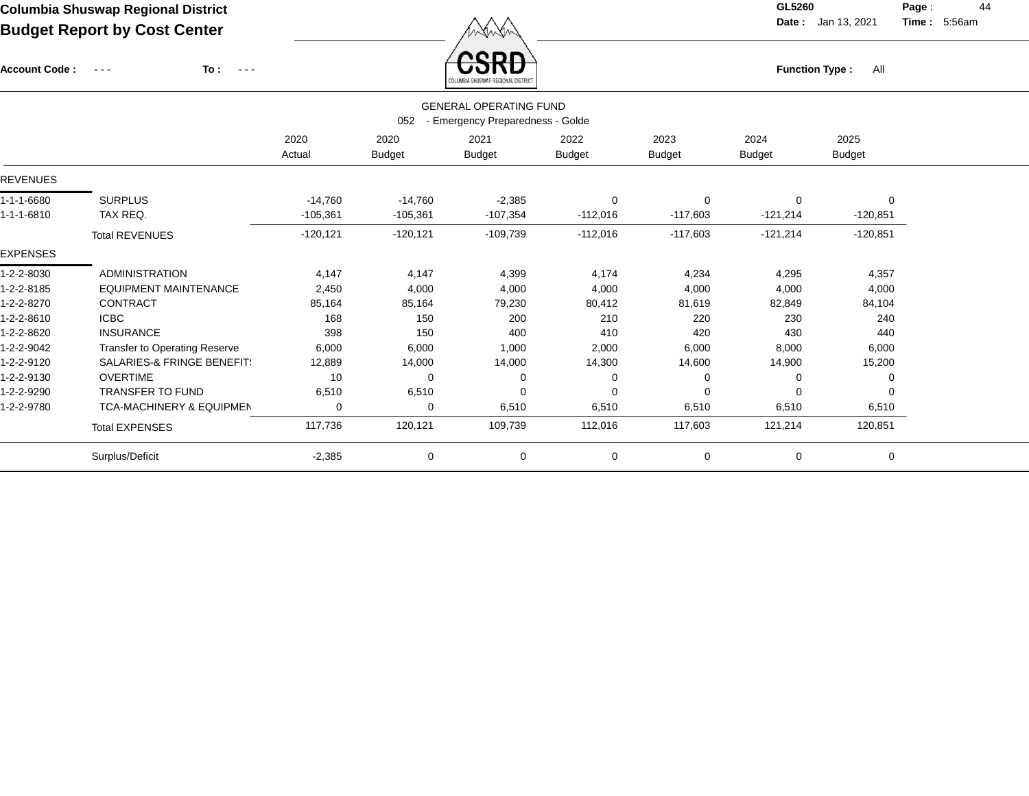**Columbia Shuswap Regional District**
**Budget Report by Cost Center**

**Account Code :** - - - **To :** - - -

**GL5260** **Date :** Jan 13, 2021 **Time :** 5:56am

**Function Type :** All

GENERAL OPERATING FUND
052 - Emergency Preparedness - Golde

| | | 2020 Actual | 2020 Budget | 2021 Budget | 2022 Budget | 2023 Budget | 2024 Budget | 2025 Budget |
|---|---|---|---|---|---|---|---|---|
| REVENUES | | | | | | | | |
| 1-1-1-6680 | SURPLUS | -14,760 | -14,760 | -2,385 | 0 | 0 | 0 | 0 |
| 1-1-1-6810 | TAX REQ. | -105,361 | -105,361 | -107,354 | -112,016 | -117,603 | -121,214 | -120,851 |
| | Total REVENUES | -120,121 | -120,121 | -109,739 | -112,016 | -117,603 | -121,214 | -120,851 |
| EXPENSES | | | | | | | | |
| 1-2-2-8030 | ADMINISTRATION | 4,147 | 4,147 | 4,399 | 4,174 | 4,234 | 4,295 | 4,357 |
| 1-2-2-8185 | EQUIPMENT MAINTENANCE | 2,450 | 4,000 | 4,000 | 4,000 | 4,000 | 4,000 | 4,000 |
| 1-2-2-8270 | CONTRACT | 85,164 | 85,164 | 79,230 | 80,412 | 81,619 | 82,849 | 84,104 |
| 1-2-2-8610 | ICBC | 168 | 150 | 200 | 210 | 220 | 230 | 240 |
| 1-2-2-8620 | INSURANCE | 398 | 150 | 400 | 410 | 420 | 430 | 440 |
| 1-2-2-9042 | Transfer to Operating Reserve | 6,000 | 6,000 | 1,000 | 2,000 | 6,000 | 8,000 | 6,000 |
| 1-2-2-9120 | SALARIES-& FRINGE BENEFIT: | 12,889 | 14,000 | 14,000 | 14,300 | 14,600 | 14,900 | 15,200 |
| 1-2-2-9130 | OVERTIME | 10 | 0 | 0 | 0 | 0 | 0 | 0 |
| 1-2-2-9290 | TRANSFER TO FUND | 6,510 | 6,510 | 0 | 0 | 0 | 0 | 0 |
| 1-2-2-9780 | TCA-MACHINERY & EQUIPMEN | 0 | 0 | 6,510 | 6,510 | 6,510 | 6,510 | 6,510 |
| | Total EXPENSES | 117,736 | 120,121 | 109,739 | 112,016 | 117,603 | 121,214 | 120,851 |
| | Surplus/Deficit | -2,385 | 0 | 0 | 0 | 0 | 0 | 0 |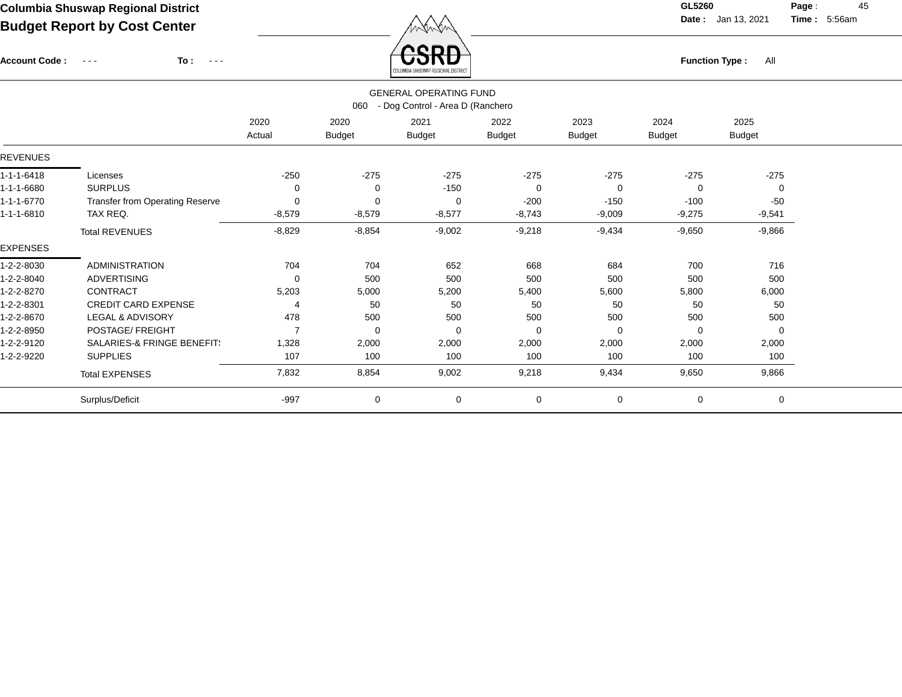# Columbia Shuswap Regional District

## Budget Report by Cost Center

GL5260
Date : Jan 13, 2021 Time : 5:56am

Account Code : - - - To : - - -

Function Type : All

### GENERAL OPERATING FUND

060 - Dog Control - Area D (Ranchero

| | | 2020 Actual | 2020 Budget | 2021 Budget | 2022 Budget | 2023 Budget | 2024 Budget | 2025 Budget |
|---|---|---|---|---|---|---|---|---|
| **REVENUES** | | | | | | | | |
| 1-1-1-6418 | Licenses | -250 | -275 | -275 | -275 | -275 | -275 | -275 |
| 1-1-1-6680 | SURPLUS | 0 | 0 | -150 | 0 | 0 | 0 | 0 |
| 1-1-1-6770 | Transfer from Operating Reserve | 0 | 0 | 0 | -200 | -150 | -100 | -50 |
| 1-1-1-6810 | TAX REQ. | -8,579 | -8,579 | -8,577 | -8,743 | -9,009 | -9,275 | -9,541 |
| | Total REVENUES | -8,829 | -8,854 | -9,002 | -9,218 | -9,434 | -9,650 | -9,866 |
| **EXPENSES** | | | | | | | | |
| 1-2-2-8030 | ADMINISTRATION | 704 | 704 | 652 | 668 | 684 | 700 | 716 |
| 1-2-2-8040 | ADVERTISING | 0 | 500 | 500 | 500 | 500 | 500 | 500 |
| 1-2-2-8270 | CONTRACT | 5,203 | 5,000 | 5,200 | 5,400 | 5,600 | 5,800 | 6,000 |
| 1-2-2-8301 | CREDIT CARD EXPENSE | 4 | 50 | 50 | 50 | 50 | 50 | 50 |
| 1-2-2-8670 | LEGAL & ADVISORY | 478 | 500 | 500 | 500 | 500 | 500 | 500 |
| 1-2-2-8950 | POSTAGE/ FREIGHT | 7 | 0 | 0 | 0 | 0 | 0 | 0 |
| 1-2-2-9120 | SALARIES-& FRINGE BENEFIT! | 1,328 | 2,000 | 2,000 | 2,000 | 2,000 | 2,000 | 2,000 |
| 1-2-2-9220 | SUPPLIES | 107 | 100 | 100 | 100 | 100 | 100 | 100 |
| | Total EXPENSES | 7,832 | 8,854 | 9,002 | 9,218 | 9,434 | 9,650 | 9,866 |
| | Surplus/Deficit | -997 | 0 | 0 | 0 | 0 | 0 | 0 |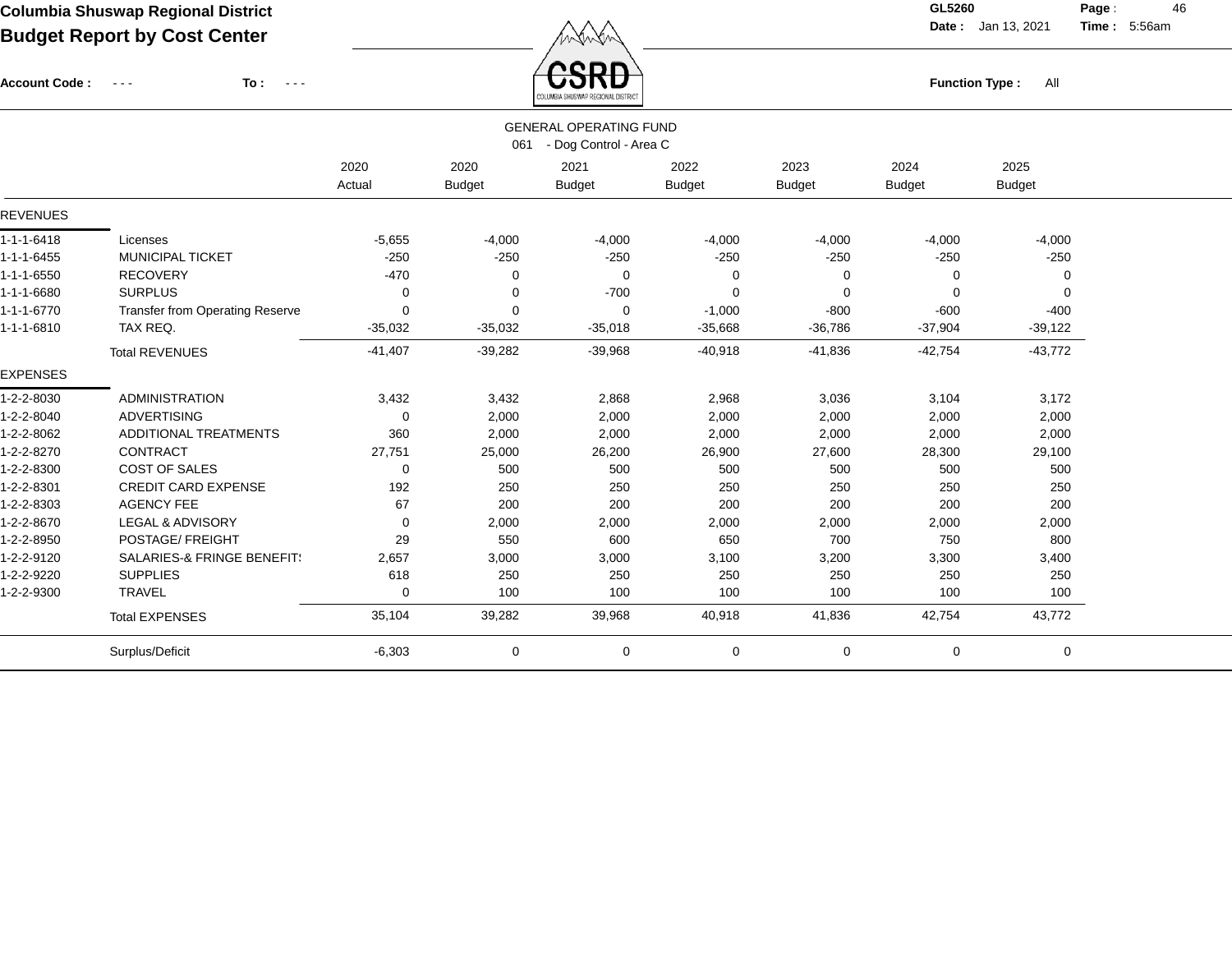# Columbia Shuswap Regional District

## Budget Report by Cost Center

GL5260 Date : Jan 13, 2021 Time : 5:56am

Account Code : - - - To : - - - Function Type : All

GENERAL OPERATING FUND

061 - Dog Control - Area C

| | | 2020 Actual | 2020 Budget | 2021 Budget | 2022 Budget | 2023 Budget | 2024 Budget | 2025 Budget |
|---|---|---|---|---|---|---|---|---|
| **REVENUES** | | | | | | | | |
| 1-1-1-6418 | Licenses | -5,655 | -4,000 | -4,000 | -4,000 | -4,000 | -4,000 | -4,000 |
| 1-1-1-6455 | MUNICIPAL TICKET | -250 | -250 | -250 | -250 | -250 | -250 | -250 |
| 1-1-1-6550 | RECOVERY | -470 | 0 | 0 | 0 | 0 | 0 | 0 |
| 1-1-1-6680 | SURPLUS | 0 | 0 | -700 | 0 | 0 | 0 | 0 |
| 1-1-1-6770 | Transfer from Operating Reserve | 0 | 0 | 0 | -1,000 | -800 | -600 | -400 |
| 1-1-1-6810 | TAX REQ. | -35,032 | -35,032 | -35,018 | -35,668 | -36,786 | -37,904 | -39,122 |
| | Total REVENUES | -41,407 | -39,282 | -39,968 | -40,918 | -41,836 | -42,754 | -43,772 |
| **EXPENSES** | | | | | | | | |
| 1-2-2-8030 | ADMINISTRATION | 3,432 | 3,432 | 2,868 | 2,968 | 3,036 | 3,104 | 3,172 |
| 1-2-2-8040 | ADVERTISING | 0 | 2,000 | 2,000 | 2,000 | 2,000 | 2,000 | 2,000 |
| 1-2-2-8062 | ADDITIONAL TREATMENTS | 360 | 2,000 | 2,000 | 2,000 | 2,000 | 2,000 | 2,000 |
| 1-2-2-8270 | CONTRACT | 27,751 | 25,000 | 26,200 | 26,900 | 27,600 | 28,300 | 29,100 |
| 1-2-2-8300 | COST OF SALES | 0 | 500 | 500 | 500 | 500 | 500 | 500 |
| 1-2-2-8301 | CREDIT CARD EXPENSE | 192 | 250 | 250 | 250 | 250 | 250 | 250 |
| 1-2-2-8303 | AGENCY FEE | 67 | 200 | 200 | 200 | 200 | 200 | 200 |
| 1-2-2-8670 | LEGAL & ADVISORY | 0 | 2,000 | 2,000 | 2,000 | 2,000 | 2,000 | 2,000 |
| 1-2-2-8950 | POSTAGE/ FREIGHT | 29 | 550 | 600 | 650 | 700 | 750 | 800 |
| 1-2-2-9120 | SALARIES-& FRINGE BENEFIT! | 2,657 | 3,000 | 3,000 | 3,100 | 3,200 | 3,300 | 3,400 |
| 1-2-2-9220 | SUPPLIES | 618 | 250 | 250 | 250 | 250 | 250 | 250 |
| 1-2-2-9300 | TRAVEL | 0 | 100 | 100 | 100 | 100 | 100 | 100 |
| | Total EXPENSES | 35,104 | 39,282 | 39,968 | 40,918 | 41,836 | 42,754 | 43,772 |
| | Surplus/Deficit | -6,303 | 0 | 0 | 0 | 0 | 0 | 0 |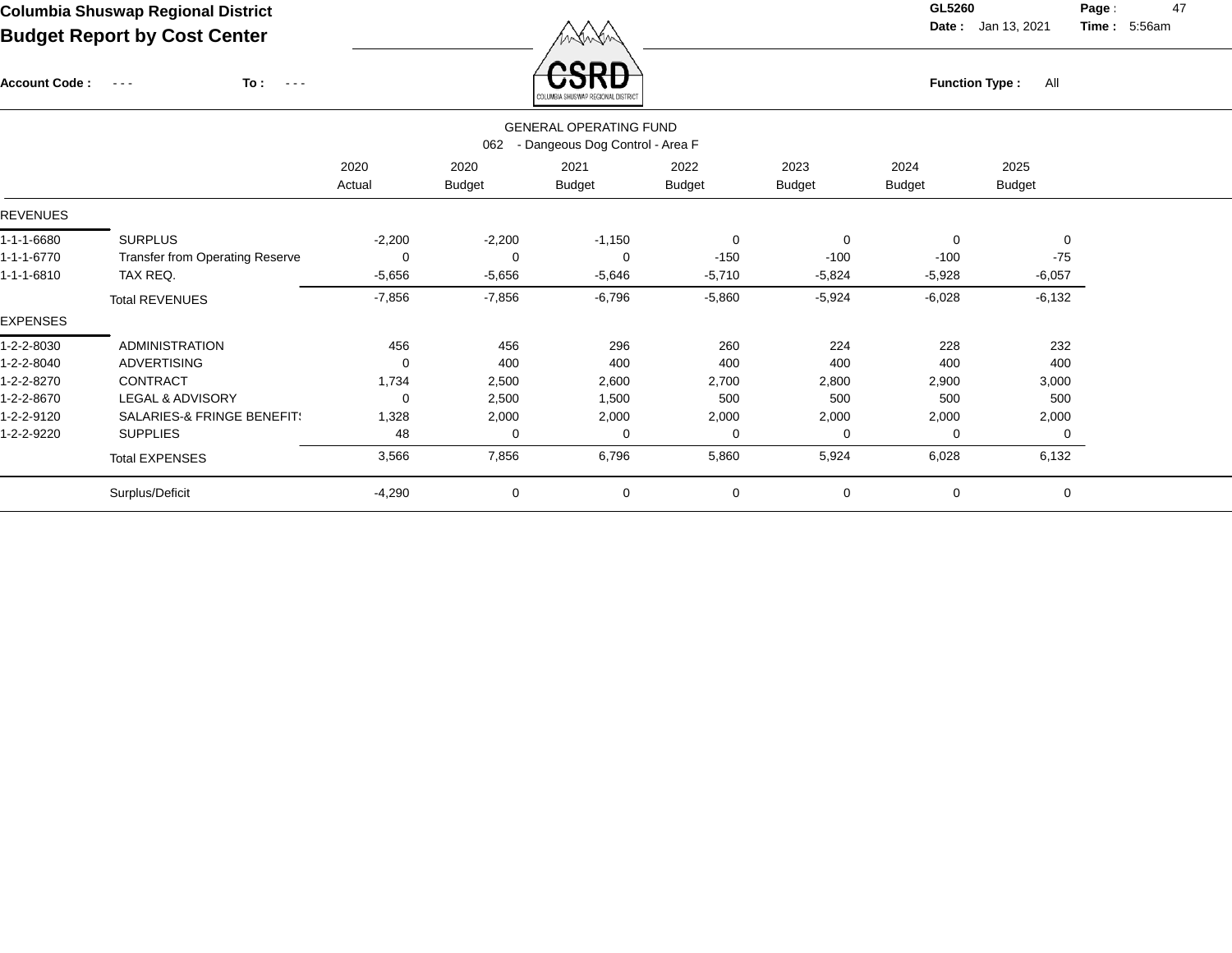**Columbia Shuswap Regional District**

**Budget Report by Cost Center**

**GL5260**

**Date :** Jan 13, 2021 **Time :** 5:56am

**Account Code :** - - - **To :** - - -

**Function Type :** All

GENERAL OPERATING FUND

062 - Dangeous Dog Control - Area F

| | | 2020 Actual | 2020 Budget | 2021 Budget | 2022 Budget | 2023 Budget | 2024 Budget | 2025 Budget |
|---|---|---|---|---|---|---|---|---|
| REVENUES | | | | | | | | |
| 1-1-1-6680 | SURPLUS | -2,200 | -2,200 | -1,150 | 0 | 0 | 0 | 0 |
| 1-1-1-6770 | Transfer from Operating Reserve | 0 | 0 | 0 | -150 | -100 | -100 | -75 |
| 1-1-1-6810 | TAX REQ. | -5,656 | -5,656 | -5,646 | -5,710 | -5,824 | -5,928 | -6,057 |
| | Total REVENUES | -7,856 | -7,856 | -6,796 | -5,860 | -5,924 | -6,028 | -6,132 |
| EXPENSES | | | | | | | | |
| 1-2-2-8030 | ADMINISTRATION | 456 | 456 | 296 | 260 | 224 | 228 | 232 |
| 1-2-2-8040 | ADVERTISING | 0 | 400 | 400 | 400 | 400 | 400 | 400 |
| 1-2-2-8270 | CONTRACT | 1,734 | 2,500 | 2,600 | 2,700 | 2,800 | 2,900 | 3,000 |
| 1-2-2-8670 | LEGAL & ADVISORY | 0 | 2,500 | 1,500 | 500 | 500 | 500 | 500 |
| 1-2-2-9120 | SALARIES-& FRINGE BENEFIT! | 1,328 | 2,000 | 2,000 | 2,000 | 2,000 | 2,000 | 2,000 |
| 1-2-2-9220 | SUPPLIES | 48 | 0 | 0 | 0 | 0 | 0 | 0 |
| | Total EXPENSES | 3,566 | 7,856 | 6,796 | 5,860 | 5,924 | 6,028 | 6,132 |
| | Surplus/Deficit | -4,290 | 0 | 0 | 0 | 0 | 0 | 0 |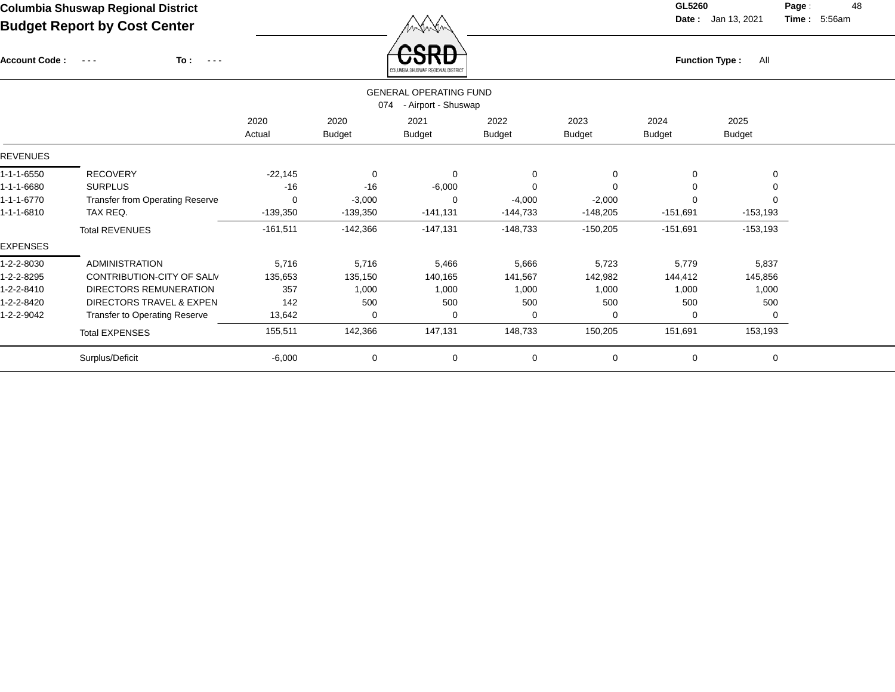**Columbia Shuswap Regional District**
**Budget Report by Cost Center**

GL5260
Date : Jan 13, 2021 Time : 5:56am

Account Code : - - - To : - - -

Function Type : All

GENERAL OPERATING FUND
074 - Airport - Shuswap

| | | 2020 Actual | 2020 Budget | 2021 Budget | 2022 Budget | 2023 Budget | 2024 Budget | 2025 Budget |
|---|---|---|---|---|---|---|---|---|
| REVENUES | | | | | | | | |
| 1-1-1-6550 | RECOVERY | -22,145 | 0 | 0 | 0 | 0 | 0 | 0 |
| 1-1-1-6680 | SURPLUS | -16 | -16 | -6,000 | 0 | 0 | 0 | 0 |
| 1-1-1-6770 | Transfer from Operating Reserve | 0 | -3,000 | 0 | -4,000 | -2,000 | 0 | 0 |
| 1-1-1-6810 | TAX REQ. | -139,350 | -139,350 | -141,131 | -144,733 | -148,205 | -151,691 | -153,193 |
| | Total REVENUES | -161,511 | -142,366 | -147,131 | -148,733 | -150,205 | -151,691 | -153,193 |
| EXPENSES | | | | | | | | |
| 1-2-2-8030 | ADMINISTRATION | 5,716 | 5,716 | 5,466 | 5,666 | 5,723 | 5,779 | 5,837 |
| 1-2-2-8295 | CONTRIBUTION-CITY OF SALM | 135,653 | 135,150 | 140,165 | 141,567 | 142,982 | 144,412 | 145,856 |
| 1-2-2-8410 | DIRECTORS REMUNERATION | 357 | 1,000 | 1,000 | 1,000 | 1,000 | 1,000 | 1,000 |
| 1-2-2-8420 | DIRECTORS TRAVEL & EXPEN | 142 | 500 | 500 | 500 | 500 | 500 | 500 |
| 1-2-2-9042 | Transfer to Operating Reserve | 13,642 | 0 | 0 | 0 | 0 | 0 | 0 |
| | Total EXPENSES | 155,511 | 142,366 | 147,131 | 148,733 | 150,205 | 151,691 | 153,193 |
| | Surplus/Deficit | -6,000 | 0 | 0 | 0 | 0 | 0 | 0 |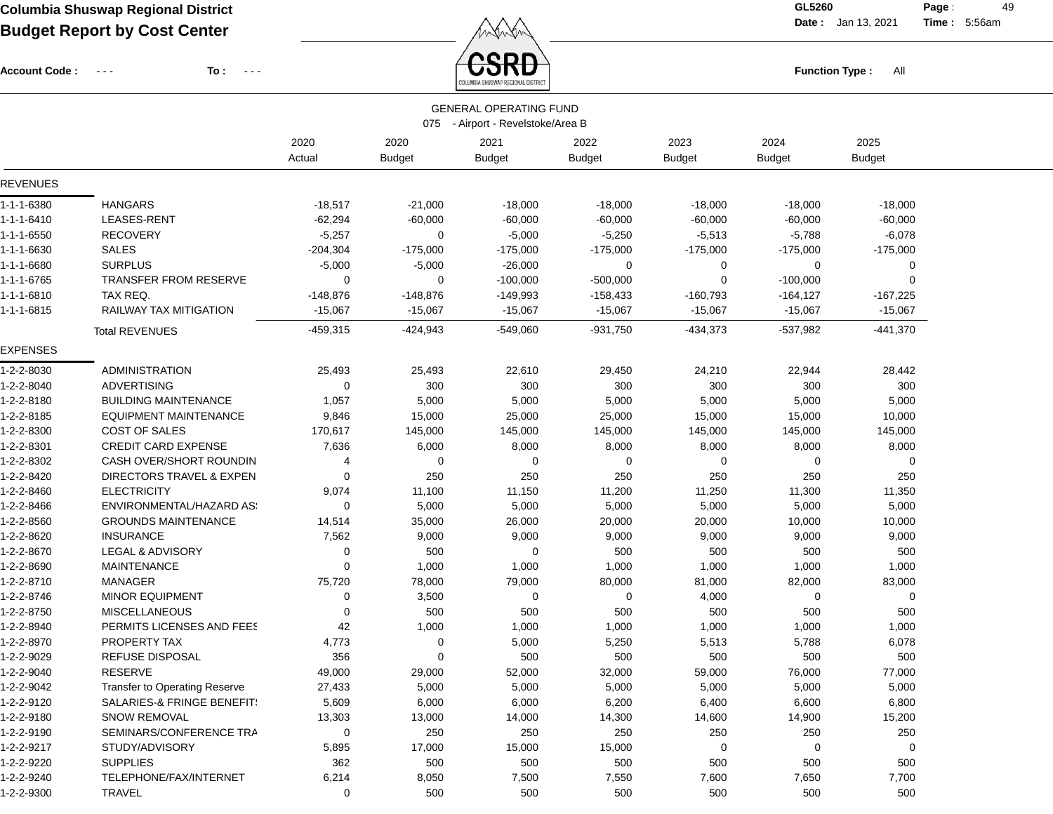**Columbia Shuswap Regional District**
**Budget Report by Cost Center**

GL5260 Date : Jan 13, 2021 Time : 5:56am

Account Code : - - - To : - - - Function Type : All

GENERAL OPERATING FUND
075 - Airport - Revelstoke/Area B

| | | 2020 Actual | 2020 Budget | 2021 Budget | 2022 Budget | 2023 Budget | 2024 Budget | 2025 Budget |
|---|---|---|---|---|---|---|---|---|
| **REVENUES** | | | | | | | | |
| 1-1-1-6380 | HANGARS | -18,517 | -21,000 | -18,000 | -18,000 | -18,000 | -18,000 | -18,000 |
| 1-1-1-6410 | LEASES-RENT | -62,294 | -60,000 | -60,000 | -60,000 | -60,000 | -60,000 | -60,000 |
| 1-1-1-6550 | RECOVERY | -5,257 | 0 | -5,000 | -5,250 | -5,513 | -5,788 | -6,078 |
| 1-1-1-6630 | SALES | -204,304 | -175,000 | -175,000 | -175,000 | -175,000 | -175,000 | -175,000 |
| 1-1-1-6680 | SURPLUS | -5,000 | -5,000 | -26,000 | 0 | 0 | 0 | 0 |
| 1-1-1-6765 | TRANSFER FROM RESERVE | 0 | 0 | -100,000 | -500,000 | 0 | -100,000 | 0 |
| 1-1-1-6810 | TAX REQ. | -148,876 | -148,876 | -149,993 | -158,433 | -160,793 | -164,127 | -167,225 |
| 1-1-1-6815 | RAILWAY TAX MITIGATION | -15,067 | -15,067 | -15,067 | -15,067 | -15,067 | -15,067 | -15,067 |
| | Total REVENUES | -459,315 | -424,943 | -549,060 | -931,750 | -434,373 | -537,982 | -441,370 |
| **EXPENSES** | | | | | | | | |
| 1-2-2-8030 | ADMINISTRATION | 25,493 | 25,493 | 22,610 | 29,450 | 24,210 | 22,944 | 28,442 |
| 1-2-2-8040 | ADVERTISING | 0 | 300 | 300 | 300 | 300 | 300 | 300 |
| 1-2-2-8180 | BUILDING MAINTENANCE | 1,057 | 5,000 | 5,000 | 5,000 | 5,000 | 5,000 | 5,000 |
| 1-2-2-8185 | EQUIPMENT MAINTENANCE | 9,846 | 15,000 | 25,000 | 25,000 | 15,000 | 15,000 | 10,000 |
| 1-2-2-8300 | COST OF SALES | 170,617 | 145,000 | 145,000 | 145,000 | 145,000 | 145,000 | 145,000 |
| 1-2-2-8301 | CREDIT CARD EXPENSE | 7,636 | 6,000 | 8,000 | 8,000 | 8,000 | 8,000 | 8,000 |
| 1-2-2-8302 | CASH OVER/SHORT ROUNDIN | 4 | 0 | 0 | 0 | 0 | 0 | 0 |
| 1-2-2-8420 | DIRECTORS TRAVEL & EXPEN | 0 | 250 | 250 | 250 | 250 | 250 | 250 |
| 1-2-2-8460 | ELECTRICITY | 9,074 | 11,100 | 11,150 | 11,200 | 11,250 | 11,300 | 11,350 |
| 1-2-2-8466 | ENVIRONMENTAL/HAZARD AS | 0 | 5,000 | 5,000 | 5,000 | 5,000 | 5,000 | 5,000 |
| 1-2-2-8560 | GROUNDS MAINTENANCE | 14,514 | 35,000 | 26,000 | 20,000 | 20,000 | 10,000 | 10,000 |
| 1-2-2-8620 | INSURANCE | 7,562 | 9,000 | 9,000 | 9,000 | 9,000 | 9,000 | 9,000 |
| 1-2-2-8670 | LEGAL & ADVISORY | 0 | 500 | 0 | 500 | 500 | 500 | 500 |
| 1-2-2-8690 | MAINTENANCE | 0 | 1,000 | 1,000 | 1,000 | 1,000 | 1,000 | 1,000 |
| 1-2-2-8710 | MANAGER | 75,720 | 78,000 | 79,000 | 80,000 | 81,000 | 82,000 | 83,000 |
| 1-2-2-8746 | MINOR EQUIPMENT | 0 | 3,500 | 0 | 0 | 4,000 | 0 | 0 |
| 1-2-2-8750 | MISCELLANEOUS | 0 | 500 | 500 | 500 | 500 | 500 | 500 |
| 1-2-2-8940 | PERMITS LICENSES AND FEES | 42 | 1,000 | 1,000 | 1,000 | 1,000 | 1,000 | 1,000 |
| 1-2-2-8970 | PROPERTY TAX | 4,773 | 0 | 5,000 | 5,250 | 5,513 | 5,788 | 6,078 |
| 1-2-2-9029 | REFUSE DISPOSAL | 356 | 0 | 500 | 500 | 500 | 500 | 500 |
| 1-2-2-9040 | RESERVE | 49,000 | 29,000 | 52,000 | 32,000 | 59,000 | 76,000 | 77,000 |
| 1-2-2-9042 | Transfer to Operating Reserve | 27,433 | 5,000 | 5,000 | 5,000 | 5,000 | 5,000 | 5,000 |
| 1-2-2-9120 | SALARIES-& FRINGE BENEFITS | 5,609 | 6,000 | 6,000 | 6,200 | 6,400 | 6,600 | 6,800 |
| 1-2-2-9180 | SNOW REMOVAL | 13,303 | 13,000 | 14,000 | 14,300 | 14,600 | 14,900 | 15,200 |
| 1-2-2-9190 | SEMINARS/CONFERENCE TRA | 0 | 250 | 250 | 250 | 250 | 250 | 250 |
| 1-2-2-9217 | STUDY/ADVISORY | 5,895 | 17,000 | 15,000 | 15,000 | 0 | 0 | 0 |
| 1-2-2-9220 | SUPPLIES | 362 | 500 | 500 | 500 | 500 | 500 | 500 |
| 1-2-2-9240 | TELEPHONE/FAX/INTERNET | 6,214 | 8,050 | 7,500 | 7,550 | 7,600 | 7,650 | 7,700 |
| 1-2-2-9300 | TRAVEL | 0 | 500 | 500 | 500 | 500 | 500 | 500 |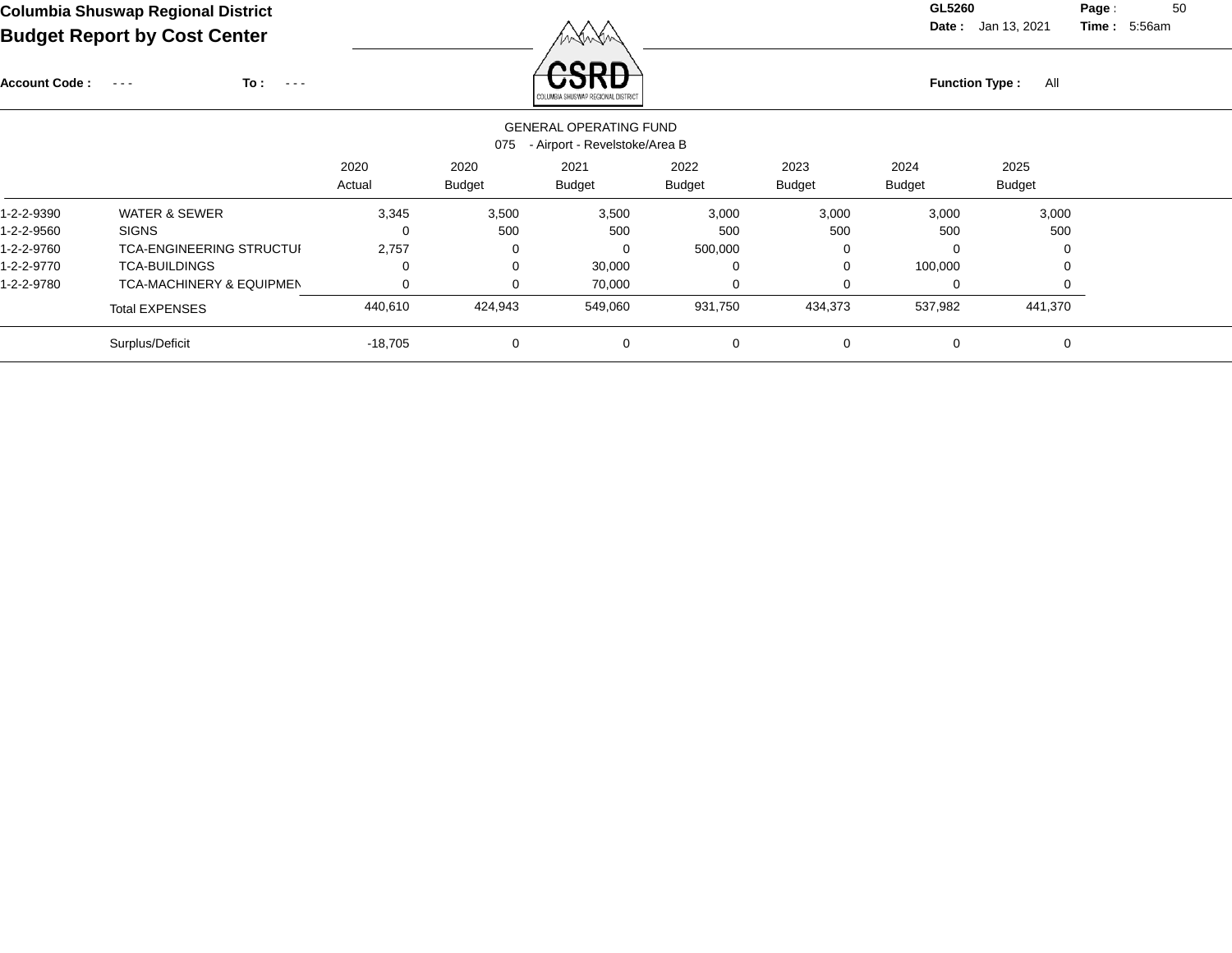**Columbia Shuswap Regional District**

**Budget Report by Cost Center**

GL5260

Date : Jan 13, 2021 Time : 5:56am

Account Code : - - - To : - - -

Function Type : All

GENERAL OPERATING FUND

075 - Airport - Revelstoke/Area B

| | | 2020 Actual | 2020 Budget | 2021 Budget | 2022 Budget | 2023 Budget | 2024 Budget | 2025 Budget |
|---|---|---|---|---|---|---|---|---|
| 1-2-2-9390 | WATER & SEWER | 3,345 | 3,500 | 3,500 | 3,000 | 3,000 | 3,000 | 3,000 |
| 1-2-2-9560 | SIGNS | 0 | 500 | 500 | 500 | 500 | 500 | 500 |
| 1-2-2-9760 | TCA-ENGINEERING STRUCTUI | 2,757 | 0 | 0 | 500,000 | 0 | 0 | 0 |
| 1-2-2-9770 | TCA-BUILDINGS | 0 | 0 | 30,000 | 0 | 0 | 100,000 | 0 |
| 1-2-2-9780 | TCA-MACHINERY & EQUIPMEN | 0 | 0 | 70,000 | 0 | 0 | 0 | 0 |
| | Total EXPENSES | 440,610 | 424,943 | 549,060 | 931,750 | 434,373 | 537,982 | 441,370 |
| | Surplus/Deficit | -18,705 | 0 | 0 | 0 | 0 | 0 | 0 |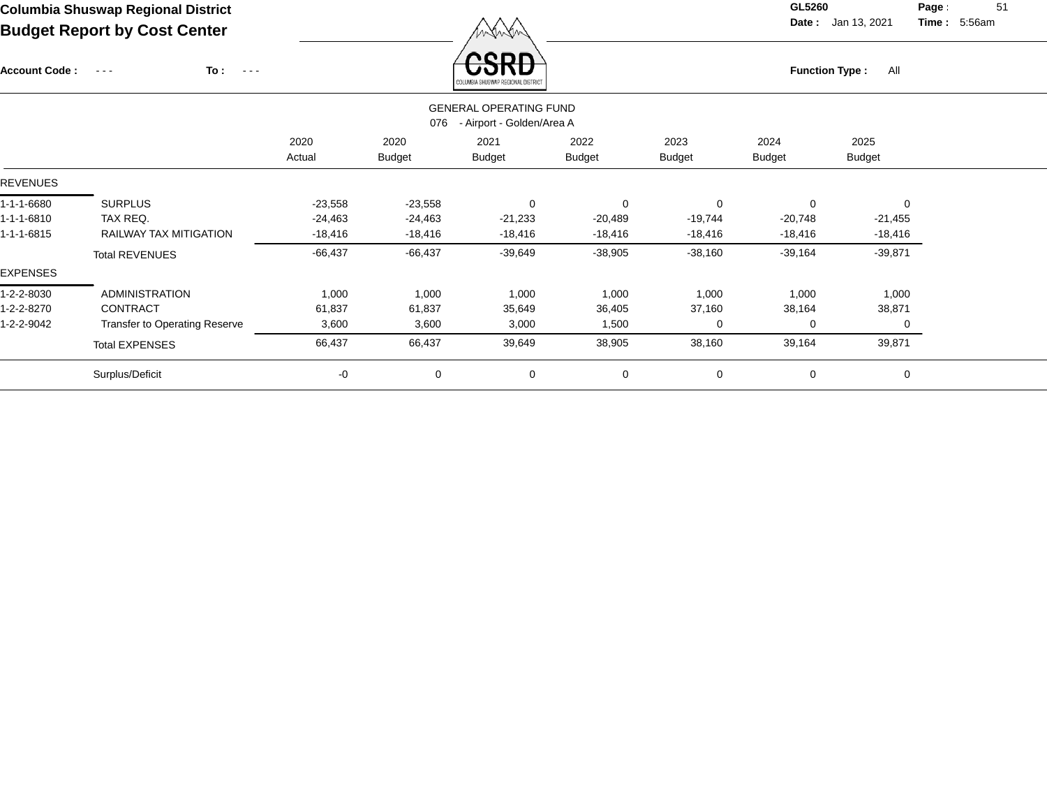# Columbia Shuswap Regional District
## Budget Report by Cost Center

GL5260
Date : Jan 13, 2021
Time : 5:56am

Account Code : - - - To : - - -

Function Type : All

GENERAL OPERATING FUND
076 - Airport - Golden/Area A

| | | 2020 Actual | 2020 Budget | 2021 Budget | 2022 Budget | 2023 Budget | 2024 Budget | 2025 Budget |
|---|---|---|---|---|---|---|---|---|
| REVENUES | | | | | | | | |
| 1-1-1-6680 | SURPLUS | -23,558 | -23,558 | 0 | 0 | 0 | 0 | 0 |
| 1-1-1-6810 | TAX REQ. | -24,463 | -24,463 | -21,233 | -20,489 | -19,744 | -20,748 | -21,455 |
| 1-1-1-6815 | RAILWAY TAX MITIGATION | -18,416 | -18,416 | -18,416 | -18,416 | -18,416 | -18,416 | -18,416 |
| | Total REVENUES | -66,437 | -66,437 | -39,649 | -38,905 | -38,160 | -39,164 | -39,871 |
| EXPENSES | | | | | | | | |
| 1-2-2-8030 | ADMINISTRATION | 1,000 | 1,000 | 1,000 | 1,000 | 1,000 | 1,000 | 1,000 |
| 1-2-2-8270 | CONTRACT | 61,837 | 61,837 | 35,649 | 36,405 | 37,160 | 38,164 | 38,871 |
| 1-2-2-9042 | Transfer to Operating Reserve | 3,600 | 3,600 | 3,000 | 1,500 | 0 | 0 | 0 |
| | Total EXPENSES | 66,437 | 66,437 | 39,649 | 38,905 | 38,160 | 39,164 | 39,871 |
| | Surplus/Deficit | -0 | 0 | 0 | 0 | 0 | 0 | 0 |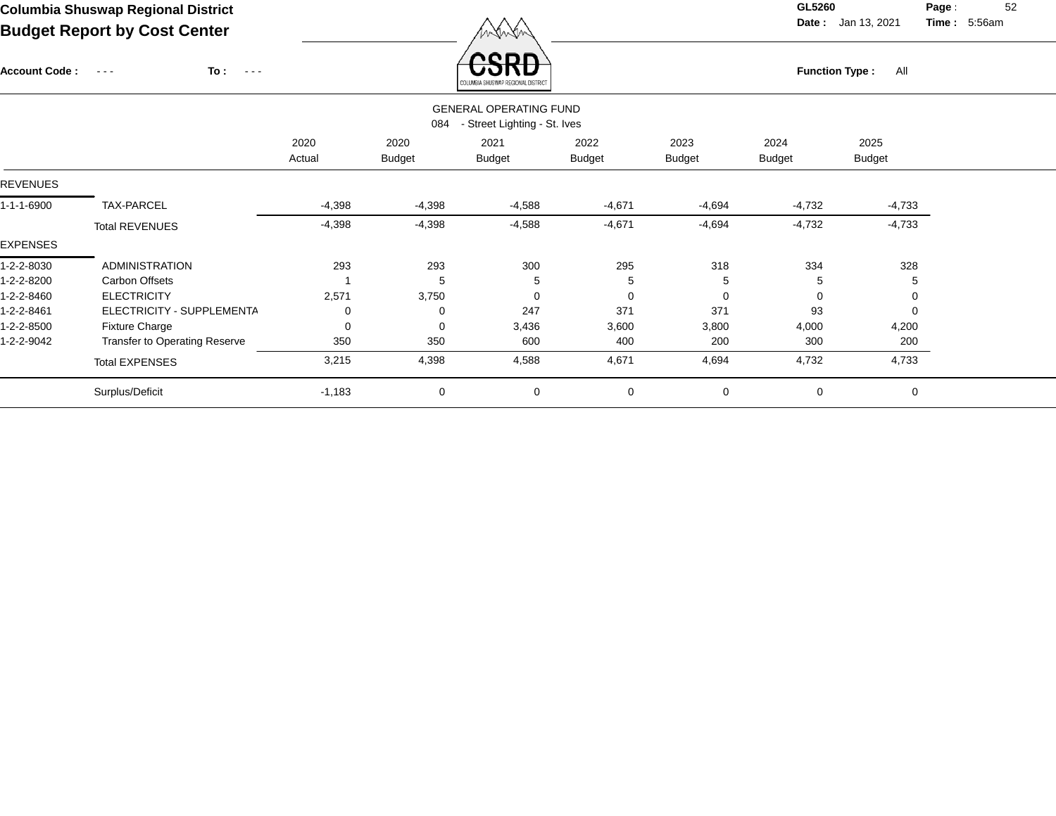# Columbia Shuswap Regional District

## Budget Report by Cost Center

GL5260
Date : Jan 13, 2021
Time : 5:56am

Account Code : - - - To : - - -

Function Type : All

GENERAL OPERATING FUND

084 - Street Lighting - St. Ives

| | | 2020 Actual | 2020 Budget | 2021 Budget | 2022 Budget | 2023 Budget | 2024 Budget | 2025 Budget |
|---|---|---|---|---|---|---|---|---|
| REVENUES | | | | | | | | |
| 1-1-1-6900 | TAX-PARCEL | -4,398 | -4,398 | -4,588 | -4,671 | -4,694 | -4,732 | -4,733 |
| | Total REVENUES | -4,398 | -4,398 | -4,588 | -4,671 | -4,694 | -4,732 | -4,733 |
| EXPENSES | | | | | | | | |
| 1-2-2-8030 | ADMINISTRATION | 293 | 293 | 300 | 295 | 318 | 334 | 328 |
| 1-2-2-8200 | Carbon Offsets | 1 | 5 | 5 | 5 | 5 | 5 | 5 |
| 1-2-2-8460 | ELECTRICITY | 2,571 | 3,750 | 0 | 0 | 0 | 0 | 0 |
| 1-2-2-8461 | ELECTRICITY - SUPPLEMENTA | 0 | 0 | 247 | 371 | 371 | 93 | 0 |
| 1-2-2-8500 | Fixture Charge | 0 | 0 | 3,436 | 3,600 | 3,800 | 4,000 | 4,200 |
| 1-2-2-9042 | Transfer to Operating Reserve | 350 | 350 | 600 | 400 | 200 | 300 | 200 |
| | Total EXPENSES | 3,215 | 4,398 | 4,588 | 4,671 | 4,694 | 4,732 | 4,733 |
| | Surplus/Deficit | -1,183 | 0 | 0 | 0 | 0 | 0 | 0 |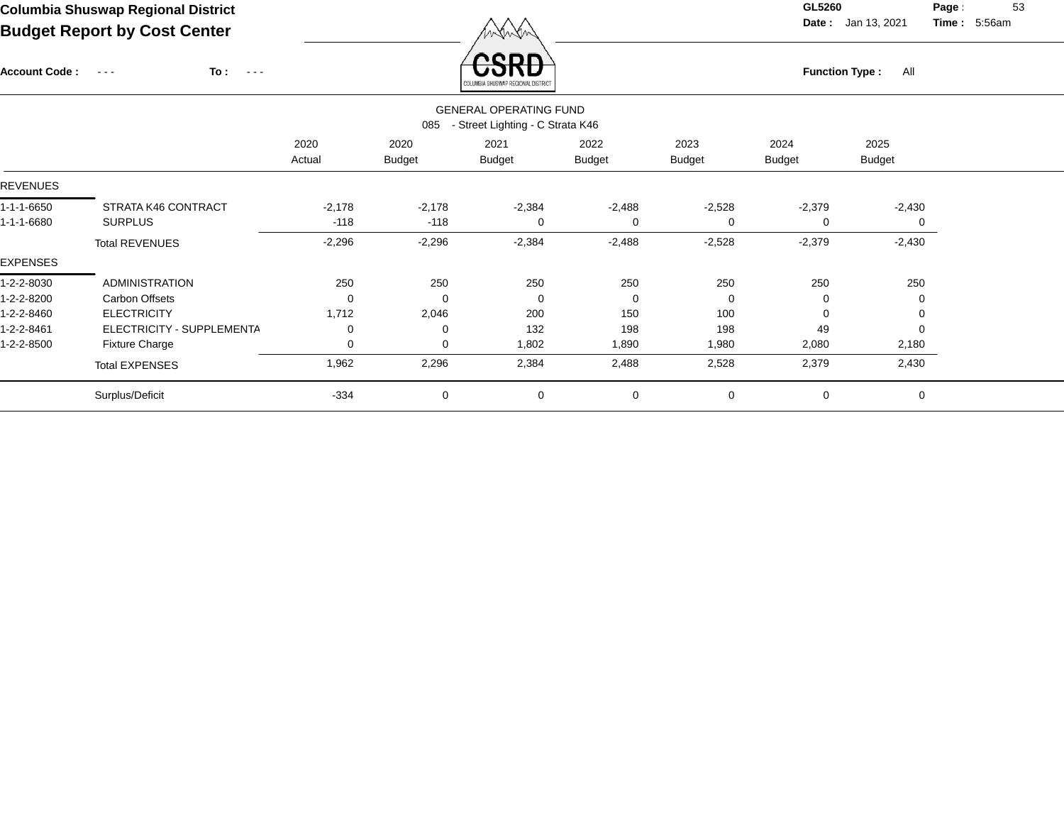# Columbia Shuswap Regional District

## Budget Report by Cost Center

GL5260

Date : Jan 13, 2021

Time : 5:56am

Account Code : - - - To : - - -

Function Type : All

GENERAL OPERATING FUND

085 - Street Lighting - C Strata K46

| | | 2020 Actual | 2020 Budget | 2021 Budget | 2022 Budget | 2023 Budget | 2024 Budget | 2025 Budget |
|---|---|---|---|---|---|---|---|---|
| REVENUES | | | | | | | | |
| 1-1-1-6650 | STRATA K46 CONTRACT | -2,178 | -2,178 | -2,384 | -2,488 | -2,528 | -2,379 | -2,430 |
| 1-1-1-6680 | SURPLUS | -118 | -118 | 0 | 0 | 0 | 0 | 0 |
| | Total REVENUES | -2,296 | -2,296 | -2,384 | -2,488 | -2,528 | -2,379 | -2,430 |
| EXPENSES | | | | | | | | |
| 1-2-2-8030 | ADMINISTRATION | 250 | 250 | 250 | 250 | 250 | 250 | 250 |
| 1-2-2-8200 | Carbon Offsets | 0 | 0 | 0 | 0 | 0 | 0 | 0 |
| 1-2-2-8460 | ELECTRICITY | 1,712 | 2,046 | 200 | 150 | 100 | 0 | 0 |
| 1-2-2-8461 | ELECTRICITY - SUPPLEMENTA | 0 | 0 | 132 | 198 | 198 | 49 | 0 |
| 1-2-2-8500 | Fixture Charge | 0 | 0 | 1,802 | 1,890 | 1,980 | 2,080 | 2,180 |
| | Total EXPENSES | 1,962 | 2,296 | 2,384 | 2,488 | 2,528 | 2,379 | 2,430 |
| | Surplus/Deficit | -334 | 0 | 0 | 0 | 0 | 0 | 0 |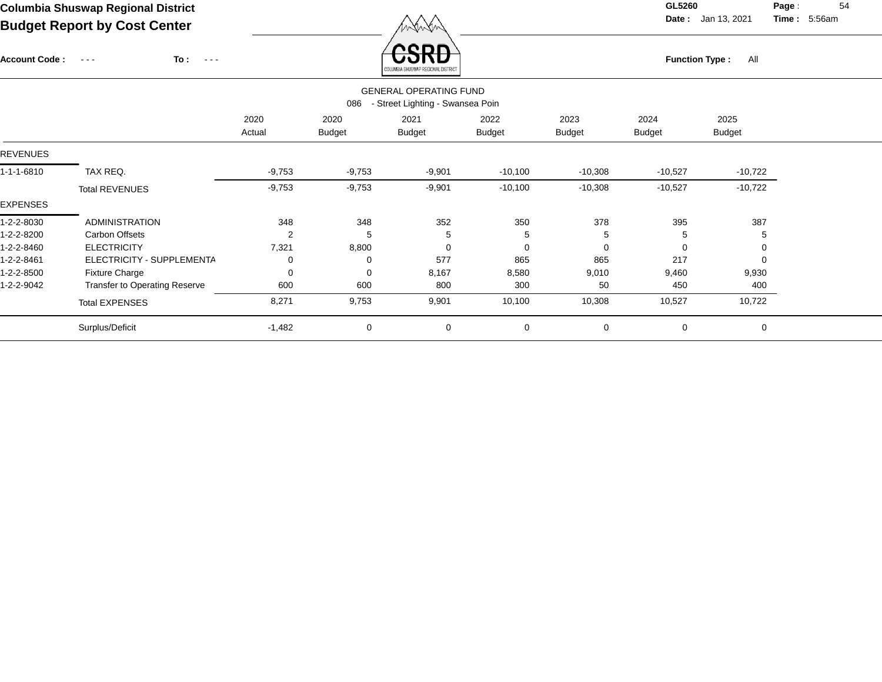# Columbia Shuswap Regional District

## Budget Report by Cost Center

GL5260
Date : Jan 13, 2021
Time : 5:56am

Account Code : - - - To : - - -

Function Type : All

GENERAL OPERATING FUND

086 - Street Lighting - Swansea Poin

| | | 2020 Actual | 2020 Budget | 2021 Budget | 2022 Budget | 2023 Budget | 2024 Budget | 2025 Budget |
|---|---|---|---|---|---|---|---|---|
| **REVENUES** | | | | | | | | |
| 1-1-1-6810 | TAX REQ. | -9,753 | -9,753 | -9,901 | -10,100 | -10,308 | -10,527 | -10,722 |
| | Total REVENUES | -9,753 | -9,753 | -9,901 | -10,100 | -10,308 | -10,527 | -10,722 |
| **EXPENSES** | | | | | | | | |
| 1-2-2-8030 | ADMINISTRATION | 348 | 348 | 352 | 350 | 378 | 395 | 387 |
| 1-2-2-8200 | Carbon Offsets | 2 | 5 | 5 | 5 | 5 | 5 | 5 |
| 1-2-2-8460 | ELECTRICITY | 7,321 | 8,800 | 0 | 0 | 0 | 0 | 0 |
| 1-2-2-8461 | ELECTRICITY - SUPPLEMENTA | 0 | 0 | 577 | 865 | 865 | 217 | 0 |
| 1-2-2-8500 | Fixture Charge | 0 | 0 | 8,167 | 8,580 | 9,010 | 9,460 | 9,930 |
| 1-2-2-9042 | Transfer to Operating Reserve | 600 | 600 | 800 | 300 | 50 | 450 | 400 |
| | Total EXPENSES | 8,271 | 9,753 | 9,901 | 10,100 | 10,308 | 10,527 | 10,722 |
| | Surplus/Deficit | -1,482 | 0 | 0 | 0 | 0 | 0 | 0 |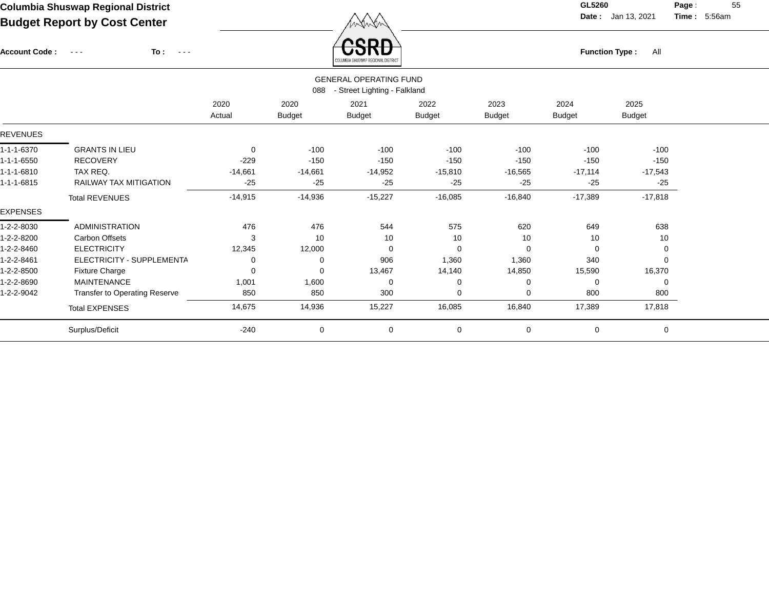# Columbia Shuswap Regional District
## Budget Report by Cost Center

GL5260
Date : Jan 13, 2021 Time : 5:56am

Account Code : - - - To : - - -

Function Type : All

### GENERAL OPERATING FUND
### 088 - Street Lighting - Falkland

| | | 2020 Actual | 2020 Budget | 2021 Budget | 2022 Budget | 2023 Budget | 2024 Budget | 2025 Budget |
|---|---|---|---|---|---|---|---|---|
| **REVENUES** | | | | | | | | |
| 1-1-1-6370 | GRANTS IN LIEU | 0 | -100 | -100 | -100 | -100 | -100 | -100 |
| 1-1-1-6550 | RECOVERY | -229 | -150 | -150 | -150 | -150 | -150 | -150 |
| 1-1-1-6810 | TAX REQ. | -14,661 | -14,661 | -14,952 | -15,810 | -16,565 | -17,114 | -17,543 |
| 1-1-1-6815 | RAILWAY TAX MITIGATION | -25 | -25 | -25 | -25 | -25 | -25 | -25 |
| | Total REVENUES | -14,915 | -14,936 | -15,227 | -16,085 | -16,840 | -17,389 | -17,818 |
| **EXPENSES** | | | | | | | | |
| 1-2-2-8030 | ADMINISTRATION | 476 | 476 | 544 | 575 | 620 | 649 | 638 |
| 1-2-2-8200 | Carbon Offsets | 3 | 10 | 10 | 10 | 10 | 10 | 10 |
| 1-2-2-8460 | ELECTRICITY | 12,345 | 12,000 | 0 | 0 | 0 | 0 | 0 |
| 1-2-2-8461 | ELECTRICITY - SUPPLEMENTA | 0 | 0 | 906 | 1,360 | 1,360 | 340 | 0 |
| 1-2-2-8500 | Fixture Charge | 0 | 0 | 13,467 | 14,140 | 14,850 | 15,590 | 16,370 |
| 1-2-2-8690 | MAINTENANCE | 1,001 | 1,600 | 0 | 0 | 0 | 0 | 0 |
| 1-2-2-9042 | Transfer to Operating Reserve | 850 | 850 | 300 | 0 | 0 | 800 | 800 |
| | Total EXPENSES | 14,675 | 14,936 | 15,227 | 16,085 | 16,840 | 17,389 | 17,818 |
| | Surplus/Deficit | -240 | 0 | 0 | 0 | 0 | 0 | 0 |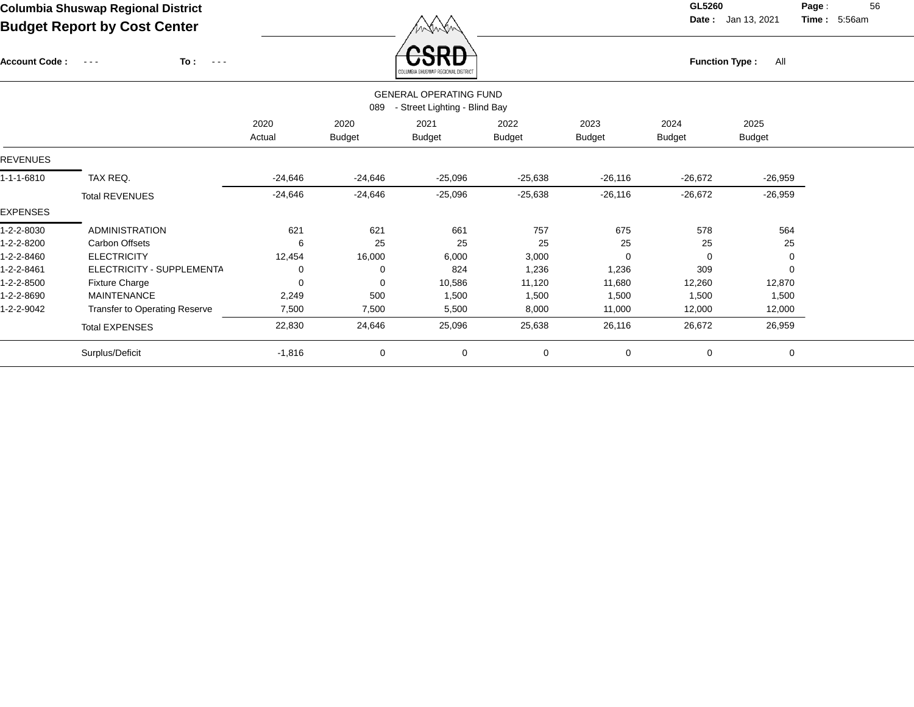# Columbia Shuswap Regional District

## Budget Report by Cost Center

GL5260
Date : Jan 13, 2021    Time : 5:56am

Account Code : - - -    To : - - -

Function Type : All

GENERAL OPERATING FUND
089 - Street Lighting - Blind Bay

| | | 2020 Actual | 2020 Budget | 2021 Budget | 2022 Budget | 2023 Budget | 2024 Budget | 2025 Budget |
|---|---|---|---|---|---|---|---|---|
| REVENUES | | | | | | | | |
| 1-1-1-6810 | TAX REQ. | -24,646 | -24,646 | -25,096 | -25,638 | -26,116 | -26,672 | -26,959 |
| | Total REVENUES | -24,646 | -24,646 | -25,096 | -25,638 | -26,116 | -26,672 | -26,959 |
| EXPENSES | | | | | | | | |
| 1-2-2-8030 | ADMINISTRATION | 621 | 621 | 661 | 757 | 675 | 578 | 564 |
| 1-2-2-8200 | Carbon Offsets | 6 | 25 | 25 | 25 | 25 | 25 | 25 |
| 1-2-2-8460 | ELECTRICITY | 12,454 | 16,000 | 6,000 | 3,000 | 0 | 0 | 0 |
| 1-2-2-8461 | ELECTRICITY - SUPPLEMENTA | 0 | 0 | 824 | 1,236 | 1,236 | 309 | 0 |
| 1-2-2-8500 | Fixture Charge | 0 | 0 | 10,586 | 11,120 | 11,680 | 12,260 | 12,870 |
| 1-2-2-8690 | MAINTENANCE | 2,249 | 500 | 1,500 | 1,500 | 1,500 | 1,500 | 1,500 |
| 1-2-2-9042 | Transfer to Operating Reserve | 7,500 | 7,500 | 5,500 | 8,000 | 11,000 | 12,000 | 12,000 |
| | Total EXPENSES | 22,830 | 24,646 | 25,096 | 25,638 | 26,116 | 26,672 | 26,959 |
| | Surplus/Deficit | -1,816 | 0 | 0 | 0 | 0 | 0 | 0 |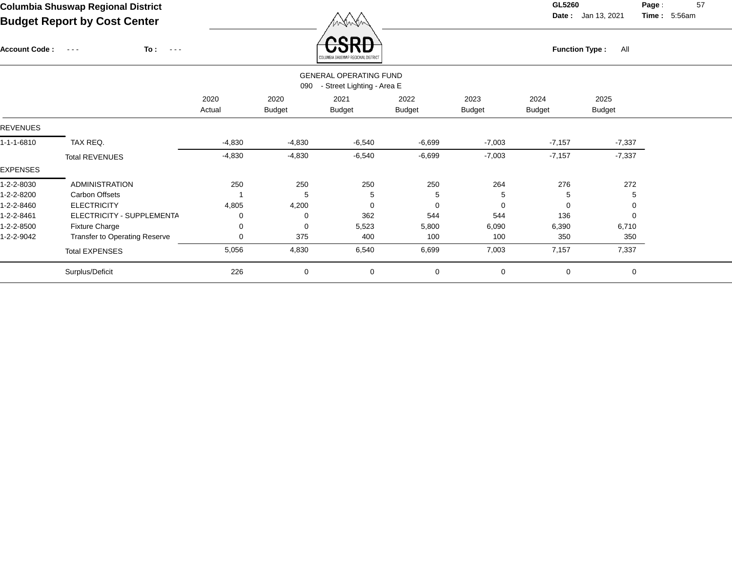# Columbia Shuswap Regional District

## Budget Report by Cost Center

GL5260

Date : Jan 13, 2021 Time : 5:56am

Account Code : - - - To : - - -

Function Type : All

GENERAL OPERATING FUND

090 - Street Lighting - Area E

| | | 2020 Actual | 2020 Budget | 2021 Budget | 2022 Budget | 2023 Budget | 2024 Budget | 2025 Budget |
|---|---|---|---|---|---|---|---|---|
| **REVENUES** | | | | | | | | |
| 1-1-1-6810 | TAX REQ. | -4,830 | -4,830 | -6,540 | -6,699 | -7,003 | -7,157 | -7,337 |
| | Total REVENUES | -4,830 | -4,830 | -6,540 | -6,699 | -7,003 | -7,157 | -7,337 |
| **EXPENSES** | | | | | | | | |
| 1-2-2-8030 | ADMINISTRATION | 250 | 250 | 250 | 250 | 264 | 276 | 272 |
| 1-2-2-8200 | Carbon Offsets | 1 | 5 | 5 | 5 | 5 | 5 | 5 |
| 1-2-2-8460 | ELECTRICITY | 4,805 | 4,200 | 0 | 0 | 0 | 0 | 0 |
| 1-2-2-8461 | ELECTRICITY - SUPPLEMENTA | 0 | 0 | 362 | 544 | 544 | 136 | 0 |
| 1-2-2-8500 | Fixture Charge | 0 | 0 | 5,523 | 5,800 | 6,090 | 6,390 | 6,710 |
| 1-2-2-9042 | Transfer to Operating Reserve | 0 | 375 | 400 | 100 | 100 | 350 | 350 |
| | Total EXPENSES | 5,056 | 4,830 | 6,540 | 6,699 | 7,003 | 7,157 | 7,337 |
| | Surplus/Deficit | 226 | 0 | 0 | 0 | 0 | 0 | 0 |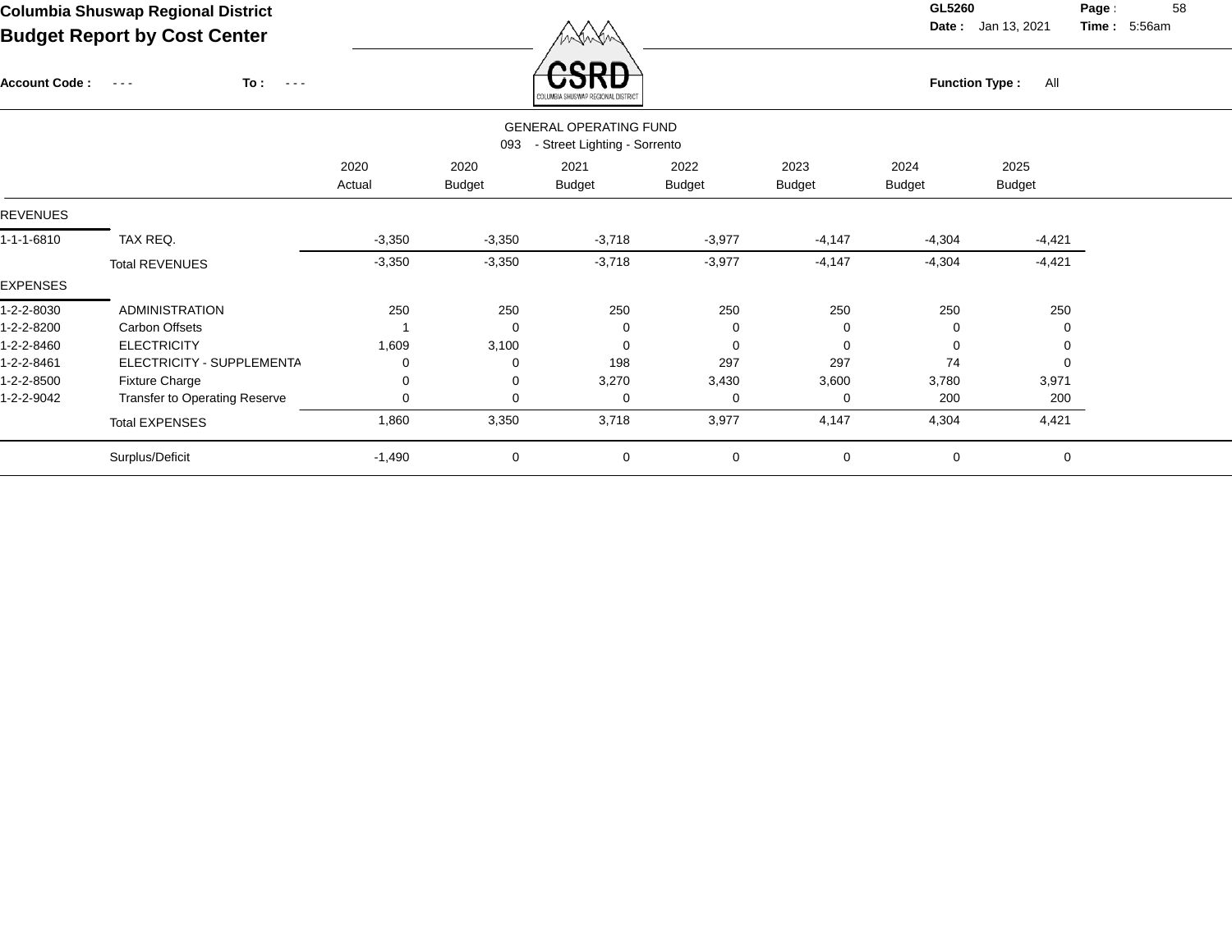# Columbia Shuswap Regional District

## Budget Report by Cost Center

GL5260
Date : Jan 13, 2021
Time : 5:56am

Account Code : - - - To : - - -

Function Type : All

GENERAL OPERATING FUND
093 - Street Lighting - Sorrento

| | | 2020 Actual | 2020 Budget | 2021 Budget | 2022 Budget | 2023 Budget | 2024 Budget | 2025 Budget |
|---|---|---|---|---|---|---|---|---|
| REVENUES | | | | | | | | |
| 1-1-1-6810 | TAX REQ. | -3,350 | -3,350 | -3,718 | -3,977 | -4,147 | -4,304 | -4,421 |
| | Total REVENUES | -3,350 | -3,350 | -3,718 | -3,977 | -4,147 | -4,304 | -4,421 |
| EXPENSES | | | | | | | | |
| 1-2-2-8030 | ADMINISTRATION | 250 | 250 | 250 | 250 | 250 | 250 | 250 |
| 1-2-2-8200 | Carbon Offsets | 1 | 0 | 0 | 0 | 0 | 0 | 0 |
| 1-2-2-8460 | ELECTRICITY | 1,609 | 3,100 | 0 | 0 | 0 | 0 | 0 |
| 1-2-2-8461 | ELECTRICITY - SUPPLEMENTA | 0 | 0 | 198 | 297 | 297 | 74 | 0 |
| 1-2-2-8500 | Fixture Charge | 0 | 0 | 3,270 | 3,430 | 3,600 | 3,780 | 3,971 |
| 1-2-2-9042 | Transfer to Operating Reserve | 0 | 0 | 0 | 0 | 0 | 200 | 200 |
| | Total EXPENSES | 1,860 | 3,350 | 3,718 | 3,977 | 4,147 | 4,304 | 4,421 |
| | Surplus/Deficit | -1,490 | 0 | 0 | 0 | 0 | 0 | 0 |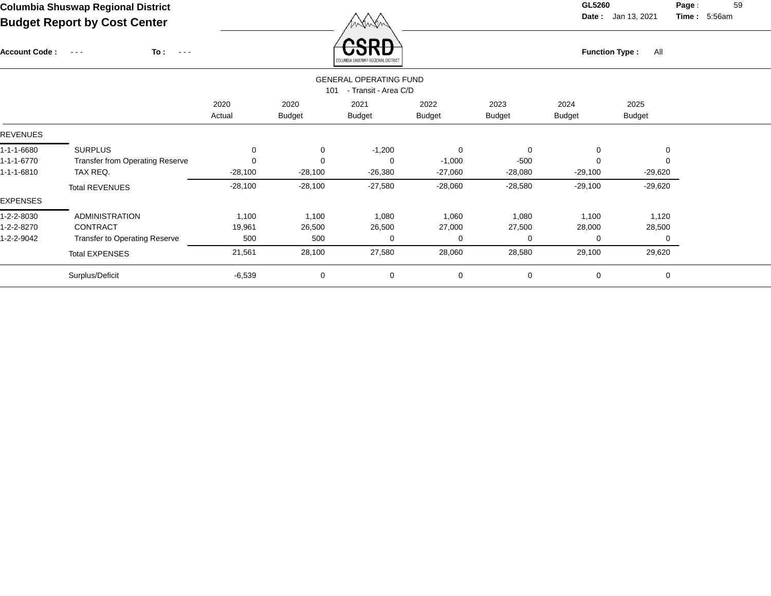# Columbia Shuswap Regional District

## Budget Report by Cost Center

GL5260 Date : Jan 13, 2021 Time : 5:56am

Account Code : - - - To : - - -

Function Type : All

### GENERAL OPERATING FUND

101 - Transit - Area C/D

| | | 2020 Actual | 2020 Budget | 2021 Budget | 2022 Budget | 2023 Budget | 2024 Budget | 2025 Budget |
|---|---|---|---|---|---|---|---|---|
| **REVENUES** | | | | | | | | |
| 1-1-1-6680 | SURPLUS | 0 | 0 | -1,200 | 0 | 0 | 0 | 0 |
| 1-1-1-6770 | Transfer from Operating Reserve | 0 | 0 | 0 | -1,000 | -500 | 0 | 0 |
| 1-1-1-6810 | TAX REQ. | -28,100 | -28,100 | -26,380 | -27,060 | -28,080 | -29,100 | -29,620 |
| | Total REVENUES | -28,100 | -28,100 | -27,580 | -28,060 | -28,580 | -29,100 | -29,620 |
| **EXPENSES** | | | | | | | | |
| 1-2-2-8030 | ADMINISTRATION | 1,100 | 1,100 | 1,080 | 1,060 | 1,080 | 1,100 | 1,120 |
| 1-2-2-8270 | CONTRACT | 19,961 | 26,500 | 26,500 | 27,000 | 27,500 | 28,000 | 28,500 |
| 1-2-2-9042 | Transfer to Operating Reserve | 500 | 500 | 0 | 0 | 0 | 0 | 0 |
| | Total EXPENSES | 21,561 | 28,100 | 27,580 | 28,060 | 28,580 | 29,100 | 29,620 |
| | Surplus/Deficit | -6,539 | 0 | 0 | 0 | 0 | 0 | 0 |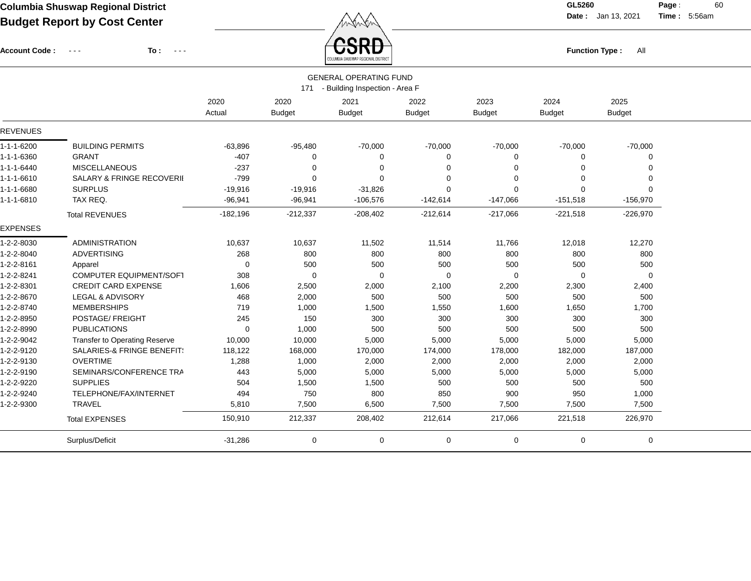**Columbia Shuswap Regional District**

**Budget Report by Cost Center**

**Account Code :** - - - **To :** - - -

GL5260 **Date :** Jan 13, 2021 **Time :** 5:56am

**Function Type :** All

GENERAL OPERATING FUND

171 - Building Inspection - Area F

| | | 2020 Actual | 2020 Budget | 2021 Budget | 2022 Budget | 2023 Budget | 2024 Budget | 2025 Budget |
|---|---|---|---|---|---|---|---|---|
| REVENUES | | | | | | | | |
| 1-1-1-6200 | BUILDING PERMITS | -63,896 | -95,480 | -70,000 | -70,000 | -70,000 | -70,000 | -70,000 |
| 1-1-1-6360 | GRANT | -407 | 0 | 0 | 0 | 0 | 0 | 0 |
| 1-1-1-6440 | MISCELLANEOUS | -237 | 0 | 0 | 0 | 0 | 0 | 0 |
| 1-1-1-6610 | SALARY & FRINGE RECOVERII | -799 | 0 | 0 | 0 | 0 | 0 | 0 |
| 1-1-1-6680 | SURPLUS | -19,916 | -19,916 | -31,826 | 0 | 0 | 0 | 0 |
| 1-1-1-6810 | TAX REQ. | -96,941 | -96,941 | -106,576 | -142,614 | -147,066 | -151,518 | -156,970 |
| | Total REVENUES | -182,196 | -212,337 | -208,402 | -212,614 | -217,066 | -221,518 | -226,970 |
| EXPENSES | | | | | | | | |
| 1-2-2-8030 | ADMINISTRATION | 10,637 | 10,637 | 11,502 | 11,514 | 11,766 | 12,018 | 12,270 |
| 1-2-2-8040 | ADVERTISING | 268 | 800 | 800 | 800 | 800 | 800 | 800 |
| 1-2-2-8161 | Apparel | 0 | 500 | 500 | 500 | 500 | 500 | 500 |
| 1-2-2-8241 | COMPUTER EQUIPMENT/SOFT | 308 | 0 | 0 | 0 | 0 | 0 | 0 |
| 1-2-2-8301 | CREDIT CARD EXPENSE | 1,606 | 2,500 | 2,000 | 2,100 | 2,200 | 2,300 | 2,400 |
| 1-2-2-8670 | LEGAL & ADVISORY | 468 | 2,000 | 500 | 500 | 500 | 500 | 500 |
| 1-2-2-8740 | MEMBERSHIPS | 719 | 1,000 | 1,500 | 1,550 | 1,600 | 1,650 | 1,700 |
| 1-2-2-8950 | POSTAGE/ FREIGHT | 245 | 150 | 300 | 300 | 300 | 300 | 300 |
| 1-2-2-8990 | PUBLICATIONS | 0 | 1,000 | 500 | 500 | 500 | 500 | 500 |
| 1-2-2-9042 | Transfer to Operating Reserve | 10,000 | 10,000 | 5,000 | 5,000 | 5,000 | 5,000 | 5,000 |
| 1-2-2-9120 | SALARIES-& FRINGE BENEFIT! | 118,122 | 168,000 | 170,000 | 174,000 | 178,000 | 182,000 | 187,000 |
| 1-2-2-9130 | OVERTIME | 1,288 | 1,000 | 2,000 | 2,000 | 2,000 | 2,000 | 2,000 |
| 1-2-2-9190 | SEMINARS/CONFERENCE TRA | 443 | 5,000 | 5,000 | 5,000 | 5,000 | 5,000 | 5,000 |
| 1-2-2-9220 | SUPPLIES | 504 | 1,500 | 1,500 | 500 | 500 | 500 | 500 |
| 1-2-2-9240 | TELEPHONE/FAX/INTERNET | 494 | 750 | 800 | 850 | 900 | 950 | 1,000 |
| 1-2-2-9300 | TRAVEL | 5,810 | 7,500 | 6,500 | 7,500 | 7,500 | 7,500 | 7,500 |
| | Total EXPENSES | 150,910 | 212,337 | 208,402 | 212,614 | 217,066 | 221,518 | 226,970 |
| | Surplus/Deficit | -31,286 | 0 | 0 | 0 | 0 | 0 | 0 |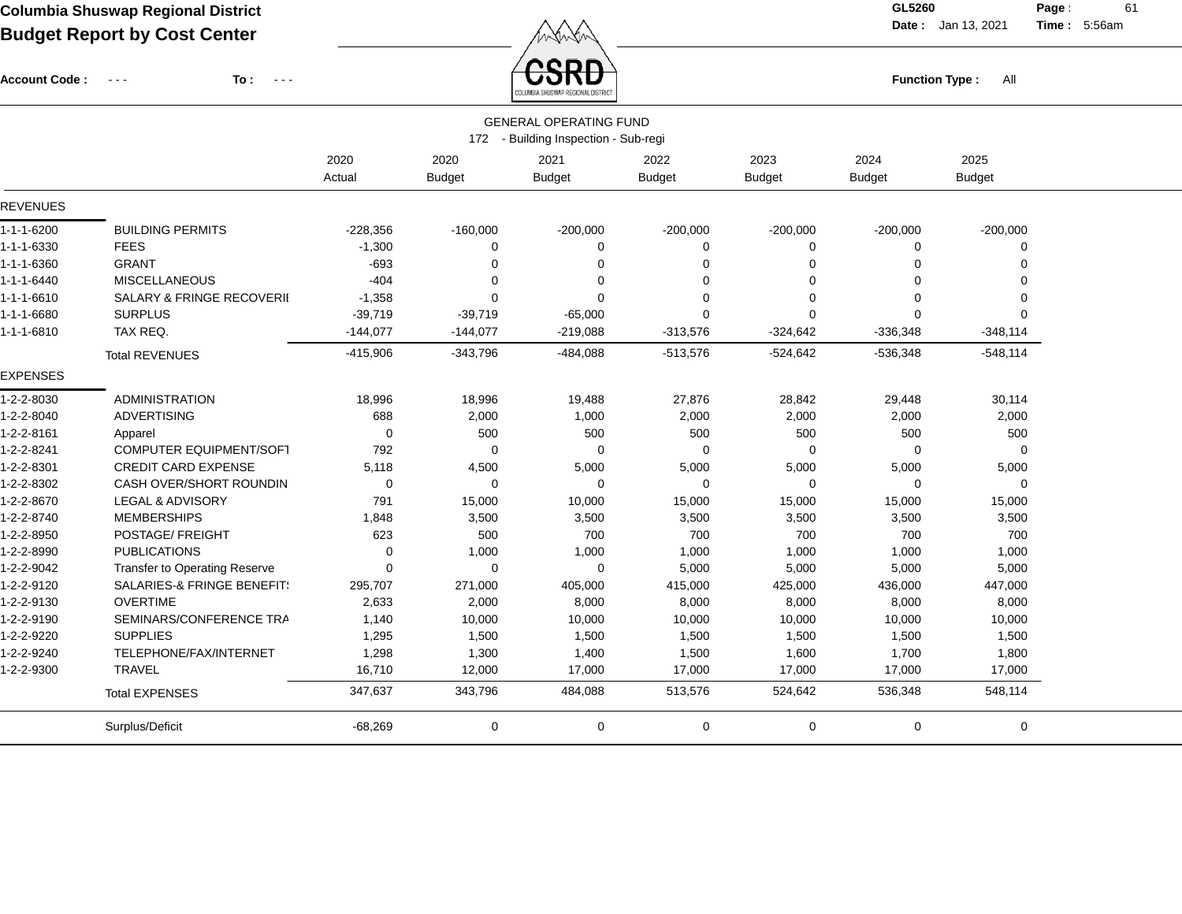**Columbia Shuswap Regional District**
**Budget Report by Cost Center**

GL5260
Date : Jan 13, 2021 Time : 5:56am

Account Code : - - - To : - - -

Function Type : All

GENERAL OPERATING FUND
172 - Building Inspection - Sub-regi

| | | 2020 Actual | 2020 Budget | 2021 Budget | 2022 Budget | 2023 Budget | 2024 Budget | 2025 Budget |
|---|---|---|---|---|---|---|---|---|
| REVENUES | | | | | | | | |
| 1-1-1-6200 | BUILDING PERMITS | -228,356 | -160,000 | -200,000 | -200,000 | -200,000 | -200,000 | -200,000 |
| 1-1-1-6330 | FEES | -1,300 | 0 | 0 | 0 | 0 | 0 | 0 |
| 1-1-1-6360 | GRANT | -693 | 0 | 0 | 0 | 0 | 0 | 0 |
| 1-1-1-6440 | MISCELLANEOUS | -404 | 0 | 0 | 0 | 0 | 0 | 0 |
| 1-1-1-6610 | SALARY & FRINGE RECOVERII | -1,358 | 0 | 0 | 0 | 0 | 0 | 0 |
| 1-1-1-6680 | SURPLUS | -39,719 | -39,719 | -65,000 | 0 | 0 | 0 | 0 |
| 1-1-1-6810 | TAX REQ. | -144,077 | -144,077 | -219,088 | -313,576 | -324,642 | -336,348 | -348,114 |
| | Total REVENUES | -415,906 | -343,796 | -484,088 | -513,576 | -524,642 | -536,348 | -548,114 |
| EXPENSES | | | | | | | | |
| 1-2-2-8030 | ADMINISTRATION | 18,996 | 18,996 | 19,488 | 27,876 | 28,842 | 29,448 | 30,114 |
| 1-2-2-8040 | ADVERTISING | 688 | 2,000 | 1,000 | 2,000 | 2,000 | 2,000 | 2,000 |
| 1-2-2-8161 | Apparel | 0 | 500 | 500 | 500 | 500 | 500 | 500 |
| 1-2-2-8241 | COMPUTER EQUIPMENT/SOFT | 792 | 0 | 0 | 0 | 0 | 0 | 0 |
| 1-2-2-8301 | CREDIT CARD EXPENSE | 5,118 | 4,500 | 5,000 | 5,000 | 5,000 | 5,000 | 5,000 |
| 1-2-2-8302 | CASH OVER/SHORT ROUNDIN | 0 | 0 | 0 | 0 | 0 | 0 | 0 |
| 1-2-2-8670 | LEGAL & ADVISORY | 791 | 15,000 | 10,000 | 15,000 | 15,000 | 15,000 | 15,000 |
| 1-2-2-8740 | MEMBERSHIPS | 1,848 | 3,500 | 3,500 | 3,500 | 3,500 | 3,500 | 3,500 |
| 1-2-2-8950 | POSTAGE/ FREIGHT | 623 | 500 | 700 | 700 | 700 | 700 | 700 |
| 1-2-2-8990 | PUBLICATIONS | 0 | 1,000 | 1,000 | 1,000 | 1,000 | 1,000 | 1,000 |
| 1-2-2-9042 | Transfer to Operating Reserve | 0 | 0 | 0 | 5,000 | 5,000 | 5,000 | 5,000 |
| 1-2-2-9120 | SALARIES-& FRINGE BENEFIT! | 295,707 | 271,000 | 405,000 | 415,000 | 425,000 | 436,000 | 447,000 |
| 1-2-2-9130 | OVERTIME | 2,633 | 2,000 | 8,000 | 8,000 | 8,000 | 8,000 | 8,000 |
| 1-2-2-9190 | SEMINARS/CONFERENCE TRA | 1,140 | 10,000 | 10,000 | 10,000 | 10,000 | 10,000 | 10,000 |
| 1-2-2-9220 | SUPPLIES | 1,295 | 1,500 | 1,500 | 1,500 | 1,500 | 1,500 | 1,500 |
| 1-2-2-9240 | TELEPHONE/FAX/INTERNET | 1,298 | 1,300 | 1,400 | 1,500 | 1,600 | 1,700 | 1,800 |
| 1-2-2-9300 | TRAVEL | 16,710 | 12,000 | 17,000 | 17,000 | 17,000 | 17,000 | 17,000 |
| | Total EXPENSES | 347,637 | 343,796 | 484,088 | 513,576 | 524,642 | 536,348 | 548,114 |
| | Surplus/Deficit | -68,269 | 0 | 0 | 0 | 0 | 0 | 0 |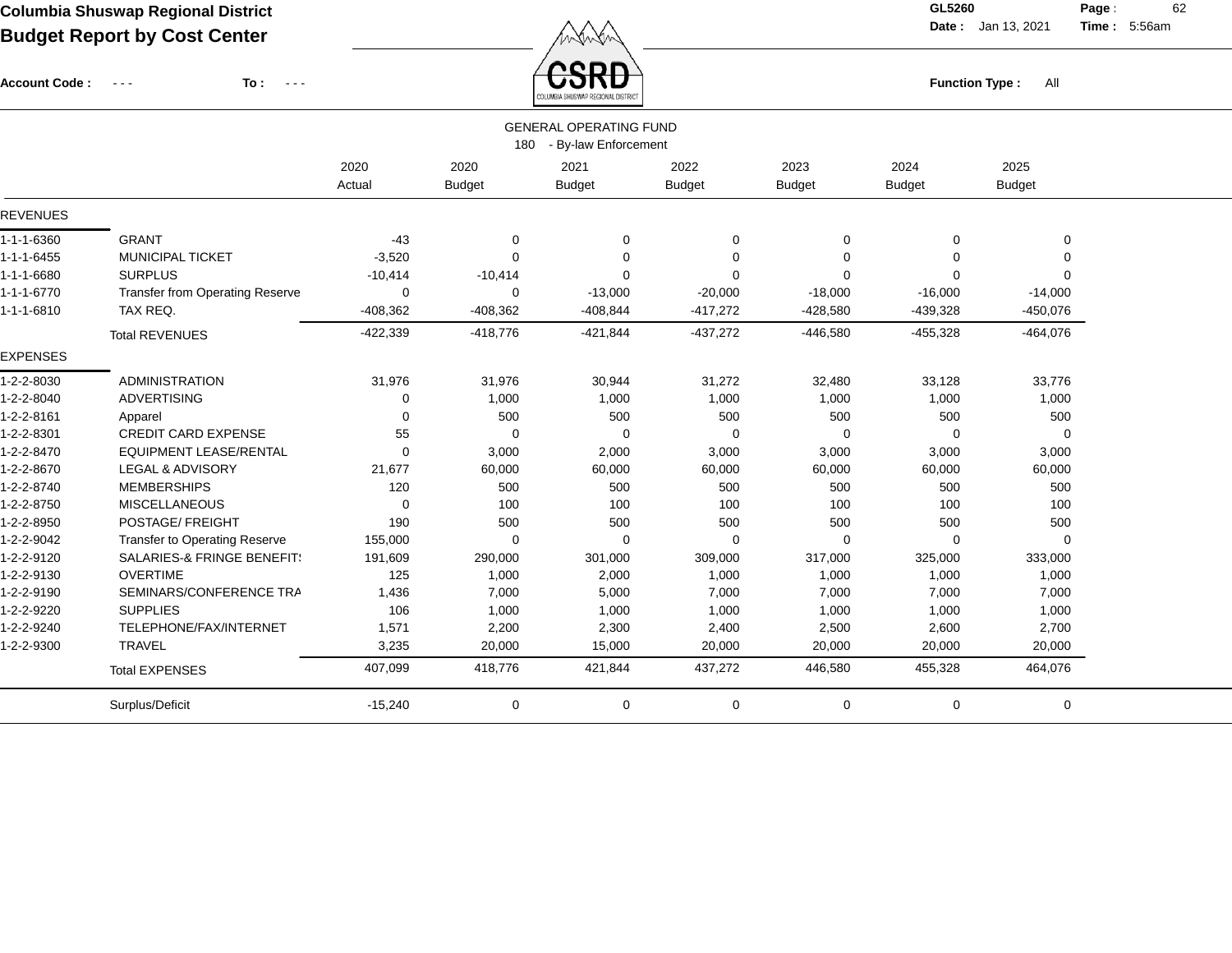# Columbia Shuswap Regional District

## Budget Report by Cost Center

GL5260

Date : Jan 13, 2021 Time : 5:56am

Account Code : - - - To : - - -

Function Type : All

### GENERAL OPERATING FUND

180 - By-law Enforcement

| | | 2020 Actual | 2020 Budget | 2021 Budget | 2022 Budget | 2023 Budget | 2024 Budget | 2025 Budget |
|---|---|---|---|---|---|---|---|---|
| **REVENUES** | | | | | | | | |
| 1-1-1-6360 | GRANT | -43 | 0 | 0 | 0 | 0 | 0 | 0 |
| 1-1-1-6455 | MUNICIPAL TICKET | -3,520 | 0 | 0 | 0 | 0 | 0 | 0 |
| 1-1-1-6680 | SURPLUS | -10,414 | -10,414 | 0 | 0 | 0 | 0 | 0 |
| 1-1-1-6770 | Transfer from Operating Reserve | 0 | 0 | -13,000 | -20,000 | -18,000 | -16,000 | -14,000 |
| 1-1-1-6810 | TAX REQ. | -408,362 | -408,362 | -408,844 | -417,272 | -428,580 | -439,328 | -450,076 |
| | Total REVENUES | -422,339 | -418,776 | -421,844 | -437,272 | -446,580 | -455,328 | -464,076 |
| **EXPENSES** | | | | | | | | |
| 1-2-2-8030 | ADMINISTRATION | 31,976 | 31,976 | 30,944 | 31,272 | 32,480 | 33,128 | 33,776 |
| 1-2-2-8040 | ADVERTISING | 0 | 1,000 | 1,000 | 1,000 | 1,000 | 1,000 | 1,000 |
| 1-2-2-8161 | Apparel | 0 | 500 | 500 | 500 | 500 | 500 | 500 |
| 1-2-2-8301 | CREDIT CARD EXPENSE | 55 | 0 | 0 | 0 | 0 | 0 | 0 |
| 1-2-2-8470 | EQUIPMENT LEASE/RENTAL | 0 | 3,000 | 2,000 | 3,000 | 3,000 | 3,000 | 3,000 |
| 1-2-2-8670 | LEGAL & ADVISORY | 21,677 | 60,000 | 60,000 | 60,000 | 60,000 | 60,000 | 60,000 |
| 1-2-2-8740 | MEMBERSHIPS | 120 | 500 | 500 | 500 | 500 | 500 | 500 |
| 1-2-2-8750 | MISCELLANEOUS | 0 | 100 | 100 | 100 | 100 | 100 | 100 |
| 1-2-2-8950 | POSTAGE/ FREIGHT | 190 | 500 | 500 | 500 | 500 | 500 | 500 |
| 1-2-2-9042 | Transfer to Operating Reserve | 155,000 | 0 | 0 | 0 | 0 | 0 | 0 |
| 1-2-2-9120 | SALARIES-& FRINGE BENEFITS | 191,609 | 290,000 | 301,000 | 309,000 | 317,000 | 325,000 | 333,000 |
| 1-2-2-9130 | OVERTIME | 125 | 1,000 | 2,000 | 1,000 | 1,000 | 1,000 | 1,000 |
| 1-2-2-9190 | SEMINARS/CONFERENCE TRA | 1,436 | 7,000 | 5,000 | 7,000 | 7,000 | 7,000 | 7,000 |
| 1-2-2-9220 | SUPPLIES | 106 | 1,000 | 1,000 | 1,000 | 1,000 | 1,000 | 1,000 |
| 1-2-2-9240 | TELEPHONE/FAX/INTERNET | 1,571 | 2,200 | 2,300 | 2,400 | 2,500 | 2,600 | 2,700 |
| 1-2-2-9300 | TRAVEL | 3,235 | 20,000 | 15,000 | 20,000 | 20,000 | 20,000 | 20,000 |
| | Total EXPENSES | 407,099 | 418,776 | 421,844 | 437,272 | 446,580 | 455,328 | 464,076 |
| | Surplus/Deficit | -15,240 | 0 | 0 | 0 | 0 | 0 | 0 |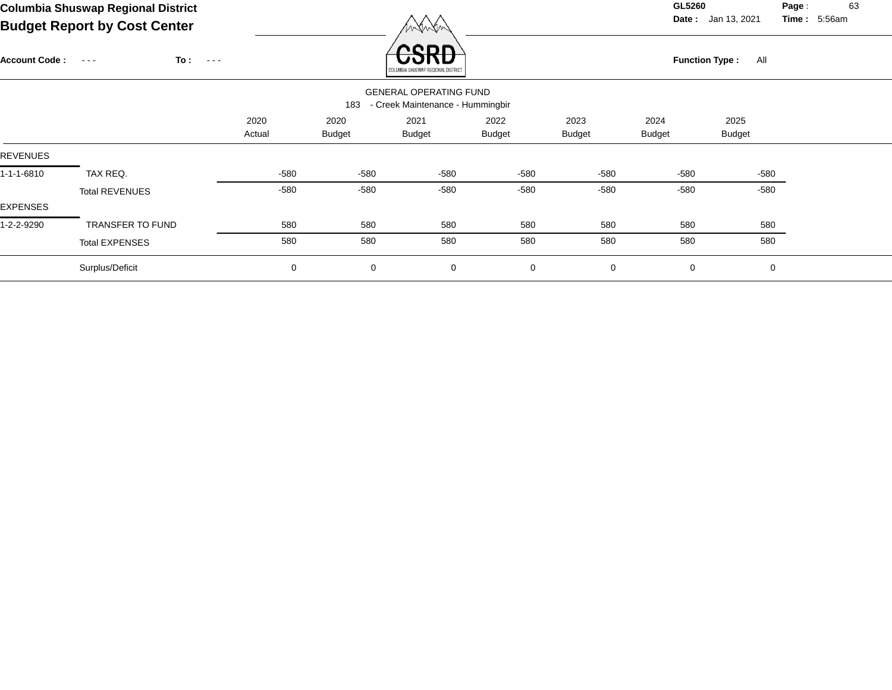**Columbia Shuswap Regional District**
**Budget Report by Cost Center**

GL5260
Date : Jan 13, 2021 Time : 5:56am

Account Code : - - - To : - - -

Function Type : All

GENERAL OPERATING FUND
183 - Creek Maintenance - Hummingbir

| | | 2020 Actual | 2020 Budget | 2021 Budget | 2022 Budget | 2023 Budget | 2024 Budget | 2025 Budget |
|---|---|---|---|---|---|---|---|---|
| REVENUES | | | | | | | | |
| 1-1-1-6810 | TAX REQ. | -580 | -580 | -580 | -580 | -580 | -580 | -580 |
| | Total REVENUES | -580 | -580 | -580 | -580 | -580 | -580 | -580 |
| EXPENSES | | | | | | | | |
| 1-2-2-9290 | TRANSFER TO FUND | 580 | 580 | 580 | 580 | 580 | 580 | 580 |
| | Total EXPENSES | 580 | 580 | 580 | 580 | 580 | 580 | 580 |
| | Surplus/Deficit | 0 | 0 | 0 | 0 | 0 | 0 | 0 |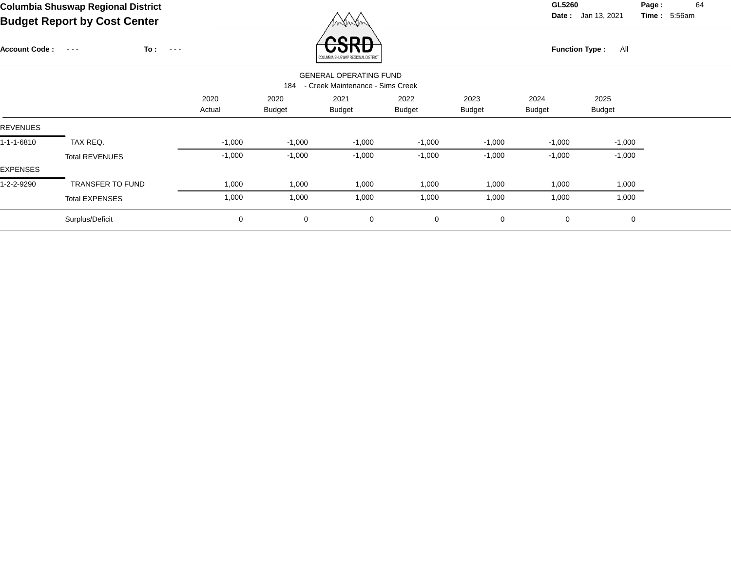# Columbia Shuswap Regional District

## Budget Report by Cost Center

GL5260

Date : Jan 13, 2021 Time : 5:56am

Account Code : - - - To : - - -

Function Type : All

GENERAL OPERATING FUND

184 - Creek Maintenance - Sims Creek

| | | 2020 Actual | 2020 Budget | 2021 Budget | 2022 Budget | 2023 Budget | 2024 Budget | 2025 Budget |
|---|---|---|---|---|---|---|---|---|
| REVENUES | | | | | | | | |
| 1-1-1-6810 | TAX REQ. | -1,000 | -1,000 | -1,000 | -1,000 | -1,000 | -1,000 | -1,000 |
| | Total REVENUES | -1,000 | -1,000 | -1,000 | -1,000 | -1,000 | -1,000 | -1,000 |
| EXPENSES | | | | | | | | |
| 1-2-2-9290 | TRANSFER TO FUND | 1,000 | 1,000 | 1,000 | 1,000 | 1,000 | 1,000 | 1,000 |
| | Total EXPENSES | 1,000 | 1,000 | 1,000 | 1,000 | 1,000 | 1,000 | 1,000 |
| | Surplus/Deficit | 0 | 0 | 0 | 0 | 0 | 0 | 0 |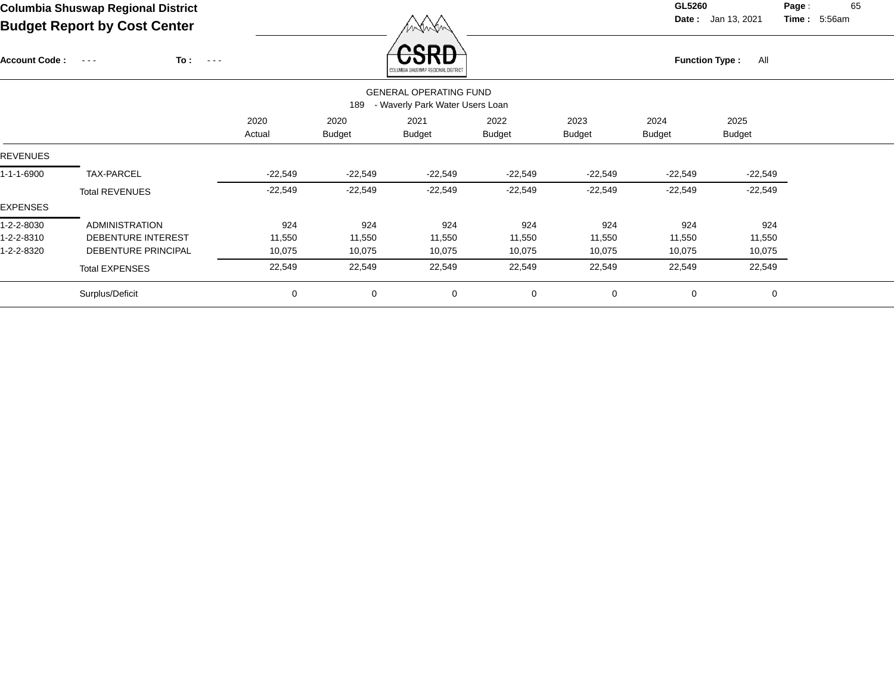**Columbia Shuswap Regional District**

**Budget Report by Cost Center**

**GL5260**

**Date :** Jan 13, 2021 **Time :** 5:56am

**Account Code :** - - - **To :** - - -

**Function Type :** All

GENERAL OPERATING FUND

189 - Waverly Park Water Users Loan

| | | 2020 Actual | 2020 Budget | 2021 Budget | 2022 Budget | 2023 Budget | 2024 Budget | 2025 Budget |
|---|---|---|---|---|---|---|---|---|
| REVENUES | | | | | | | | |
| 1-1-1-6900 | TAX-PARCEL | -22,549 | -22,549 | -22,549 | -22,549 | -22,549 | -22,549 | -22,549 |
| | Total REVENUES | -22,549 | -22,549 | -22,549 | -22,549 | -22,549 | -22,549 | -22,549 |
| EXPENSES | | | | | | | | |
| 1-2-2-8030 | ADMINISTRATION | 924 | 924 | 924 | 924 | 924 | 924 | 924 |
| 1-2-2-8310 | DEBENTURE INTEREST | 11,550 | 11,550 | 11,550 | 11,550 | 11,550 | 11,550 | 11,550 |
| 1-2-2-8320 | DEBENTURE PRINCIPAL | 10,075 | 10,075 | 10,075 | 10,075 | 10,075 | 10,075 | 10,075 |
| | Total EXPENSES | 22,549 | 22,549 | 22,549 | 22,549 | 22,549 | 22,549 | 22,549 |
| | Surplus/Deficit | 0 | 0 | 0 | 0 | 0 | 0 | 0 |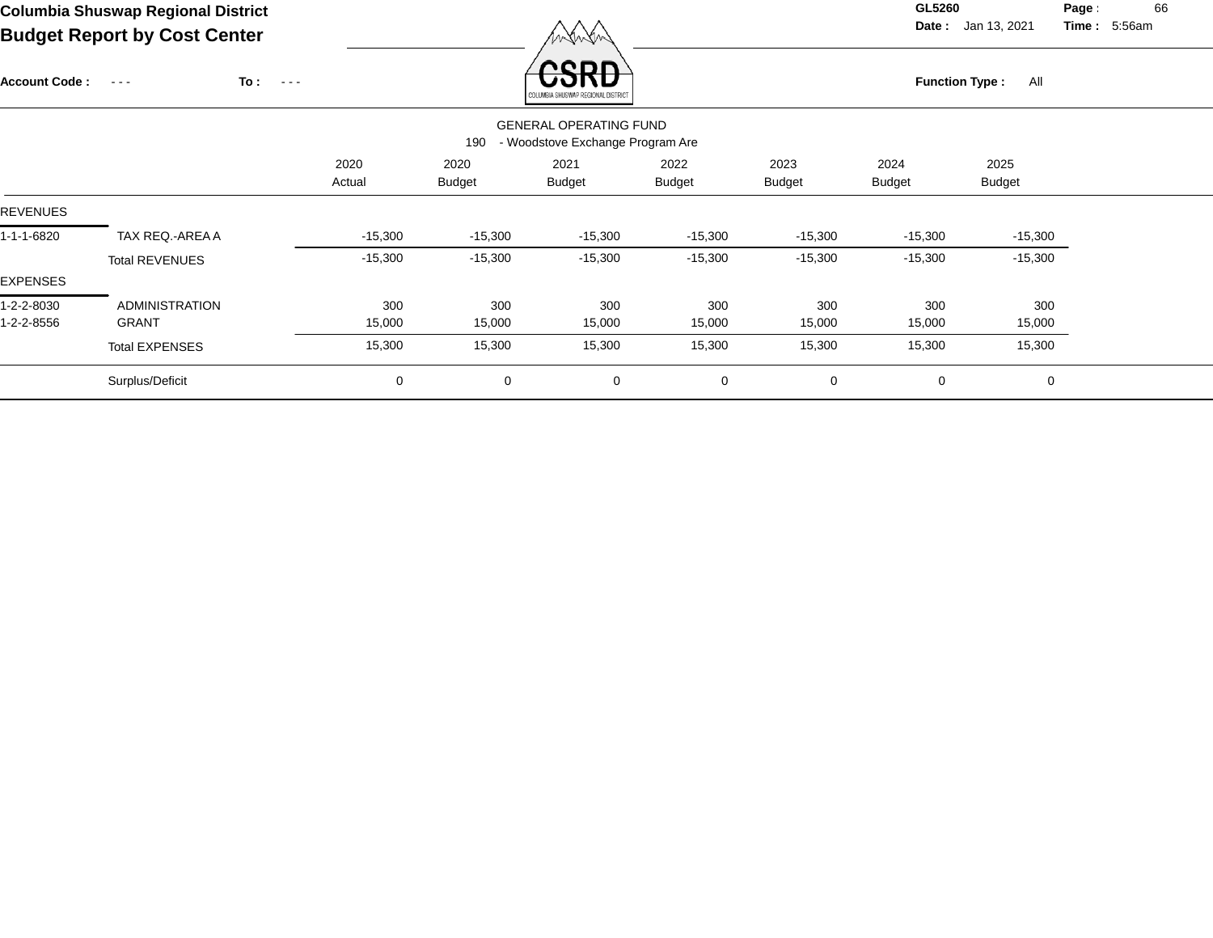# Columbia Shuswap Regional District

## Budget Report by Cost Center

GL5260 Date : Jan 13, 2021 Time : 5:56am

Account Code : - - - To : - - - Function Type : All

GENERAL OPERATING FUND

190 - Woodstove Exchange Program Are

| | | 2020 Actual | 2020 Budget | 2021 Budget | 2022 Budget | 2023 Budget | 2024 Budget | 2025 Budget |
|---|---|---|---|---|---|---|---|---|
| REVENUES | | | | | | | | |
| 1-1-1-6820 | TAX REQ.-AREA A | -15,300 | -15,300 | -15,300 | -15,300 | -15,300 | -15,300 | -15,300 |
| | Total REVENUES | -15,300 | -15,300 | -15,300 | -15,300 | -15,300 | -15,300 | -15,300 |
| EXPENSES | | | | | | | | |
| 1-2-2-8030 | ADMINISTRATION | 300 | 300 | 300 | 300 | 300 | 300 | 300 |
| 1-2-2-8556 | GRANT | 15,000 | 15,000 | 15,000 | 15,000 | 15,000 | 15,000 | 15,000 |
| | Total EXPENSES | 15,300 | 15,300 | 15,300 | 15,300 | 15,300 | 15,300 | 15,300 |
| | Surplus/Deficit | 0 | 0 | 0 | 0 | 0 | 0 | 0 |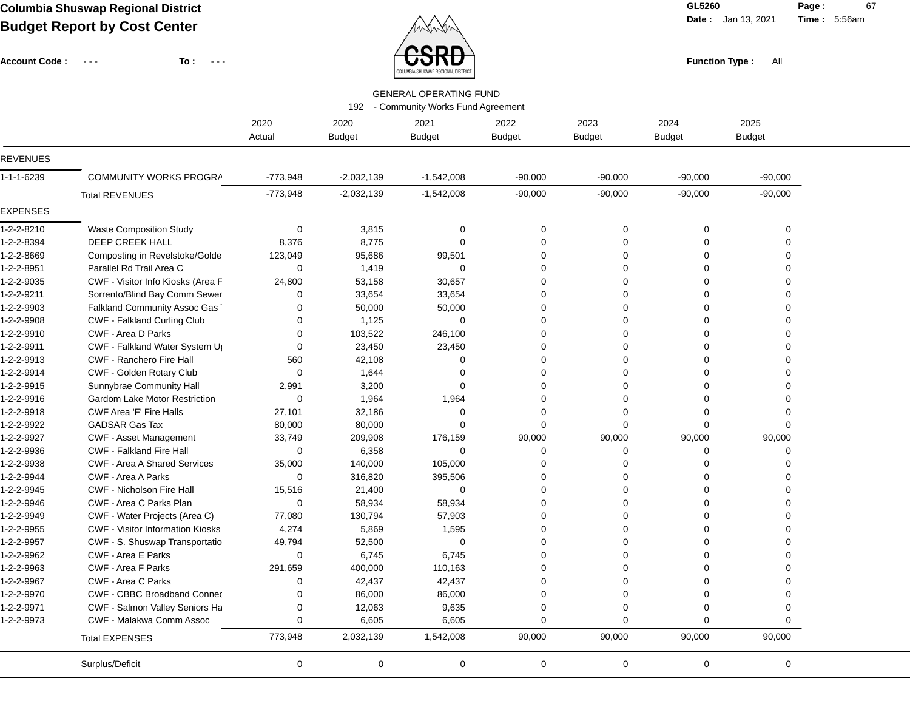# Columbia Shuswap Regional District

## Budget Report by Cost Center

GL5260

Date : Jan 13, 2021 Time : 5:56am

Account Code : - - - To : - - -

Function Type : All

GENERAL OPERATING FUND

192 - Community Works Fund Agreement

| | | 2020 Actual | 2020 Budget | 2021 Budget | 2022 Budget | 2023 Budget | 2024 Budget | 2025 Budget |
|---|---|---|---|---|---|---|---|---|
| **REVENUES** | | | | | | | | |
| 1-1-1-6239 | COMMUNITY WORKS PROGRA | -773,948 | -2,032,139 | -1,542,008 | -90,000 | -90,000 | -90,000 | -90,000 |
| | Total REVENUES | -773,948 | -2,032,139 | -1,542,008 | -90,000 | -90,000 | -90,000 | -90,000 |
| **EXPENSES** | | | | | | | | |
| 1-2-2-8210 | Waste Composition Study | 0 | 3,815 | 0 | 0 | 0 | 0 | 0 |
| 1-2-2-8394 | DEEP CREEK HALL | 8,376 | 8,775 | 0 | 0 | 0 | 0 | 0 |
| 1-2-2-8669 | Composting in Revelstoke/Golde | 123,049 | 95,686 | 99,501 | 0 | 0 | 0 | 0 |
| 1-2-2-8951 | Parallel Rd Trail Area C | 0 | 1,419 | 0 | 0 | 0 | 0 | 0 |
| 1-2-2-9035 | CWF - Visitor Info Kiosks (Area F | 24,800 | 53,158 | 30,657 | 0 | 0 | 0 | 0 |
| 1-2-2-9211 | Sorrento/Blind Bay Comm Sewer | 0 | 33,654 | 33,654 | 0 | 0 | 0 | 0 |
| 1-2-2-9903 | Falkland Community Assoc Gas | 0 | 50,000 | 50,000 | 0 | 0 | 0 | 0 |
| 1-2-2-9908 | CWF - Falkland Curling Club | 0 | 1,125 | 0 | 0 | 0 | 0 | 0 |
| 1-2-2-9910 | CWF - Area D Parks | 0 | 103,522 | 246,100 | 0 | 0 | 0 | 0 |
| 1-2-2-9911 | CWF - Falkland Water System U | 0 | 23,450 | 23,450 | 0 | 0 | 0 | 0 |
| 1-2-2-9913 | CWF - Ranchero Fire Hall | 560 | 42,108 | 0 | 0 | 0 | 0 | 0 |
| 1-2-2-9914 | CWF - Golden Rotary Club | 0 | 1,644 | 0 | 0 | 0 | 0 | 0 |
| 1-2-2-9915 | Sunnybrae Community Hall | 2,991 | 3,200 | 0 | 0 | 0 | 0 | 0 |
| 1-2-2-9916 | Gardom Lake Motor Restriction | 0 | 1,964 | 1,964 | 0 | 0 | 0 | 0 |
| 1-2-2-9918 | CWF Area 'F' Fire Halls | 27,101 | 32,186 | 0 | 0 | 0 | 0 | 0 |
| 1-2-2-9922 | GADSAR Gas Tax | 80,000 | 80,000 | 0 | 0 | 0 | 0 | 0 |
| 1-2-2-9927 | CWF - Asset Management | 33,749 | 209,908 | 176,159 | 90,000 | 90,000 | 90,000 | 90,000 |
| 1-2-2-9936 | CWF - Falkland Fire Hall | 0 | 6,358 | 0 | 0 | 0 | 0 | 0 |
| 1-2-2-9938 | CWF - Area A Shared Services | 35,000 | 140,000 | 105,000 | 0 | 0 | 0 | 0 |
| 1-2-2-9944 | CWF - Area A Parks | 0 | 316,820 | 395,506 | 0 | 0 | 0 | 0 |
| 1-2-2-9945 | CWF - Nicholson Fire Hall | 15,516 | 21,400 | 0 | 0 | 0 | 0 | 0 |
| 1-2-2-9946 | CWF - Area C Parks Plan | 0 | 58,934 | 58,934 | 0 | 0 | 0 | 0 |
| 1-2-2-9949 | CWF - Water Projects (Area C) | 77,080 | 130,794 | 57,903 | 0 | 0 | 0 | 0 |
| 1-2-2-9955 | CWF - Visitor Information Kiosks | 4,274 | 5,869 | 1,595 | 0 | 0 | 0 | 0 |
| 1-2-2-9957 | CWF - S. Shuswap Transportatio | 49,794 | 52,500 | 0 | 0 | 0 | 0 | 0 |
| 1-2-2-9962 | CWF - Area E Parks | 0 | 6,745 | 6,745 | 0 | 0 | 0 | 0 |
| 1-2-2-9963 | CWF - Area F Parks | 291,659 | 400,000 | 110,163 | 0 | 0 | 0 | 0 |
| 1-2-2-9967 | CWF - Area C Parks | 0 | 42,437 | 42,437 | 0 | 0 | 0 | 0 |
| 1-2-2-9970 | CWF - CBBC Broadband Connec | 0 | 86,000 | 86,000 | 0 | 0 | 0 | 0 |
| 1-2-2-9971 | CWF - Salmon Valley Seniors Ha | 0 | 12,063 | 9,635 | 0 | 0 | 0 | 0 |
| 1-2-2-9973 | CWF - Malakwa Comm Assoc | 0 | 6,605 | 6,605 | 0 | 0 | 0 | 0 |
| | Total EXPENSES | 773,948 | 2,032,139 | 1,542,008 | 90,000 | 90,000 | 90,000 | 90,000 |
| | Surplus/Deficit | 0 | 0 | 0 | 0 | 0 | 0 | 0 |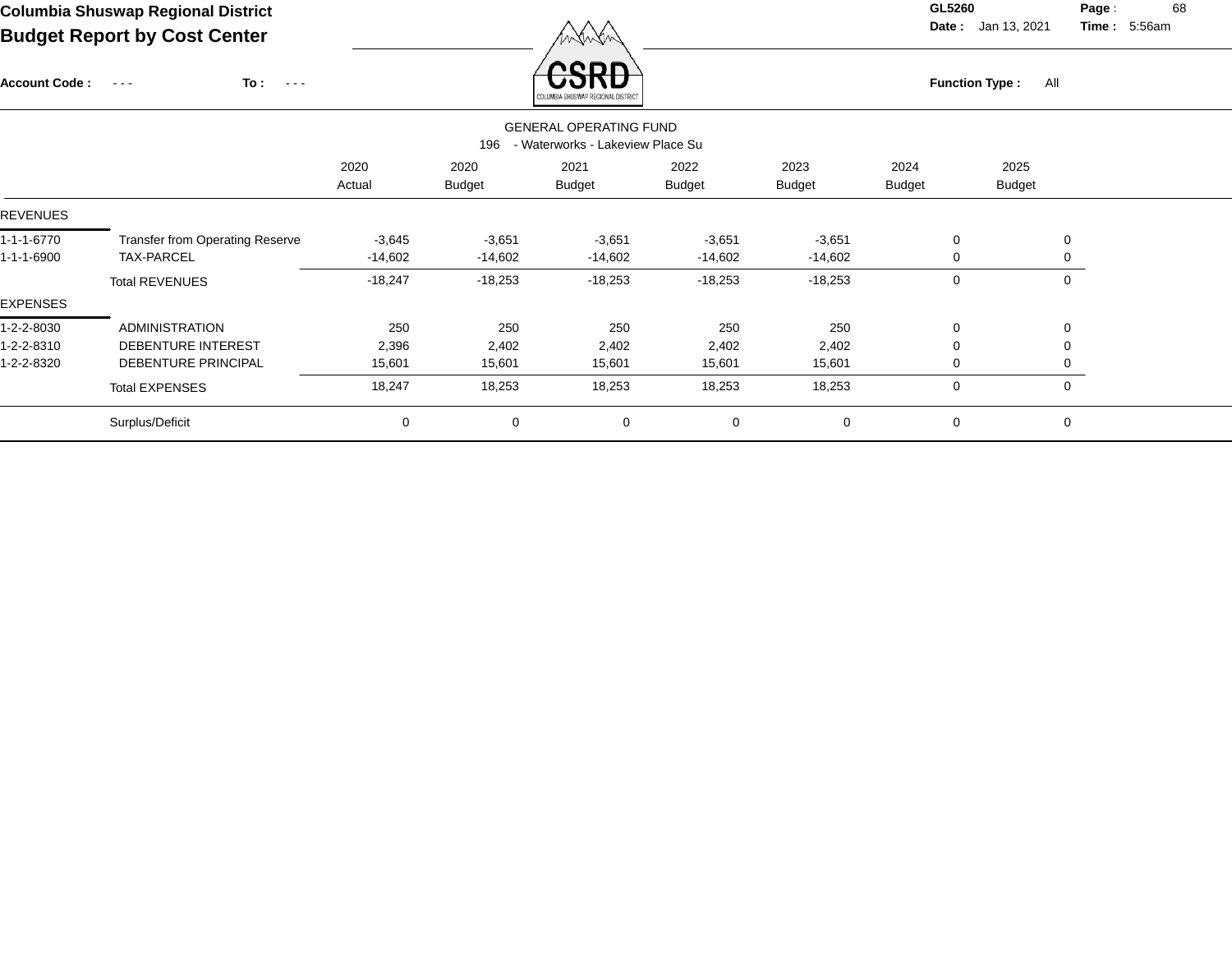# Columbia Shuswap Regional District

## Budget Report by Cost Center

GL5260
Date : Jan 13, 2021
Time : 5:56am

Account Code : - - - To : - - -

Function Type : All

GENERAL OPERATING FUND

196 - Waterworks - Lakeview Place Su

| | | 2020 Actual | 2020 Budget | 2021 Budget | 2022 Budget | 2023 Budget | 2024 Budget | 2025 Budget |
|---|---|---|---|---|---|---|---|---|
| REVENUES | | | | | | | | |
| 1-1-1-6770 | Transfer from Operating Reserve | -3,645 | -3,651 | -3,651 | -3,651 | -3,651 | 0 | 0 |
| 1-1-1-6900 | TAX-PARCEL | -14,602 | -14,602 | -14,602 | -14,602 | -14,602 | 0 | 0 |
| | Total REVENUES | -18,247 | -18,253 | -18,253 | -18,253 | -18,253 | 0 | 0 |
| EXPENSES | | | | | | | | |
| 1-2-2-8030 | ADMINISTRATION | 250 | 250 | 250 | 250 | 250 | 0 | 0 |
| 1-2-2-8310 | DEBENTURE INTEREST | 2,396 | 2,402 | 2,402 | 2,402 | 2,402 | 0 | 0 |
| 1-2-2-8320 | DEBENTURE PRINCIPAL | 15,601 | 15,601 | 15,601 | 15,601 | 15,601 | 0 | 0 |
| | Total EXPENSES | 18,247 | 18,253 | 18,253 | 18,253 | 18,253 | 0 | 0 |
| | Surplus/Deficit | 0 | 0 | 0 | 0 | 0 | 0 | 0 |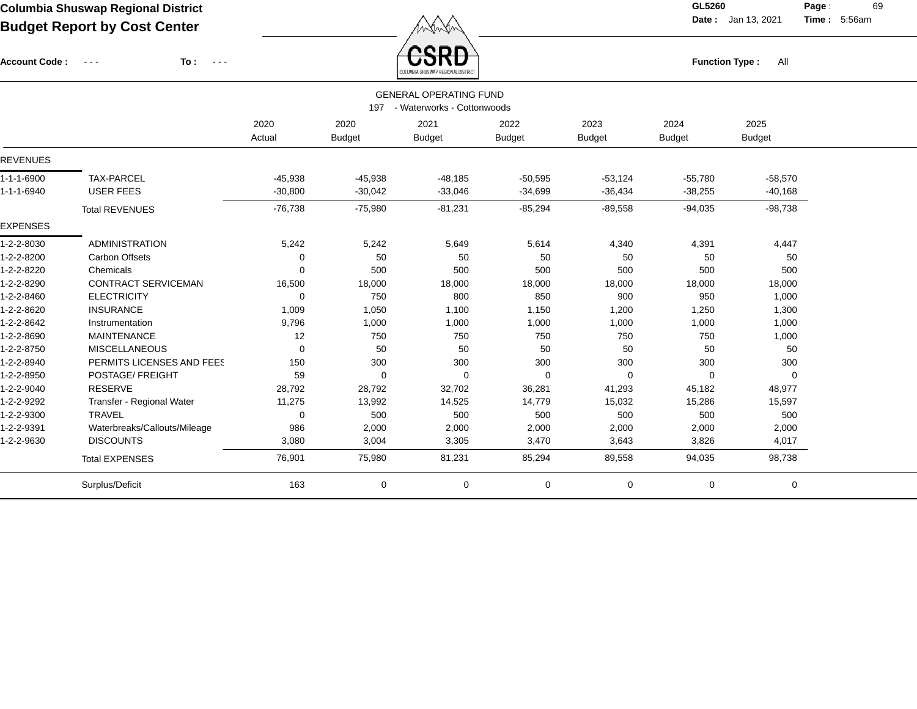**Columbia Shuswap Regional District**
**Budget Report by Cost Center**

GL5260 Date : Jan 13, 2021 Time : 5:56am

Account Code : - - - To : - - -

Function Type : All

GENERAL OPERATING FUND
197 - Waterworks - Cottonwoods

| | | 2020 Actual | 2020 Budget | 2021 Budget | 2022 Budget | 2023 Budget | 2024 Budget | 2025 Budget |
|---|---|---|---|---|---|---|---|---|
| **REVENUES** | | | | | | | | |
| 1-1-1-6900 | TAX-PARCEL | -45,938 | -45,938 | -48,185 | -50,595 | -53,124 | -55,780 | -58,570 |
| 1-1-1-6940 | USER FEES | -30,800 | -30,042 | -33,046 | -34,699 | -36,434 | -38,255 | -40,168 |
| | Total REVENUES | -76,738 | -75,980 | -81,231 | -85,294 | -89,558 | -94,035 | -98,738 |
| **EXPENSES** | | | | | | | | |
| 1-2-2-8030 | ADMINISTRATION | 5,242 | 5,242 | 5,649 | 5,614 | 4,340 | 4,391 | 4,447 |
| 1-2-2-8200 | Carbon Offsets | 0 | 50 | 50 | 50 | 50 | 50 | 50 |
| 1-2-2-8220 | Chemicals | 0 | 500 | 500 | 500 | 500 | 500 | 500 |
| 1-2-2-8290 | CONTRACT SERVICEMAN | 16,500 | 18,000 | 18,000 | 18,000 | 18,000 | 18,000 | 18,000 |
| 1-2-2-8460 | ELECTRICITY | 0 | 750 | 800 | 850 | 900 | 950 | 1,000 |
| 1-2-2-8620 | INSURANCE | 1,009 | 1,050 | 1,100 | 1,150 | 1,200 | 1,250 | 1,300 |
| 1-2-2-8642 | Instrumentation | 9,796 | 1,000 | 1,000 | 1,000 | 1,000 | 1,000 | 1,000 |
| 1-2-2-8690 | MAINTENANCE | 12 | 750 | 750 | 750 | 750 | 750 | 1,000 |
| 1-2-2-8750 | MISCELLANEOUS | 0 | 50 | 50 | 50 | 50 | 50 | 50 |
| 1-2-2-8940 | PERMITS LICENSES AND FEES | 150 | 300 | 300 | 300 | 300 | 300 | 300 |
| 1-2-2-8950 | POSTAGE/ FREIGHT | 59 | 0 | 0 | 0 | 0 | 0 | 0 |
| 1-2-2-9040 | RESERVE | 28,792 | 28,792 | 32,702 | 36,281 | 41,293 | 45,182 | 48,977 |
| 1-2-2-9292 | Transfer - Regional Water | 11,275 | 13,992 | 14,525 | 14,779 | 15,032 | 15,286 | 15,597 |
| 1-2-2-9300 | TRAVEL | 0 | 500 | 500 | 500 | 500 | 500 | 500 |
| 1-2-2-9391 | Waterbreaks/Callouts/Mileage | 986 | 2,000 | 2,000 | 2,000 | 2,000 | 2,000 | 2,000 |
| 1-2-2-9630 | DISCOUNTS | 3,080 | 3,004 | 3,305 | 3,470 | 3,643 | 3,826 | 4,017 |
| | Total EXPENSES | 76,901 | 75,980 | 81,231 | 85,294 | 89,558 | 94,035 | 98,738 |
| | Surplus/Deficit | 163 | 0 | 0 | 0 | 0 | 0 | 0 |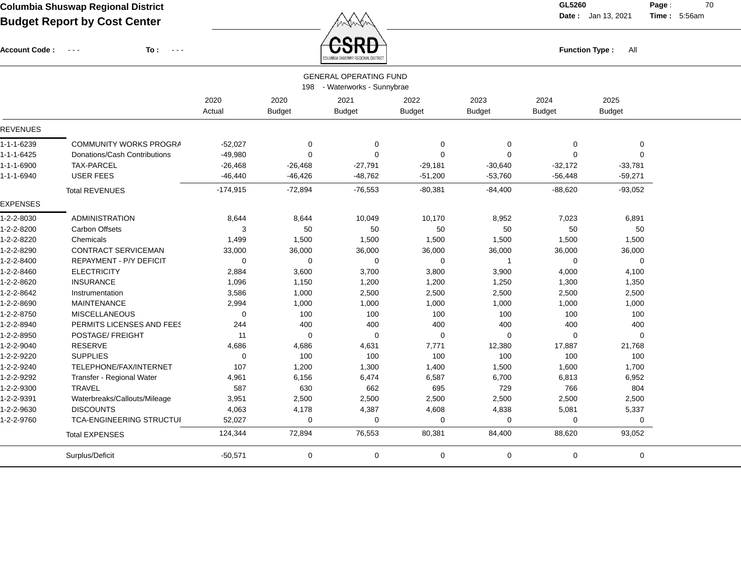**Columbia Shuswap Regional District**
**Budget Report by Cost Center**

GL5260 Date : Jan 13, 2021 Time : 5:56am

Account Code : - - - To : - - -

Function Type : All

GENERAL OPERATING FUND
198 - Waterworks - Sunnybrae

| | | 2020 Actual | 2020 Budget | 2021 Budget | 2022 Budget | 2023 Budget | 2024 Budget | 2025 Budget |
|---|---|---|---|---|---|---|---|---|
| **REVENUES** | | | | | | | | |
| 1-1-1-6239 | COMMUNITY WORKS PROGRA | -52,027 | 0 | 0 | 0 | 0 | 0 | 0 |
| 1-1-1-6425 | Donations/Cash Contributions | -49,980 | 0 | 0 | 0 | 0 | 0 | 0 |
| 1-1-1-6900 | TAX-PARCEL | -26,468 | -26,468 | -27,791 | -29,181 | -30,640 | -32,172 | -33,781 |
| 1-1-1-6940 | USER FEES | -46,440 | -46,426 | -48,762 | -51,200 | -53,760 | -56,448 | -59,271 |
| | Total REVENUES | -174,915 | -72,894 | -76,553 | -80,381 | -84,400 | -88,620 | -93,052 |
| **EXPENSES** | | | | | | | | |
| 1-2-2-8030 | ADMINISTRATION | 8,644 | 8,644 | 10,049 | 10,170 | 8,952 | 7,023 | 6,891 |
| 1-2-2-8200 | Carbon Offsets | 3 | 50 | 50 | 50 | 50 | 50 | 50 |
| 1-2-2-8220 | Chemicals | 1,499 | 1,500 | 1,500 | 1,500 | 1,500 | 1,500 | 1,500 |
| 1-2-2-8290 | CONTRACT SERVICEMAN | 33,000 | 36,000 | 36,000 | 36,000 | 36,000 | 36,000 | 36,000 |
| 1-2-2-8400 | REPAYMENT - P/Y DEFICIT | 0 | 0 | 0 | 0 | 1 | 0 | 0 |
| 1-2-2-8460 | ELECTRICITY | 2,884 | 3,600 | 3,700 | 3,800 | 3,900 | 4,000 | 4,100 |
| 1-2-2-8620 | INSURANCE | 1,096 | 1,150 | 1,200 | 1,200 | 1,250 | 1,300 | 1,350 |
| 1-2-2-8642 | Instrumentation | 3,586 | 1,000 | 2,500 | 2,500 | 2,500 | 2,500 | 2,500 |
| 1-2-2-8690 | MAINTENANCE | 2,994 | 1,000 | 1,000 | 1,000 | 1,000 | 1,000 | 1,000 |
| 1-2-2-8750 | MISCELLANEOUS | 0 | 100 | 100 | 100 | 100 | 100 | 100 |
| 1-2-2-8940 | PERMITS LICENSES AND FEES | 244 | 400 | 400 | 400 | 400 | 400 | 400 |
| 1-2-2-8950 | POSTAGE/ FREIGHT | 11 | 0 | 0 | 0 | 0 | 0 | 0 |
| 1-2-2-9040 | RESERVE | 4,686 | 4,686 | 4,631 | 7,771 | 12,380 | 17,887 | 21,768 |
| 1-2-2-9220 | SUPPLIES | 0 | 100 | 100 | 100 | 100 | 100 | 100 |
| 1-2-2-9240 | TELEPHONE/FAX/INTERNET | 107 | 1,200 | 1,300 | 1,400 | 1,500 | 1,600 | 1,700 |
| 1-2-2-9292 | Transfer - Regional Water | 4,961 | 6,156 | 6,474 | 6,587 | 6,700 | 6,813 | 6,952 |
| 1-2-2-9300 | TRAVEL | 587 | 630 | 662 | 695 | 729 | 766 | 804 |
| 1-2-2-9391 | Waterbreaks/Callouts/Mileage | 3,951 | 2,500 | 2,500 | 2,500 | 2,500 | 2,500 | 2,500 |
| 1-2-2-9630 | DISCOUNTS | 4,063 | 4,178 | 4,387 | 4,608 | 4,838 | 5,081 | 5,337 |
| 1-2-2-9760 | TCA-ENGINEERING STRUCTUI | 52,027 | 0 | 0 | 0 | 0 | 0 | 0 |
| | Total EXPENSES | 124,344 | 72,894 | 76,553 | 80,381 | 84,400 | 88,620 | 93,052 |
| | Surplus/Deficit | -50,571 | 0 | 0 | 0 | 0 | 0 | 0 |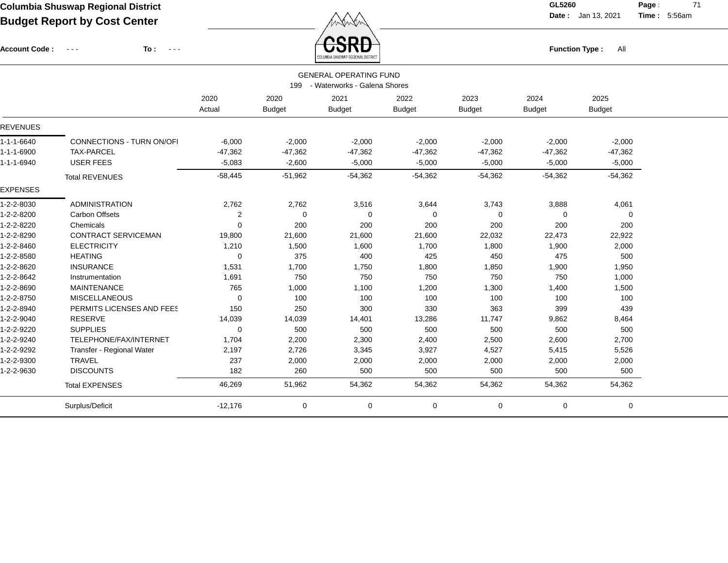**Columbia Shuswap Regional District**

**Budget Report by Cost Center**

GL5260 Date: Jan 13, 2021 Time: 5:56am

**Account Code :** - - - **To :** - - -

**Function Type :** All

GENERAL OPERATING FUND

199 - Waterworks - Galena Shores

| | | 2020 Actual | 2020 Budget | 2021 Budget | 2022 Budget | 2023 Budget | 2024 Budget | 2025 Budget |
|---|---|---|---|---|---|---|---|---|
| **REVENUES** | | | | | | | | |
| 1-1-1-6640 | CONNECTIONS - TURN ON/OFI | -6,000 | -2,000 | -2,000 | -2,000 | -2,000 | -2,000 | -2,000 |
| 1-1-1-6900 | TAX-PARCEL | -47,362 | -47,362 | -47,362 | -47,362 | -47,362 | -47,362 | -47,362 |
| 1-1-1-6940 | USER FEES | -5,083 | -2,600 | -5,000 | -5,000 | -5,000 | -5,000 | -5,000 |
| | Total REVENUES | -58,445 | -51,962 | -54,362 | -54,362 | -54,362 | -54,362 | -54,362 |
| **EXPENSES** | | | | | | | | |
| 1-2-2-8030 | ADMINISTRATION | 2,762 | 2,762 | 3,516 | 3,644 | 3,743 | 3,888 | 4,061 |
| 1-2-2-8200 | Carbon Offsets | 2 | 0 | 0 | 0 | 0 | 0 | 0 |
| 1-2-2-8220 | Chemicals | 0 | 200 | 200 | 200 | 200 | 200 | 200 |
| 1-2-2-8290 | CONTRACT SERVICEMAN | 19,800 | 21,600 | 21,600 | 21,600 | 22,032 | 22,473 | 22,922 |
| 1-2-2-8460 | ELECTRICITY | 1,210 | 1,500 | 1,600 | 1,700 | 1,800 | 1,900 | 2,000 |
| 1-2-2-8580 | HEATING | 0 | 375 | 400 | 425 | 450 | 475 | 500 |
| 1-2-2-8620 | INSURANCE | 1,531 | 1,700 | 1,750 | 1,800 | 1,850 | 1,900 | 1,950 |
| 1-2-2-8642 | Instrumentation | 1,691 | 750 | 750 | 750 | 750 | 750 | 1,000 |
| 1-2-2-8690 | MAINTENANCE | 765 | 1,000 | 1,100 | 1,200 | 1,300 | 1,400 | 1,500 |
| 1-2-2-8750 | MISCELLANEOUS | 0 | 100 | 100 | 100 | 100 | 100 | 100 |
| 1-2-2-8940 | PERMITS LICENSES AND FEES | 150 | 250 | 300 | 330 | 363 | 399 | 439 |
| 1-2-2-9040 | RESERVE | 14,039 | 14,039 | 14,401 | 13,286 | 11,747 | 9,862 | 8,464 |
| 1-2-2-9220 | SUPPLIES | 0 | 500 | 500 | 500 | 500 | 500 | 500 |
| 1-2-2-9240 | TELEPHONE/FAX/INTERNET | 1,704 | 2,200 | 2,300 | 2,400 | 2,500 | 2,600 | 2,700 |
| 1-2-2-9292 | Transfer - Regional Water | 2,197 | 2,726 | 3,345 | 3,927 | 4,527 | 5,415 | 5,526 |
| 1-2-2-9300 | TRAVEL | 237 | 2,000 | 2,000 | 2,000 | 2,000 | 2,000 | 2,000 |
| 1-2-2-9630 | DISCOUNTS | 182 | 260 | 500 | 500 | 500 | 500 | 500 |
| | Total EXPENSES | 46,269 | 51,962 | 54,362 | 54,362 | 54,362 | 54,362 | 54,362 |
| | Surplus/Deficit | -12,176 | 0 | 0 | 0 | 0 | 0 | 0 |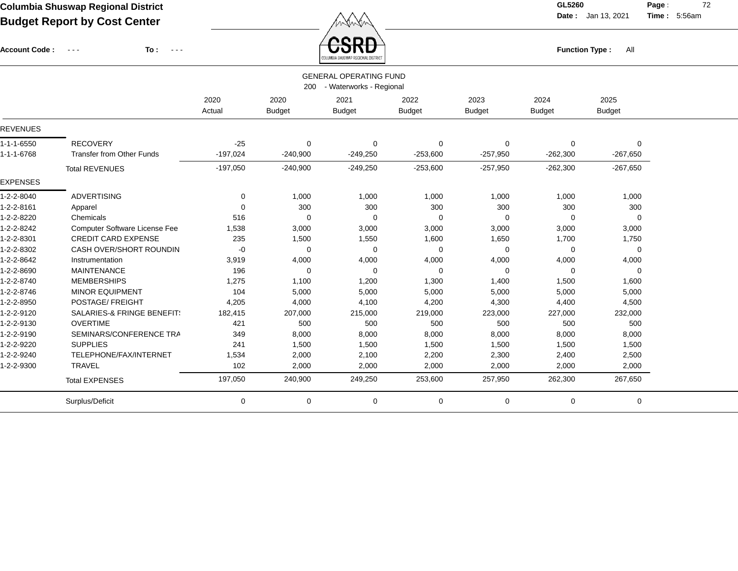# Columbia Shuswap Regional District

## Budget Report by Cost Center

GL5260
Date : Jan 13, 2021
Time : 5:56am

Account Code : - - - To : - - -

Function Type : All

GENERAL OPERATING FUND
200 - Waterworks - Regional

| | | 2020 Actual | 2020 Budget | 2021 Budget | 2022 Budget | 2023 Budget | 2024 Budget | 2025 Budget |
|---|---|---|---|---|---|---|---|---|
| REVENUES | | | | | | | | |
| 1-1-1-6550 | RECOVERY | -25 | 0 | 0 | 0 | 0 | 0 | 0 |
| 1-1-1-6768 | Transfer from Other Funds | -197,024 | -240,900 | -249,250 | -253,600 | -257,950 | -262,300 | -267,650 |
| | Total REVENUES | -197,050 | -240,900 | -249,250 | -253,600 | -257,950 | -262,300 | -267,650 |
| EXPENSES | | | | | | | | |
| 1-2-2-8040 | ADVERTISING | 0 | 1,000 | 1,000 | 1,000 | 1,000 | 1,000 | 1,000 |
| 1-2-2-8161 | Apparel | 0 | 300 | 300 | 300 | 300 | 300 | 300 |
| 1-2-2-8220 | Chemicals | 516 | 0 | 0 | 0 | 0 | 0 | 0 |
| 1-2-2-8242 | Computer Software License Fee | 1,538 | 3,000 | 3,000 | 3,000 | 3,000 | 3,000 | 3,000 |
| 1-2-2-8301 | CREDIT CARD EXPENSE | 235 | 1,500 | 1,550 | 1,600 | 1,650 | 1,700 | 1,750 |
| 1-2-2-8302 | CASH OVER/SHORT ROUNDIN | -0 | 0 | 0 | 0 | 0 | 0 | 0 |
| 1-2-2-8642 | Instrumentation | 3,919 | 4,000 | 4,000 | 4,000 | 4,000 | 4,000 | 4,000 |
| 1-2-2-8690 | MAINTENANCE | 196 | 0 | 0 | 0 | 0 | 0 | 0 |
| 1-2-2-8740 | MEMBERSHIPS | 1,275 | 1,100 | 1,200 | 1,300 | 1,400 | 1,500 | 1,600 |
| 1-2-2-8746 | MINOR EQUIPMENT | 104 | 5,000 | 5,000 | 5,000 | 5,000 | 5,000 | 5,000 |
| 1-2-2-8950 | POSTAGE/ FREIGHT | 4,205 | 4,000 | 4,100 | 4,200 | 4,300 | 4,400 | 4,500 |
| 1-2-2-9120 | SALARIES-& FRINGE BENEFIT! | 182,415 | 207,000 | 215,000 | 219,000 | 223,000 | 227,000 | 232,000 |
| 1-2-2-9130 | OVERTIME | 421 | 500 | 500 | 500 | 500 | 500 | 500 |
| 1-2-2-9190 | SEMINARS/CONFERENCE TRA | 349 | 8,000 | 8,000 | 8,000 | 8,000 | 8,000 | 8,000 |
| 1-2-2-9220 | SUPPLIES | 241 | 1,500 | 1,500 | 1,500 | 1,500 | 1,500 | 1,500 |
| 1-2-2-9240 | TELEPHONE/FAX/INTERNET | 1,534 | 2,000 | 2,100 | 2,200 | 2,300 | 2,400 | 2,500 |
| 1-2-2-9300 | TRAVEL | 102 | 2,000 | 2,000 | 2,000 | 2,000 | 2,000 | 2,000 |
| | Total EXPENSES | 197,050 | 240,900 | 249,250 | 253,600 | 257,950 | 262,300 | 267,650 |
| | Surplus/Deficit | 0 | 0 | 0 | 0 | 0 | 0 | 0 |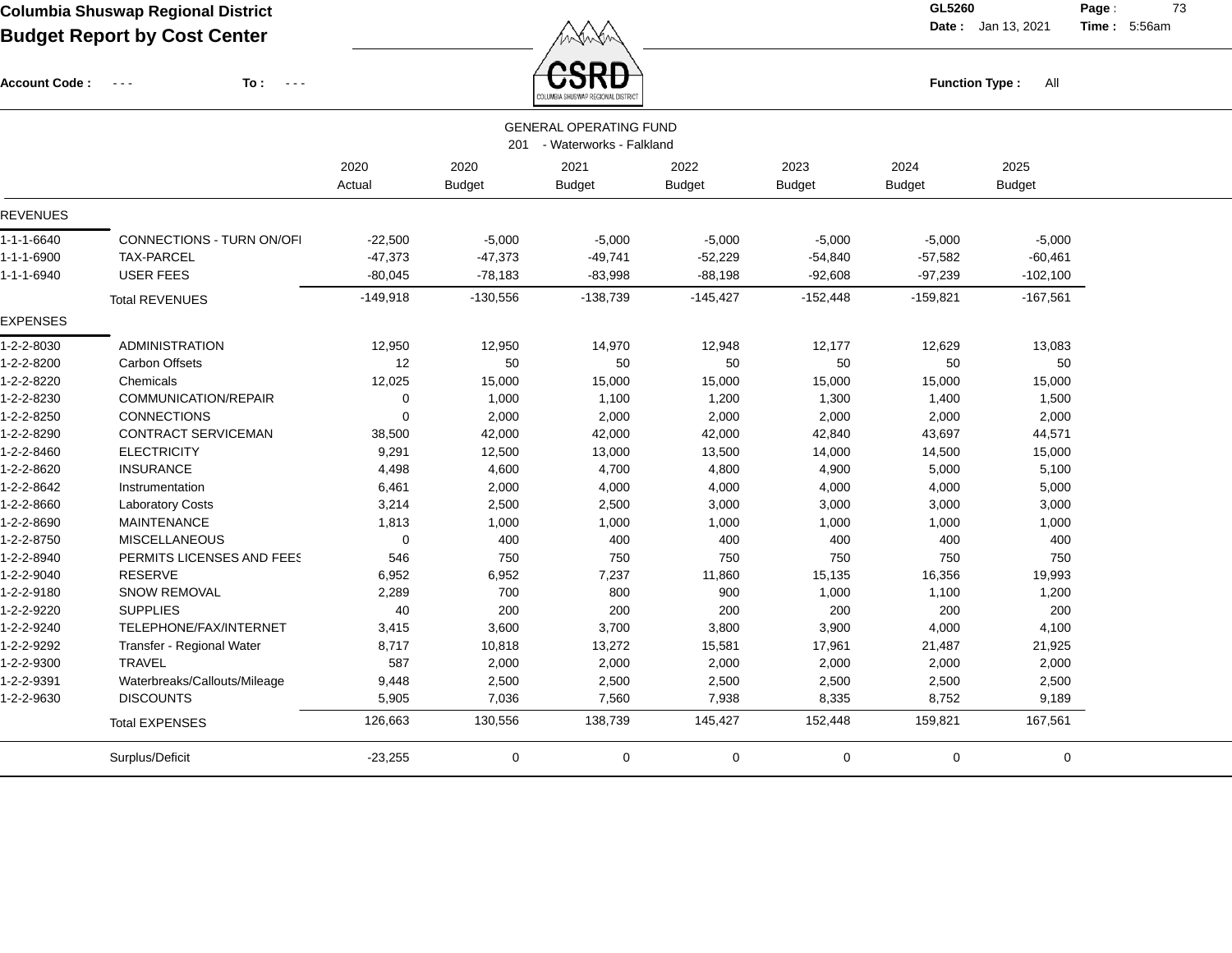**Columbia Shuswap Regional District**
**Budget Report by Cost Center**

GL5260 Date : Jan 13, 2021 Time : 5:56am

Account Code : - - - To : - - -

Function Type : All

GENERAL OPERATING FUND
201 - Waterworks - Falkland

| | | 2020 Actual | 2020 Budget | 2021 Budget | 2022 Budget | 2023 Budget | 2024 Budget | 2025 Budget |
|---|---|---|---|---|---|---|---|---|
| **REVENUES** | | | | | | | | |
| 1-1-1-6640 | CONNECTIONS - TURN ON/OFI | -22,500 | -5,000 | -5,000 | -5,000 | -5,000 | -5,000 | -5,000 |
| 1-1-1-6900 | TAX-PARCEL | -47,373 | -47,373 | -49,741 | -52,229 | -54,840 | -57,582 | -60,461 |
| 1-1-1-6940 | USER FEES | -80,045 | -78,183 | -83,998 | -88,198 | -92,608 | -97,239 | -102,100 |
| | Total REVENUES | -149,918 | -130,556 | -138,739 | -145,427 | -152,448 | -159,821 | -167,561 |
| **EXPENSES** | | | | | | | | |
| 1-2-2-8030 | ADMINISTRATION | 12,950 | 12,950 | 14,970 | 12,948 | 12,177 | 12,629 | 13,083 |
| 1-2-2-8200 | Carbon Offsets | 12 | 50 | 50 | 50 | 50 | 50 | 50 |
| 1-2-2-8220 | Chemicals | 12,025 | 15,000 | 15,000 | 15,000 | 15,000 | 15,000 | 15,000 |
| 1-2-2-8230 | COMMUNICATION/REPAIR | 0 | 1,000 | 1,100 | 1,200 | 1,300 | 1,400 | 1,500 |
| 1-2-2-8250 | CONNECTIONS | 0 | 2,000 | 2,000 | 2,000 | 2,000 | 2,000 | 2,000 |
| 1-2-2-8290 | CONTRACT SERVICEMAN | 38,500 | 42,000 | 42,000 | 42,000 | 42,840 | 43,697 | 44,571 |
| 1-2-2-8460 | ELECTRICITY | 9,291 | 12,500 | 13,000 | 13,500 | 14,000 | 14,500 | 15,000 |
| 1-2-2-8620 | INSURANCE | 4,498 | 4,600 | 4,700 | 4,800 | 4,900 | 5,000 | 5,100 |
| 1-2-2-8642 | Instrumentation | 6,461 | 2,000 | 4,000 | 4,000 | 4,000 | 4,000 | 5,000 |
| 1-2-2-8660 | Laboratory Costs | 3,214 | 2,500 | 2,500 | 3,000 | 3,000 | 3,000 | 3,000 |
| 1-2-2-8690 | MAINTENANCE | 1,813 | 1,000 | 1,000 | 1,000 | 1,000 | 1,000 | 1,000 |
| 1-2-2-8750 | MISCELLANEOUS | 0 | 400 | 400 | 400 | 400 | 400 | 400 |
| 1-2-2-8940 | PERMITS LICENSES AND FEES | 546 | 750 | 750 | 750 | 750 | 750 | 750 |
| 1-2-2-9040 | RESERVE | 6,952 | 6,952 | 7,237 | 11,860 | 15,135 | 16,356 | 19,993 |
| 1-2-2-9180 | SNOW REMOVAL | 2,289 | 700 | 800 | 900 | 1,000 | 1,100 | 1,200 |
| 1-2-2-9220 | SUPPLIES | 40 | 200 | 200 | 200 | 200 | 200 | 200 |
| 1-2-2-9240 | TELEPHONE/FAX/INTERNET | 3,415 | 3,600 | 3,700 | 3,800 | 3,900 | 4,000 | 4,100 |
| 1-2-2-9292 | Transfer - Regional Water | 8,717 | 10,818 | 13,272 | 15,581 | 17,961 | 21,487 | 21,925 |
| 1-2-2-9300 | TRAVEL | 587 | 2,000 | 2,000 | 2,000 | 2,000 | 2,000 | 2,000 |
| 1-2-2-9391 | Waterbreaks/Callouts/Mileage | 9,448 | 2,500 | 2,500 | 2,500 | 2,500 | 2,500 | 2,500 |
| 1-2-2-9630 | DISCOUNTS | 5,905 | 7,036 | 7,560 | 7,938 | 8,335 | 8,752 | 9,189 |
| | Total EXPENSES | 126,663 | 130,556 | 138,739 | 145,427 | 152,448 | 159,821 | 167,561 |
| | Surplus/Deficit | -23,255 | 0 | 0 | 0 | 0 | 0 | 0 |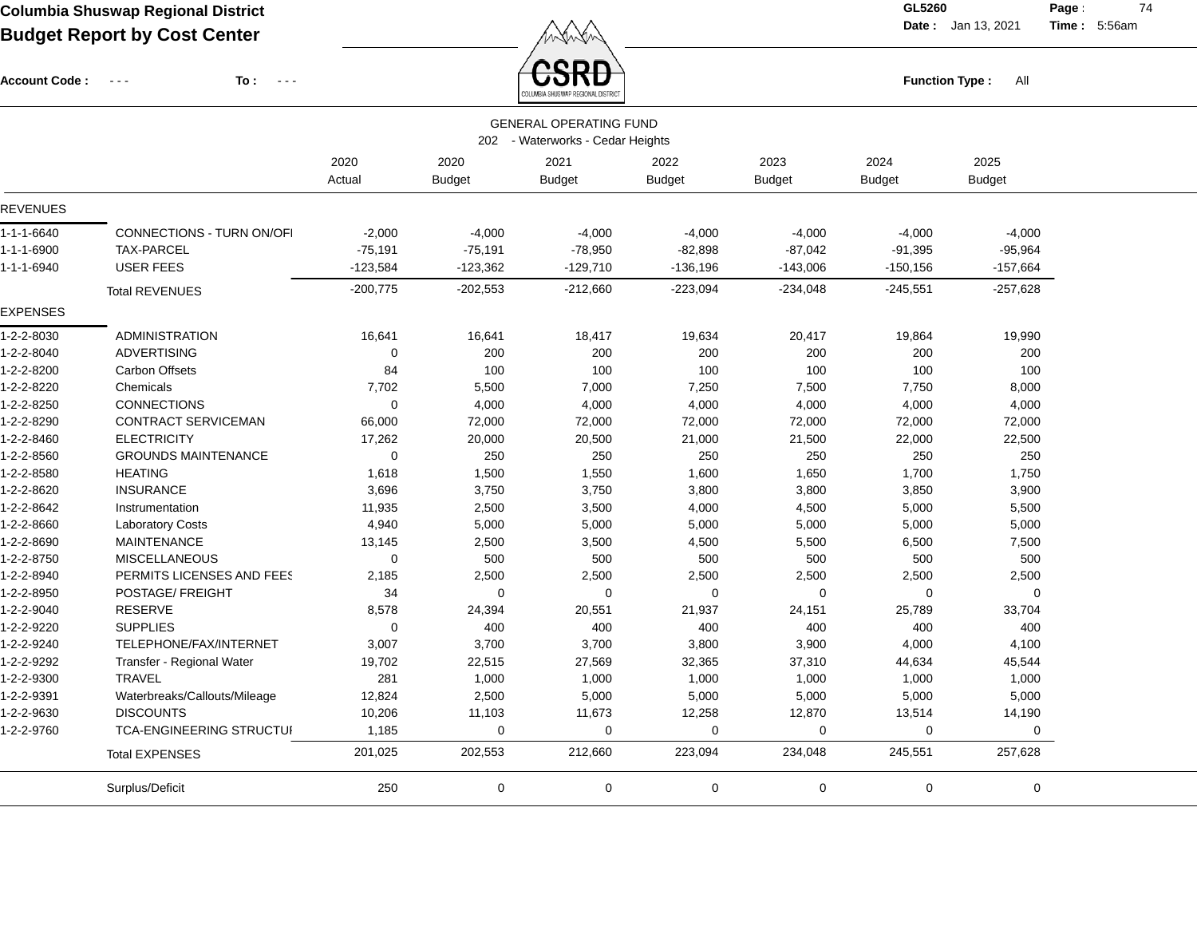**Columbia Shuswap Regional District**

**Budget Report by Cost Center**

GL5260

Date : Jan 13, 2021 Time : 5:56am

Account Code : - - - To : - - -

Function Type : All

GENERAL OPERATING FUND

202 - Waterworks - Cedar Heights

| | | 2020 Actual | 2020 Budget | 2021 Budget | 2022 Budget | 2023 Budget | 2024 Budget | 2025 Budget |
|---|---|---|---|---|---|---|---|---|
| **REVENUES** | | | | | | | | |
| 1-1-1-6640 | CONNECTIONS - TURN ON/OFI | -2,000 | -4,000 | -4,000 | -4,000 | -4,000 | -4,000 | -4,000 |
| 1-1-1-6900 | TAX-PARCEL | -75,191 | -75,191 | -78,950 | -82,898 | -87,042 | -91,395 | -95,964 |
| 1-1-1-6940 | USER FEES | -123,584 | -123,362 | -129,710 | -136,196 | -143,006 | -150,156 | -157,664 |
| | Total REVENUES | -200,775 | -202,553 | -212,660 | -223,094 | -234,048 | -245,551 | -257,628 |
| **EXPENSES** | | | | | | | | |
| 1-2-2-8030 | ADMINISTRATION | 16,641 | 16,641 | 18,417 | 19,634 | 20,417 | 19,864 | 19,990 |
| 1-2-2-8040 | ADVERTISING | 0 | 200 | 200 | 200 | 200 | 200 | 200 |
| 1-2-2-8200 | Carbon Offsets | 84 | 100 | 100 | 100 | 100 | 100 | 100 |
| 1-2-2-8220 | Chemicals | 7,702 | 5,500 | 7,000 | 7,250 | 7,500 | 7,750 | 8,000 |
| 1-2-2-8250 | CONNECTIONS | 0 | 4,000 | 4,000 | 4,000 | 4,000 | 4,000 | 4,000 |
| 1-2-2-8290 | CONTRACT SERVICEMAN | 66,000 | 72,000 | 72,000 | 72,000 | 72,000 | 72,000 | 72,000 |
| 1-2-2-8460 | ELECTRICITY | 17,262 | 20,000 | 20,500 | 21,000 | 21,500 | 22,000 | 22,500 |
| 1-2-2-8560 | GROUNDS MAINTENANCE | 0 | 250 | 250 | 250 | 250 | 250 | 250 |
| 1-2-2-8580 | HEATING | 1,618 | 1,500 | 1,550 | 1,600 | 1,650 | 1,700 | 1,750 |
| 1-2-2-8620 | INSURANCE | 3,696 | 3,750 | 3,750 | 3,800 | 3,800 | 3,850 | 3,900 |
| 1-2-2-8642 | Instrumentation | 11,935 | 2,500 | 3,500 | 4,000 | 4,500 | 5,000 | 5,500 |
| 1-2-2-8660 | Laboratory Costs | 4,940 | 5,000 | 5,000 | 5,000 | 5,000 | 5,000 | 5,000 |
| 1-2-2-8690 | MAINTENANCE | 13,145 | 2,500 | 3,500 | 4,500 | 5,500 | 6,500 | 7,500 |
| 1-2-2-8750 | MISCELLANEOUS | 0 | 500 | 500 | 500 | 500 | 500 | 500 |
| 1-2-2-8940 | PERMITS LICENSES AND FEES | 2,185 | 2,500 | 2,500 | 2,500 | 2,500 | 2,500 | 2,500 |
| 1-2-2-8950 | POSTAGE/ FREIGHT | 34 | 0 | 0 | 0 | 0 | 0 | 0 |
| 1-2-2-9040 | RESERVE | 8,578 | 24,394 | 20,551 | 21,937 | 24,151 | 25,789 | 33,704 |
| 1-2-2-9220 | SUPPLIES | 0 | 400 | 400 | 400 | 400 | 400 | 400 |
| 1-2-2-9240 | TELEPHONE/FAX/INTERNET | 3,007 | 3,700 | 3,700 | 3,800 | 3,900 | 4,000 | 4,100 |
| 1-2-2-9292 | Transfer - Regional Water | 19,702 | 22,515 | 27,569 | 32,365 | 37,310 | 44,634 | 45,544 |
| 1-2-2-9300 | TRAVEL | 281 | 1,000 | 1,000 | 1,000 | 1,000 | 1,000 | 1,000 |
| 1-2-2-9391 | Waterbreaks/Callouts/Mileage | 12,824 | 2,500 | 5,000 | 5,000 | 5,000 | 5,000 | 5,000 |
| 1-2-2-9630 | DISCOUNTS | 10,206 | 11,103 | 11,673 | 12,258 | 12,870 | 13,514 | 14,190 |
| 1-2-2-9760 | TCA-ENGINEERING STRUCTUI | 1,185 | 0 | 0 | 0 | 0 | 0 | 0 |
| | Total EXPENSES | 201,025 | 202,553 | 212,660 | 223,094 | 234,048 | 245,551 | 257,628 |
| | Surplus/Deficit | 250 | 0 | 0 | 0 | 0 | 0 | 0 |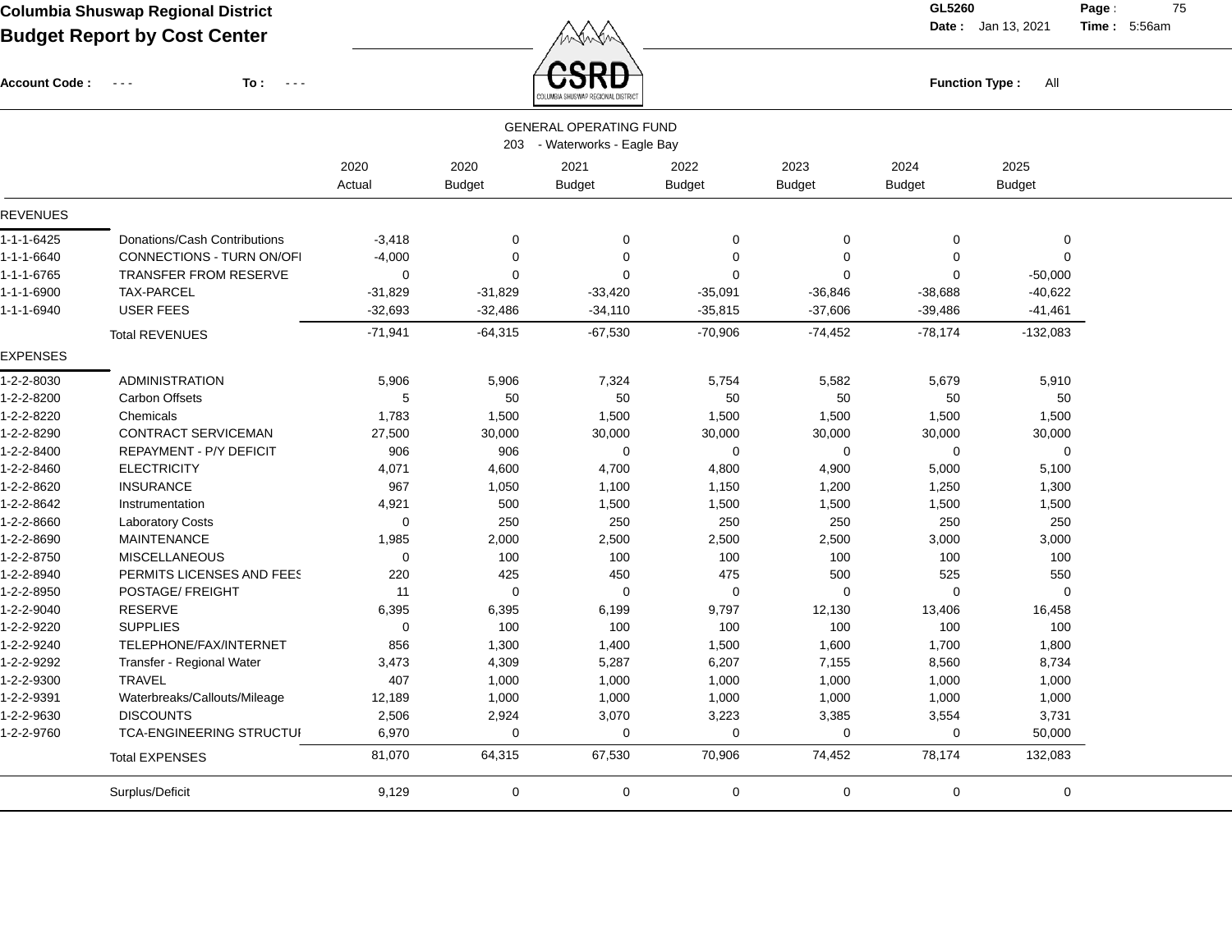# Columbia Shuswap Regional District

## Budget Report by Cost Center

GL5260

Date : Jan 13, 2021 Time : 5:56am

Account Code : - - - To : - - -

Function Type : All

GENERAL OPERATING FUND

203 - Waterworks - Eagle Bay

| | | 2020 Actual | 2020 Budget | 2021 Budget | 2022 Budget | 2023 Budget | 2024 Budget | 2025 Budget |
|---|---|---|---|---|---|---|---|---|
| **REVENUES** | | | | | | | | |
| 1-1-1-6425 | Donations/Cash Contributions | -3,418 | 0 | 0 | 0 | 0 | 0 | 0 |
| 1-1-1-6640 | CONNECTIONS - TURN ON/OFI | -4,000 | 0 | 0 | 0 | 0 | 0 | 0 |
| 1-1-1-6765 | TRANSFER FROM RESERVE | 0 | 0 | 0 | 0 | 0 | 0 | -50,000 |
| 1-1-1-6900 | TAX-PARCEL | -31,829 | -31,829 | -33,420 | -35,091 | -36,846 | -38,688 | -40,622 |
| 1-1-1-6940 | USER FEES | -32,693 | -32,486 | -34,110 | -35,815 | -37,606 | -39,486 | -41,461 |
| | Total REVENUES | -71,941 | -64,315 | -67,530 | -70,906 | -74,452 | -78,174 | -132,083 |
| **EXPENSES** | | | | | | | | |
| 1-2-2-8030 | ADMINISTRATION | 5,906 | 5,906 | 7,324 | 5,754 | 5,582 | 5,679 | 5,910 |
| 1-2-2-8200 | Carbon Offsets | 5 | 50 | 50 | 50 | 50 | 50 | 50 |
| 1-2-2-8220 | Chemicals | 1,783 | 1,500 | 1,500 | 1,500 | 1,500 | 1,500 | 1,500 |
| 1-2-2-8290 | CONTRACT SERVICEMAN | 27,500 | 30,000 | 30,000 | 30,000 | 30,000 | 30,000 | 30,000 |
| 1-2-2-8400 | REPAYMENT - P/Y DEFICIT | 906 | 906 | 0 | 0 | 0 | 0 | 0 |
| 1-2-2-8460 | ELECTRICITY | 4,071 | 4,600 | 4,700 | 4,800 | 4,900 | 5,000 | 5,100 |
| 1-2-2-8620 | INSURANCE | 967 | 1,050 | 1,100 | 1,150 | 1,200 | 1,250 | 1,300 |
| 1-2-2-8642 | Instrumentation | 4,921 | 500 | 1,500 | 1,500 | 1,500 | 1,500 | 1,500 |
| 1-2-2-8660 | Laboratory Costs | 0 | 250 | 250 | 250 | 250 | 250 | 250 |
| 1-2-2-8690 | MAINTENANCE | 1,985 | 2,000 | 2,500 | 2,500 | 2,500 | 3,000 | 3,000 |
| 1-2-2-8750 | MISCELLANEOUS | 0 | 100 | 100 | 100 | 100 | 100 | 100 |
| 1-2-2-8940 | PERMITS LICENSES AND FEES | 220 | 425 | 450 | 475 | 500 | 525 | 550 |
| 1-2-2-8950 | POSTAGE/ FREIGHT | 11 | 0 | 0 | 0 | 0 | 0 | 0 |
| 1-2-2-9040 | RESERVE | 6,395 | 6,395 | 6,199 | 9,797 | 12,130 | 13,406 | 16,458 |
| 1-2-2-9220 | SUPPLIES | 0 | 100 | 100 | 100 | 100 | 100 | 100 |
| 1-2-2-9240 | TELEPHONE/FAX/INTERNET | 856 | 1,300 | 1,400 | 1,500 | 1,600 | 1,700 | 1,800 |
| 1-2-2-9292 | Transfer - Regional Water | 3,473 | 4,309 | 5,287 | 6,207 | 7,155 | 8,560 | 8,734 |
| 1-2-2-9300 | TRAVEL | 407 | 1,000 | 1,000 | 1,000 | 1,000 | 1,000 | 1,000 |
| 1-2-2-9391 | Waterbreaks/Callouts/Mileage | 12,189 | 1,000 | 1,000 | 1,000 | 1,000 | 1,000 | 1,000 |
| 1-2-2-9630 | DISCOUNTS | 2,506 | 2,924 | 3,070 | 3,223 | 3,385 | 3,554 | 3,731 |
| 1-2-2-9760 | TCA-ENGINEERING STRUCTUI | 6,970 | 0 | 0 | 0 | 0 | 0 | 50,000 |
| | Total EXPENSES | 81,070 | 64,315 | 67,530 | 70,906 | 74,452 | 78,174 | 132,083 |
| | Surplus/Deficit | 9,129 | 0 | 0 | 0 | 0 | 0 | 0 |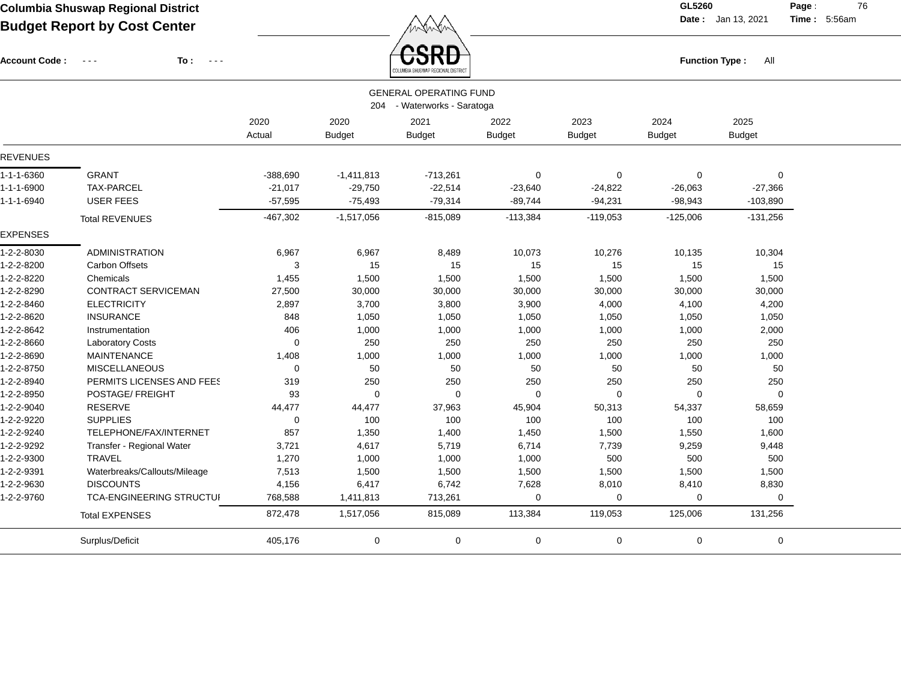**Columbia Shuswap Regional District**

**Budget Report by Cost Center**

**GL5260** **Date :** Jan 13, 2021 **Time :** 5:56am

**Account Code :** - - - **To :** - - - **Function Type :** All

GENERAL OPERATING FUND

204 - Waterworks - Saratoga

| | | 2020 Actual | 2020 Budget | 2021 Budget | 2022 Budget | 2023 Budget | 2024 Budget | 2025 Budget |
|---|---|---|---|---|---|---|---|---|
| **REVENUES** | | | | | | | | |
| 1-1-1-6360 | GRANT | -388,690 | -1,411,813 | -713,261 | 0 | 0 | 0 | 0 |
| 1-1-1-6900 | TAX-PARCEL | -21,017 | -29,750 | -22,514 | -23,640 | -24,822 | -26,063 | -27,366 |
| 1-1-1-6940 | USER FEES | -57,595 | -75,493 | -79,314 | -89,744 | -94,231 | -98,943 | -103,890 |
| | Total REVENUES | -467,302 | -1,517,056 | -815,089 | -113,384 | -119,053 | -125,006 | -131,256 |
| **EXPENSES** | | | | | | | | |
| 1-2-2-8030 | ADMINISTRATION | 6,967 | 6,967 | 8,489 | 10,073 | 10,276 | 10,135 | 10,304 |
| 1-2-2-8200 | Carbon Offsets | 3 | 15 | 15 | 15 | 15 | 15 | 15 |
| 1-2-2-8220 | Chemicals | 1,455 | 1,500 | 1,500 | 1,500 | 1,500 | 1,500 | 1,500 |
| 1-2-2-8290 | CONTRACT SERVICEMAN | 27,500 | 30,000 | 30,000 | 30,000 | 30,000 | 30,000 | 30,000 |
| 1-2-2-8460 | ELECTRICITY | 2,897 | 3,700 | 3,800 | 3,900 | 4,000 | 4,100 | 4,200 |
| 1-2-2-8620 | INSURANCE | 848 | 1,050 | 1,050 | 1,050 | 1,050 | 1,050 | 1,050 |
| 1-2-2-8642 | Instrumentation | 406 | 1,000 | 1,000 | 1,000 | 1,000 | 1,000 | 2,000 |
| 1-2-2-8660 | Laboratory Costs | 0 | 250 | 250 | 250 | 250 | 250 | 250 |
| 1-2-2-8690 | MAINTENANCE | 1,408 | 1,000 | 1,000 | 1,000 | 1,000 | 1,000 | 1,000 |
| 1-2-2-8750 | MISCELLANEOUS | 0 | 50 | 50 | 50 | 50 | 50 | 50 |
| 1-2-2-8940 | PERMITS LICENSES AND FEES | 319 | 250 | 250 | 250 | 250 | 250 | 250 |
| 1-2-2-8950 | POSTAGE/ FREIGHT | 93 | 0 | 0 | 0 | 0 | 0 | 0 |
| 1-2-2-9040 | RESERVE | 44,477 | 44,477 | 37,963 | 45,904 | 50,313 | 54,337 | 58,659 |
| 1-2-2-9220 | SUPPLIES | 0 | 100 | 100 | 100 | 100 | 100 | 100 |
| 1-2-2-9240 | TELEPHONE/FAX/INTERNET | 857 | 1,350 | 1,400 | 1,450 | 1,500 | 1,550 | 1,600 |
| 1-2-2-9292 | Transfer - Regional Water | 3,721 | 4,617 | 5,719 | 6,714 | 7,739 | 9,259 | 9,448 |
| 1-2-2-9300 | TRAVEL | 1,270 | 1,000 | 1,000 | 1,000 | 500 | 500 | 500 |
| 1-2-2-9391 | Waterbreaks/Callouts/Mileage | 7,513 | 1,500 | 1,500 | 1,500 | 1,500 | 1,500 | 1,500 |
| 1-2-2-9630 | DISCOUNTS | 4,156 | 6,417 | 6,742 | 7,628 | 8,010 | 8,410 | 8,830 |
| 1-2-2-9760 | TCA-ENGINEERING STRUCTUI | 768,588 | 1,411,813 | 713,261 | 0 | 0 | 0 | 0 |
| | Total EXPENSES | 872,478 | 1,517,056 | 815,089 | 113,384 | 119,053 | 125,006 | 131,256 |
| | Surplus/Deficit | 405,176 | 0 | 0 | 0 | 0 | 0 | 0 |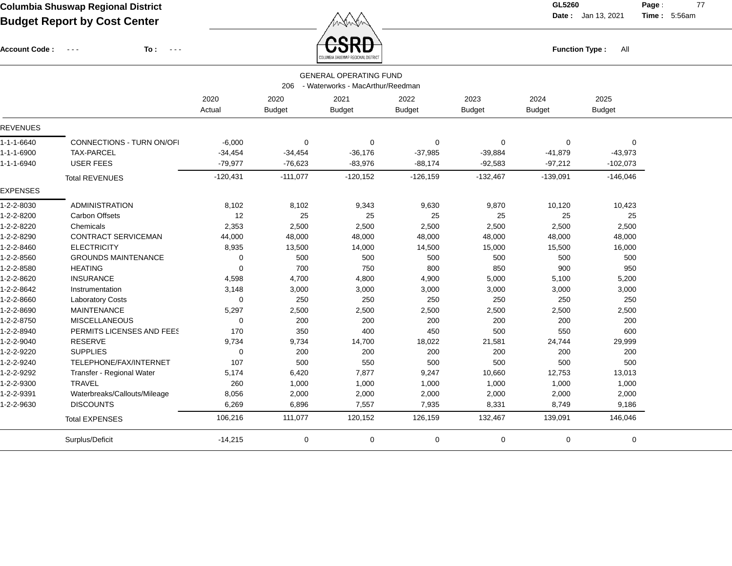**Columbia Shuswap Regional District**
**Budget Report by Cost Center**

GL5260 Date: Jan 13, 2021 Time: 5:56am

Account Code: - - - To: - - -

Function Type: All

## GENERAL OPERATING FUND

### 206 - Waterworks - MacArthur/Reedman

| | | 2020 Actual | 2020 Budget | 2021 Budget | 2022 Budget | 2023 Budget | 2024 Budget | 2025 Budget |
|---|---|---|---|---|---|---|---|---|
| **REVENUES** | | | | | | | | |
| 1-1-1-6640 | CONNECTIONS - TURN ON/OFI | -6,000 | 0 | 0 | 0 | 0 | 0 | 0 |
| 1-1-1-6900 | TAX-PARCEL | -34,454 | -34,454 | -36,176 | -37,985 | -39,884 | -41,879 | -43,973 |
| 1-1-1-6940 | USER FEES | -79,977 | -76,623 | -83,976 | -88,174 | -92,583 | -97,212 | -102,073 |
| | Total REVENUES | -120,431 | -111,077 | -120,152 | -126,159 | -132,467 | -139,091 | -146,046 |
| **EXPENSES** | | | | | | | | |
| 1-2-2-8030 | ADMINISTRATION | 8,102 | 8,102 | 9,343 | 9,630 | 9,870 | 10,120 | 10,423 |
| 1-2-2-8200 | Carbon Offsets | 12 | 25 | 25 | 25 | 25 | 25 | 25 |
| 1-2-2-8220 | Chemicals | 2,353 | 2,500 | 2,500 | 2,500 | 2,500 | 2,500 | 2,500 |
| 1-2-2-8290 | CONTRACT SERVICEMAN | 44,000 | 48,000 | 48,000 | 48,000 | 48,000 | 48,000 | 48,000 |
| 1-2-2-8460 | ELECTRICITY | 8,935 | 13,500 | 14,000 | 14,500 | 15,000 | 15,500 | 16,000 |
| 1-2-2-8560 | GROUNDS MAINTENANCE | 0 | 500 | 500 | 500 | 500 | 500 | 500 |
| 1-2-2-8580 | HEATING | 0 | 700 | 750 | 800 | 850 | 900 | 950 |
| 1-2-2-8620 | INSURANCE | 4,598 | 4,700 | 4,800 | 4,900 | 5,000 | 5,100 | 5,200 |
| 1-2-2-8642 | Instrumentation | 3,148 | 3,000 | 3,000 | 3,000 | 3,000 | 3,000 | 3,000 |
| 1-2-2-8660 | Laboratory Costs | 0 | 250 | 250 | 250 | 250 | 250 | 250 |
| 1-2-2-8690 | MAINTENANCE | 5,297 | 2,500 | 2,500 | 2,500 | 2,500 | 2,500 | 2,500 |
| 1-2-2-8750 | MISCELLANEOUS | 0 | 200 | 200 | 200 | 200 | 200 | 200 |
| 1-2-2-8940 | PERMITS LICENSES AND FEES | 170 | 350 | 400 | 450 | 500 | 550 | 600 |
| 1-2-2-9040 | RESERVE | 9,734 | 9,734 | 14,700 | 18,022 | 21,581 | 24,744 | 29,999 |
| 1-2-2-9220 | SUPPLIES | 0 | 200 | 200 | 200 | 200 | 200 | 200 |
| 1-2-2-9240 | TELEPHONE/FAX/INTERNET | 107 | 500 | 550 | 500 | 500 | 500 | 500 |
| 1-2-2-9292 | Transfer - Regional Water | 5,174 | 6,420 | 7,877 | 9,247 | 10,660 | 12,753 | 13,013 |
| 1-2-2-9300 | TRAVEL | 260 | 1,000 | 1,000 | 1,000 | 1,000 | 1,000 | 1,000 |
| 1-2-2-9391 | Waterbreaks/Callouts/Mileage | 8,056 | 2,000 | 2,000 | 2,000 | 2,000 | 2,000 | 2,000 |
| 1-2-2-9630 | DISCOUNTS | 6,269 | 6,896 | 7,557 | 7,935 | 8,331 | 8,749 | 9,186 |
| | Total EXPENSES | 106,216 | 111,077 | 120,152 | 126,159 | 132,467 | 139,091 | 146,046 |
| | Surplus/Deficit | -14,215 | 0 | 0 | 0 | 0 | 0 | 0 |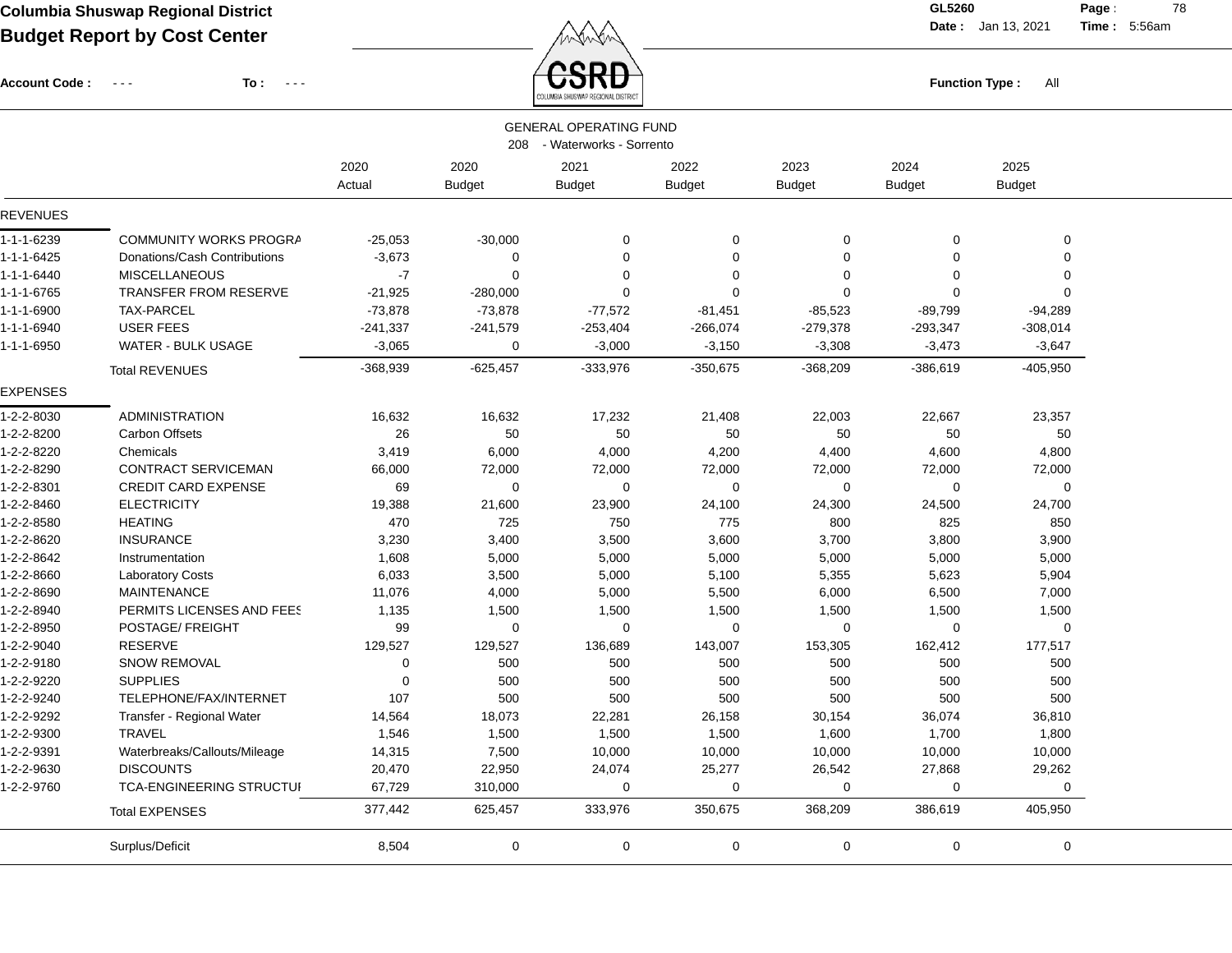# Columbia Shuswap Regional District

## Budget Report by Cost Center

GL5260
Date : Jan 13, 2021 Time : 5:56am

Account Code : - - - To : - - -

Function Type : All

GENERAL OPERATING FUND
208 - Waterworks - Sorrento

| | | 2020 Actual | 2020 Budget | 2021 Budget | 2022 Budget | 2023 Budget | 2024 Budget | 2025 Budget |
|---|---|---|---|---|---|---|---|---|
| **REVENUES** | | | | | | | | |
| 1-1-1-6239 | COMMUNITY WORKS PROGRA | -25,053 | -30,000 | 0 | 0 | 0 | 0 | 0 |
| 1-1-1-6425 | Donations/Cash Contributions | -3,673 | 0 | 0 | 0 | 0 | 0 | 0 |
| 1-1-1-6440 | MISCELLANEOUS | -7 | 0 | 0 | 0 | 0 | 0 | 0 |
| 1-1-1-6765 | TRANSFER FROM RESERVE | -21,925 | -280,000 | 0 | 0 | 0 | 0 | 0 |
| 1-1-1-6900 | TAX-PARCEL | -73,878 | -73,878 | -77,572 | -81,451 | -85,523 | -89,799 | -94,289 |
| 1-1-1-6940 | USER FEES | -241,337 | -241,579 | -253,404 | -266,074 | -279,378 | -293,347 | -308,014 |
| 1-1-1-6950 | WATER - BULK USAGE | -3,065 | 0 | -3,000 | -3,150 | -3,308 | -3,473 | -3,647 |
| | Total REVENUES | -368,939 | -625,457 | -333,976 | -350,675 | -368,209 | -386,619 | -405,950 |
| **EXPENSES** | | | | | | | | |
| 1-2-2-8030 | ADMINISTRATION | 16,632 | 16,632 | 17,232 | 21,408 | 22,003 | 22,667 | 23,357 |
| 1-2-2-8200 | Carbon Offsets | 26 | 50 | 50 | 50 | 50 | 50 | 50 |
| 1-2-2-8220 | Chemicals | 3,419 | 6,000 | 4,000 | 4,200 | 4,400 | 4,600 | 4,800 |
| 1-2-2-8290 | CONTRACT SERVICEMAN | 66,000 | 72,000 | 72,000 | 72,000 | 72,000 | 72,000 | 72,000 |
| 1-2-2-8301 | CREDIT CARD EXPENSE | 69 | 0 | 0 | 0 | 0 | 0 | 0 |
| 1-2-2-8460 | ELECTRICITY | 19,388 | 21,600 | 23,900 | 24,100 | 24,300 | 24,500 | 24,700 |
| 1-2-2-8580 | HEATING | 470 | 725 | 750 | 775 | 800 | 825 | 850 |
| 1-2-2-8620 | INSURANCE | 3,230 | 3,400 | 3,500 | 3,600 | 3,700 | 3,800 | 3,900 |
| 1-2-2-8642 | Instrumentation | 1,608 | 5,000 | 5,000 | 5,000 | 5,000 | 5,000 | 5,000 |
| 1-2-2-8660 | Laboratory Costs | 6,033 | 3,500 | 5,000 | 5,100 | 5,355 | 5,623 | 5,904 |
| 1-2-2-8690 | MAINTENANCE | 11,076 | 4,000 | 5,000 | 5,500 | 6,000 | 6,500 | 7,000 |
| 1-2-2-8940 | PERMITS LICENSES AND FEES | 1,135 | 1,500 | 1,500 | 1,500 | 1,500 | 1,500 | 1,500 |
| 1-2-2-8950 | POSTAGE/ FREIGHT | 99 | 0 | 0 | 0 | 0 | 0 | 0 |
| 1-2-2-9040 | RESERVE | 129,527 | 129,527 | 136,689 | 143,007 | 153,305 | 162,412 | 177,517 |
| 1-2-2-9180 | SNOW REMOVAL | 0 | 500 | 500 | 500 | 500 | 500 | 500 |
| 1-2-2-9220 | SUPPLIES | 0 | 500 | 500 | 500 | 500 | 500 | 500 |
| 1-2-2-9240 | TELEPHONE/FAX/INTERNET | 107 | 500 | 500 | 500 | 500 | 500 | 500 |
| 1-2-2-9292 | Transfer - Regional Water | 14,564 | 18,073 | 22,281 | 26,158 | 30,154 | 36,074 | 36,810 |
| 1-2-2-9300 | TRAVEL | 1,546 | 1,500 | 1,500 | 1,500 | 1,600 | 1,700 | 1,800 |
| 1-2-2-9391 | Waterbreaks/Callouts/Mileage | 14,315 | 7,500 | 10,000 | 10,000 | 10,000 | 10,000 | 10,000 |
| 1-2-2-9630 | DISCOUNTS | 20,470 | 22,950 | 24,074 | 25,277 | 26,542 | 27,868 | 29,262 |
| 1-2-2-9760 | TCA-ENGINEERING STRUCTUI | 67,729 | 310,000 | 0 | 0 | 0 | 0 | 0 |
| | Total EXPENSES | 377,442 | 625,457 | 333,976 | 350,675 | 368,209 | 386,619 | 405,950 |
| | Surplus/Deficit | 8,504 | 0 | 0 | 0 | 0 | 0 | 0 |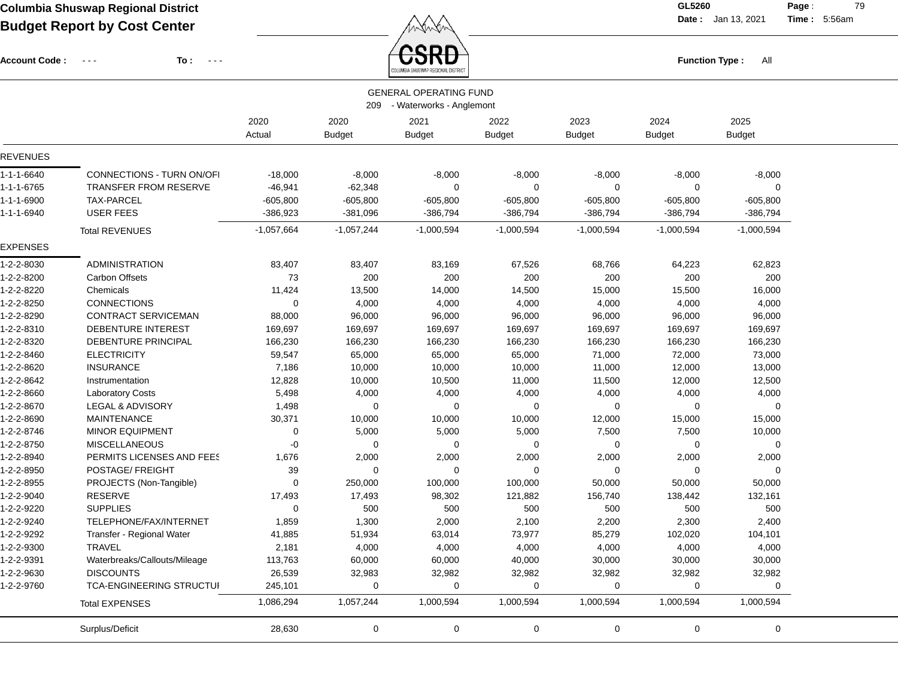**Columbia Shuswap Regional District**

**Budget Report by Cost Center**

**GL5260** **Date :** Jan 13, 2021 **Time :** 5:56am

**Account Code :** - - - **To :** - - - **Function Type :** All

GENERAL OPERATING FUND

209 - Waterworks - Anglemont

| | | 2020 Actual | 2020 Budget | 2021 Budget | 2022 Budget | 2023 Budget | 2024 Budget | 2025 Budget |
|---|---|---|---|---|---|---|---|---|
| **REVENUES** | | | | | | | | |
| 1-1-1-6640 | CONNECTIONS - TURN ON/OFI | -18,000 | -8,000 | -8,000 | -8,000 | -8,000 | -8,000 | -8,000 |
| 1-1-1-6765 | TRANSFER FROM RESERVE | -46,941 | -62,348 | 0 | 0 | 0 | 0 | 0 |
| 1-1-1-6900 | TAX-PARCEL | -605,800 | -605,800 | -605,800 | -605,800 | -605,800 | -605,800 | -605,800 |
| 1-1-1-6940 | USER FEES | -386,923 | -381,096 | -386,794 | -386,794 | -386,794 | -386,794 | -386,794 |
| | Total REVENUES | -1,057,664 | -1,057,244 | -1,000,594 | -1,000,594 | -1,000,594 | -1,000,594 | -1,000,594 |
| **EXPENSES** | | | | | | | | |
| 1-2-2-8030 | ADMINISTRATION | 83,407 | 83,407 | 83,169 | 67,526 | 68,766 | 64,223 | 62,823 |
| 1-2-2-8200 | Carbon Offsets | 73 | 200 | 200 | 200 | 200 | 200 | 200 |
| 1-2-2-8220 | Chemicals | 11,424 | 13,500 | 14,000 | 14,500 | 15,000 | 15,500 | 16,000 |
| 1-2-2-8250 | CONNECTIONS | 0 | 4,000 | 4,000 | 4,000 | 4,000 | 4,000 | 4,000 |
| 1-2-2-8290 | CONTRACT SERVICEMAN | 88,000 | 96,000 | 96,000 | 96,000 | 96,000 | 96,000 | 96,000 |
| 1-2-2-8310 | DEBENTURE INTEREST | 169,697 | 169,697 | 169,697 | 169,697 | 169,697 | 169,697 | 169,697 |
| 1-2-2-8320 | DEBENTURE PRINCIPAL | 166,230 | 166,230 | 166,230 | 166,230 | 166,230 | 166,230 | 166,230 |
| 1-2-2-8460 | ELECTRICITY | 59,547 | 65,000 | 65,000 | 65,000 | 71,000 | 72,000 | 73,000 |
| 1-2-2-8620 | INSURANCE | 7,186 | 10,000 | 10,000 | 10,000 | 11,000 | 12,000 | 13,000 |
| 1-2-2-8642 | Instrumentation | 12,828 | 10,000 | 10,500 | 11,000 | 11,500 | 12,000 | 12,500 |
| 1-2-2-8660 | Laboratory Costs | 5,498 | 4,000 | 4,000 | 4,000 | 4,000 | 4,000 | 4,000 |
| 1-2-2-8670 | LEGAL & ADVISORY | 1,498 | 0 | 0 | 0 | 0 | 0 | 0 |
| 1-2-2-8690 | MAINTENANCE | 30,371 | 10,000 | 10,000 | 10,000 | 12,000 | 15,000 | 15,000 |
| 1-2-2-8746 | MINOR EQUIPMENT | 0 | 5,000 | 5,000 | 5,000 | 7,500 | 7,500 | 10,000 |
| 1-2-2-8750 | MISCELLANEOUS | -0 | 0 | 0 | 0 | 0 | 0 | 0 |
| 1-2-2-8940 | PERMITS LICENSES AND FEES | 1,676 | 2,000 | 2,000 | 2,000 | 2,000 | 2,000 | 2,000 |
| 1-2-2-8950 | POSTAGE/ FREIGHT | 39 | 0 | 0 | 0 | 0 | 0 | 0 |
| 1-2-2-8955 | PROJECTS (Non-Tangible) | 0 | 250,000 | 100,000 | 100,000 | 50,000 | 50,000 | 50,000 |
| 1-2-2-9040 | RESERVE | 17,493 | 17,493 | 98,302 | 121,882 | 156,740 | 138,442 | 132,161 |
| 1-2-2-9220 | SUPPLIES | 0 | 500 | 500 | 500 | 500 | 500 | 500 |
| 1-2-2-9240 | TELEPHONE/FAX/INTERNET | 1,859 | 1,300 | 2,000 | 2,100 | 2,200 | 2,300 | 2,400 |
| 1-2-2-9292 | Transfer - Regional Water | 41,885 | 51,934 | 63,014 | 73,977 | 85,279 | 102,020 | 104,101 |
| 1-2-2-9300 | TRAVEL | 2,181 | 4,000 | 4,000 | 4,000 | 4,000 | 4,000 | 4,000 |
| 1-2-2-9391 | Waterbreaks/Callouts/Mileage | 113,763 | 60,000 | 60,000 | 40,000 | 30,000 | 30,000 | 30,000 |
| 1-2-2-9630 | DISCOUNTS | 26,539 | 32,983 | 32,982 | 32,982 | 32,982 | 32,982 | 32,982 |
| 1-2-2-9760 | TCA-ENGINEERING STRUCTUI | 245,101 | 0 | 0 | 0 | 0 | 0 | 0 |
| | Total EXPENSES | 1,086,294 | 1,057,244 | 1,000,594 | 1,000,594 | 1,000,594 | 1,000,594 | 1,000,594 |
| | Surplus/Deficit | 28,630 | 0 | 0 | 0 | 0 | 0 | 0 |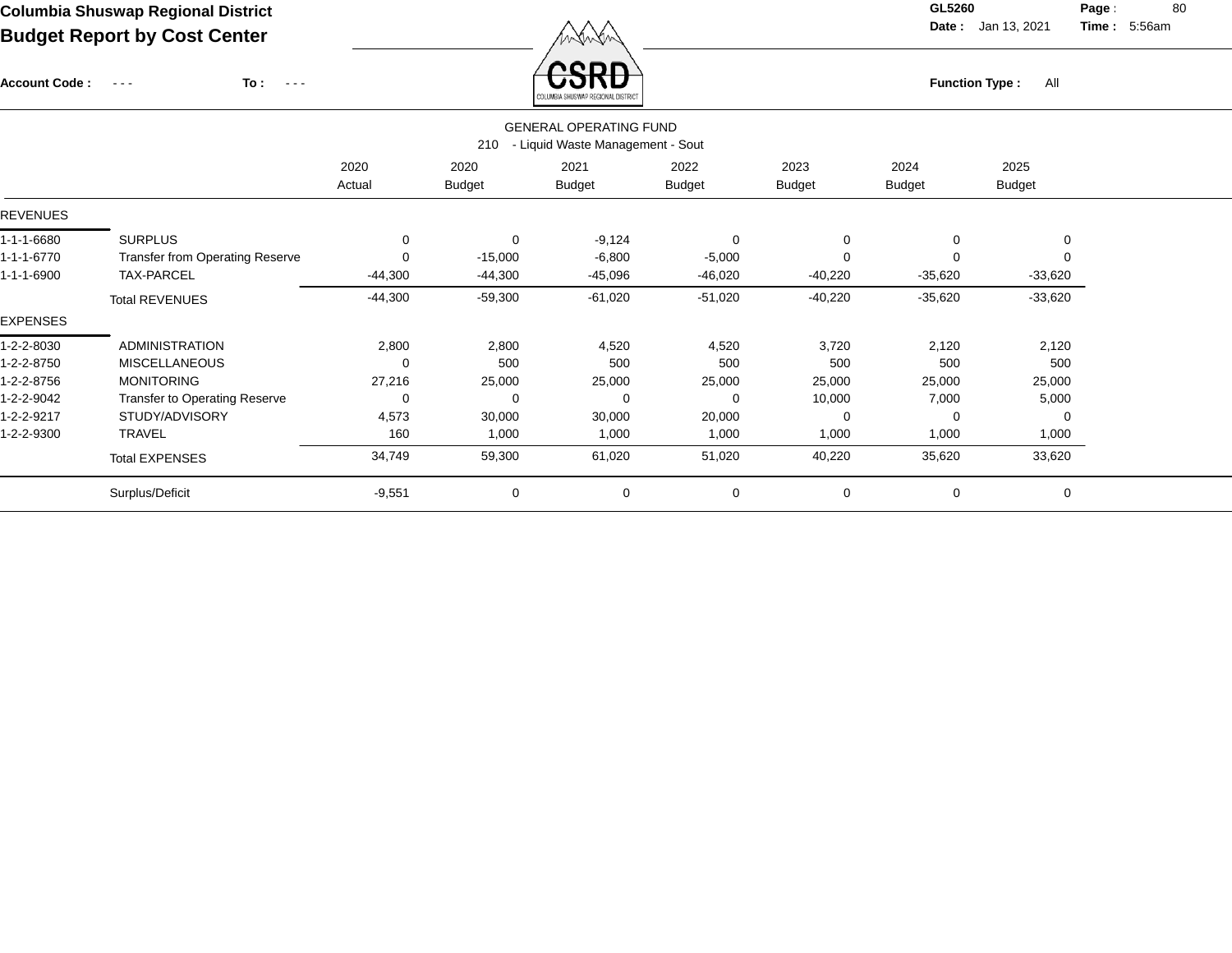**Columbia Shuswap Regional District**
**Budget Report by Cost Center**

GL5260
Date : Jan 13, 2021 Time : 5:56am

Account Code : - - - To : - - -

Function Type : All

GENERAL OPERATING FUND
210 - Liquid Waste Management - Sout

| | | 2020 Actual | 2020 Budget | 2021 Budget | 2022 Budget | 2023 Budget | 2024 Budget | 2025 Budget |
|---|---|---|---|---|---|---|---|---|
| **REVENUES** | | | | | | | | |
| 1-1-1-6680 | SURPLUS | 0 | 0 | -9,124 | 0 | 0 | 0 | 0 |
| 1-1-1-6770 | Transfer from Operating Reserve | 0 | -15,000 | -6,800 | -5,000 | 0 | 0 | 0 |
| 1-1-1-6900 | TAX-PARCEL | -44,300 | -44,300 | -45,096 | -46,020 | -40,220 | -35,620 | -33,620 |
| | Total REVENUES | -44,300 | -59,300 | -61,020 | -51,020 | -40,220 | -35,620 | -33,620 |
| **EXPENSES** | | | | | | | | |
| 1-2-2-8030 | ADMINISTRATION | 2,800 | 2,800 | 4,520 | 4,520 | 3,720 | 2,120 | 2,120 |
| 1-2-2-8750 | MISCELLANEOUS | 0 | 500 | 500 | 500 | 500 | 500 | 500 |
| 1-2-2-8756 | MONITORING | 27,216 | 25,000 | 25,000 | 25,000 | 25,000 | 25,000 | 25,000 |
| 1-2-2-9042 | Transfer to Operating Reserve | 0 | 0 | 0 | 0 | 10,000 | 7,000 | 5,000 |
| 1-2-2-9217 | STUDY/ADVISORY | 4,573 | 30,000 | 30,000 | 20,000 | 0 | 0 | 0 |
| 1-2-2-9300 | TRAVEL | 160 | 1,000 | 1,000 | 1,000 | 1,000 | 1,000 | 1,000 |
| | Total EXPENSES | 34,749 | 59,300 | 61,020 | 51,020 | 40,220 | 35,620 | 33,620 |
| | Surplus/Deficit | -9,551 | 0 | 0 | 0 | 0 | 0 | 0 |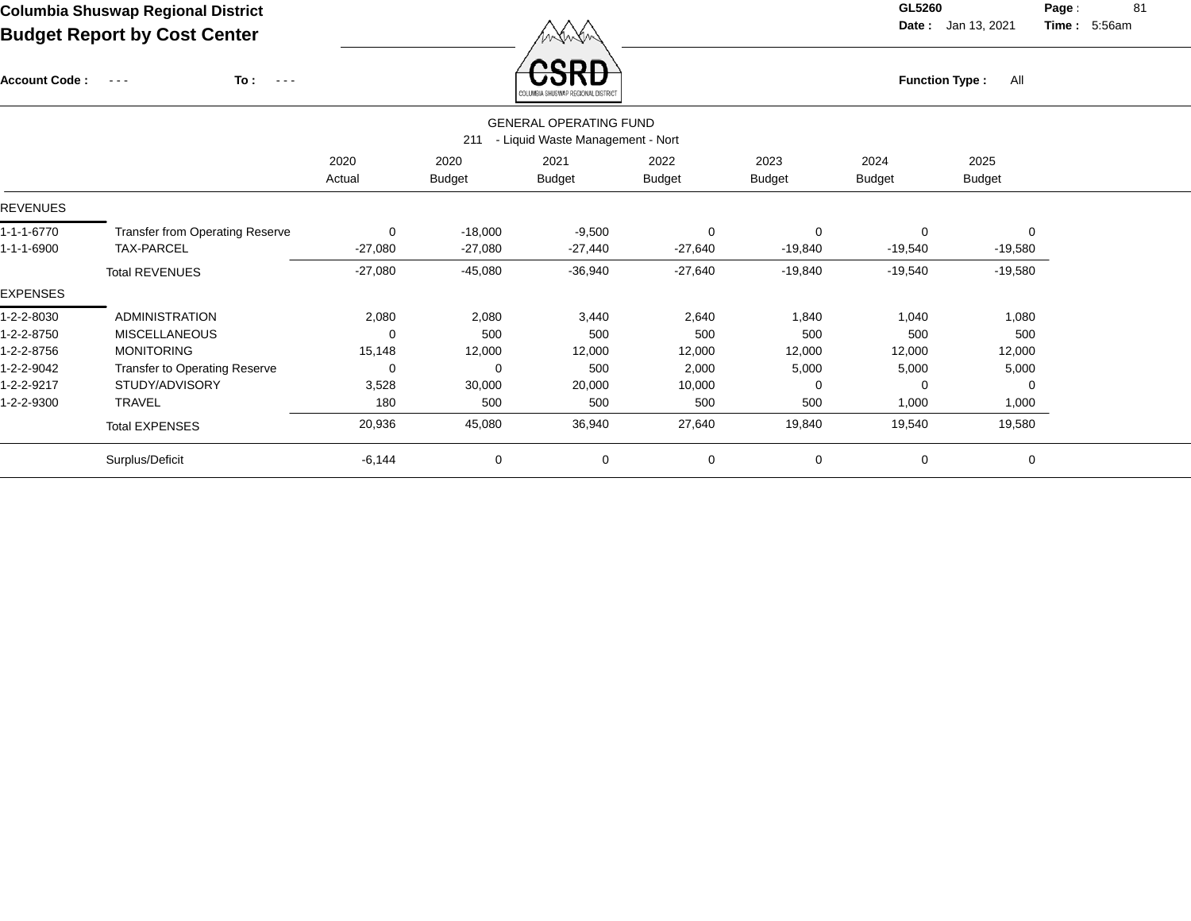**Columbia Shuswap Regional District**

**Budget Report by Cost Center**

**GL5260** **Date :** Jan 13, 2021 **Time :** 5:56am

**Account Code :** - - - **To :** - - - **Function Type :** All

GENERAL OPERATING FUND

211 - Liquid Waste Management - Nort

| | | 2020 Actual | 2020 Budget | 2021 Budget | 2022 Budget | 2023 Budget | 2024 Budget | 2025 Budget |
|---|---|---|---|---|---|---|---|---|
| REVENUES | | | | | | | | |
| 1-1-1-6770 | Transfer from Operating Reserve | 0 | -18,000 | -9,500 | 0 | 0 | 0 | 0 |
| 1-1-1-6900 | TAX-PARCEL | -27,080 | -27,080 | -27,440 | -27,640 | -19,840 | -19,540 | -19,580 |
| | Total REVENUES | -27,080 | -45,080 | -36,940 | -27,640 | -19,840 | -19,540 | -19,580 |
| EXPENSES | | | | | | | | |
| 1-2-2-8030 | ADMINISTRATION | 2,080 | 2,080 | 3,440 | 2,640 | 1,840 | 1,040 | 1,080 |
| 1-2-2-8750 | MISCELLANEOUS | 0 | 500 | 500 | 500 | 500 | 500 | 500 |
| 1-2-2-8756 | MONITORING | 15,148 | 12,000 | 12,000 | 12,000 | 12,000 | 12,000 | 12,000 |
| 1-2-2-9042 | Transfer to Operating Reserve | 0 | 0 | 500 | 2,000 | 5,000 | 5,000 | 5,000 |
| 1-2-2-9217 | STUDY/ADVISORY | 3,528 | 30,000 | 20,000 | 10,000 | 0 | 0 | 0 |
| 1-2-2-9300 | TRAVEL | 180 | 500 | 500 | 500 | 500 | 1,000 | 1,000 |
| | Total EXPENSES | 20,936 | 45,080 | 36,940 | 27,640 | 19,840 | 19,540 | 19,580 |
| | Surplus/Deficit | -6,144 | 0 | 0 | 0 | 0 | 0 | 0 |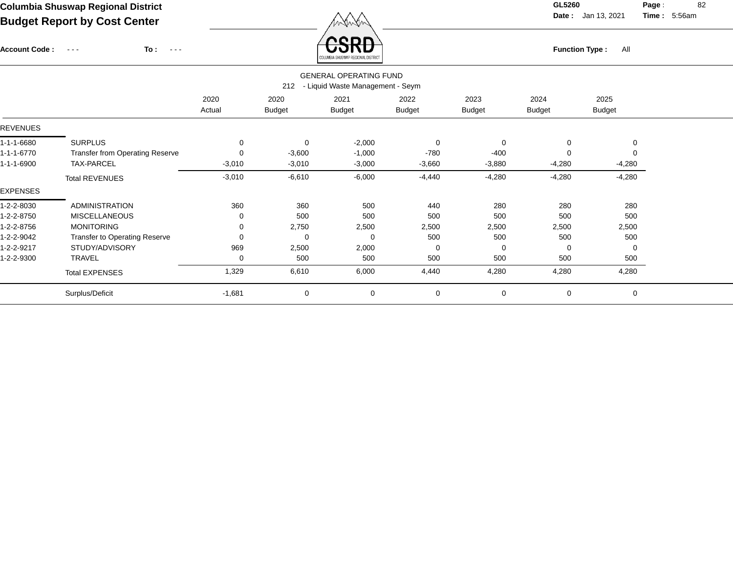# Columbia Shuswap Regional District

## Budget Report by Cost Center

GL5260

Date : Jan 13, 2021 Time : 5:56am

Account Code : - - - To : - - -

Function Type : All

### GENERAL OPERATING FUND

### 212 - Liquid Waste Management - Seym

| | | 2020 Actual | 2020 Budget | 2021 Budget | 2022 Budget | 2023 Budget | 2024 Budget | 2025 Budget |
|---|---|---|---|---|---|---|---|---|
| **REVENUES** | | | | | | | | |
| 1-1-1-6680 | SURPLUS | 0 | 0 | -2,000 | 0 | 0 | 0 | 0 |
| 1-1-1-6770 | Transfer from Operating Reserve | 0 | -3,600 | -1,000 | -780 | -400 | 0 | 0 |
| 1-1-1-6900 | TAX-PARCEL | -3,010 | -3,010 | -3,000 | -3,660 | -3,880 | -4,280 | -4,280 |
| | Total REVENUES | -3,010 | -6,610 | -6,000 | -4,440 | -4,280 | -4,280 | -4,280 |
| **EXPENSES** | | | | | | | | |
| 1-2-2-8030 | ADMINISTRATION | 360 | 360 | 500 | 440 | 280 | 280 | 280 |
| 1-2-2-8750 | MISCELLANEOUS | 0 | 500 | 500 | 500 | 500 | 500 | 500 |
| 1-2-2-8756 | MONITORING | 0 | 2,750 | 2,500 | 2,500 | 2,500 | 2,500 | 2,500 |
| 1-2-2-9042 | Transfer to Operating Reserve | 0 | 0 | 0 | 500 | 500 | 500 | 500 |
| 1-2-2-9217 | STUDY/ADVISORY | 969 | 2,500 | 2,000 | 0 | 0 | 0 | 0 |
| 1-2-2-9300 | TRAVEL | 0 | 500 | 500 | 500 | 500 | 500 | 500 |
| | Total EXPENSES | 1,329 | 6,610 | 6,000 | 4,440 | 4,280 | 4,280 | 4,280 |
| | Surplus/Deficit | -1,681 | 0 | 0 | 0 | 0 | 0 | 0 |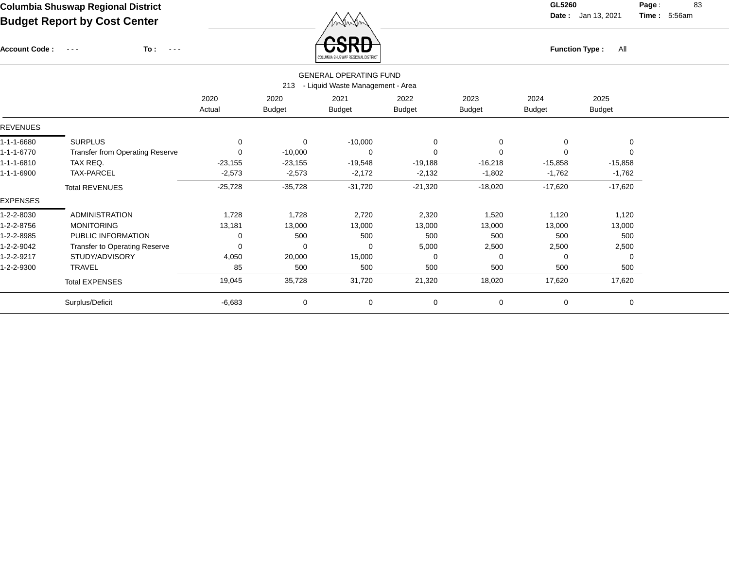# Columbia Shuswap Regional District

## Budget Report by Cost Center

GL5260
Date : Jan 13, 2021 Time : 5:56am

Account Code : - - - To : - - -

Function Type : All

### GENERAL OPERATING FUND

#### 213 - Liquid Waste Management - Area

| | | 2020 Actual | 2020 Budget | 2021 Budget | 2022 Budget | 2023 Budget | 2024 Budget | 2025 Budget |
|---|---|---|---|---|---|---|---|---|
| **REVENUES** | | | | | | | | |
| 1-1-1-6680 | SURPLUS | 0 | 0 | -10,000 | 0 | 0 | 0 | 0 |
| 1-1-1-6770 | Transfer from Operating Reserve | 0 | -10,000 | 0 | 0 | 0 | 0 | 0 |
| 1-1-1-6810 | TAX REQ. | -23,155 | -23,155 | -19,548 | -19,188 | -16,218 | -15,858 | -15,858 |
| 1-1-1-6900 | TAX-PARCEL | -2,573 | -2,573 | -2,172 | -2,132 | -1,802 | -1,762 | -1,762 |
| | Total REVENUES | -25,728 | -35,728 | -31,720 | -21,320 | -18,020 | -17,620 | -17,620 |
| **EXPENSES** | | | | | | | | |
| 1-2-2-8030 | ADMINISTRATION | 1,728 | 1,728 | 2,720 | 2,320 | 1,520 | 1,120 | 1,120 |
| 1-2-2-8756 | MONITORING | 13,181 | 13,000 | 13,000 | 13,000 | 13,000 | 13,000 | 13,000 |
| 1-2-2-8985 | PUBLIC INFORMATION | 0 | 500 | 500 | 500 | 500 | 500 | 500 |
| 1-2-2-9042 | Transfer to Operating Reserve | 0 | 0 | 0 | 5,000 | 2,500 | 2,500 | 2,500 |
| 1-2-2-9217 | STUDY/ADVISORY | 4,050 | 20,000 | 15,000 | 0 | 0 | 0 | 0 |
| 1-2-2-9300 | TRAVEL | 85 | 500 | 500 | 500 | 500 | 500 | 500 |
| | Total EXPENSES | 19,045 | 35,728 | 31,720 | 21,320 | 18,020 | 17,620 | 17,620 |
| | Surplus/Deficit | -6,683 | 0 | 0 | 0 | 0 | 0 | 0 |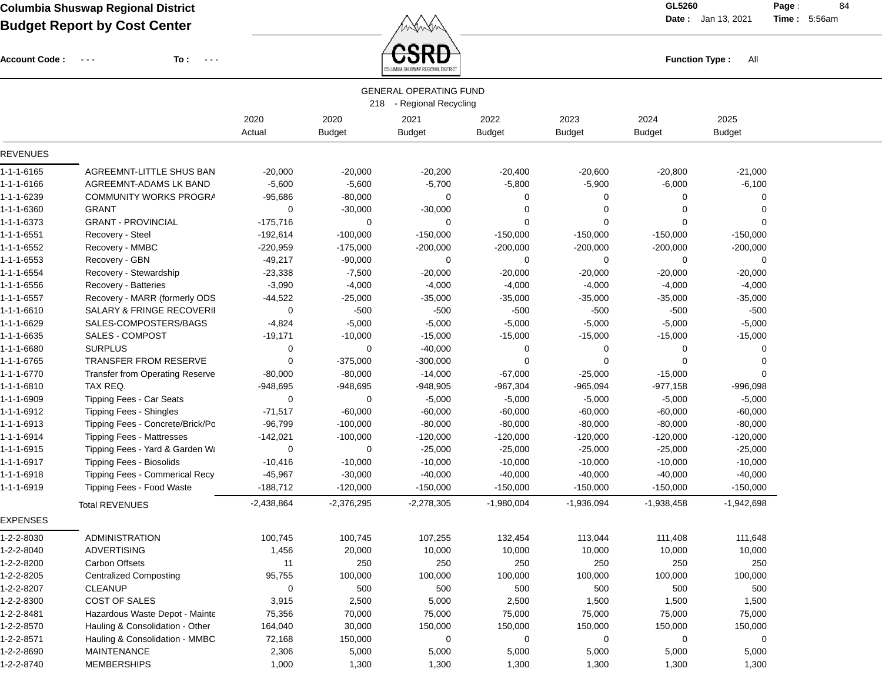# Columbia Shuswap Regional District

## Budget Report by Cost Center

GL5260 | Date : Jan 13, 2021 | Time : 5:56am

Account Code : - - - To : - - - | Function Type : All

### GENERAL OPERATING FUND

### 218 - Regional Recycling

| | | 2020 Actual | 2020 Budget | 2021 Budget | 2022 Budget | 2023 Budget | 2024 Budget | 2025 Budget |
|---|---|---|---|---|---|---|---|---|
| **REVENUES** | | | | | | | | |
| 1-1-1-6165 | AGREEMNT-LITTLE SHUS BAN | -20,000 | -20,000 | -20,200 | -20,400 | -20,600 | -20,800 | -21,000 |
| 1-1-1-6166 | AGREEMNT-ADAMS LK BAND | -5,600 | -5,600 | -5,700 | -5,800 | -5,900 | -6,000 | -6,100 |
| 1-1-1-6239 | COMMUNITY WORKS PROGRA | -95,686 | -80,000 | 0 | 0 | 0 | 0 | 0 |
| 1-1-1-6360 | GRANT | 0 | -30,000 | -30,000 | 0 | 0 | 0 | 0 |
| 1-1-1-6373 | GRANT - PROVINCIAL | -175,716 | 0 | 0 | 0 | 0 | 0 | 0 |
| 1-1-1-6551 | Recovery - Steel | -192,614 | -100,000 | -150,000 | -150,000 | -150,000 | -150,000 | -150,000 |
| 1-1-1-6552 | Recovery - MMBC | -220,959 | -175,000 | -200,000 | -200,000 | -200,000 | -200,000 | -200,000 |
| 1-1-1-6553 | Recovery - GBN | -49,217 | -90,000 | 0 | 0 | 0 | 0 | 0 |
| 1-1-1-6554 | Recovery - Stewardship | -23,338 | -7,500 | -20,000 | -20,000 | -20,000 | -20,000 | -20,000 |
| 1-1-1-6556 | Recovery - Batteries | -3,090 | -4,000 | -4,000 | -4,000 | -4,000 | -4,000 | -4,000 |
| 1-1-1-6557 | Recovery - MARR (formerly ODS | -44,522 | -25,000 | -35,000 | -35,000 | -35,000 | -35,000 | -35,000 |
| 1-1-1-6610 | SALARY & FRINGE RECOVERI | 0 | -500 | -500 | -500 | -500 | -500 | -500 |
| 1-1-1-6629 | SALES-COMPOSTERS/BAGS | -4,824 | -5,000 | -5,000 | -5,000 | -5,000 | -5,000 | -5,000 |
| 1-1-1-6635 | SALES - COMPOST | -19,171 | -10,000 | -15,000 | -15,000 | -15,000 | -15,000 | -15,000 |
| 1-1-1-6680 | SURPLUS | 0 | 0 | -40,000 | 0 | 0 | 0 | 0 |
| 1-1-1-6765 | TRANSFER FROM RESERVE | 0 | -375,000 | -300,000 | 0 | 0 | 0 | 0 |
| 1-1-1-6770 | Transfer from Operating Reserve | -80,000 | -80,000 | -14,000 | -67,000 | -25,000 | -15,000 | 0 |
| 1-1-1-6810 | TAX REQ. | -948,695 | -948,695 | -948,905 | -967,304 | -965,094 | -977,158 | -996,098 |
| 1-1-1-6909 | Tipping Fees - Car Seats | 0 | 0 | -5,000 | -5,000 | -5,000 | -5,000 | -5,000 |
| 1-1-1-6912 | Tipping Fees - Shingles | -71,517 | -60,000 | -60,000 | -60,000 | -60,000 | -60,000 | -60,000 |
| 1-1-1-6913 | Tipping Fees - Concrete/Brick/Po | -96,799 | -100,000 | -80,000 | -80,000 | -80,000 | -80,000 | -80,000 |
| 1-1-1-6914 | Tipping Fees - Mattresses | -142,021 | -100,000 | -120,000 | -120,000 | -120,000 | -120,000 | -120,000 |
| 1-1-1-6915 | Tipping Fees - Yard & Garden Wa | 0 | 0 | -25,000 | -25,000 | -25,000 | -25,000 | -25,000 |
| 1-1-1-6917 | Tipping Fees - Biosolids | -10,416 | -10,000 | -10,000 | -10,000 | -10,000 | -10,000 | -10,000 |
| 1-1-1-6918 | Tipping Fees - Commerical Recy | -45,967 | -30,000 | -40,000 | -40,000 | -40,000 | -40,000 | -40,000 |
| 1-1-1-6919 | Tipping Fees - Food Waste | -188,712 | -120,000 | -150,000 | -150,000 | -150,000 | -150,000 | -150,000 |
| | Total REVENUES | -2,438,864 | -2,376,295 | -2,278,305 | -1,980,004 | -1,936,094 | -1,938,458 | -1,942,698 |
| **EXPENSES** | | | | | | | | |
| 1-2-2-8030 | ADMINISTRATION | 100,745 | 100,745 | 107,255 | 132,454 | 113,044 | 111,408 | 111,648 |
| 1-2-2-8040 | ADVERTISING | 1,456 | 20,000 | 10,000 | 10,000 | 10,000 | 10,000 | 10,000 |
| 1-2-2-8200 | Carbon Offsets | 11 | 250 | 250 | 250 | 250 | 250 | 250 |
| 1-2-2-8205 | Centralized Composting | 95,755 | 100,000 | 100,000 | 100,000 | 100,000 | 100,000 | 100,000 |
| 1-2-2-8207 | CLEANUP | 0 | 500 | 500 | 500 | 500 | 500 | 500 |
| 1-2-2-8300 | COST OF SALES | 3,915 | 2,500 | 5,000 | 2,500 | 1,500 | 1,500 | 1,500 |
| 1-2-2-8481 | Hazardous Waste Depot - Mainte | 75,356 | 70,000 | 75,000 | 75,000 | 75,000 | 75,000 | 75,000 |
| 1-2-2-8570 | Hauling & Consolidation - Other | 164,040 | 30,000 | 150,000 | 150,000 | 150,000 | 150,000 | 150,000 |
| 1-2-2-8571 | Hauling & Consolidation - MMBC | 72,168 | 150,000 | 0 | 0 | 0 | 0 | 0 |
| 1-2-2-8690 | MAINTENANCE | 2,306 | 5,000 | 5,000 | 5,000 | 5,000 | 5,000 | 5,000 |
| 1-2-2-8740 | MEMBERSHIPS | 1,000 | 1,300 | 1,300 | 1,300 | 1,300 | 1,300 | 1,300 |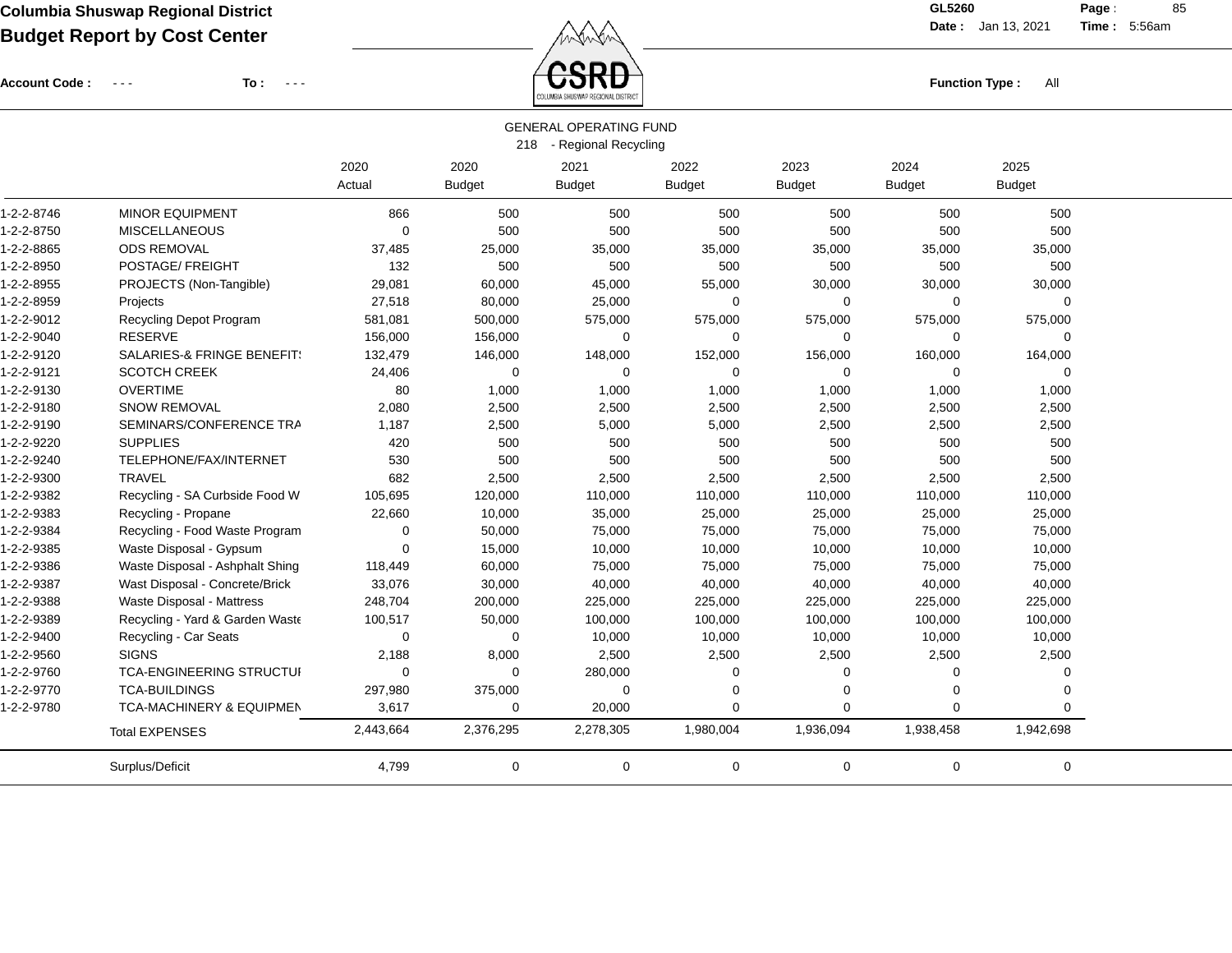**Columbia Shuswap Regional District**
**Budget Report by Cost Center**

GL5260
Date : Jan 13, 2021 Time : 5:56am

Account Code : - - - To : - - -

Function Type : All

GENERAL OPERATING FUND
218 - Regional Recycling

| | | 2020 Actual | 2020 Budget | 2021 Budget | 2022 Budget | 2023 Budget | 2024 Budget | 2025 Budget |
|---|---|---|---|---|---|---|---|---|
| 1-2-2-8746 | MINOR EQUIPMENT | 866 | 500 | 500 | 500 | 500 | 500 | 500 |
| 1-2-2-8750 | MISCELLANEOUS | 0 | 500 | 500 | 500 | 500 | 500 | 500 |
| 1-2-2-8865 | ODS REMOVAL | 37,485 | 25,000 | 35,000 | 35,000 | 35,000 | 35,000 | 35,000 |
| 1-2-2-8950 | POSTAGE/ FREIGHT | 132 | 500 | 500 | 500 | 500 | 500 | 500 |
| 1-2-2-8955 | PROJECTS (Non-Tangible) | 29,081 | 60,000 | 45,000 | 55,000 | 30,000 | 30,000 | 30,000 |
| 1-2-2-8959 | Projects | 27,518 | 80,000 | 25,000 | 0 | 0 | 0 | 0 |
| 1-2-2-9012 | Recycling Depot Program | 581,081 | 500,000 | 575,000 | 575,000 | 575,000 | 575,000 | 575,000 |
| 1-2-2-9040 | RESERVE | 156,000 | 156,000 | 0 | 0 | 0 | 0 | 0 |
| 1-2-2-9120 | SALARIES-& FRINGE BENEFIT: | 132,479 | 146,000 | 148,000 | 152,000 | 156,000 | 160,000 | 164,000 |
| 1-2-2-9121 | SCOTCH CREEK | 24,406 | 0 | 0 | 0 | 0 | 0 | 0 |
| 1-2-2-9130 | OVERTIME | 80 | 1,000 | 1,000 | 1,000 | 1,000 | 1,000 | 1,000 |
| 1-2-2-9180 | SNOW REMOVAL | 2,080 | 2,500 | 2,500 | 2,500 | 2,500 | 2,500 | 2,500 |
| 1-2-2-9190 | SEMINARS/CONFERENCE TRA | 1,187 | 2,500 | 5,000 | 5,000 | 2,500 | 2,500 | 2,500 |
| 1-2-2-9220 | SUPPLIES | 420 | 500 | 500 | 500 | 500 | 500 | 500 |
| 1-2-2-9240 | TELEPHONE/FAX/INTERNET | 530 | 500 | 500 | 500 | 500 | 500 | 500 |
| 1-2-2-9300 | TRAVEL | 682 | 2,500 | 2,500 | 2,500 | 2,500 | 2,500 | 2,500 |
| 1-2-2-9382 | Recycling - SA Curbside Food W | 105,695 | 120,000 | 110,000 | 110,000 | 110,000 | 110,000 | 110,000 |
| 1-2-2-9383 | Recycling - Propane | 22,660 | 10,000 | 35,000 | 25,000 | 25,000 | 25,000 | 25,000 |
| 1-2-2-9384 | Recycling - Food Waste Program | 0 | 50,000 | 75,000 | 75,000 | 75,000 | 75,000 | 75,000 |
| 1-2-2-9385 | Waste Disposal - Gypsum | 0 | 15,000 | 10,000 | 10,000 | 10,000 | 10,000 | 10,000 |
| 1-2-2-9386 | Waste Disposal - Ashphalt Shing | 118,449 | 60,000 | 75,000 | 75,000 | 75,000 | 75,000 | 75,000 |
| 1-2-2-9387 | Wast Disposal - Concrete/Brick | 33,076 | 30,000 | 40,000 | 40,000 | 40,000 | 40,000 | 40,000 |
| 1-2-2-9388 | Waste Disposal - Mattress | 248,704 | 200,000 | 225,000 | 225,000 | 225,000 | 225,000 | 225,000 |
| 1-2-2-9389 | Recycling - Yard & Garden Waste | 100,517 | 50,000 | 100,000 | 100,000 | 100,000 | 100,000 | 100,000 |
| 1-2-2-9400 | Recycling - Car Seats | 0 | 0 | 10,000 | 10,000 | 10,000 | 10,000 | 10,000 |
| 1-2-2-9560 | SIGNS | 2,188 | 8,000 | 2,500 | 2,500 | 2,500 | 2,500 | 2,500 |
| 1-2-2-9760 | TCA-ENGINEERING STRUCTUI | 0 | 0 | 280,000 | 0 | 0 | 0 | 0 |
| 1-2-2-9770 | TCA-BUILDINGS | 297,980 | 375,000 | 0 | 0 | 0 | 0 | 0 |
| 1-2-2-9780 | TCA-MACHINERY & EQUIPMEN | 3,617 | 0 | 20,000 | 0 | 0 | 0 | 0 |
| | Total EXPENSES | 2,443,664 | 2,376,295 | 2,278,305 | 1,980,004 | 1,936,094 | 1,938,458 | 1,942,698 |
| | Surplus/Deficit | 4,799 | 0 | 0 | 0 | 0 | 0 | 0 |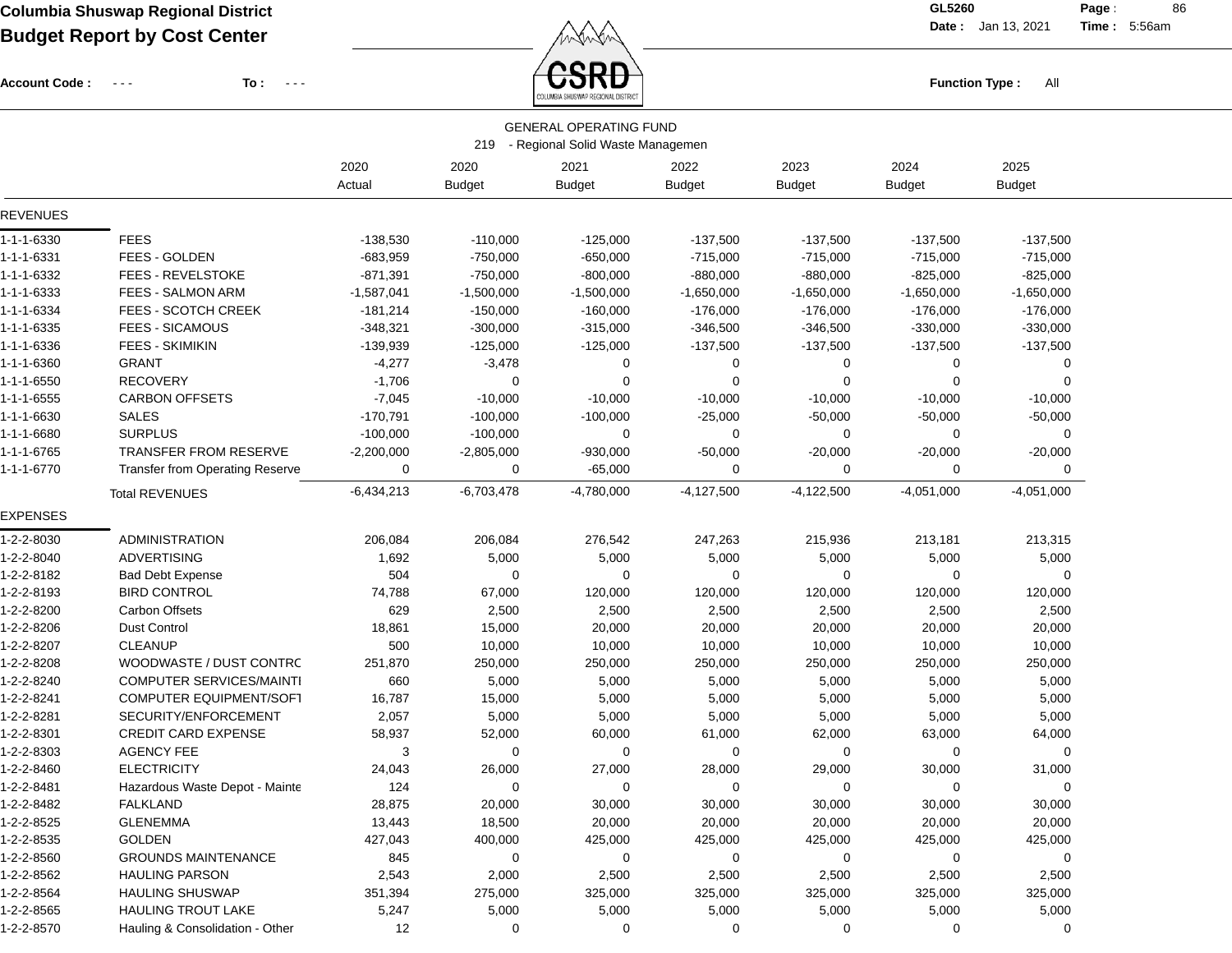# Columbia Shuswap Regional District

## Budget Report by Cost Center

Account Code : - - - To : - - -

Function Type : All

GENERAL OPERATING FUND

219 - Regional Solid Waste Managemen

| | | 2020 Actual | 2020 Budget | 2021 Budget | 2022 Budget | 2023 Budget | 2024 Budget | 2025 Budget |
|---|---|---|---|---|---|---|---|---|
| **REVENUES** | | | | | | | | |
| 1-1-1-6330 | FEES | -138,530 | -110,000 | -125,000 | -137,500 | -137,500 | -137,500 | -137,500 |
| 1-1-1-6331 | FEES - GOLDEN | -683,959 | -750,000 | -650,000 | -715,000 | -715,000 | -715,000 | -715,000 |
| 1-1-1-6332 | FEES - REVELSTOKE | -871,391 | -750,000 | -800,000 | -880,000 | -880,000 | -825,000 | -825,000 |
| 1-1-1-6333 | FEES - SALMON ARM | -1,587,041 | -1,500,000 | -1,500,000 | -1,650,000 | -1,650,000 | -1,650,000 | -1,650,000 |
| 1-1-1-6334 | FEES - SCOTCH CREEK | -181,214 | -150,000 | -160,000 | -176,000 | -176,000 | -176,000 | -176,000 |
| 1-1-1-6335 | FEES - SICAMOUS | -348,321 | -300,000 | -315,000 | -346,500 | -346,500 | -330,000 | -330,000 |
| 1-1-1-6336 | FEES - SKIMIKIN | -139,939 | -125,000 | -125,000 | -137,500 | -137,500 | -137,500 | -137,500 |
| 1-1-1-6360 | GRANT | -4,277 | -3,478 | 0 | 0 | 0 | 0 | 0 |
| 1-1-1-6550 | RECOVERY | -1,706 | 0 | 0 | 0 | 0 | 0 | 0 |
| 1-1-1-6555 | CARBON OFFSETS | -7,045 | -10,000 | -10,000 | -10,000 | -10,000 | -10,000 | -10,000 |
| 1-1-1-6630 | SALES | -170,791 | -100,000 | -100,000 | -25,000 | -50,000 | -50,000 | -50,000 |
| 1-1-1-6680 | SURPLUS | -100,000 | -100,000 | 0 | 0 | 0 | 0 | 0 |
| 1-1-1-6765 | TRANSFER FROM RESERVE | -2,200,000 | -2,805,000 | -930,000 | -50,000 | -20,000 | -20,000 | -20,000 |
| 1-1-1-6770 | Transfer from Operating Reserve | 0 | 0 | -65,000 | 0 | 0 | 0 | 0 |
| | Total REVENUES | -6,434,213 | -6,703,478 | -4,780,000 | -4,127,500 | -4,122,500 | -4,051,000 | -4,051,000 |
| **EXPENSES** | | | | | | | | |
| 1-2-2-8030 | ADMINISTRATION | 206,084 | 206,084 | 276,542 | 247,263 | 215,936 | 213,181 | 213,315 |
| 1-2-2-8040 | ADVERTISING | 1,692 | 5,000 | 5,000 | 5,000 | 5,000 | 5,000 | 5,000 |
| 1-2-2-8182 | Bad Debt Expense | 504 | 0 | 0 | 0 | 0 | 0 | 0 |
| 1-2-2-8193 | BIRD CONTROL | 74,788 | 67,000 | 120,000 | 120,000 | 120,000 | 120,000 | 120,000 |
| 1-2-2-8200 | Carbon Offsets | 629 | 2,500 | 2,500 | 2,500 | 2,500 | 2,500 | 2,500 |
| 1-2-2-8206 | Dust Control | 18,861 | 15,000 | 20,000 | 20,000 | 20,000 | 20,000 | 20,000 |
| 1-2-2-8207 | CLEANUP | 500 | 10,000 | 10,000 | 10,000 | 10,000 | 10,000 | 10,000 |
| 1-2-2-8208 | WOODWASTE / DUST CONTRC | 251,870 | 250,000 | 250,000 | 250,000 | 250,000 | 250,000 | 250,000 |
| 1-2-2-8240 | COMPUTER SERVICES/MAINTI | 660 | 5,000 | 5,000 | 5,000 | 5,000 | 5,000 | 5,000 |
| 1-2-2-8241 | COMPUTER EQUIPMENT/SOFT | 16,787 | 15,000 | 5,000 | 5,000 | 5,000 | 5,000 | 5,000 |
| 1-2-2-8281 | SECURITY/ENFORCEMENT | 2,057 | 5,000 | 5,000 | 5,000 | 5,000 | 5,000 | 5,000 |
| 1-2-2-8301 | CREDIT CARD EXPENSE | 58,937 | 52,000 | 60,000 | 61,000 | 62,000 | 63,000 | 64,000 |
| 1-2-2-8303 | AGENCY FEE | 3 | 0 | 0 | 0 | 0 | 0 | 0 |
| 1-2-2-8460 | ELECTRICITY | 24,043 | 26,000 | 27,000 | 28,000 | 29,000 | 30,000 | 31,000 |
| 1-2-2-8481 | Hazardous Waste Depot - Mainte | 124 | 0 | 0 | 0 | 0 | 0 | 0 |
| 1-2-2-8482 | FALKLAND | 28,875 | 20,000 | 30,000 | 30,000 | 30,000 | 30,000 | 30,000 |
| 1-2-2-8525 | GLENEMMA | 13,443 | 18,500 | 20,000 | 20,000 | 20,000 | 20,000 | 20,000 |
| 1-2-2-8535 | GOLDEN | 427,043 | 400,000 | 425,000 | 425,000 | 425,000 | 425,000 | 425,000 |
| 1-2-2-8560 | GROUNDS MAINTENANCE | 845 | 0 | 0 | 0 | 0 | 0 | 0 |
| 1-2-2-8562 | HAULING PARSON | 2,543 | 2,000 | 2,500 | 2,500 | 2,500 | 2,500 | 2,500 |
| 1-2-2-8564 | HAULING SHUSWAP | 351,394 | 275,000 | 325,000 | 325,000 | 325,000 | 325,000 | 325,000 |
| 1-2-2-8565 | HAULING TROUT LAKE | 5,247 | 5,000 | 5,000 | 5,000 | 5,000 | 5,000 | 5,000 |
| 1-2-2-8570 | Hauling & Consolidation - Other | 12 | 0 | 0 | 0 | 0 | 0 | 0 |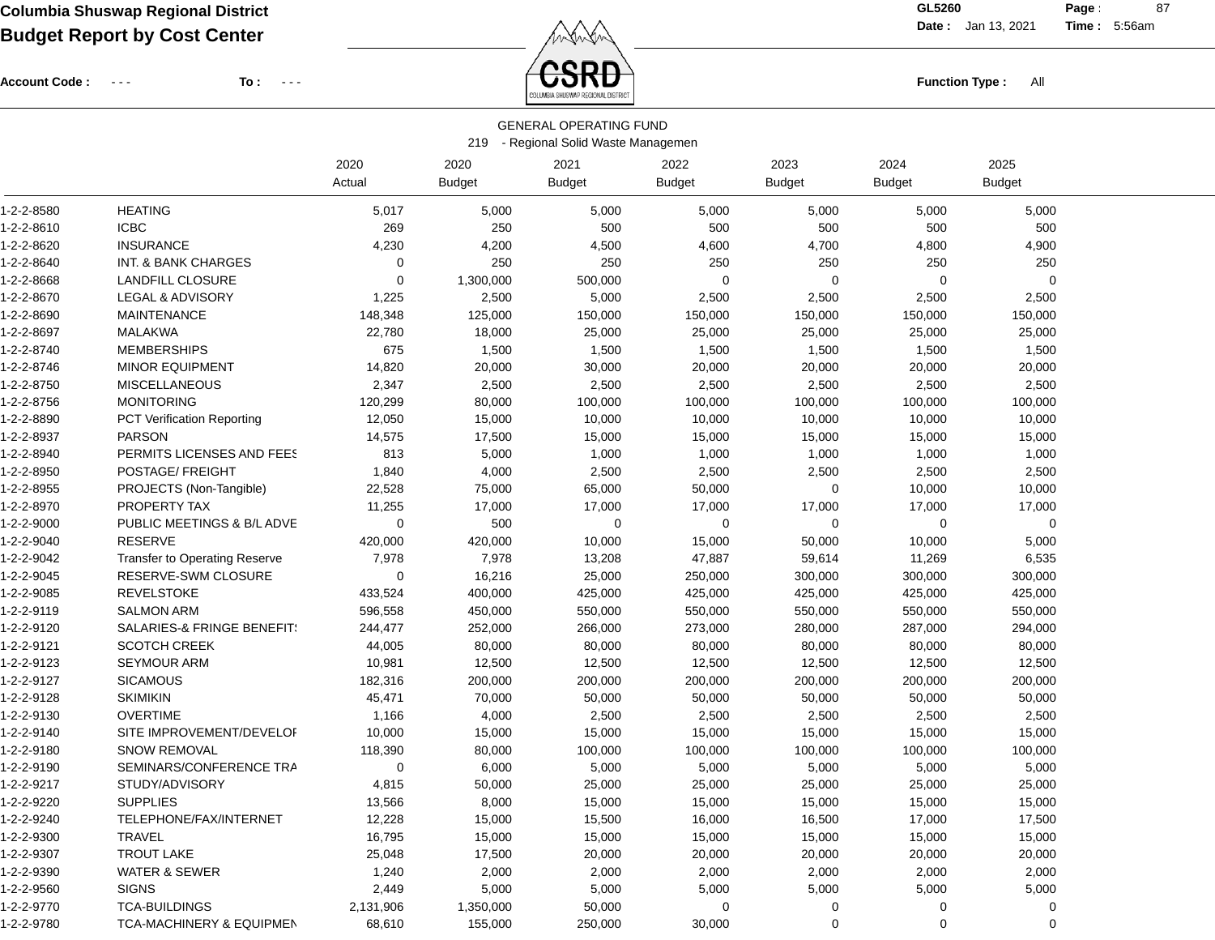**Columbia Shuswap Regional District**
**Budget Report by Cost Center**

Account Code : - - - To : - - -

GL5260
Date : Jan 13, 2021 Time : 5:56am

Function Type : All

GENERAL OPERATING FUND
219 - Regional Solid Waste Managemen

| | | 2020 Actual | 2020 Budget | 2021 Budget | 2022 Budget | 2023 Budget | 2024 Budget | 2025 Budget |
|---|---|---|---|---|---|---|---|---|
| 1-2-2-8580 | HEATING | 5,017 | 5,000 | 5,000 | 5,000 | 5,000 | 5,000 | 5,000 |
| 1-2-2-8610 | ICBC | 269 | 250 | 500 | 500 | 500 | 500 | 500 |
| 1-2-2-8620 | INSURANCE | 4,230 | 4,200 | 4,500 | 4,600 | 4,700 | 4,800 | 4,900 |
| 1-2-2-8640 | INT. & BANK CHARGES | 0 | 250 | 250 | 250 | 250 | 250 | 250 |
| 1-2-2-8668 | LANDFILL CLOSURE | 0 | 1,300,000 | 500,000 | 0 | 0 | 0 | 0 |
| 1-2-2-8670 | LEGAL & ADVISORY | 1,225 | 2,500 | 5,000 | 2,500 | 2,500 | 2,500 | 2,500 |
| 1-2-2-8690 | MAINTENANCE | 148,348 | 125,000 | 150,000 | 150,000 | 150,000 | 150,000 | 150,000 |
| 1-2-2-8697 | MALAKWA | 22,780 | 18,000 | 25,000 | 25,000 | 25,000 | 25,000 | 25,000 |
| 1-2-2-8740 | MEMBERSHIPS | 675 | 1,500 | 1,500 | 1,500 | 1,500 | 1,500 | 1,500 |
| 1-2-2-8746 | MINOR EQUIPMENT | 14,820 | 20,000 | 30,000 | 20,000 | 20,000 | 20,000 | 20,000 |
| 1-2-2-8750 | MISCELLANEOUS | 2,347 | 2,500 | 2,500 | 2,500 | 2,500 | 2,500 | 2,500 |
| 1-2-2-8756 | MONITORING | 120,299 | 80,000 | 100,000 | 100,000 | 100,000 | 100,000 | 100,000 |
| 1-2-2-8890 | PCT Verification Reporting | 12,050 | 15,000 | 10,000 | 10,000 | 10,000 | 10,000 | 10,000 |
| 1-2-2-8937 | PARSON | 14,575 | 17,500 | 15,000 | 15,000 | 15,000 | 15,000 | 15,000 |
| 1-2-2-8940 | PERMITS LICENSES AND FEES | 813 | 5,000 | 1,000 | 1,000 | 1,000 | 1,000 | 1,000 |
| 1-2-2-8950 | POSTAGE/ FREIGHT | 1,840 | 4,000 | 2,500 | 2,500 | 2,500 | 2,500 | 2,500 |
| 1-2-2-8955 | PROJECTS (Non-Tangible) | 22,528 | 75,000 | 65,000 | 50,000 | 0 | 10,000 | 10,000 |
| 1-2-2-8970 | PROPERTY TAX | 11,255 | 17,000 | 17,000 | 17,000 | 17,000 | 17,000 | 17,000 |
| 1-2-2-9000 | PUBLIC MEETINGS & B/L ADVE | 0 | 500 | 0 | 0 | 0 | 0 | 0 |
| 1-2-2-9040 | RESERVE | 420,000 | 420,000 | 10,000 | 15,000 | 50,000 | 10,000 | 5,000 |
| 1-2-2-9042 | Transfer to Operating Reserve | 7,978 | 7,978 | 13,208 | 47,887 | 59,614 | 11,269 | 6,535 |
| 1-2-2-9045 | RESERVE-SWM CLOSURE | 0 | 16,216 | 25,000 | 250,000 | 300,000 | 300,000 | 300,000 |
| 1-2-2-9085 | REVELSTOKE | 433,524 | 400,000 | 425,000 | 425,000 | 425,000 | 425,000 | 425,000 |
| 1-2-2-9119 | SALMON ARM | 596,558 | 450,000 | 550,000 | 550,000 | 550,000 | 550,000 | 550,000 |
| 1-2-2-9120 | SALARIES-& FRINGE BENEFITS | 244,477 | 252,000 | 266,000 | 273,000 | 280,000 | 287,000 | 294,000 |
| 1-2-2-9121 | SCOTCH CREEK | 44,005 | 80,000 | 80,000 | 80,000 | 80,000 | 80,000 | 80,000 |
| 1-2-2-9123 | SEYMOUR ARM | 10,981 | 12,500 | 12,500 | 12,500 | 12,500 | 12,500 | 12,500 |
| 1-2-2-9127 | SICAMOUS | 182,316 | 200,000 | 200,000 | 200,000 | 200,000 | 200,000 | 200,000 |
| 1-2-2-9128 | SKIMIKIN | 45,471 | 70,000 | 50,000 | 50,000 | 50,000 | 50,000 | 50,000 |
| 1-2-2-9130 | OVERTIME | 1,166 | 4,000 | 2,500 | 2,500 | 2,500 | 2,500 | 2,500 |
| 1-2-2-9140 | SITE IMPROVEMENT/DEVELOF | 10,000 | 15,000 | 15,000 | 15,000 | 15,000 | 15,000 | 15,000 |
| 1-2-2-9180 | SNOW REMOVAL | 118,390 | 80,000 | 100,000 | 100,000 | 100,000 | 100,000 | 100,000 |
| 1-2-2-9190 | SEMINARS/CONFERENCE TRA | 0 | 6,000 | 5,000 | 5,000 | 5,000 | 5,000 | 5,000 |
| 1-2-2-9217 | STUDY/ADVISORY | 4,815 | 50,000 | 25,000 | 25,000 | 25,000 | 25,000 | 25,000 |
| 1-2-2-9220 | SUPPLIES | 13,566 | 8,000 | 15,000 | 15,000 | 15,000 | 15,000 | 15,000 |
| 1-2-2-9240 | TELEPHONE/FAX/INTERNET | 12,228 | 15,000 | 15,500 | 16,000 | 16,500 | 17,000 | 17,500 |
| 1-2-2-9300 | TRAVEL | 16,795 | 15,000 | 15,000 | 15,000 | 15,000 | 15,000 | 15,000 |
| 1-2-2-9307 | TROUT LAKE | 25,048 | 17,500 | 20,000 | 20,000 | 20,000 | 20,000 | 20,000 |
| 1-2-2-9390 | WATER & SEWER | 1,240 | 2,000 | 2,000 | 2,000 | 2,000 | 2,000 | 2,000 |
| 1-2-2-9560 | SIGNS | 2,449 | 5,000 | 5,000 | 5,000 | 5,000 | 5,000 | 5,000 |
| 1-2-2-9770 | TCA-BUILDINGS | 2,131,906 | 1,350,000 | 50,000 | 0 | 0 | 0 | 0 |
| 1-2-2-9780 | TCA-MACHINERY & EQUIPMEN | 68,610 | 155,000 | 250,000 | 30,000 | 0 | 0 | 0 |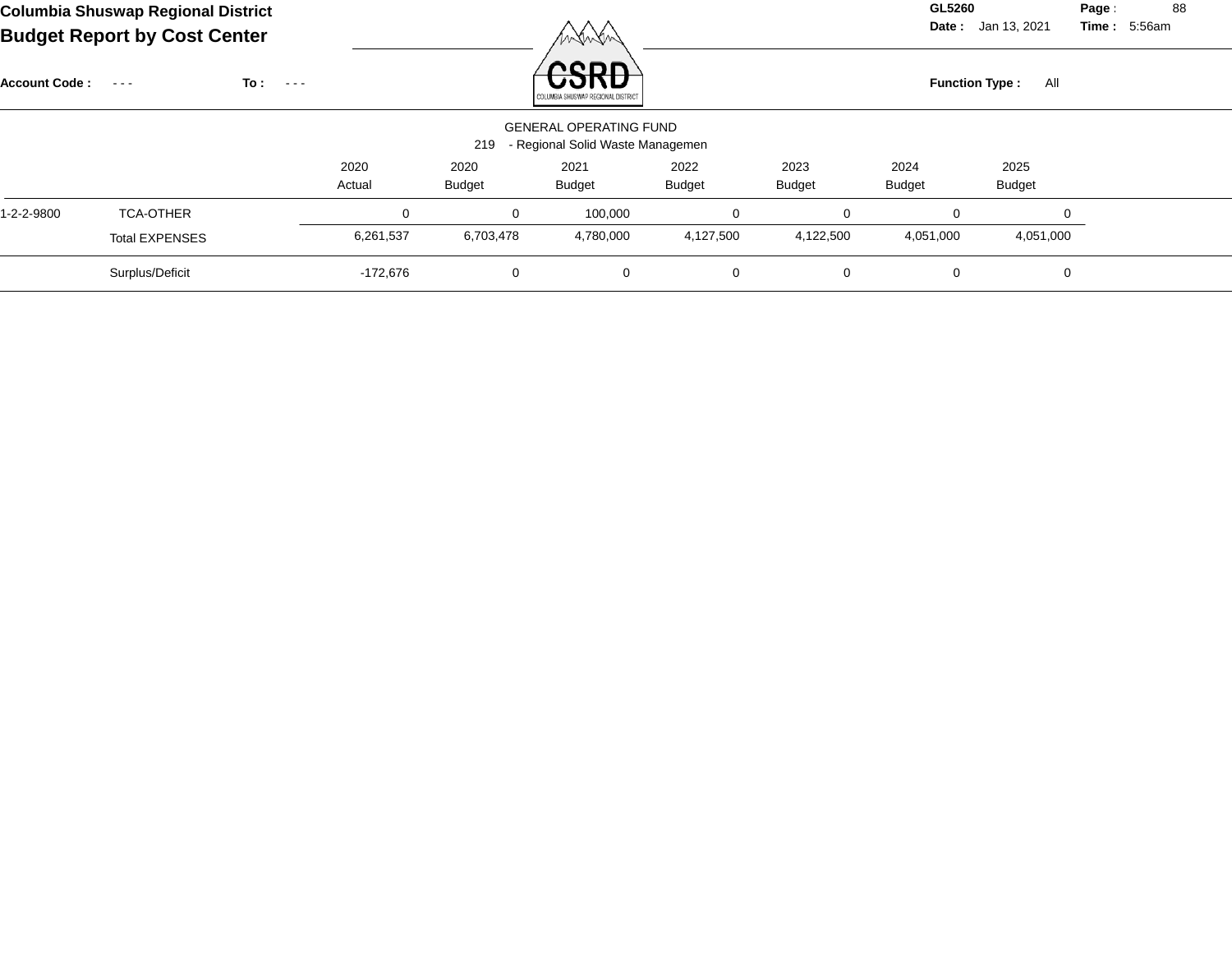Columbia Shuswap Regional District

**Budget Report by Cost Center**

Account Code : - - - To : - - -

GL5260 Date : Jan 13, 2021 Time : 5:56am

Function Type : All

GENERAL OPERATING FUND

219 - Regional Solid Waste Managemen

| | | 2020 Actual | 2020 Budget | 2021 Budget | 2022 Budget | 2023 Budget | 2024 Budget | 2025 Budget |
|---|---|---|---|---|---|---|---|---|
| 1-2-2-9800 | TCA-OTHER | 0 | 0 | 100,000 | 0 | 0 | 0 | 0 |
| | Total EXPENSES | 6,261,537 | 6,703,478 | 4,780,000 | 4,127,500 | 4,122,500 | 4,051,000 | 4,051,000 |
| | Surplus/Deficit | -172,676 | 0 | 0 | 0 | 0 | 0 | 0 |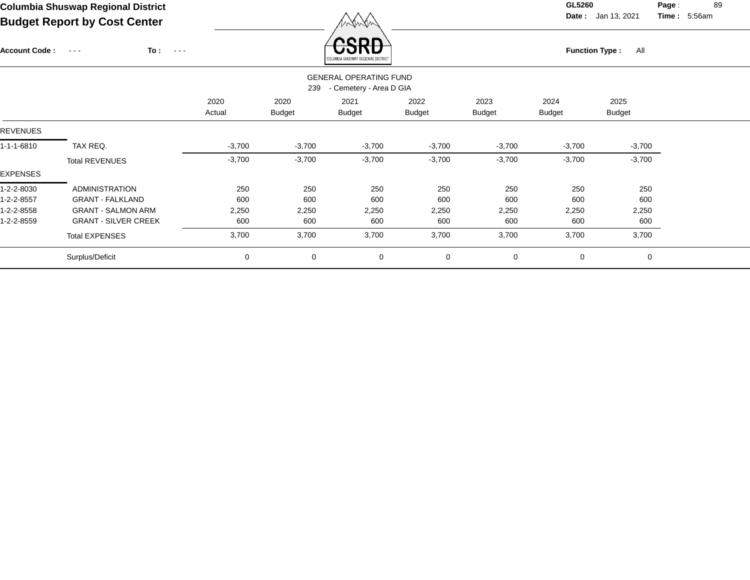# Columbia Shuswap Regional District

## Budget Report by Cost Center

GL5260

Date : Jan 13, 2021 Time : 5:56am

Account Code : - - - To : - - -

Function Type : All

GENERAL OPERATING FUND

239 - Cemetery - Area D GIA

| | | 2020 Actual | 2020 Budget | 2021 Budget | 2022 Budget | 2023 Budget | 2024 Budget | 2025 Budget |
|---|---|---|---|---|---|---|---|---|
| REVENUES | | | | | | | | |
| 1-1-1-6810 | TAX REQ. | -3,700 | -3,700 | -3,700 | -3,700 | -3,700 | -3,700 | -3,700 |
| | Total REVENUES | -3,700 | -3,700 | -3,700 | -3,700 | -3,700 | -3,700 | -3,700 |
| EXPENSES | | | | | | | | |
| 1-2-2-8030 | ADMINISTRATION | 250 | 250 | 250 | 250 | 250 | 250 | 250 |
| 1-2-2-8557 | GRANT - FALKLAND | 600 | 600 | 600 | 600 | 600 | 600 | 600 |
| 1-2-2-8558 | GRANT - SALMON ARM | 2,250 | 2,250 | 2,250 | 2,250 | 2,250 | 2,250 | 2,250 |
| 1-2-2-8559 | GRANT - SILVER CREEK | 600 | 600 | 600 | 600 | 600 | 600 | 600 |
| | Total EXPENSES | 3,700 | 3,700 | 3,700 | 3,700 | 3,700 | 3,700 | 3,700 |
| | Surplus/Deficit | 0 | 0 | 0 | 0 | 0 | 0 | 0 |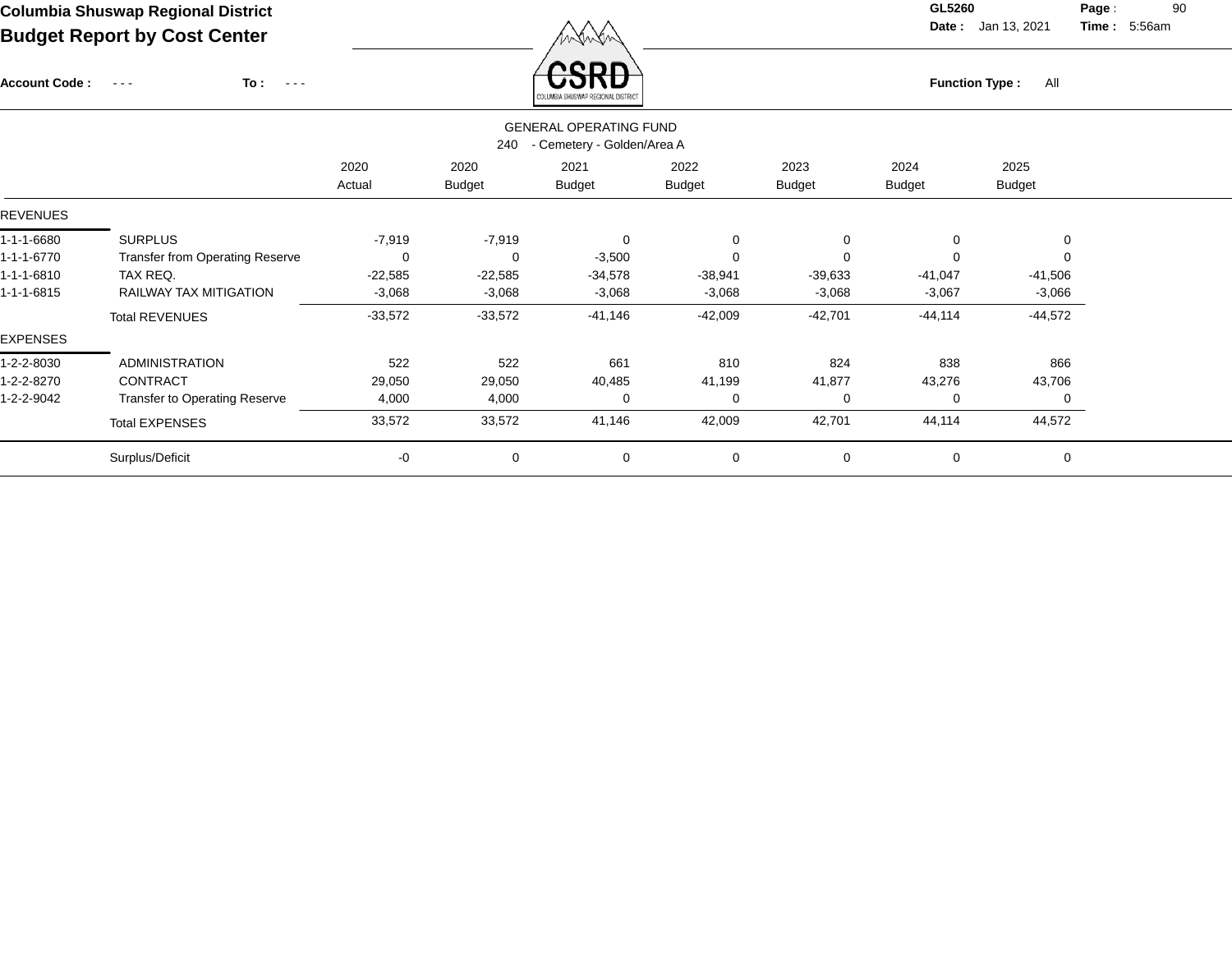# Columbia Shuswap Regional District

## Budget Report by Cost Center

GL5260
Date : Jan 13, 2021
Time : 5:56am

Account Code : - - -    To : - - -

Function Type : All

GENERAL OPERATING FUND
240 - Cemetery - Golden/Area A

| | | 2020 Actual | 2020 Budget | 2021 Budget | 2022 Budget | 2023 Budget | 2024 Budget | 2025 Budget |
|---|---|---|---|---|---|---|---|---|
| REVENUES | | | | | | | | |
| 1-1-1-6680 | SURPLUS | -7,919 | -7,919 | 0 | 0 | 0 | 0 | 0 |
| 1-1-1-6770 | Transfer from Operating Reserve | 0 | 0 | -3,500 | 0 | 0 | 0 | 0 |
| 1-1-1-6810 | TAX REQ. | -22,585 | -22,585 | -34,578 | -38,941 | -39,633 | -41,047 | -41,506 |
| 1-1-1-6815 | RAILWAY TAX MITIGATION | -3,068 | -3,068 | -3,068 | -3,068 | -3,068 | -3,067 | -3,066 |
| | Total REVENUES | -33,572 | -33,572 | -41,146 | -42,009 | -42,701 | -44,114 | -44,572 |
| EXPENSES | | | | | | | | |
| 1-2-2-8030 | ADMINISTRATION | 522 | 522 | 661 | 810 | 824 | 838 | 866 |
| 1-2-2-8270 | CONTRACT | 29,050 | 29,050 | 40,485 | 41,199 | 41,877 | 43,276 | 43,706 |
| 1-2-2-9042 | Transfer to Operating Reserve | 4,000 | 4,000 | 0 | 0 | 0 | 0 | 0 |
| | Total EXPENSES | 33,572 | 33,572 | 41,146 | 42,009 | 42,701 | 44,114 | 44,572 |
| | Surplus/Deficit | -0 | 0 | 0 | 0 | 0 | 0 | 0 |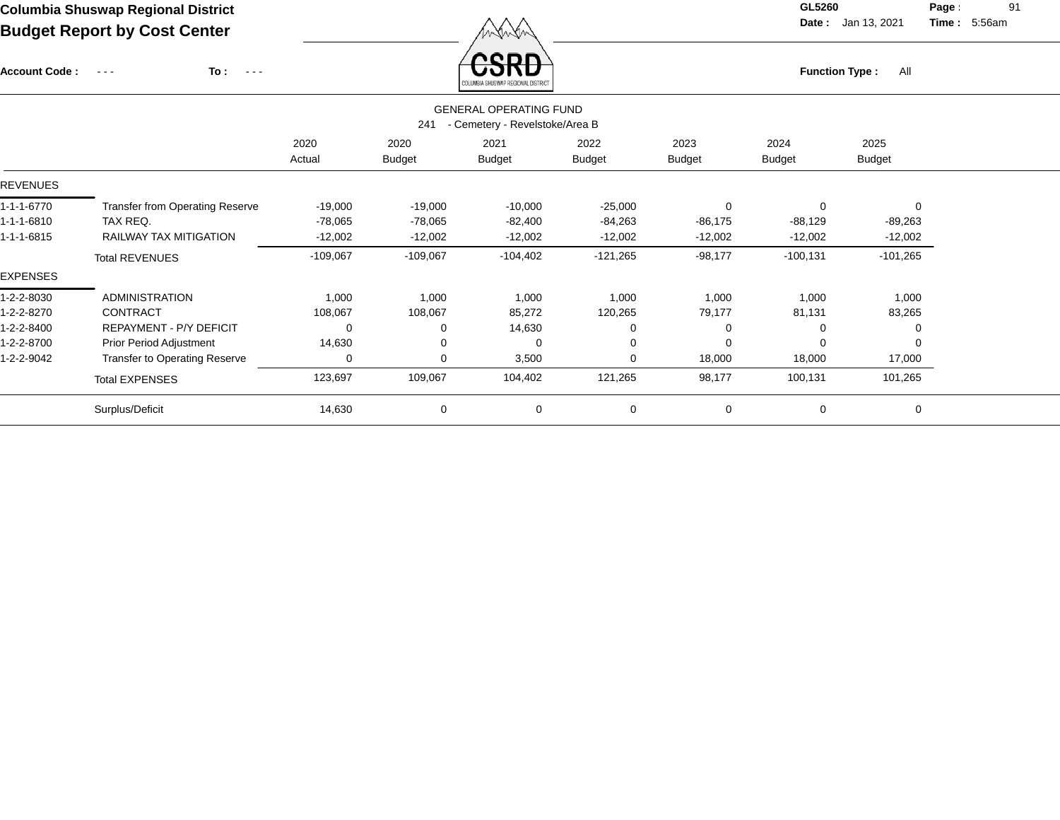# Columbia Shuswap Regional District

## Budget Report by Cost Center

**Account Code :** - - - **To :** - - -

**GL5260** **Date :** Jan 13, 2021 **Time :** 5:56am

**Function Type :** All

GENERAL OPERATING FUND

241 - Cemetery - Revelstoke/Area B

| | | 2020 Actual | 2020 Budget | 2021 Budget | 2022 Budget | 2023 Budget | 2024 Budget | 2025 Budget |
|---|---|---|---|---|---|---|---|---|
| **REVENUES** | | | | | | | | |
| 1-1-1-6770 | Transfer from Operating Reserve | -19,000 | -19,000 | -10,000 | -25,000 | 0 | 0 | 0 |
| 1-1-1-6810 | TAX REQ. | -78,065 | -78,065 | -82,400 | -84,263 | -86,175 | -88,129 | -89,263 |
| 1-1-1-6815 | RAILWAY TAX MITIGATION | -12,002 | -12,002 | -12,002 | -12,002 | -12,002 | -12,002 | -12,002 |
| | Total REVENUES | -109,067 | -109,067 | -104,402 | -121,265 | -98,177 | -100,131 | -101,265 |
| **EXPENSES** | | | | | | | | |
| 1-2-2-8030 | ADMINISTRATION | 1,000 | 1,000 | 1,000 | 1,000 | 1,000 | 1,000 | 1,000 |
| 1-2-2-8270 | CONTRACT | 108,067 | 108,067 | 85,272 | 120,265 | 79,177 | 81,131 | 83,265 |
| 1-2-2-8400 | REPAYMENT - P/Y DEFICIT | 0 | 0 | 14,630 | 0 | 0 | 0 | 0 |
| 1-2-2-8700 | Prior Period Adjustment | 14,630 | 0 | 0 | 0 | 0 | 0 | 0 |
| 1-2-2-9042 | Transfer to Operating Reserve | 0 | 0 | 3,500 | 0 | 18,000 | 18,000 | 17,000 |
| | Total EXPENSES | 123,697 | 109,067 | 104,402 | 121,265 | 98,177 | 100,131 | 101,265 |
| | Surplus/Deficit | 14,630 | 0 | 0 | 0 | 0 | 0 | 0 |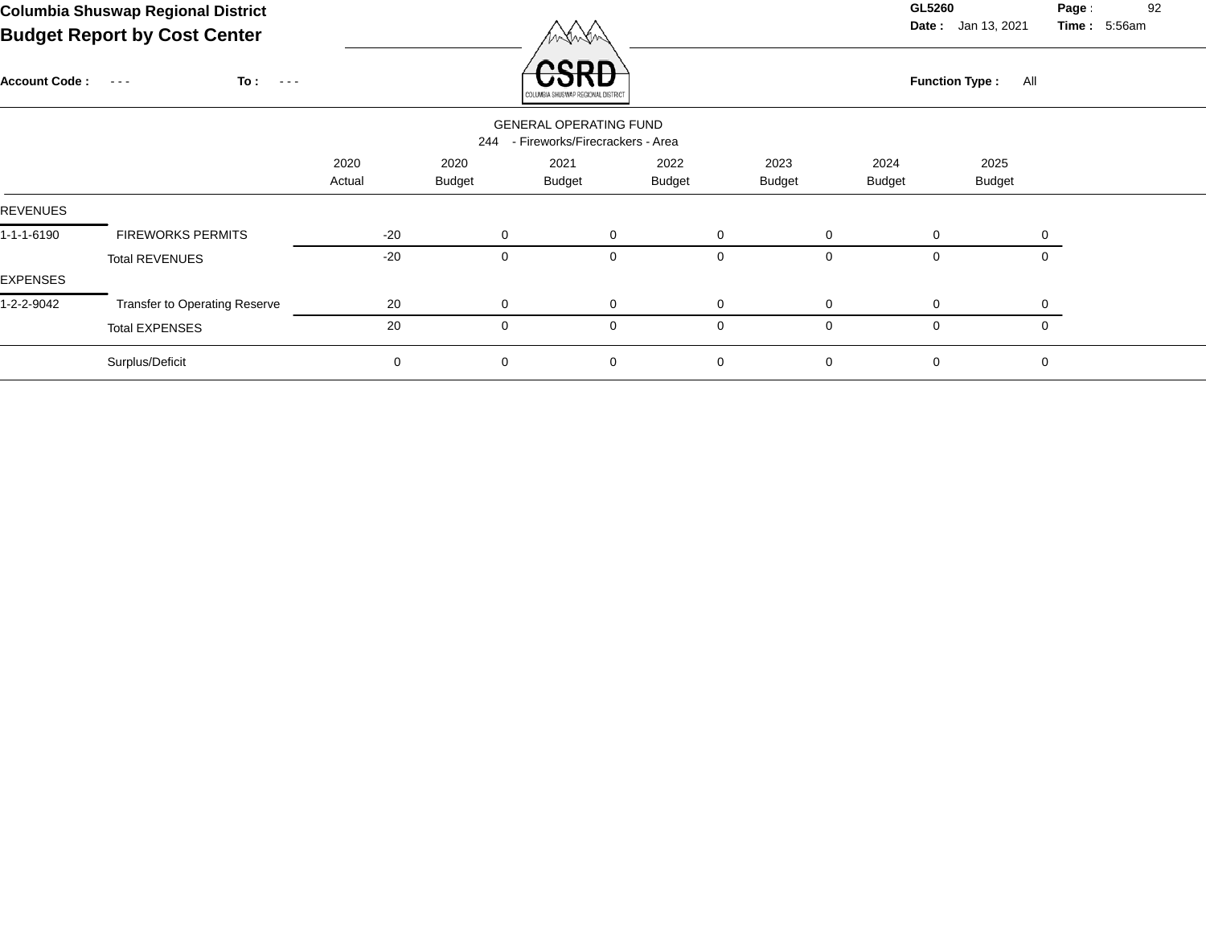**Columbia Shuswap Regional District**

**Budget Report by Cost Center**

**GL5260** **Date :** Jan 13, 2021 **Time :** 5:56am

**Account Code :** - - - **To :** - - - **Function Type :** All

GENERAL OPERATING FUND

244 - Fireworks/Firecrackers - Area

| | | 2020 Actual | 2020 Budget | 2021 Budget | 2022 Budget | 2023 Budget | 2024 Budget | 2025 Budget |
|---|---|---|---|---|---|---|---|---|
| REVENUES | | | | | | | | |
| 1-1-1-6190 | FIREWORKS PERMITS | -20 | 0 | 0 | 0 | 0 | 0 | 0 |
| | Total REVENUES | -20 | 0 | 0 | 0 | 0 | 0 | 0 |
| EXPENSES | | | | | | | | |
| 1-2-2-9042 | Transfer to Operating Reserve | 20 | 0 | 0 | 0 | 0 | 0 | 0 |
| | Total EXPENSES | 20 | 0 | 0 | 0 | 0 | 0 | 0 |
| | Surplus/Deficit | 0 | 0 | 0 | 0 | 0 | 0 | 0 |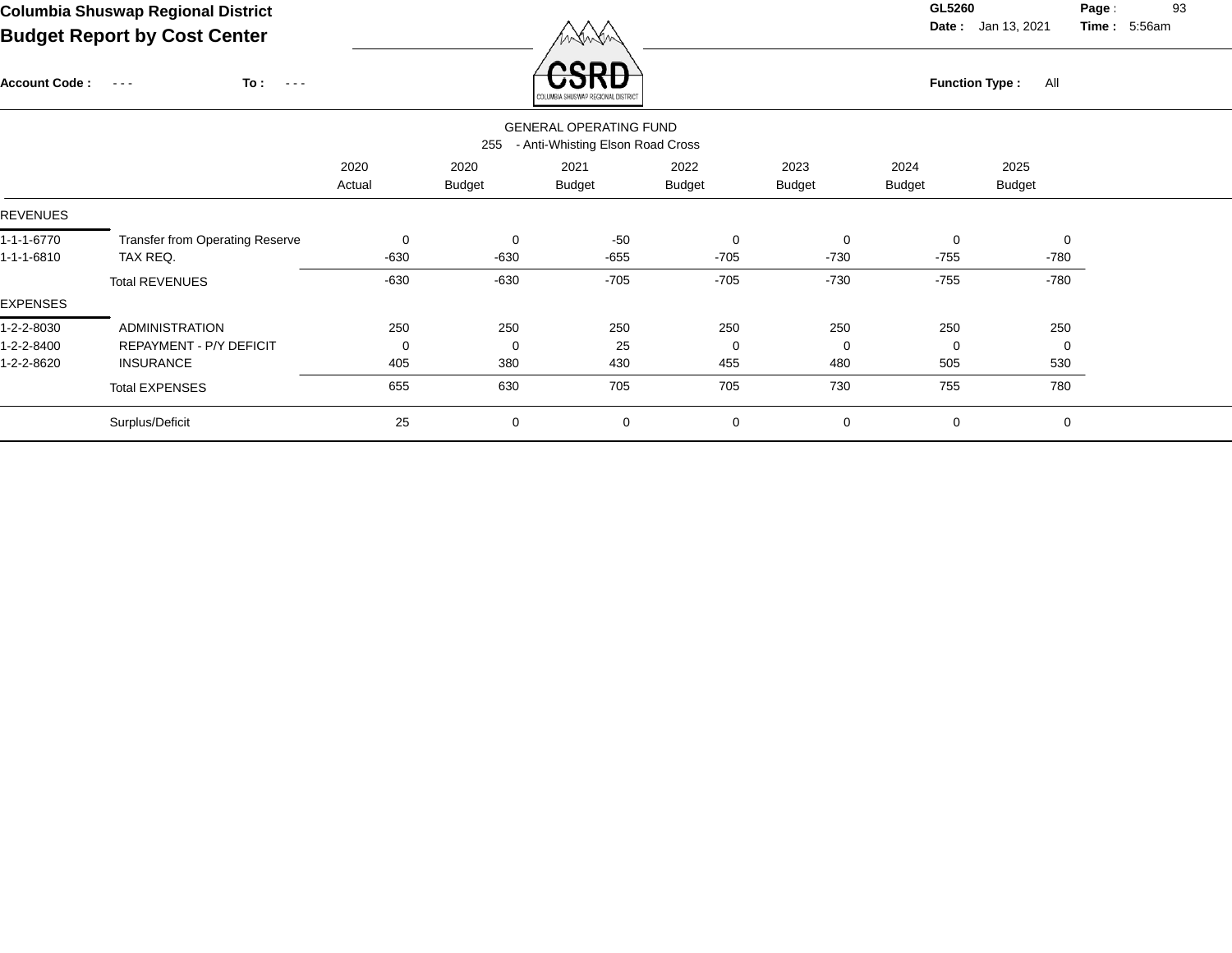**Columbia Shuswap Regional District**
**Budget Report by Cost Center**

GL5260
Date : Jan 13, 2021
Time : 5:56am

Account Code : - - - To : - - -

Function Type : All

GENERAL OPERATING FUND
255 - Anti-Whisting Elson Road Cross

| | | 2020 Actual | 2020 Budget | 2021 Budget | 2022 Budget | 2023 Budget | 2024 Budget | 2025 Budget |
|---|---|---|---|---|---|---|---|---|
| REVENUES | | | | | | | | |
| 1-1-1-6770 | Transfer from Operating Reserve | 0 | 0 | -50 | 0 | 0 | 0 | 0 |
| 1-1-1-6810 | TAX REQ. | -630 | -630 | -655 | -705 | -730 | -755 | -780 |
| | Total REVENUES | -630 | -630 | -705 | -705 | -730 | -755 | -780 |
| EXPENSES | | | | | | | | |
| 1-2-2-8030 | ADMINISTRATION | 250 | 250 | 250 | 250 | 250 | 250 | 250 |
| 1-2-2-8400 | REPAYMENT - P/Y DEFICIT | 0 | 0 | 25 | 0 | 0 | 0 | 0 |
| 1-2-2-8620 | INSURANCE | 405 | 380 | 430 | 455 | 480 | 505 | 530 |
| | Total EXPENSES | 655 | 630 | 705 | 705 | 730 | 755 | 780 |
| | Surplus/Deficit | 25 | 0 | 0 | 0 | 0 | 0 | 0 |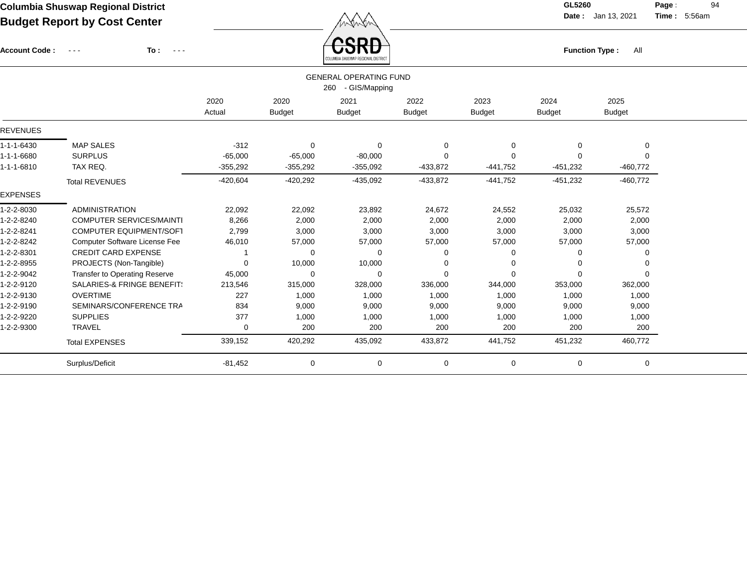# Columbia Shuswap Regional District

## Budget Report by Cost Center

**Account Code :** - - - **To :** - - -

GL5260 **Date :** Jan 13, 2021 **Time :** 5:56am

**Function Type :** All

### GENERAL OPERATING FUND

260 - GIS/Mapping

| | | 2020 Actual | 2020 Budget | 2021 Budget | 2022 Budget | 2023 Budget | 2024 Budget | 2025 Budget |
|---|---|---|---|---|---|---|---|---|
| **REVENUES** | | | | | | | | |
| 1-1-1-6430 | MAP SALES | -312 | 0 | 0 | 0 | 0 | 0 | 0 |
| 1-1-1-6680 | SURPLUS | -65,000 | -65,000 | -80,000 | 0 | 0 | 0 | 0 |
| 1-1-1-6810 | TAX REQ. | -355,292 | -355,292 | -355,092 | -433,872 | -441,752 | -451,232 | -460,772 |
| | Total REVENUES | -420,604 | -420,292 | -435,092 | -433,872 | -441,752 | -451,232 | -460,772 |
| **EXPENSES** | | | | | | | | |
| 1-2-2-8030 | ADMINISTRATION | 22,092 | 22,092 | 23,892 | 24,672 | 24,552 | 25,032 | 25,572 |
| 1-2-2-8240 | COMPUTER SERVICES/MAINTI | 8,266 | 2,000 | 2,000 | 2,000 | 2,000 | 2,000 | 2,000 |
| 1-2-2-8241 | COMPUTER EQUIPMENT/SOFT | 2,799 | 3,000 | 3,000 | 3,000 | 3,000 | 3,000 | 3,000 |
| 1-2-2-8242 | Computer Software License Fee | 46,010 | 57,000 | 57,000 | 57,000 | 57,000 | 57,000 | 57,000 |
| 1-2-2-8301 | CREDIT CARD EXPENSE | 1 | 0 | 0 | 0 | 0 | 0 | 0 |
| 1-2-2-8955 | PROJECTS (Non-Tangible) | 0 | 10,000 | 10,000 | 0 | 0 | 0 | 0 |
| 1-2-2-9042 | Transfer to Operating Reserve | 45,000 | 0 | 0 | 0 | 0 | 0 | 0 |
| 1-2-2-9120 | SALARIES-& FRINGE BENEFIT! | 213,546 | 315,000 | 328,000 | 336,000 | 344,000 | 353,000 | 362,000 |
| 1-2-2-9130 | OVERTIME | 227 | 1,000 | 1,000 | 1,000 | 1,000 | 1,000 | 1,000 |
| 1-2-2-9190 | SEMINARS/CONFERENCE TRA | 834 | 9,000 | 9,000 | 9,000 | 9,000 | 9,000 | 9,000 |
| 1-2-2-9220 | SUPPLIES | 377 | 1,000 | 1,000 | 1,000 | 1,000 | 1,000 | 1,000 |
| 1-2-2-9300 | TRAVEL | 0 | 200 | 200 | 200 | 200 | 200 | 200 |
| | Total EXPENSES | 339,152 | 420,292 | 435,092 | 433,872 | 441,752 | 451,232 | 460,772 |
| | Surplus/Deficit | -81,452 | 0 | 0 | 0 | 0 | 0 | 0 |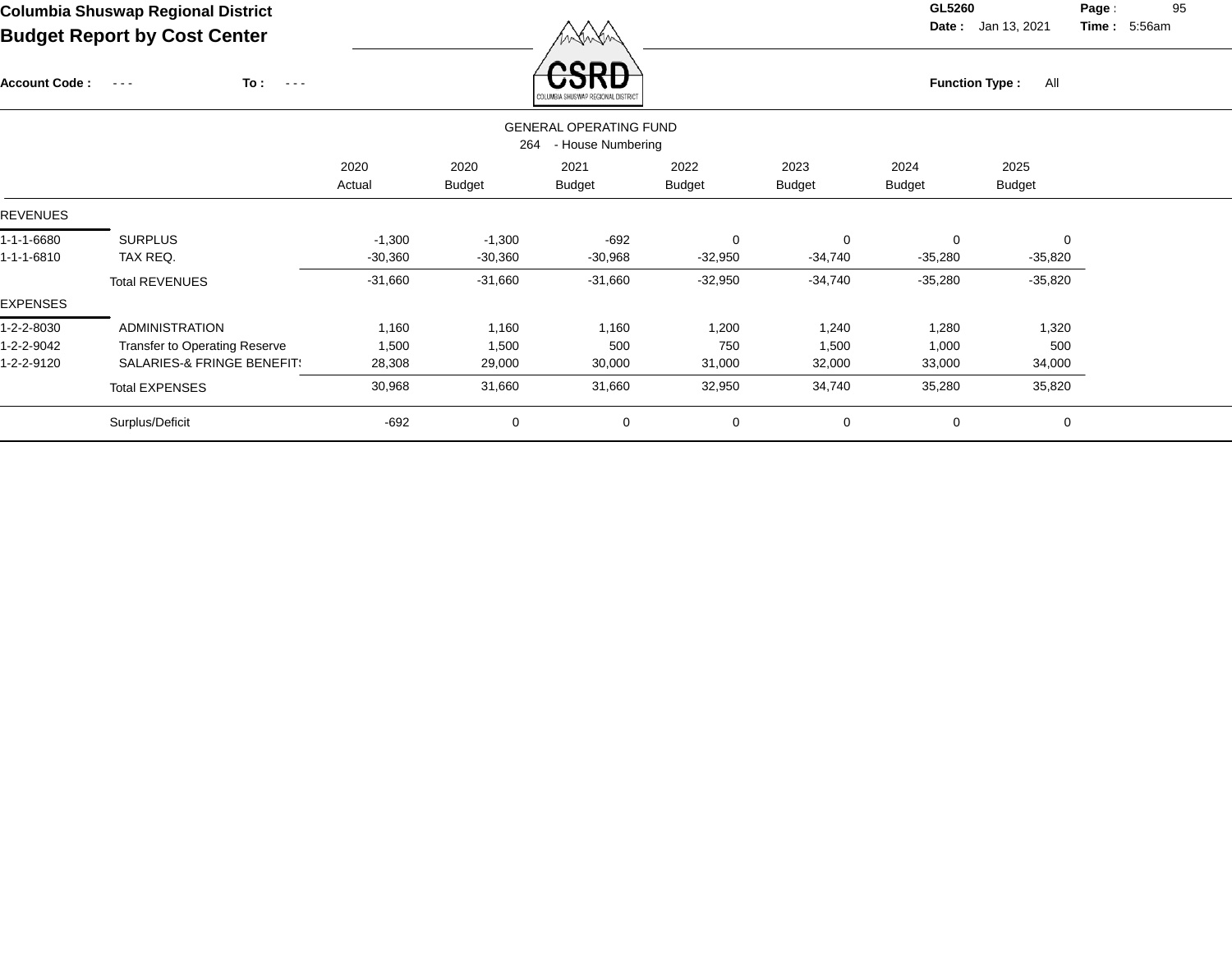# Columbia Shuswap Regional District

## Budget Report by Cost Center

GL5260 Date : Jan 13, 2021 Time : 5:56am

Account Code : - - - To : - - -

Function Type : All

### GENERAL OPERATING FUND

264 - House Numbering

| | | 2020 Actual | 2020 Budget | 2021 Budget | 2022 Budget | 2023 Budget | 2024 Budget | 2025 Budget |
|---|---|---|---|---|---|---|---|---|
| REVENUES | | | | | | | | |
| 1-1-1-6680 | SURPLUS | -1,300 | -1,300 | -692 | 0 | 0 | 0 | 0 |
| 1-1-1-6810 | TAX REQ. | -30,360 | -30,360 | -30,968 | -32,950 | -34,740 | -35,280 | -35,820 |
| | Total REVENUES | -31,660 | -31,660 | -31,660 | -32,950 | -34,740 | -35,280 | -35,820 |
| EXPENSES | | | | | | | | |
| 1-2-2-8030 | ADMINISTRATION | 1,160 | 1,160 | 1,160 | 1,200 | 1,240 | 1,280 | 1,320 |
| 1-2-2-9042 | Transfer to Operating Reserve | 1,500 | 1,500 | 500 | 750 | 1,500 | 1,000 | 500 |
| 1-2-2-9120 | SALARIES-& FRINGE BENEFIT! | 28,308 | 29,000 | 30,000 | 31,000 | 32,000 | 33,000 | 34,000 |
| | Total EXPENSES | 30,968 | 31,660 | 31,660 | 32,950 | 34,740 | 35,280 | 35,820 |
| | Surplus/Deficit | -692 | 0 | 0 | 0 | 0 | 0 | 0 |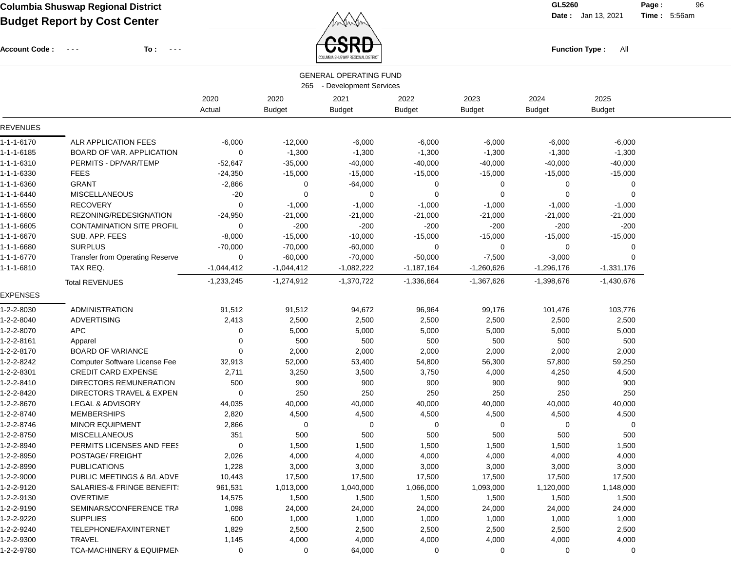**Columbia Shuswap Regional District**
**Budget Report by Cost Center**

GL5260 Date: Jan 13, 2021 Time: 5:56am

Account Code: - - - To: - - -

Function Type: All

GENERAL OPERATING FUND
265 - Development Services

| | | 2020 Actual | 2020 Budget | 2021 Budget | 2022 Budget | 2023 Budget | 2024 Budget | 2025 Budget |
|---|---|---|---|---|---|---|---|---|
| **REVENUES** | | | | | | | | |
| 1-1-1-6170 | ALR APPLICATION FEES | -6,000 | -12,000 | -6,000 | -6,000 | -6,000 | -6,000 | -6,000 |
| 1-1-1-6185 | BOARD OF VAR. APPLICATION | 0 | -1,300 | -1,300 | -1,300 | -1,300 | -1,300 | -1,300 |
| 1-1-1-6310 | PERMITS - DP/VAR/TEMP | -52,647 | -35,000 | -40,000 | -40,000 | -40,000 | -40,000 | -40,000 |
| 1-1-1-6330 | FEES | -24,350 | -15,000 | -15,000 | -15,000 | -15,000 | -15,000 | -15,000 |
| 1-1-1-6360 | GRANT | -2,866 | 0 | -64,000 | 0 | 0 | 0 | 0 |
| 1-1-1-6440 | MISCELLANEOUS | -20 | 0 | 0 | 0 | 0 | 0 | 0 |
| 1-1-1-6550 | RECOVERY | 0 | -1,000 | -1,000 | -1,000 | -1,000 | -1,000 | -1,000 |
| 1-1-1-6600 | REZONING/REDESIGNATION | -24,950 | -21,000 | -21,000 | -21,000 | -21,000 | -21,000 | -21,000 |
| 1-1-1-6605 | CONTAMINATION SITE PROFIL | 0 | -200 | -200 | -200 | -200 | -200 | -200 |
| 1-1-1-6670 | SUB. APP. FEES | -8,000 | -15,000 | -10,000 | -15,000 | -15,000 | -15,000 | -15,000 |
| 1-1-1-6680 | SURPLUS | -70,000 | -70,000 | -60,000 | 0 | 0 | 0 | 0 |
| 1-1-1-6770 | Transfer from Operating Reserve | 0 | -60,000 | -70,000 | -50,000 | -7,500 | -3,000 | 0 |
| 1-1-1-6810 | TAX REQ. | -1,044,412 | -1,044,412 | -1,082,222 | -1,187,164 | -1,260,626 | -1,296,176 | -1,331,176 |
| | Total REVENUES | -1,233,245 | -1,274,912 | -1,370,722 | -1,336,664 | -1,367,626 | -1,398,676 | -1,430,676 |
| **EXPENSES** | | | | | | | | |
| 1-2-2-8030 | ADMINISTRATION | 91,512 | 91,512 | 94,672 | 96,964 | 99,176 | 101,476 | 103,776 |
| 1-2-2-8040 | ADVERTISING | 2,413 | 2,500 | 2,500 | 2,500 | 2,500 | 2,500 | 2,500 |
| 1-2-2-8070 | APC | 0 | 5,000 | 5,000 | 5,000 | 5,000 | 5,000 | 5,000 |
| 1-2-2-8161 | Apparel | 0 | 500 | 500 | 500 | 500 | 500 | 500 |
| 1-2-2-8170 | BOARD OF VARIANCE | 0 | 2,000 | 2,000 | 2,000 | 2,000 | 2,000 | 2,000 |
| 1-2-2-8242 | Computer Software License Fee | 32,913 | 52,000 | 53,400 | 54,800 | 56,300 | 57,800 | 59,250 |
| 1-2-2-8301 | CREDIT CARD EXPENSE | 2,711 | 3,250 | 3,500 | 3,750 | 4,000 | 4,250 | 4,500 |
| 1-2-2-8410 | DIRECTORS REMUNERATION | 500 | 900 | 900 | 900 | 900 | 900 | 900 |
| 1-2-2-8420 | DIRECTORS TRAVEL & EXPEN | 0 | 250 | 250 | 250 | 250 | 250 | 250 |
| 1-2-2-8670 | LEGAL & ADVISORY | 44,035 | 40,000 | 40,000 | 40,000 | 40,000 | 40,000 | 40,000 |
| 1-2-2-8740 | MEMBERSHIPS | 2,820 | 4,500 | 4,500 | 4,500 | 4,500 | 4,500 | 4,500 |
| 1-2-2-8746 | MINOR EQUIPMENT | 2,866 | 0 | 0 | 0 | 0 | 0 | 0 |
| 1-2-2-8750 | MISCELLANEOUS | 351 | 500 | 500 | 500 | 500 | 500 | 500 |
| 1-2-2-8940 | PERMITS LICENSES AND FEES | 0 | 1,500 | 1,500 | 1,500 | 1,500 | 1,500 | 1,500 |
| 1-2-2-8950 | POSTAGE/ FREIGHT | 2,026 | 4,000 | 4,000 | 4,000 | 4,000 | 4,000 | 4,000 |
| 1-2-2-8990 | PUBLICATIONS | 1,228 | 3,000 | 3,000 | 3,000 | 3,000 | 3,000 | 3,000 |
| 1-2-2-9000 | PUBLIC MEETINGS & B/L ADVE | 10,443 | 17,500 | 17,500 | 17,500 | 17,500 | 17,500 | 17,500 |
| 1-2-2-9120 | SALARIES-& FRINGE BENEFITS | 961,531 | 1,013,000 | 1,040,000 | 1,066,000 | 1,093,000 | 1,120,000 | 1,148,000 |
| 1-2-2-9130 | OVERTIME | 14,575 | 1,500 | 1,500 | 1,500 | 1,500 | 1,500 | 1,500 |
| 1-2-2-9190 | SEMINARS/CONFERENCE TRA | 1,098 | 24,000 | 24,000 | 24,000 | 24,000 | 24,000 | 24,000 |
| 1-2-2-9220 | SUPPLIES | 600 | 1,000 | 1,000 | 1,000 | 1,000 | 1,000 | 1,000 |
| 1-2-2-9240 | TELEPHONE/FAX/INTERNET | 1,829 | 2,500 | 2,500 | 2,500 | 2,500 | 2,500 | 2,500 |
| 1-2-2-9300 | TRAVEL | 1,145 | 4,000 | 4,000 | 4,000 | 4,000 | 4,000 | 4,000 |
| 1-2-2-9780 | TCA-MACHINERY & EQUIPMEN | 0 | 0 | 64,000 | 0 | 0 | 0 | 0 |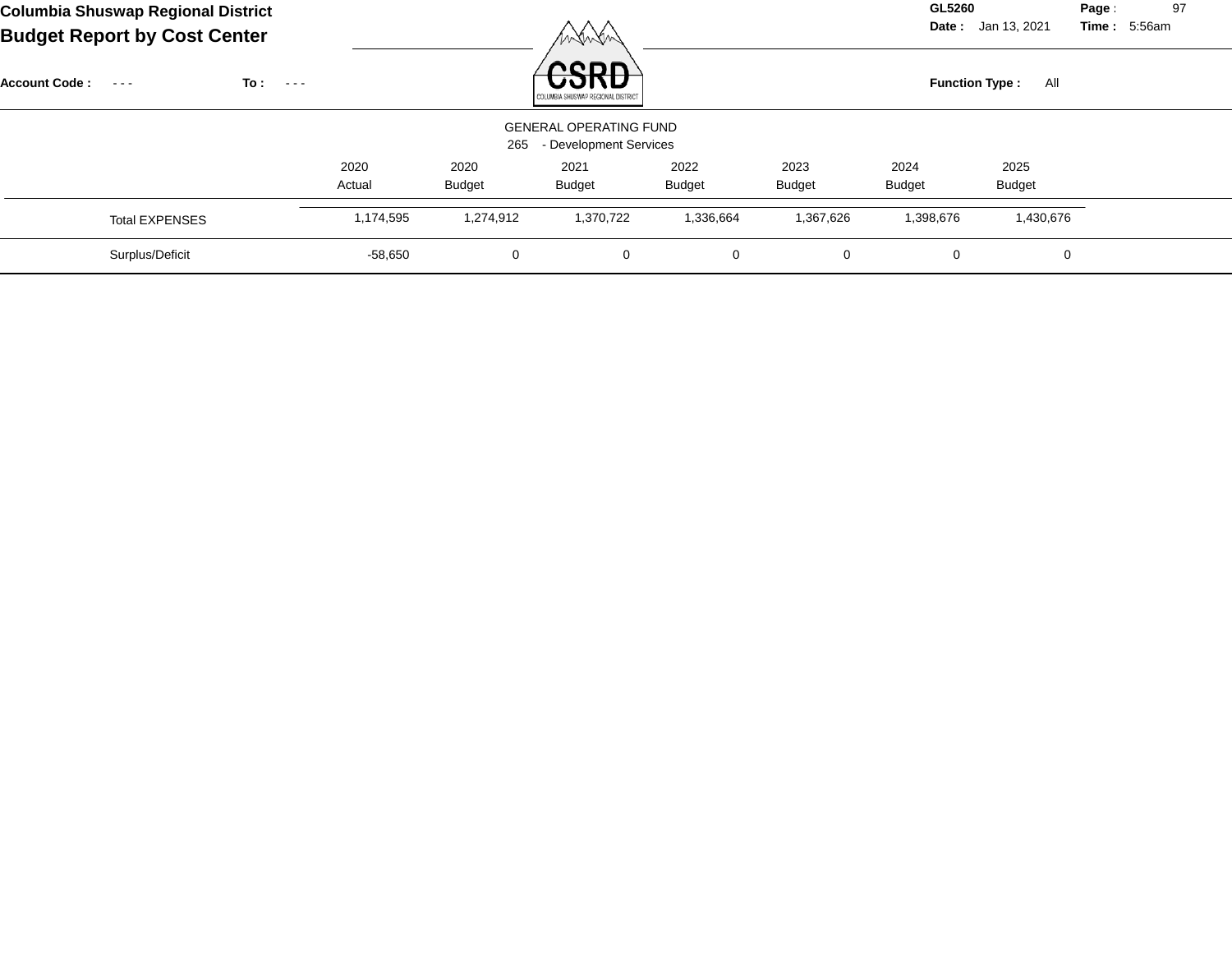GENERAL OPERATING FUND

265 - Development Services

| | 2020 Actual | 2020 Budget | 2021 Budget | 2022 Budget | 2023 Budget | 2024 Budget | 2025 Budget |
|---|---|---|---|---|---|---|---|
| Total EXPENSES | 1,174,595 | 1,274,912 | 1,370,722 | 1,336,664 | 1,367,626 | 1,398,676 | 1,430,676 |
| Surplus/Deficit | -58,650 | 0 | 0 | 0 | 0 | 0 | 0 |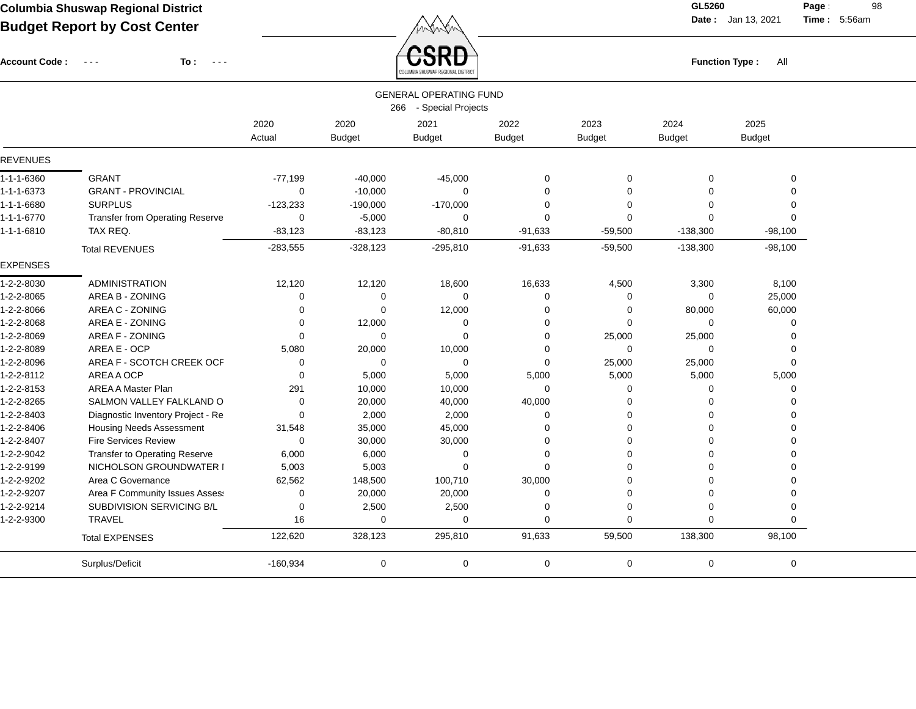# Columbia Shuswap Regional District

## Budget Report by Cost Center

GL5260
Date : Jan 13, 2021 Time : 5:56am

Account Code : - - - To : - - -

Function Type : All

GENERAL OPERATING FUND
266 - Special Projects

| | | 2020 Actual | 2020 Budget | 2021 Budget | 2022 Budget | 2023 Budget | 2024 Budget | 2025 Budget |
|---|---|---|---|---|---|---|---|---|
| **REVENUES** | | | | | | | | |
| 1-1-1-6360 | GRANT | -77,199 | -40,000 | -45,000 | 0 | 0 | 0 | 0 |
| 1-1-1-6373 | GRANT - PROVINCIAL | 0 | -10,000 | 0 | 0 | 0 | 0 | 0 |
| 1-1-1-6680 | SURPLUS | -123,233 | -190,000 | -170,000 | 0 | 0 | 0 | 0 |
| 1-1-1-6770 | Transfer from Operating Reserve | 0 | -5,000 | 0 | 0 | 0 | 0 | 0 |
| 1-1-1-6810 | TAX REQ. | -83,123 | -83,123 | -80,810 | -91,633 | -59,500 | -138,300 | -98,100 |
| | Total REVENUES | -283,555 | -328,123 | -295,810 | -91,633 | -59,500 | -138,300 | -98,100 |
| **EXPENSES** | | | | | | | | |
| 1-2-2-8030 | ADMINISTRATION | 12,120 | 12,120 | 18,600 | 16,633 | 4,500 | 3,300 | 8,100 |
| 1-2-2-8065 | AREA B - ZONING | 0 | 0 | 0 | 0 | 0 | 0 | 25,000 |
| 1-2-2-8066 | AREA C - ZONING | 0 | 0 | 12,000 | 0 | 0 | 80,000 | 60,000 |
| 1-2-2-8068 | AREA E - ZONING | 0 | 12,000 | 0 | 0 | 0 | 0 | 0 |
| 1-2-2-8069 | AREA F - ZONING | 0 | 0 | 0 | 0 | 25,000 | 25,000 | 0 |
| 1-2-2-8089 | AREA E - OCP | 5,080 | 20,000 | 10,000 | 0 | 0 | 0 | 0 |
| 1-2-2-8096 | AREA F - SCOTCH CREEK OCF | 0 | 0 | 0 | 0 | 25,000 | 25,000 | 0 |
| 1-2-2-8112 | AREA A OCP | 0 | 5,000 | 5,000 | 5,000 | 5,000 | 5,000 | 5,000 |
| 1-2-2-8153 | AREA A Master Plan | 291 | 10,000 | 10,000 | 0 | 0 | 0 | 0 |
| 1-2-2-8265 | SALMON VALLEY FALKLAND O | 0 | 20,000 | 40,000 | 40,000 | 0 | 0 | 0 |
| 1-2-2-8403 | Diagnostic Inventory Project - Re | 0 | 2,000 | 2,000 | 0 | 0 | 0 | 0 |
| 1-2-2-8406 | Housing Needs Assessment | 31,548 | 35,000 | 45,000 | 0 | 0 | 0 | 0 |
| 1-2-2-8407 | Fire Services Review | 0 | 30,000 | 30,000 | 0 | 0 | 0 | 0 |
| 1-2-2-9042 | Transfer to Operating Reserve | 6,000 | 6,000 | 0 | 0 | 0 | 0 | 0 |
| 1-2-2-9199 | NICHOLSON GROUNDWATER I | 5,003 | 5,003 | 0 | 0 | 0 | 0 | 0 |
| 1-2-2-9202 | Area C Governance | 62,562 | 148,500 | 100,710 | 30,000 | 0 | 0 | 0 |
| 1-2-2-9207 | Area F Community Issues Asses | 0 | 20,000 | 20,000 | 0 | 0 | 0 | 0 |
| 1-2-2-9214 | SUBDIVISION SERVICING B/L | 0 | 2,500 | 2,500 | 0 | 0 | 0 | 0 |
| 1-2-2-9300 | TRAVEL | 16 | 0 | 0 | 0 | 0 | 0 | 0 |
| | Total EXPENSES | 122,620 | 328,123 | 295,810 | 91,633 | 59,500 | 138,300 | 98,100 |
| | Surplus/Deficit | -160,934 | 0 | 0 | 0 | 0 | 0 | 0 |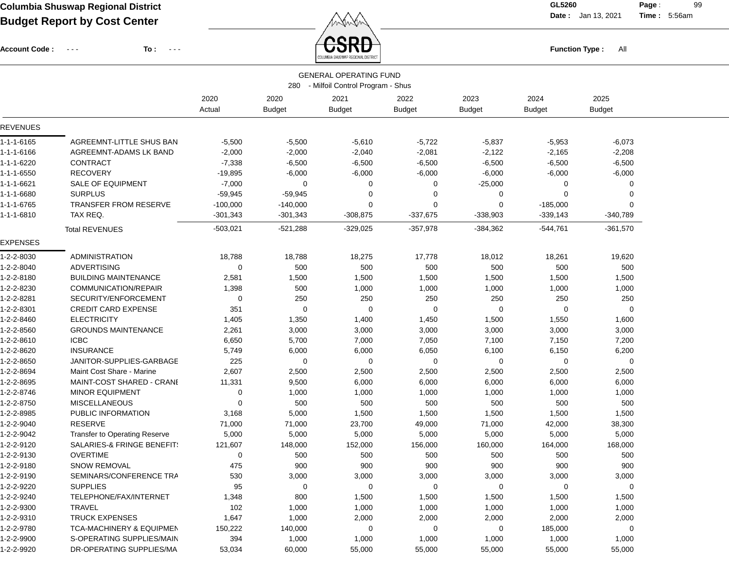**Columbia Shuswap Regional District**
**Budget Report by Cost Center**

GL5260
Date : Jan 13, 2021 Time : 5:56am

Account Code : - - - To : - - -

Function Type : All

GENERAL OPERATING FUND
280 - Milfoil Control Program - Shus

| | | 2020 Actual | 2020 Budget | 2021 Budget | 2022 Budget | 2023 Budget | 2024 Budget | 2025 Budget |
|---|---|---|---|---|---|---|---|---|
| **REVENUES** | | | | | | | | |
| 1-1-1-6165 | AGREEMNT-LITTLE SHUS BAN | -5,500 | -5,500 | -5,610 | -5,722 | -5,837 | -5,953 | -6,073 |
| 1-1-1-6166 | AGREEMNT-ADAMS LK BAND | -2,000 | -2,000 | -2,040 | -2,081 | -2,122 | -2,165 | -2,208 |
| 1-1-1-6220 | CONTRACT | -7,338 | -6,500 | -6,500 | -6,500 | -6,500 | -6,500 | -6,500 |
| 1-1-1-6550 | RECOVERY | -19,895 | -6,000 | -6,000 | -6,000 | -6,000 | -6,000 | -6,000 |
| 1-1-1-6621 | SALE OF EQUIPMENT | -7,000 | 0 | 0 | 0 | -25,000 | 0 | 0 |
| 1-1-1-6680 | SURPLUS | -59,945 | -59,945 | 0 | 0 | 0 | 0 | 0 |
| 1-1-1-6765 | TRANSFER FROM RESERVE | -100,000 | -140,000 | 0 | 0 | 0 | -185,000 | 0 |
| 1-1-1-6810 | TAX REQ. | -301,343 | -301,343 | -308,875 | -337,675 | -338,903 | -339,143 | -340,789 |
| | Total REVENUES | -503,021 | -521,288 | -329,025 | -357,978 | -384,362 | -544,761 | -361,570 |
| **EXPENSES** | | | | | | | | |
| 1-2-2-8030 | ADMINISTRATION | 18,788 | 18,788 | 18,275 | 17,778 | 18,012 | 18,261 | 19,620 |
| 1-2-2-8040 | ADVERTISING | 0 | 500 | 500 | 500 | 500 | 500 | 500 |
| 1-2-2-8180 | BUILDING MAINTENANCE | 2,581 | 1,500 | 1,500 | 1,500 | 1,500 | 1,500 | 1,500 |
| 1-2-2-8230 | COMMUNICATION/REPAIR | 1,398 | 500 | 1,000 | 1,000 | 1,000 | 1,000 | 1,000 |
| 1-2-2-8281 | SECURITY/ENFORCEMENT | 0 | 250 | 250 | 250 | 250 | 250 | 250 |
| 1-2-2-8301 | CREDIT CARD EXPENSE | 351 | 0 | 0 | 0 | 0 | 0 | 0 |
| 1-2-2-8460 | ELECTRICITY | 1,405 | 1,350 | 1,400 | 1,450 | 1,500 | 1,550 | 1,600 |
| 1-2-2-8560 | GROUNDS MAINTENANCE | 2,261 | 3,000 | 3,000 | 3,000 | 3,000 | 3,000 | 3,000 |
| 1-2-2-8610 | ICBC | 6,650 | 5,700 | 7,000 | 7,050 | 7,100 | 7,150 | 7,200 |
| 1-2-2-8620 | INSURANCE | 5,749 | 6,000 | 6,000 | 6,050 | 6,100 | 6,150 | 6,200 |
| 1-2-2-8650 | JANITOR-SUPPLIES-GARBAGE | 225 | 0 | 0 | 0 | 0 | 0 | 0 |
| 1-2-2-8694 | Maint Cost Share - Marine | 2,607 | 2,500 | 2,500 | 2,500 | 2,500 | 2,500 | 2,500 |
| 1-2-2-8695 | MAINT-COST SHARED - CRANE | 11,331 | 9,500 | 6,000 | 6,000 | 6,000 | 6,000 | 6,000 |
| 1-2-2-8746 | MINOR EQUIPMENT | 0 | 1,000 | 1,000 | 1,000 | 1,000 | 1,000 | 1,000 |
| 1-2-2-8750 | MISCELLANEOUS | 0 | 500 | 500 | 500 | 500 | 500 | 500 |
| 1-2-2-8985 | PUBLIC INFORMATION | 3,168 | 5,000 | 1,500 | 1,500 | 1,500 | 1,500 | 1,500 |
| 1-2-2-9040 | RESERVE | 71,000 | 71,000 | 23,700 | 49,000 | 71,000 | 42,000 | 38,300 |
| 1-2-2-9042 | Transfer to Operating Reserve | 5,000 | 5,000 | 5,000 | 5,000 | 5,000 | 5,000 | 5,000 |
| 1-2-2-9120 | SALARIES-& FRINGE BENEFITS | 121,607 | 148,000 | 152,000 | 156,000 | 160,000 | 164,000 | 168,000 |
| 1-2-2-9130 | OVERTIME | 0 | 500 | 500 | 500 | 500 | 500 | 500 |
| 1-2-2-9180 | SNOW REMOVAL | 475 | 900 | 900 | 900 | 900 | 900 | 900 |
| 1-2-2-9190 | SEMINARS/CONFERENCE TRA | 530 | 3,000 | 3,000 | 3,000 | 3,000 | 3,000 | 3,000 |
| 1-2-2-9220 | SUPPLIES | 95 | 0 | 0 | 0 | 0 | 0 | 0 |
| 1-2-2-9240 | TELEPHONE/FAX/INTERNET | 1,348 | 800 | 1,500 | 1,500 | 1,500 | 1,500 | 1,500 |
| 1-2-2-9300 | TRAVEL | 102 | 1,000 | 1,000 | 1,000 | 1,000 | 1,000 | 1,000 |
| 1-2-2-9310 | TRUCK EXPENSES | 1,647 | 1,000 | 2,000 | 2,000 | 2,000 | 2,000 | 2,000 |
| 1-2-2-9780 | TCA-MACHINERY & EQUIPMEN | 150,222 | 140,000 | 0 | 0 | 0 | 185,000 | 0 |
| 1-2-2-9900 | S-OPERATING SUPPLIES/MAIN | 394 | 1,000 | 1,000 | 1,000 | 1,000 | 1,000 | 1,000 |
| 1-2-2-9920 | DR-OPERATING SUPPLIES/MA | 53,034 | 60,000 | 55,000 | 55,000 | 55,000 | 55,000 | 55,000 |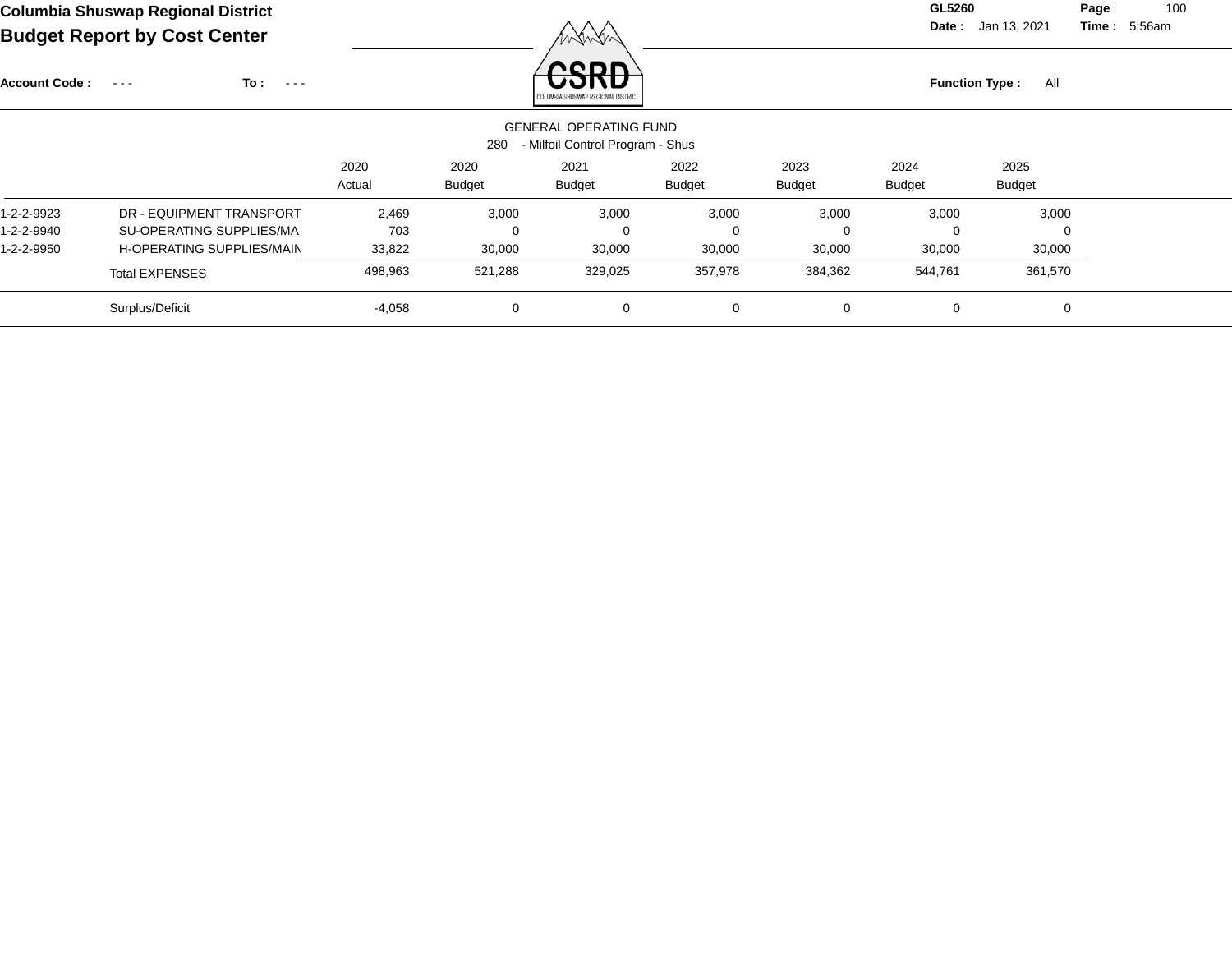Columbia Shuswap Regional District

**Budget Report by Cost Center**

GL5260

Date : Jan 13, 2021 Time : 5:56am

Account Code : - - - To : - - -

Function Type : All

GENERAL OPERATING FUND

280 - Milfoil Control Program - Shus

| | | 2020 Actual | 2020 Budget | 2021 Budget | 2022 Budget | 2023 Budget | 2024 Budget | 2025 Budget |
|---|---|---|---|---|---|---|---|---|
| 1-2-2-9923 | DR - EQUIPMENT TRANSPORT | 2,469 | 3,000 | 3,000 | 3,000 | 3,000 | 3,000 | 3,000 |
| 1-2-2-9940 | SU-OPERATING SUPPLIES/MA | 703 | 0 | 0 | 0 | 0 | 0 | 0 |
| 1-2-2-9950 | H-OPERATING SUPPLIES/MAIN | 33,822 | 30,000 | 30,000 | 30,000 | 30,000 | 30,000 | 30,000 |
| | Total EXPENSES | 498,963 | 521,288 | 329,025 | 357,978 | 384,362 | 544,761 | 361,570 |
| | Surplus/Deficit | -4,058 | 0 | 0 | 0 | 0 | 0 | 0 |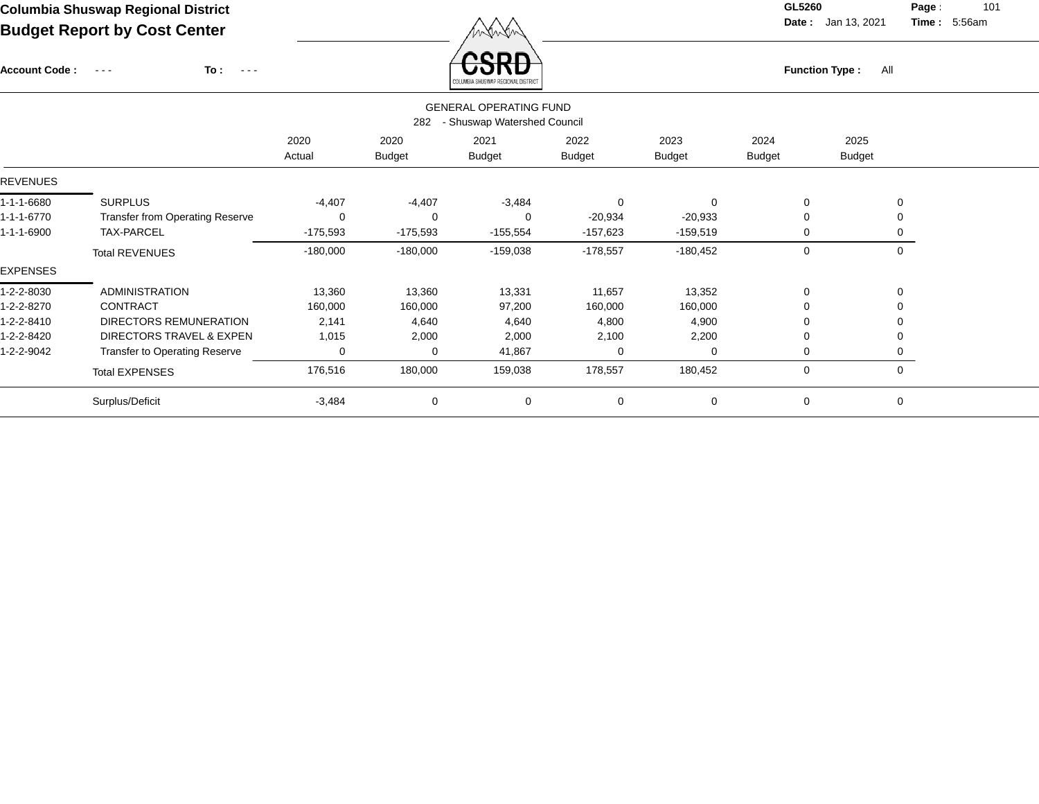# Columbia Shuswap Regional District

## Budget Report by Cost Center

GL5260

Date : Jan 13, 2021 Time : 5:56am

Account Code : - - - To : - - -

Function Type : All

### GENERAL OPERATING FUND

### 282 - Shuswap Watershed Council

| | | 2020 Actual | 2020 Budget | 2021 Budget | 2022 Budget | 2023 Budget | 2024 Budget | 2025 Budget |
|---|---|---|---|---|---|---|---|---|
| **REVENUES** | | | | | | | | |
| 1-1-1-6680 | SURPLUS | -4,407 | -4,407 | -3,484 | 0 | 0 | 0 | 0 |
| 1-1-1-6770 | Transfer from Operating Reserve | 0 | 0 | 0 | -20,934 | -20,933 | 0 | 0 |
| 1-1-1-6900 | TAX-PARCEL | -175,593 | -175,593 | -155,554 | -157,623 | -159,519 | 0 | 0 |
| | Total REVENUES | -180,000 | -180,000 | -159,038 | -178,557 | -180,452 | 0 | 0 |
| **EXPENSES** | | | | | | | | |
| 1-2-2-8030 | ADMINISTRATION | 13,360 | 13,360 | 13,331 | 11,657 | 13,352 | 0 | 0 |
| 1-2-2-8270 | CONTRACT | 160,000 | 160,000 | 97,200 | 160,000 | 160,000 | 0 | 0 |
| 1-2-2-8410 | DIRECTORS REMUNERATION | 2,141 | 4,640 | 4,640 | 4,800 | 4,900 | 0 | 0 |
| 1-2-2-8420 | DIRECTORS TRAVEL & EXPEN | 1,015 | 2,000 | 2,000 | 2,100 | 2,200 | 0 | 0 |
| 1-2-2-9042 | Transfer to Operating Reserve | 0 | 0 | 41,867 | 0 | 0 | 0 | 0 |
| | Total EXPENSES | 176,516 | 180,000 | 159,038 | 178,557 | 180,452 | 0 | 0 |
| | Surplus/Deficit | -3,484 | 0 | 0 | 0 | 0 | 0 | 0 |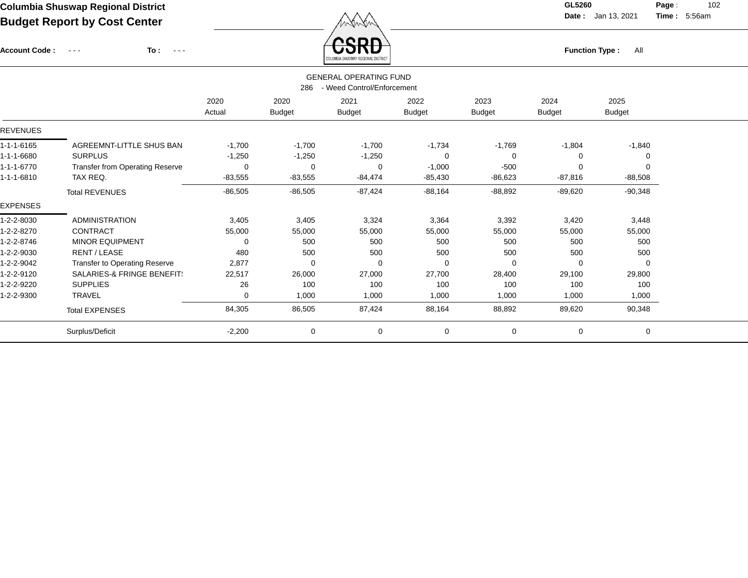**Columbia Shuswap Regional District**

**Budget Report by Cost Center**

GL5260 **Date :** Jan 13, 2021 **Time :** 5:56am

**Account Code :** - - - **To :** - - - **Function Type :** All

GENERAL OPERATING FUND

286 - Weed Control/Enforcement

| | | 2020 Actual | 2020 Budget | 2021 Budget | 2022 Budget | 2023 Budget | 2024 Budget | 2025 Budget |
|---|---|---|---|---|---|---|---|---|
| **REVENUES** | | | | | | | | |
| 1-1-1-6165 | AGREEMNT-LITTLE SHUS BAN | -1,700 | -1,700 | -1,700 | -1,734 | -1,769 | -1,804 | -1,840 |
| 1-1-1-6680 | SURPLUS | -1,250 | -1,250 | -1,250 | 0 | 0 | 0 | 0 |
| 1-1-1-6770 | Transfer from Operating Reserve | 0 | 0 | 0 | -1,000 | -500 | 0 | 0 |
| 1-1-1-6810 | TAX REQ. | -83,555 | -83,555 | -84,474 | -85,430 | -86,623 | -87,816 | -88,508 |
| | Total REVENUES | -86,505 | -86,505 | -87,424 | -88,164 | -88,892 | -89,620 | -90,348 |
| **EXPENSES** | | | | | | | | |
| 1-2-2-8030 | ADMINISTRATION | 3,405 | 3,405 | 3,324 | 3,364 | 3,392 | 3,420 | 3,448 |
| 1-2-2-8270 | CONTRACT | 55,000 | 55,000 | 55,000 | 55,000 | 55,000 | 55,000 | 55,000 |
| 1-2-2-8746 | MINOR EQUIPMENT | 0 | 500 | 500 | 500 | 500 | 500 | 500 |
| 1-2-2-9030 | RENT / LEASE | 480 | 500 | 500 | 500 | 500 | 500 | 500 |
| 1-2-2-9042 | Transfer to Operating Reserve | 2,877 | 0 | 0 | 0 | 0 | 0 | 0 |
| 1-2-2-9120 | SALARIES-& FRINGE BENEFIT: | 22,517 | 26,000 | 27,000 | 27,700 | 28,400 | 29,100 | 29,800 |
| 1-2-2-9220 | SUPPLIES | 26 | 100 | 100 | 100 | 100 | 100 | 100 |
| 1-2-2-9300 | TRAVEL | 0 | 1,000 | 1,000 | 1,000 | 1,000 | 1,000 | 1,000 |
| | Total EXPENSES | 84,305 | 86,505 | 87,424 | 88,164 | 88,892 | 89,620 | 90,348 |
| | Surplus/Deficit | -2,200 | 0 | 0 | 0 | 0 | 0 | 0 |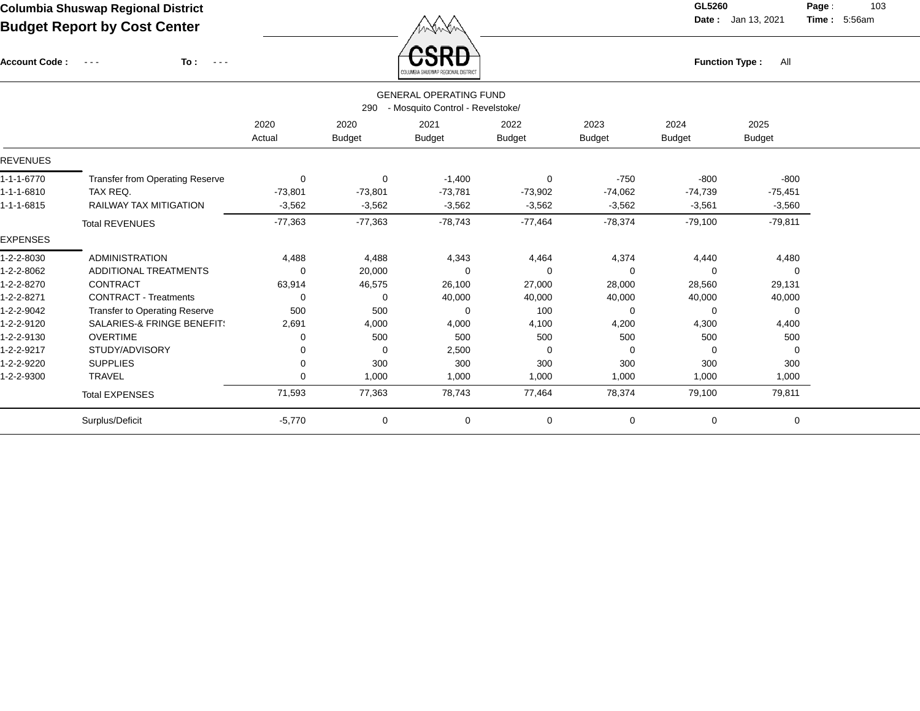**Columbia Shuswap Regional District**
**Budget Report by Cost Center**

GL5260
Date : Jan 13, 2021 Time : 5:56am

Account Code : - - - To : - - -

Function Type : All

GENERAL OPERATING FUND
290 - Mosquito Control - Revelstoke/

| | | 2020 Actual | 2020 Budget | 2021 Budget | 2022 Budget | 2023 Budget | 2024 Budget | 2025 Budget |
|---|---|---|---|---|---|---|---|---|
| **REVENUES** | | | | | | | | |
| 1-1-1-6770 | Transfer from Operating Reserve | 0 | 0 | -1,400 | 0 | -750 | -800 | -800 |
| 1-1-1-6810 | TAX REQ. | -73,801 | -73,801 | -73,781 | -73,902 | -74,062 | -74,739 | -75,451 |
| 1-1-1-6815 | RAILWAY TAX MITIGATION | -3,562 | -3,562 | -3,562 | -3,562 | -3,562 | -3,561 | -3,560 |
| | Total REVENUES | -77,363 | -77,363 | -78,743 | -77,464 | -78,374 | -79,100 | -79,811 |
| **EXPENSES** | | | | | | | | |
| 1-2-2-8030 | ADMINISTRATION | 4,488 | 4,488 | 4,343 | 4,464 | 4,374 | 4,440 | 4,480 |
| 1-2-2-8062 | ADDITIONAL TREATMENTS | 0 | 20,000 | 0 | 0 | 0 | 0 | 0 |
| 1-2-2-8270 | CONTRACT | 63,914 | 46,575 | 26,100 | 27,000 | 28,000 | 28,560 | 29,131 |
| 1-2-2-8271 | CONTRACT - Treatments | 0 | 0 | 40,000 | 40,000 | 40,000 | 40,000 | 40,000 |
| 1-2-2-9042 | Transfer to Operating Reserve | 500 | 500 | 0 | 100 | 0 | 0 | 0 |
| 1-2-2-9120 | SALARIES-& FRINGE BENEFIT: | 2,691 | 4,000 | 4,000 | 4,100 | 4,200 | 4,300 | 4,400 |
| 1-2-2-9130 | OVERTIME | 0 | 500 | 500 | 500 | 500 | 500 | 500 |
| 1-2-2-9217 | STUDY/ADVISORY | 0 | 0 | 2,500 | 0 | 0 | 0 | 0 |
| 1-2-2-9220 | SUPPLIES | 0 | 300 | 300 | 300 | 300 | 300 | 300 |
| 1-2-2-9300 | TRAVEL | 0 | 1,000 | 1,000 | 1,000 | 1,000 | 1,000 | 1,000 |
| | Total EXPENSES | 71,593 | 77,363 | 78,743 | 77,464 | 78,374 | 79,100 | 79,811 |
| | Surplus/Deficit | -5,770 | 0 | 0 | 0 | 0 | 0 | 0 |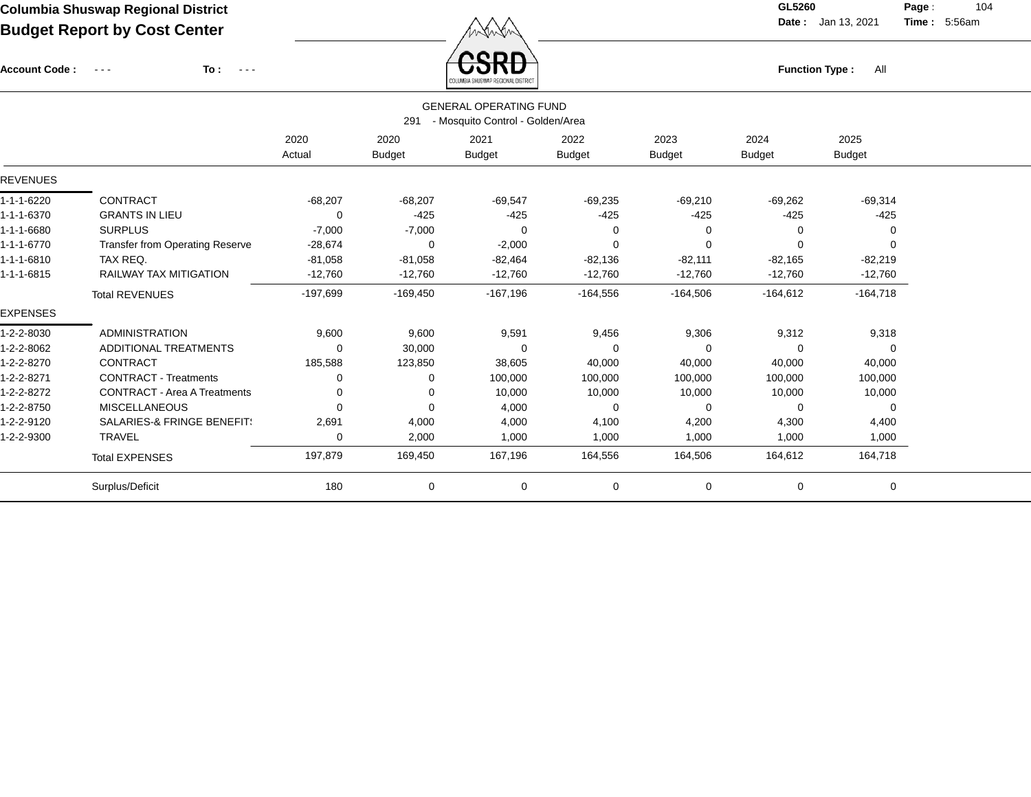**Columbia Shuswap Regional District**

**Budget Report by Cost Center**

**GL5260** **Date :** Jan 13, 2021 **Time :** 5:56am

**Account Code :** - - - **To :** - - - **Function Type :** All

GENERAL OPERATING FUND

291 - Mosquito Control - Golden/Area

| | | 2020 Actual | 2020 Budget | 2021 Budget | 2022 Budget | 2023 Budget | 2024 Budget | 2025 Budget |
|---|---|---|---|---|---|---|---|---|
| REVENUES | | | | | | | | |
| 1-1-1-6220 | CONTRACT | -68,207 | -68,207 | -69,547 | -69,235 | -69,210 | -69,262 | -69,314 |
| 1-1-1-6370 | GRANTS IN LIEU | 0 | -425 | -425 | -425 | -425 | -425 | -425 |
| 1-1-1-6680 | SURPLUS | -7,000 | -7,000 | 0 | 0 | 0 | 0 | 0 |
| 1-1-1-6770 | Transfer from Operating Reserve | -28,674 | 0 | -2,000 | 0 | 0 | 0 | 0 |
| 1-1-1-6810 | TAX REQ. | -81,058 | -81,058 | -82,464 | -82,136 | -82,111 | -82,165 | -82,219 |
| 1-1-1-6815 | RAILWAY TAX MITIGATION | -12,760 | -12,760 | -12,760 | -12,760 | -12,760 | -12,760 | -12,760 |
| | Total REVENUES | -197,699 | -169,450 | -167,196 | -164,556 | -164,506 | -164,612 | -164,718 |
| EXPENSES | | | | | | | | |
| 1-2-2-8030 | ADMINISTRATION | 9,600 | 9,600 | 9,591 | 9,456 | 9,306 | 9,312 | 9,318 |
| 1-2-2-8062 | ADDITIONAL TREATMENTS | 0 | 30,000 | 0 | 0 | 0 | 0 | 0 |
| 1-2-2-8270 | CONTRACT | 185,588 | 123,850 | 38,605 | 40,000 | 40,000 | 40,000 | 40,000 |
| 1-2-2-8271 | CONTRACT - Treatments | 0 | 0 | 100,000 | 100,000 | 100,000 | 100,000 | 100,000 |
| 1-2-2-8272 | CONTRACT - Area A Treatments | 0 | 0 | 10,000 | 10,000 | 10,000 | 10,000 | 10,000 |
| 1-2-2-8750 | MISCELLANEOUS | 0 | 0 | 4,000 | 0 | 0 | 0 | 0 |
| 1-2-2-9120 | SALARIES-& FRINGE BENEFIT! | 2,691 | 4,000 | 4,000 | 4,100 | 4,200 | 4,300 | 4,400 |
| 1-2-2-9300 | TRAVEL | 0 | 2,000 | 1,000 | 1,000 | 1,000 | 1,000 | 1,000 |
| | Total EXPENSES | 197,879 | 169,450 | 167,196 | 164,556 | 164,506 | 164,612 | 164,718 |
| | Surplus/Deficit | 180 | 0 | 0 | 0 | 0 | 0 | 0 |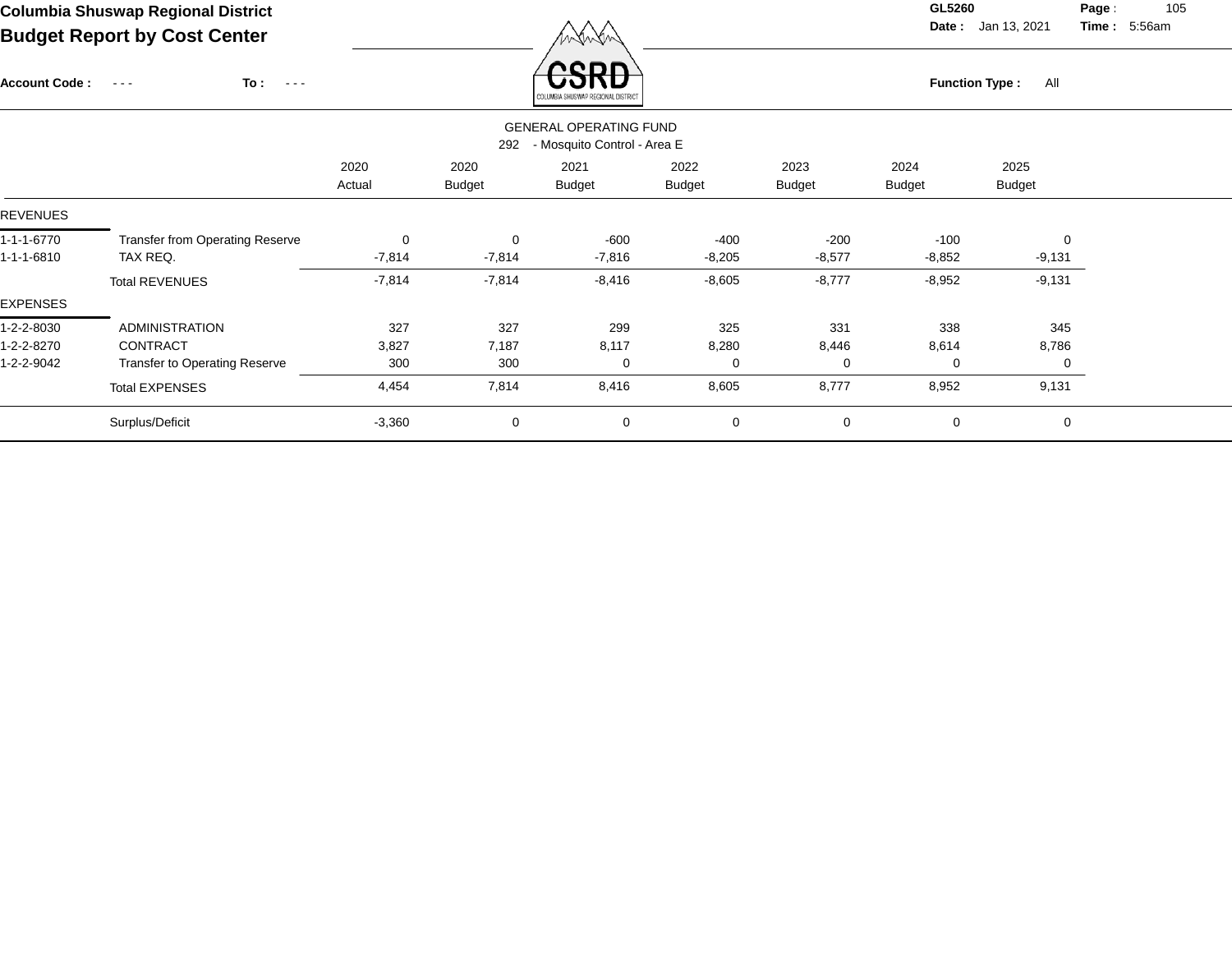# Columbia Shuswap Regional District

## Budget Report by Cost Center

Account Code : - - - To : - - -

GL5260
Date : Jan 13, 2021
Time : 5:56am

Function Type : All

### GENERAL OPERATING FUND

292 - Mosquito Control - Area E

| | | 2020 Actual | 2020 Budget | 2021 Budget | 2022 Budget | 2023 Budget | 2024 Budget | 2025 Budget |
|---|---|---|---|---|---|---|---|---|
| REVENUES | | | | | | | | |
| 1-1-1-6770 | Transfer from Operating Reserve | 0 | 0 | -600 | -400 | -200 | -100 | 0 |
| 1-1-1-6810 | TAX REQ. | -7,814 | -7,814 | -7,816 | -8,205 | -8,577 | -8,852 | -9,131 |
| | Total REVENUES | -7,814 | -7,814 | -8,416 | -8,605 | -8,777 | -8,952 | -9,131 |
| EXPENSES | | | | | | | | |
| 1-2-2-8030 | ADMINISTRATION | 327 | 327 | 299 | 325 | 331 | 338 | 345 |
| 1-2-2-8270 | CONTRACT | 3,827 | 7,187 | 8,117 | 8,280 | 8,446 | 8,614 | 8,786 |
| 1-2-2-9042 | Transfer to Operating Reserve | 300 | 300 | 0 | 0 | 0 | 0 | 0 |
| | Total EXPENSES | 4,454 | 7,814 | 8,416 | 8,605 | 8,777 | 8,952 | 9,131 |
| | Surplus/Deficit | -3,360 | 0 | 0 | 0 | 0 | 0 | 0 |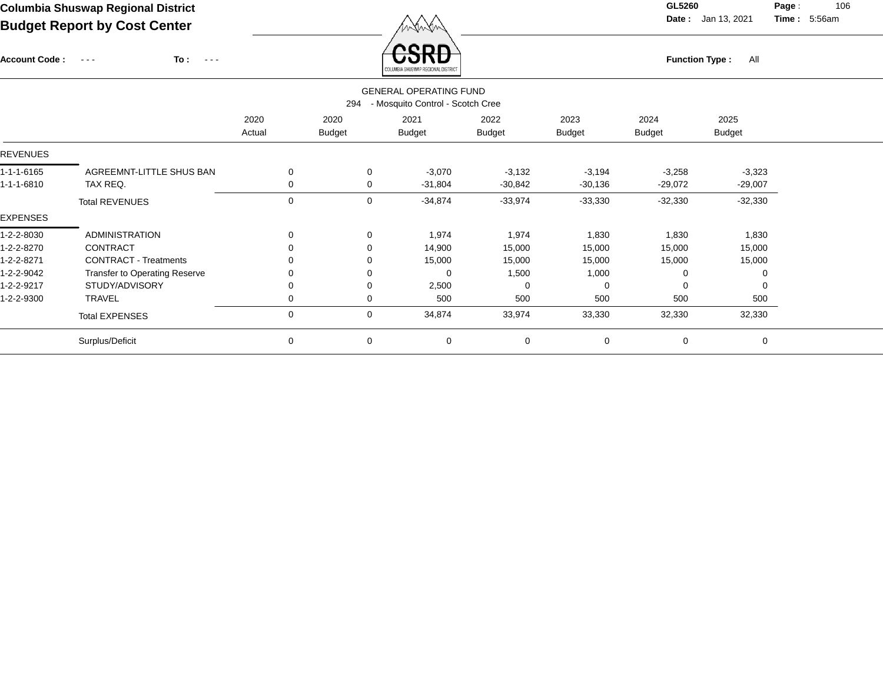# Columbia Shuswap Regional District

## Budget Report by Cost Center

GL5260
Date : Jan 13, 2021
Time : 5:56am

Account Code : - - - To : - - -

Function Type : All

GENERAL OPERATING FUND

294 - Mosquito Control - Scotch Cree

| | | 2020 Actual | 2020 Budget | 2021 Budget | 2022 Budget | 2023 Budget | 2024 Budget | 2025 Budget |
|---|---|---|---|---|---|---|---|---|
| **REVENUES** | | | | | | | | |
| 1-1-1-6165 | AGREEMNT-LITTLE SHUS BAN | 0 | 0 | -3,070 | -3,132 | -3,194 | -3,258 | -3,323 |
| 1-1-1-6810 | TAX REQ. | 0 | 0 | -31,804 | -30,842 | -30,136 | -29,072 | -29,007 |
| | Total REVENUES | 0 | 0 | -34,874 | -33,974 | -33,330 | -32,330 | -32,330 |
| **EXPENSES** | | | | | | | | |
| 1-2-2-8030 | ADMINISTRATION | 0 | 0 | 1,974 | 1,974 | 1,830 | 1,830 | 1,830 |
| 1-2-2-8270 | CONTRACT | 0 | 0 | 14,900 | 15,000 | 15,000 | 15,000 | 15,000 |
| 1-2-2-8271 | CONTRACT - Treatments | 0 | 0 | 15,000 | 15,000 | 15,000 | 15,000 | 15,000 |
| 1-2-2-9042 | Transfer to Operating Reserve | 0 | 0 | 0 | 1,500 | 1,000 | 0 | 0 |
| 1-2-2-9217 | STUDY/ADVISORY | 0 | 0 | 2,500 | 0 | 0 | 0 | 0 |
| 1-2-2-9300 | TRAVEL | 0 | 0 | 500 | 500 | 500 | 500 | 500 |
| | Total EXPENSES | 0 | 0 | 34,874 | 33,974 | 33,330 | 32,330 | 32,330 |
| | Surplus/Deficit | 0 | 0 | 0 | 0 | 0 | 0 | 0 |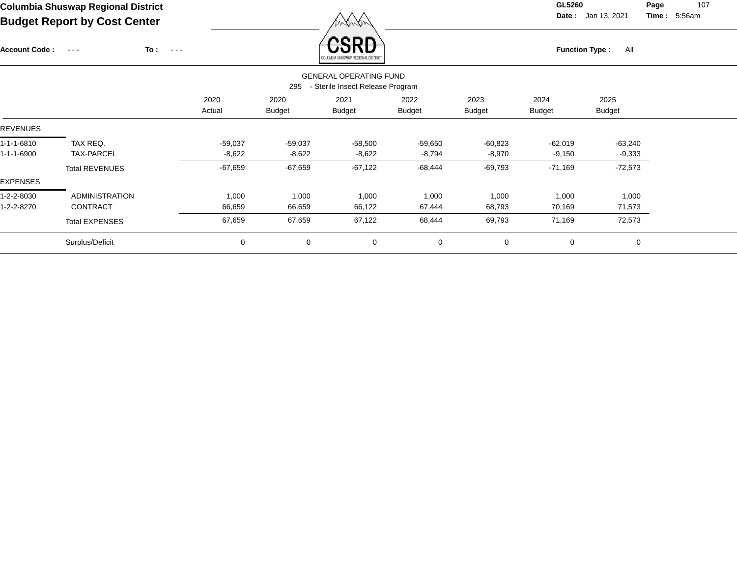**Columbia Shuswap Regional District**
**Budget Report by Cost Center**

GL5260
Date : Jan 13, 2021 Time : 5:56am

Account Code : - - - To : - - -

Function Type : All

GENERAL OPERATING FUND
295 - Sterile Insect Release Program

| | | 2020 Actual | 2020 Budget | 2021 Budget | 2022 Budget | 2023 Budget | 2024 Budget | 2025 Budget |
|---|---|---|---|---|---|---|---|---|
| REVENUES | | | | | | | | |
| 1-1-1-6810 | TAX REQ. | -59,037 | -59,037 | -58,500 | -59,650 | -60,823 | -62,019 | -63,240 |
| 1-1-1-6900 | TAX-PARCEL | -8,622 | -8,622 | -8,622 | -8,794 | -8,970 | -9,150 | -9,333 |
| | Total REVENUES | -67,659 | -67,659 | -67,122 | -68,444 | -69,793 | -71,169 | -72,573 |
| EXPENSES | | | | | | | | |
| 1-2-2-8030 | ADMINISTRATION | 1,000 | 1,000 | 1,000 | 1,000 | 1,000 | 1,000 | 1,000 |
| 1-2-2-8270 | CONTRACT | 66,659 | 66,659 | 66,122 | 67,444 | 68,793 | 70,169 | 71,573 |
| | Total EXPENSES | 67,659 | 67,659 | 67,122 | 68,444 | 69,793 | 71,169 | 72,573 |
| | Surplus/Deficit | 0 | 0 | 0 | 0 | 0 | 0 | 0 |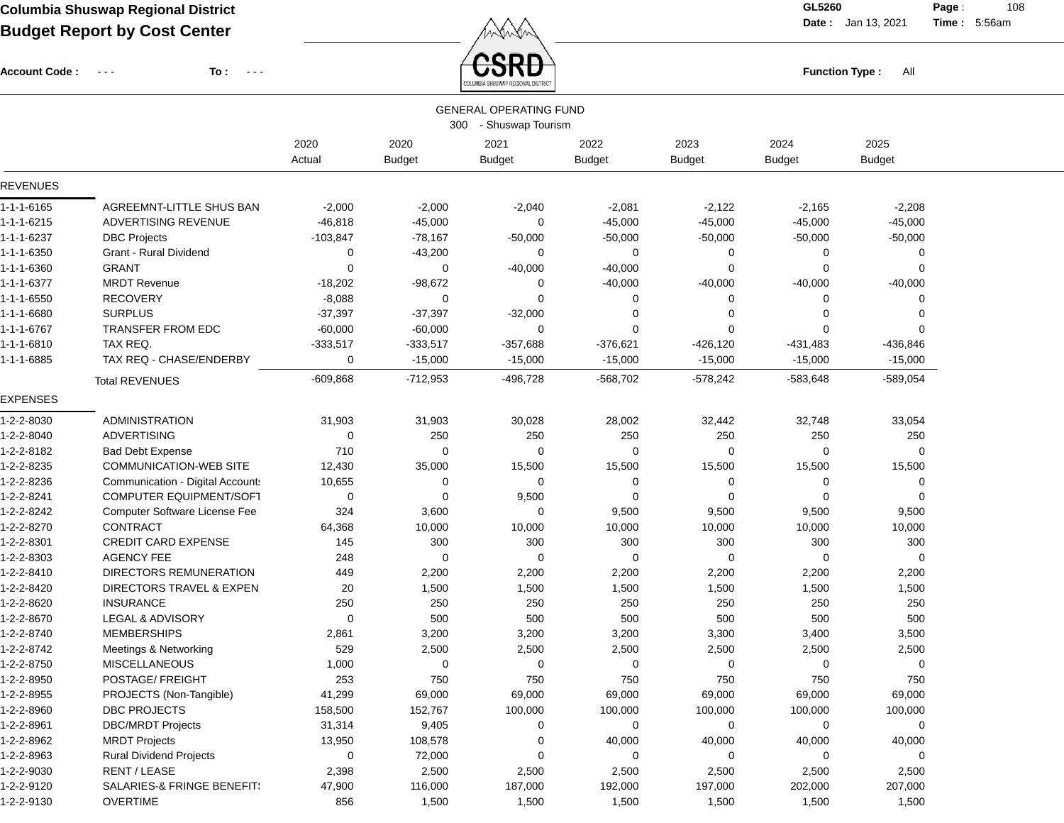# Columbia Shuswap Regional District
## Budget Report by Cost Center

GL5260
Date : Jan 13, 2021 Time : 5:56am

Account Code : - - - To : - - -

Function Type : All

GENERAL OPERATING FUND
300 - Shuswap Tourism

| | | 2020 Actual | 2020 Budget | 2021 Budget | 2022 Budget | 2023 Budget | 2024 Budget | 2025 Budget |
|---|---|---|---|---|---|---|---|---|
| **REVENUES** | | | | | | | | |
| 1-1-1-6165 | AGREEMNT-LITTLE SHUS BAN | -2,000 | -2,000 | -2,040 | -2,081 | -2,122 | -2,165 | -2,208 |
| 1-1-1-6215 | ADVERTISING REVENUE | -46,818 | -45,000 | 0 | -45,000 | -45,000 | -45,000 | -45,000 |
| 1-1-1-6237 | DBC Projects | -103,847 | -78,167 | -50,000 | -50,000 | -50,000 | -50,000 | -50,000 |
| 1-1-1-6350 | Grant - Rural Dividend | 0 | -43,200 | 0 | 0 | 0 | 0 | 0 |
| 1-1-1-6360 | GRANT | 0 | 0 | -40,000 | -40,000 | 0 | 0 | 0 |
| 1-1-1-6377 | MRDT Revenue | -18,202 | -98,672 | 0 | -40,000 | -40,000 | -40,000 | -40,000 |
| 1-1-1-6550 | RECOVERY | -8,088 | 0 | 0 | 0 | 0 | 0 | 0 |
| 1-1-1-6680 | SURPLUS | -37,397 | -37,397 | -32,000 | 0 | 0 | 0 | 0 |
| 1-1-1-6767 | TRANSFER FROM EDC | -60,000 | -60,000 | 0 | 0 | 0 | 0 | 0 |
| 1-1-1-6810 | TAX REQ. | -333,517 | -333,517 | -357,688 | -376,621 | -426,120 | -431,483 | -436,846 |
| 1-1-1-6885 | TAX REQ - CHASE/ENDERBY | 0 | -15,000 | -15,000 | -15,000 | -15,000 | -15,000 | -15,000 |
| | Total REVENUES | -609,868 | -712,953 | -496,728 | -568,702 | -578,242 | -583,648 | -589,054 |
| **EXPENSES** | | | | | | | | |
| 1-2-2-8030 | ADMINISTRATION | 31,903 | 31,903 | 30,028 | 28,002 | 32,442 | 32,748 | 33,054 |
| 1-2-2-8040 | ADVERTISING | 0 | 250 | 250 | 250 | 250 | 250 | 250 |
| 1-2-2-8182 | Bad Debt Expense | 710 | 0 | 0 | 0 | 0 | 0 | 0 |
| 1-2-2-8235 | COMMUNICATION-WEB SITE | 12,430 | 35,000 | 15,500 | 15,500 | 15,500 | 15,500 | 15,500 |
| 1-2-2-8236 | Communication - Digital Accounts | 10,655 | 0 | 0 | 0 | 0 | 0 | 0 |
| 1-2-2-8241 | COMPUTER EQUIPMENT/SOFT | 0 | 0 | 9,500 | 0 | 0 | 0 | 0 |
| 1-2-2-8242 | Computer Software License Fee | 324 | 3,600 | 0 | 9,500 | 9,500 | 9,500 | 9,500 |
| 1-2-2-8270 | CONTRACT | 64,368 | 10,000 | 10,000 | 10,000 | 10,000 | 10,000 | 10,000 |
| 1-2-2-8301 | CREDIT CARD EXPENSE | 145 | 300 | 300 | 300 | 300 | 300 | 300 |
| 1-2-2-8303 | AGENCY FEE | 248 | 0 | 0 | 0 | 0 | 0 | 0 |
| 1-2-2-8410 | DIRECTORS REMUNERATION | 449 | 2,200 | 2,200 | 2,200 | 2,200 | 2,200 | 2,200 |
| 1-2-2-8420 | DIRECTORS TRAVEL & EXPEN | 20 | 1,500 | 1,500 | 1,500 | 1,500 | 1,500 | 1,500 |
| 1-2-2-8620 | INSURANCE | 250 | 250 | 250 | 250 | 250 | 250 | 250 |
| 1-2-2-8670 | LEGAL & ADVISORY | 0 | 500 | 500 | 500 | 500 | 500 | 500 |
| 1-2-2-8740 | MEMBERSHIPS | 2,861 | 3,200 | 3,200 | 3,200 | 3,300 | 3,400 | 3,500 |
| 1-2-2-8742 | Meetings & Networking | 529 | 2,500 | 2,500 | 2,500 | 2,500 | 2,500 | 2,500 |
| 1-2-2-8750 | MISCELLANEOUS | 1,000 | 0 | 0 | 0 | 0 | 0 | 0 |
| 1-2-2-8950 | POSTAGE/ FREIGHT | 253 | 750 | 750 | 750 | 750 | 750 | 750 |
| 1-2-2-8955 | PROJECTS (Non-Tangible) | 41,299 | 69,000 | 69,000 | 69,000 | 69,000 | 69,000 | 69,000 |
| 1-2-2-8960 | DBC PROJECTS | 158,500 | 152,767 | 100,000 | 100,000 | 100,000 | 100,000 | 100,000 |
| 1-2-2-8961 | DBC/MRDT Projects | 31,314 | 9,405 | 0 | 0 | 0 | 0 | 0 |
| 1-2-2-8962 | MRDT Projects | 13,950 | 108,578 | 0 | 40,000 | 40,000 | 40,000 | 40,000 |
| 1-2-2-8963 | Rural Dividend Projects | 0 | 72,000 | 0 | 0 | 0 | 0 | 0 |
| 1-2-2-9030 | RENT / LEASE | 2,398 | 2,500 | 2,500 | 2,500 | 2,500 | 2,500 | 2,500 |
| 1-2-2-9120 | SALARIES-& FRINGE BENEFITS | 47,900 | 116,000 | 187,000 | 192,000 | 197,000 | 202,000 | 207,000 |
| 1-2-2-9130 | OVERTIME | 856 | 1,500 | 1,500 | 1,500 | 1,500 | 1,500 | 1,500 |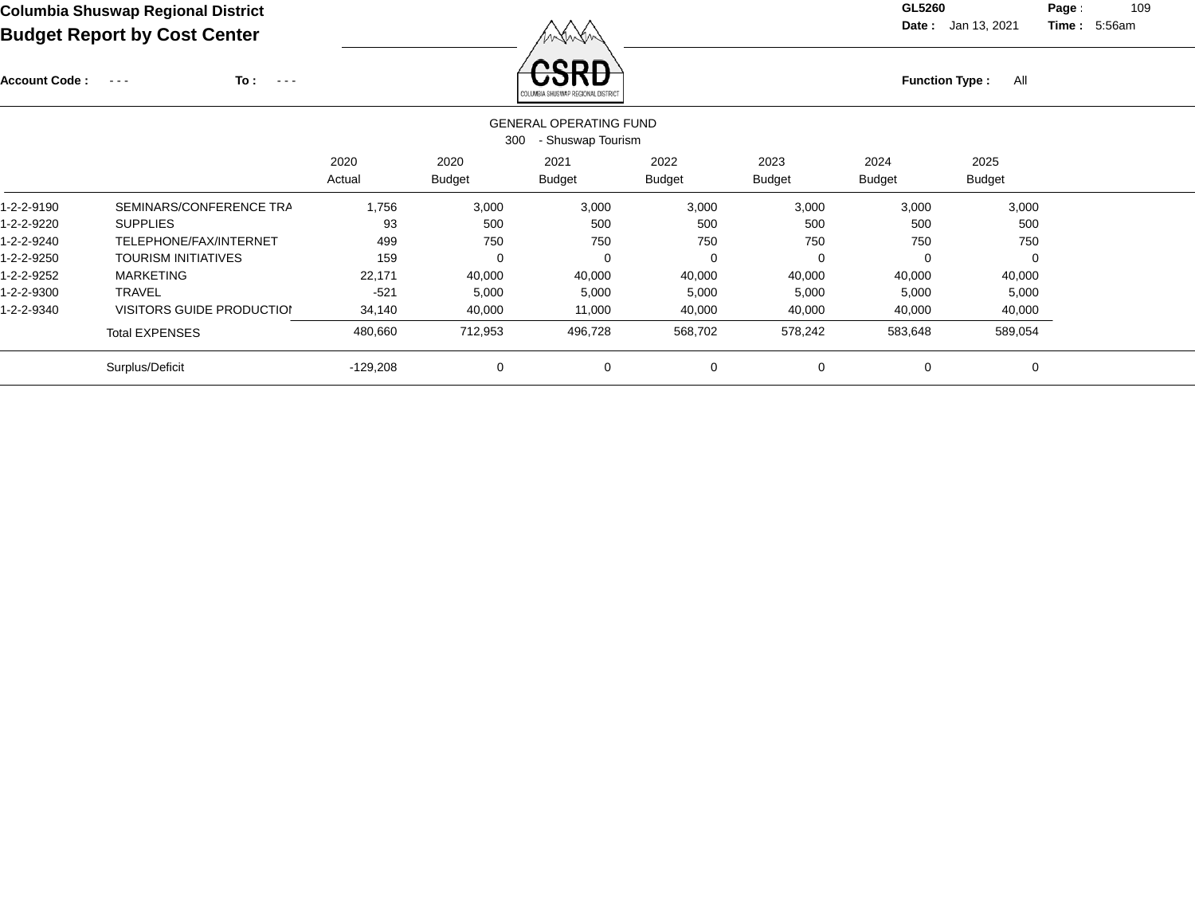# Columbia Shuswap Regional District

## Budget Report by Cost Center

GL5260

Date : Jan 13, 2021 Time : 5:56am

Account Code : - - - To : - - -

Function Type : All

GENERAL OPERATING FUND

300 - Shuswap Tourism

| | | 2020 Actual | 2020 Budget | 2021 Budget | 2022 Budget | 2023 Budget | 2024 Budget | 2025 Budget |
|---|---|---|---|---|---|---|---|---|
| 1-2-2-9190 | SEMINARS/CONFERENCE TRA | 1,756 | 3,000 | 3,000 | 3,000 | 3,000 | 3,000 | 3,000 |
| 1-2-2-9220 | SUPPLIES | 93 | 500 | 500 | 500 | 500 | 500 | 500 |
| 1-2-2-9240 | TELEPHONE/FAX/INTERNET | 499 | 750 | 750 | 750 | 750 | 750 | 750 |
| 1-2-2-9250 | TOURISM INITIATIVES | 159 | 0 | 0 | 0 | 0 | 0 | 0 |
| 1-2-2-9252 | MARKETING | 22,171 | 40,000 | 40,000 | 40,000 | 40,000 | 40,000 | 40,000 |
| 1-2-2-9300 | TRAVEL | -521 | 5,000 | 5,000 | 5,000 | 5,000 | 5,000 | 5,000 |
| 1-2-2-9340 | VISITORS GUIDE PRODUCTIOI | 34,140 | 40,000 | 11,000 | 40,000 | 40,000 | 40,000 | 40,000 |
| | Total EXPENSES | 480,660 | 712,953 | 496,728 | 568,702 | 578,242 | 583,648 | 589,054 |
| | Surplus/Deficit | -129,208 | 0 | 0 | 0 | 0 | 0 | 0 |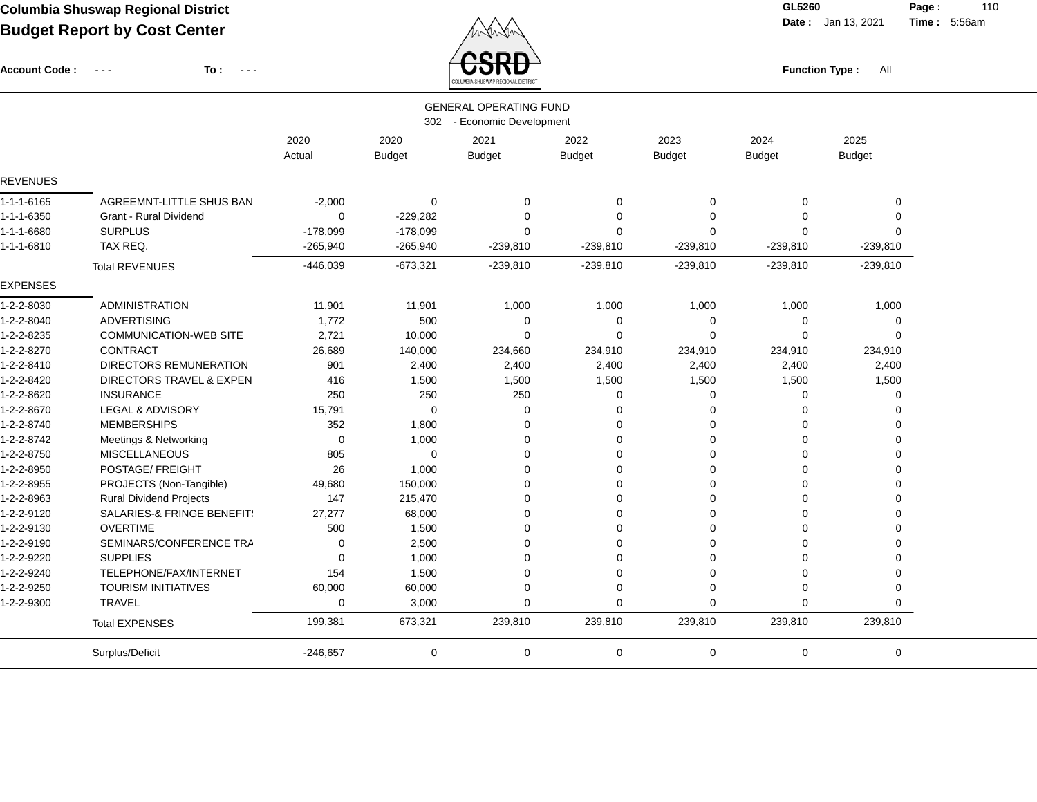**Columbia Shuswap Regional District**
**Budget Report by Cost Center**

GL5260
Date : Jan 13, 2021 Time : 5:56am

Account Code : - - - To : - - -

Function Type : All

GENERAL OPERATING FUND
302 - Economic Development

| | | 2020 Actual | 2020 Budget | 2021 Budget | 2022 Budget | 2023 Budget | 2024 Budget | 2025 Budget |
|---|---|---|---|---|---|---|---|---|
| **REVENUES** | | | | | | | | |
| 1-1-1-6165 | AGREEMNT-LITTLE SHUS BAN | -2,000 | 0 | 0 | 0 | 0 | 0 | 0 |
| 1-1-1-6350 | Grant - Rural Dividend | 0 | -229,282 | 0 | 0 | 0 | 0 | 0 |
| 1-1-1-6680 | SURPLUS | -178,099 | -178,099 | 0 | 0 | 0 | 0 | 0 |
| 1-1-1-6810 | TAX REQ. | -265,940 | -265,940 | -239,810 | -239,810 | -239,810 | -239,810 | -239,810 |
| | Total REVENUES | -446,039 | -673,321 | -239,810 | -239,810 | -239,810 | -239,810 | -239,810 |
| **EXPENSES** | | | | | | | | |
| 1-2-2-8030 | ADMINISTRATION | 11,901 | 11,901 | 1,000 | 1,000 | 1,000 | 1,000 | 1,000 |
| 1-2-2-8040 | ADVERTISING | 1,772 | 500 | 0 | 0 | 0 | 0 | 0 |
| 1-2-2-8235 | COMMUNICATION-WEB SITE | 2,721 | 10,000 | 0 | 0 | 0 | 0 | 0 |
| 1-2-2-8270 | CONTRACT | 26,689 | 140,000 | 234,660 | 234,910 | 234,910 | 234,910 | 234,910 |
| 1-2-2-8410 | DIRECTORS REMUNERATION | 901 | 2,400 | 2,400 | 2,400 | 2,400 | 2,400 | 2,400 |
| 1-2-2-8420 | DIRECTORS TRAVEL & EXPEN | 416 | 1,500 | 1,500 | 1,500 | 1,500 | 1,500 | 1,500 |
| 1-2-2-8620 | INSURANCE | 250 | 250 | 250 | 0 | 0 | 0 | 0 |
| 1-2-2-8670 | LEGAL & ADVISORY | 15,791 | 0 | 0 | 0 | 0 | 0 | 0 |
| 1-2-2-8740 | MEMBERSHIPS | 352 | 1,800 | 0 | 0 | 0 | 0 | 0 |
| 1-2-2-8742 | Meetings & Networking | 0 | 1,000 | 0 | 0 | 0 | 0 | 0 |
| 1-2-2-8750 | MISCELLANEOUS | 805 | 0 | 0 | 0 | 0 | 0 | 0 |
| 1-2-2-8950 | POSTAGE/ FREIGHT | 26 | 1,000 | 0 | 0 | 0 | 0 | 0 |
| 1-2-2-8955 | PROJECTS (Non-Tangible) | 49,680 | 150,000 | 0 | 0 | 0 | 0 | 0 |
| 1-2-2-8963 | Rural Dividend Projects | 147 | 215,470 | 0 | 0 | 0 | 0 | 0 |
| 1-2-2-9120 | SALARIES-& FRINGE BENEFIT! | 27,277 | 68,000 | 0 | 0 | 0 | 0 | 0 |
| 1-2-2-9130 | OVERTIME | 500 | 1,500 | 0 | 0 | 0 | 0 | 0 |
| 1-2-2-9190 | SEMINARS/CONFERENCE TRA | 0 | 2,500 | 0 | 0 | 0 | 0 | 0 |
| 1-2-2-9220 | SUPPLIES | 0 | 1,000 | 0 | 0 | 0 | 0 | 0 |
| 1-2-2-9240 | TELEPHONE/FAX/INTERNET | 154 | 1,500 | 0 | 0 | 0 | 0 | 0 |
| 1-2-2-9250 | TOURISM INITIATIVES | 60,000 | 60,000 | 0 | 0 | 0 | 0 | 0 |
| 1-2-2-9300 | TRAVEL | 0 | 3,000 | 0 | 0 | 0 | 0 | 0 |
| | Total EXPENSES | 199,381 | 673,321 | 239,810 | 239,810 | 239,810 | 239,810 | 239,810 |
| | Surplus/Deficit | -246,657 | 0 | 0 | 0 | 0 | 0 | 0 |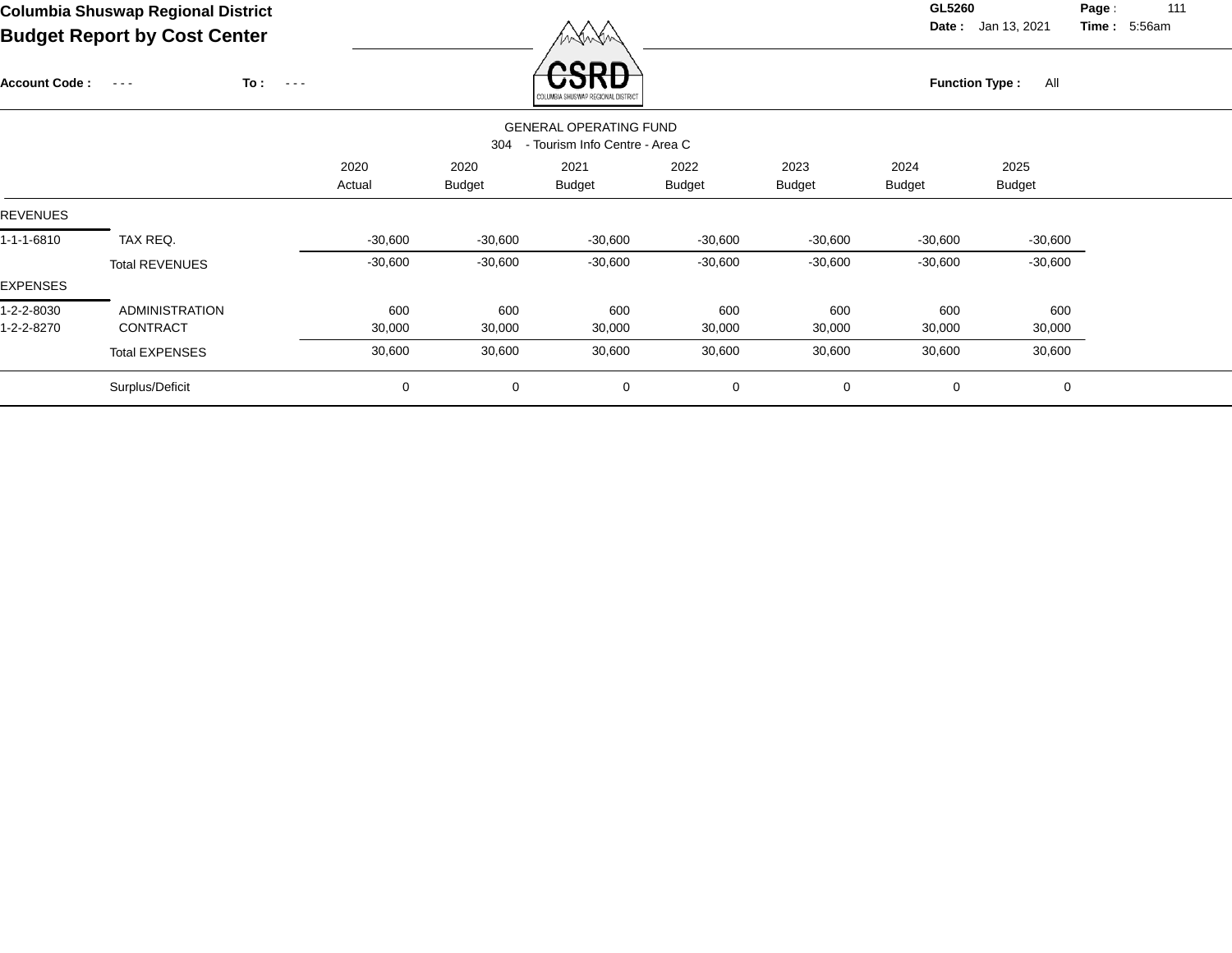**Columbia Shuswap Regional District**

**Budget Report by Cost Center**

**GL5260**

**Date :** Jan 13, 2021 **Time :** 5:56am

**Account Code :** - - - **To :** - - -

**Function Type :** All

GENERAL OPERATING FUND

304 - Tourism Info Centre - Area C

| | | 2020 Actual | 2020 Budget | 2021 Budget | 2022 Budget | 2023 Budget | 2024 Budget | 2025 Budget |
|---|---|---|---|---|---|---|---|---|
| REVENUES | | | | | | | | |
| 1-1-1-6810 | TAX REQ. | -30,600 | -30,600 | -30,600 | -30,600 | -30,600 | -30,600 | -30,600 |
| | Total REVENUES | -30,600 | -30,600 | -30,600 | -30,600 | -30,600 | -30,600 | -30,600 |
| EXPENSES | | | | | | | | |
| 1-2-2-8030 | ADMINISTRATION | 600 | 600 | 600 | 600 | 600 | 600 | 600 |
| 1-2-2-8270 | CONTRACT | 30,000 | 30,000 | 30,000 | 30,000 | 30,000 | 30,000 | 30,000 |
| | Total EXPENSES | 30,600 | 30,600 | 30,600 | 30,600 | 30,600 | 30,600 | 30,600 |
| | Surplus/Deficit | 0 | 0 | 0 | 0 | 0 | 0 | 0 |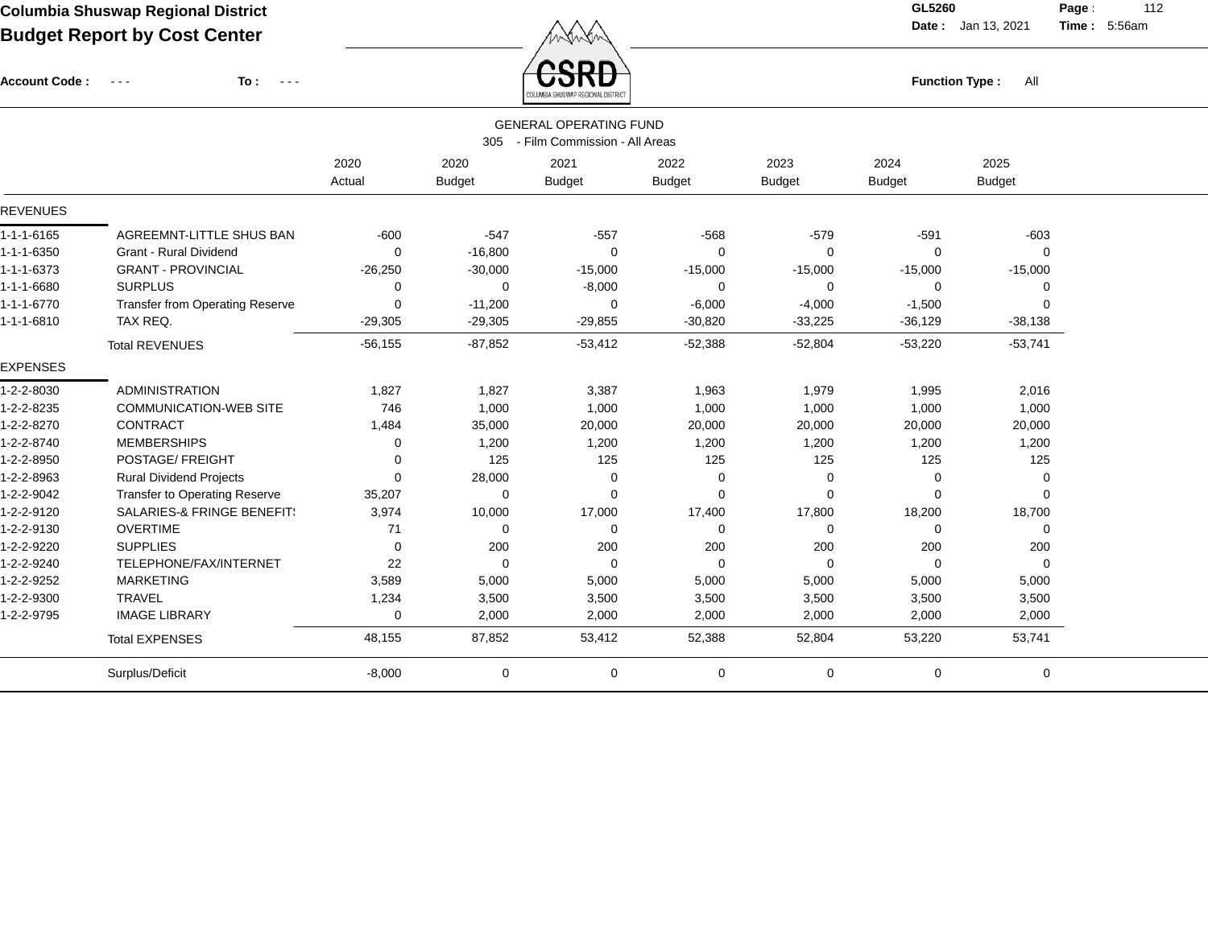**Columbia Shuswap Regional District**

**Budget Report by Cost Center**

**GL5260** **Date :** Jan 13, 2021 **Time :** 5:56am

**Account Code :** - - - **To :** - - - **Function Type :** All

GENERAL OPERATING FUND

305 - Film Commission - All Areas

| | | 2020 Actual | 2020 Budget | 2021 Budget | 2022 Budget | 2023 Budget | 2024 Budget | 2025 Budget |
|---|---|---|---|---|---|---|---|---|
| **REVENUES** | | | | | | | | |
| 1-1-1-6165 | AGREEMNT-LITTLE SHUS BAN | -600 | -547 | -557 | -568 | -579 | -591 | -603 |
| 1-1-1-6350 | Grant - Rural Dividend | 0 | -16,800 | 0 | 0 | 0 | 0 | 0 |
| 1-1-1-6373 | GRANT - PROVINCIAL | -26,250 | -30,000 | -15,000 | -15,000 | -15,000 | -15,000 | -15,000 |
| 1-1-1-6680 | SURPLUS | 0 | 0 | -8,000 | 0 | 0 | 0 | 0 |
| 1-1-1-6770 | Transfer from Operating Reserve | 0 | -11,200 | 0 | -6,000 | -4,000 | -1,500 | 0 |
| 1-1-1-6810 | TAX REQ. | -29,305 | -29,305 | -29,855 | -30,820 | -33,225 | -36,129 | -38,138 |
| | Total REVENUES | -56,155 | -87,852 | -53,412 | -52,388 | -52,804 | -53,220 | -53,741 |
| **EXPENSES** | | | | | | | | |
| 1-2-2-8030 | ADMINISTRATION | 1,827 | 1,827 | 3,387 | 1,963 | 1,979 | 1,995 | 2,016 |
| 1-2-2-8235 | COMMUNICATION-WEB SITE | 746 | 1,000 | 1,000 | 1,000 | 1,000 | 1,000 | 1,000 |
| 1-2-2-8270 | CONTRACT | 1,484 | 35,000 | 20,000 | 20,000 | 20,000 | 20,000 | 20,000 |
| 1-2-2-8740 | MEMBERSHIPS | 0 | 1,200 | 1,200 | 1,200 | 1,200 | 1,200 | 1,200 |
| 1-2-2-8950 | POSTAGE/ FREIGHT | 0 | 125 | 125 | 125 | 125 | 125 | 125 |
| 1-2-2-8963 | Rural Dividend Projects | 0 | 28,000 | 0 | 0 | 0 | 0 | 0 |
| 1-2-2-9042 | Transfer to Operating Reserve | 35,207 | 0 | 0 | 0 | 0 | 0 | 0 |
| 1-2-2-9120 | SALARIES-& FRINGE BENEFIT! | 3,974 | 10,000 | 17,000 | 17,400 | 17,800 | 18,200 | 18,700 |
| 1-2-2-9130 | OVERTIME | 71 | 0 | 0 | 0 | 0 | 0 | 0 |
| 1-2-2-9220 | SUPPLIES | 0 | 200 | 200 | 200 | 200 | 200 | 200 |
| 1-2-2-9240 | TELEPHONE/FAX/INTERNET | 22 | 0 | 0 | 0 | 0 | 0 | 0 |
| 1-2-2-9252 | MARKETING | 3,589 | 5,000 | 5,000 | 5,000 | 5,000 | 5,000 | 5,000 |
| 1-2-2-9300 | TRAVEL | 1,234 | 3,500 | 3,500 | 3,500 | 3,500 | 3,500 | 3,500 |
| 1-2-2-9795 | IMAGE LIBRARY | 0 | 2,000 | 2,000 | 2,000 | 2,000 | 2,000 | 2,000 |
| | Total EXPENSES | 48,155 | 87,852 | 53,412 | 52,388 | 52,804 | 53,220 | 53,741 |
| | Surplus/Deficit | -8,000 | 0 | 0 | 0 | 0 | 0 | 0 |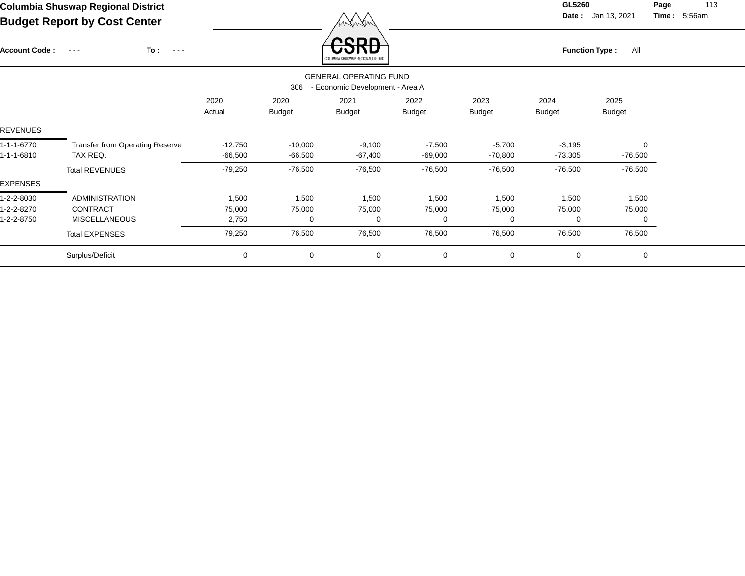**Columbia Shuswap Regional District**

**Budget Report by Cost Center**

GL5260

Date : Jan 13, 2021 Time : 5:56am

Account Code : - - - To : - - -

Function Type : All

GENERAL OPERATING FUND

306 - Economic Development - Area A

| | | 2020 Actual | 2020 Budget | 2021 Budget | 2022 Budget | 2023 Budget | 2024 Budget | 2025 Budget |
|---|---|---|---|---|---|---|---|---|
| REVENUES | | | | | | | | |
| 1-1-1-6770 | Transfer from Operating Reserve | -12,750 | -10,000 | -9,100 | -7,500 | -5,700 | -3,195 | 0 |
| 1-1-1-6810 | TAX REQ. | -66,500 | -66,500 | -67,400 | -69,000 | -70,800 | -73,305 | -76,500 |
| | Total REVENUES | -79,250 | -76,500 | -76,500 | -76,500 | -76,500 | -76,500 | -76,500 |
| EXPENSES | | | | | | | | |
| 1-2-2-8030 | ADMINISTRATION | 1,500 | 1,500 | 1,500 | 1,500 | 1,500 | 1,500 | 1,500 |
| 1-2-2-8270 | CONTRACT | 75,000 | 75,000 | 75,000 | 75,000 | 75,000 | 75,000 | 75,000 |
| 1-2-2-8750 | MISCELLANEOUS | 2,750 | 0 | 0 | 0 | 0 | 0 | 0 |
| | Total EXPENSES | 79,250 | 76,500 | 76,500 | 76,500 | 76,500 | 76,500 | 76,500 |
| | Surplus/Deficit | 0 | 0 | 0 | 0 | 0 | 0 | 0 |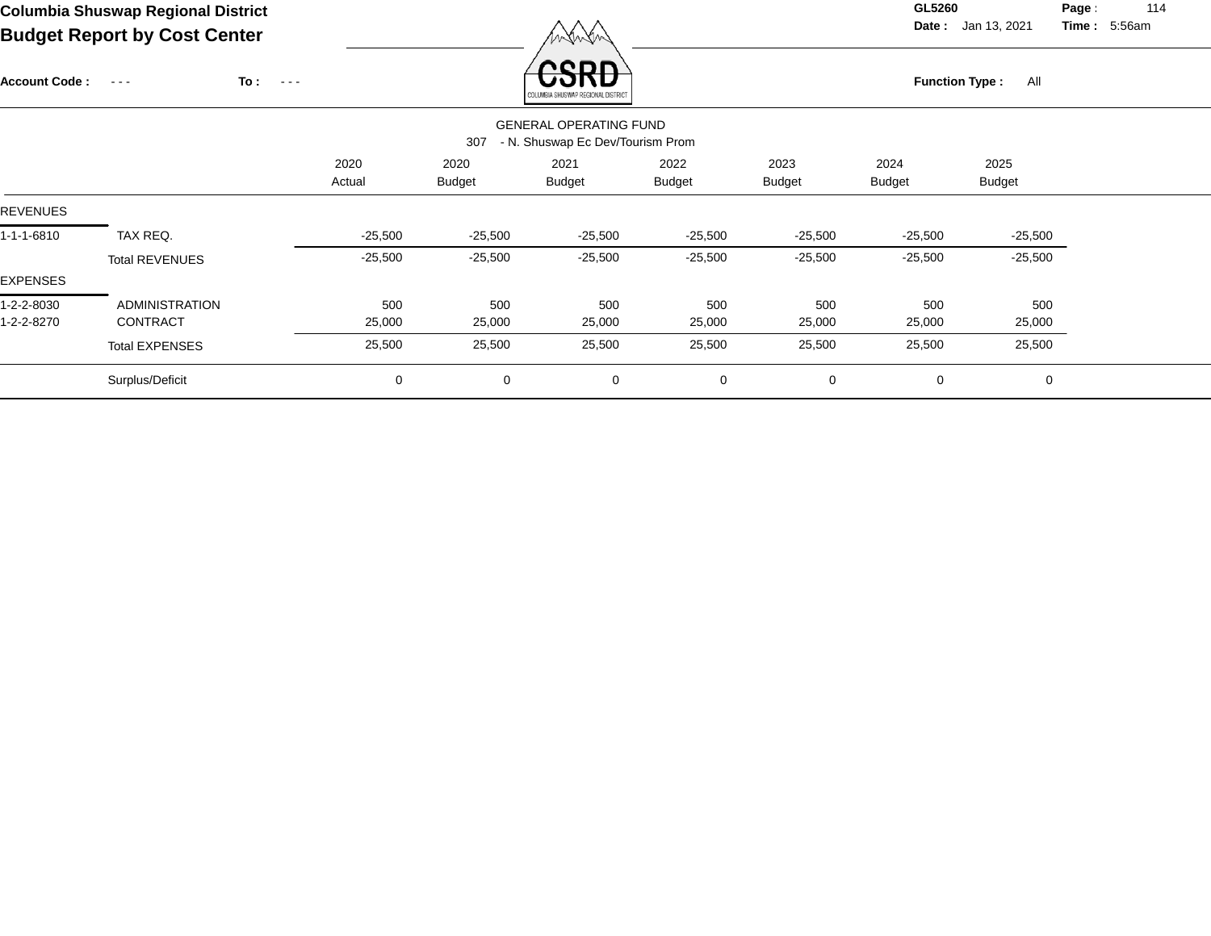# Columbia Shuswap Regional District
## Budget Report by Cost Center

GL5260
Date : Jan 13, 2021
Time : 5:56am

Account Code : - - - To : - - -

Function Type : All

GENERAL OPERATING FUND

307 - N. Shuswap Ec Dev/Tourism Prom

| | | 2020 Actual | 2020 Budget | 2021 Budget | 2022 Budget | 2023 Budget | 2024 Budget | 2025 Budget |
|---|---|---|---|---|---|---|---|---|
| REVENUES | | | | | | | | |
| 1-1-1-6810 | TAX REQ. | -25,500 | -25,500 | -25,500 | -25,500 | -25,500 | -25,500 | -25,500 |
| | Total REVENUES | -25,500 | -25,500 | -25,500 | -25,500 | -25,500 | -25,500 | -25,500 |
| EXPENSES | | | | | | | | |
| 1-2-2-8030 | ADMINISTRATION | 500 | 500 | 500 | 500 | 500 | 500 | 500 |
| 1-2-2-8270 | CONTRACT | 25,000 | 25,000 | 25,000 | 25,000 | 25,000 | 25,000 | 25,000 |
| | Total EXPENSES | 25,500 | 25,500 | 25,500 | 25,500 | 25,500 | 25,500 | 25,500 |
| | Surplus/Deficit | 0 | 0 | 0 | 0 | 0 | 0 | 0 |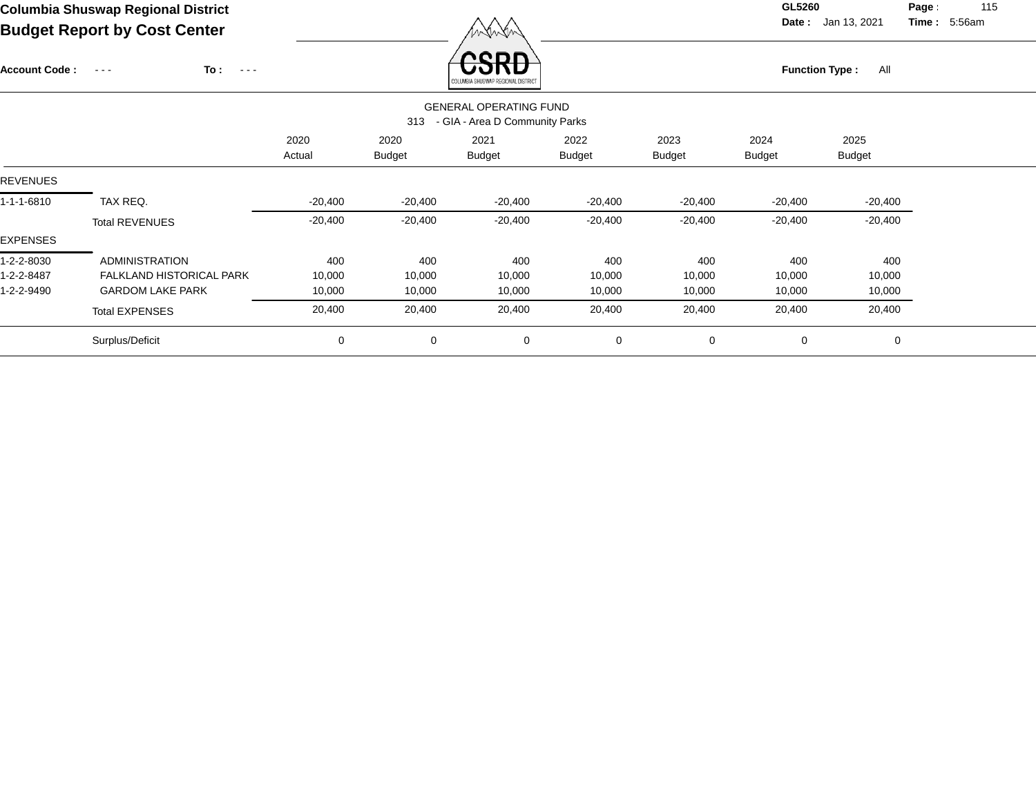**Columbia Shuswap Regional District**

**Budget Report by Cost Center**

**GL5260** **Date :** Jan 13, 2021 **Time :** 5:56am

**Account Code :** - - - **To :** - - - **Function Type :** All

GENERAL OPERATING FUND

313 - GIA - Area D Community Parks

| | | 2020 Actual | 2020 Budget | 2021 Budget | 2022 Budget | 2023 Budget | 2024 Budget | 2025 Budget |
|---|---|---|---|---|---|---|---|---|
| REVENUES | | | | | | | | |
| 1-1-1-6810 | TAX REQ. | -20,400 | -20,400 | -20,400 | -20,400 | -20,400 | -20,400 | -20,400 |
| | Total REVENUES | -20,400 | -20,400 | -20,400 | -20,400 | -20,400 | -20,400 | -20,400 |
| EXPENSES | | | | | | | | |
| 1-2-2-8030 | ADMINISTRATION | 400 | 400 | 400 | 400 | 400 | 400 | 400 |
| 1-2-2-8487 | FALKLAND HISTORICAL PARK | 10,000 | 10,000 | 10,000 | 10,000 | 10,000 | 10,000 | 10,000 |
| 1-2-2-9490 | GARDOM LAKE PARK | 10,000 | 10,000 | 10,000 | 10,000 | 10,000 | 10,000 | 10,000 |
| | Total EXPENSES | 20,400 | 20,400 | 20,400 | 20,400 | 20,400 | 20,400 | 20,400 |
| | Surplus/Deficit | 0 | 0 | 0 | 0 | 0 | 0 | 0 |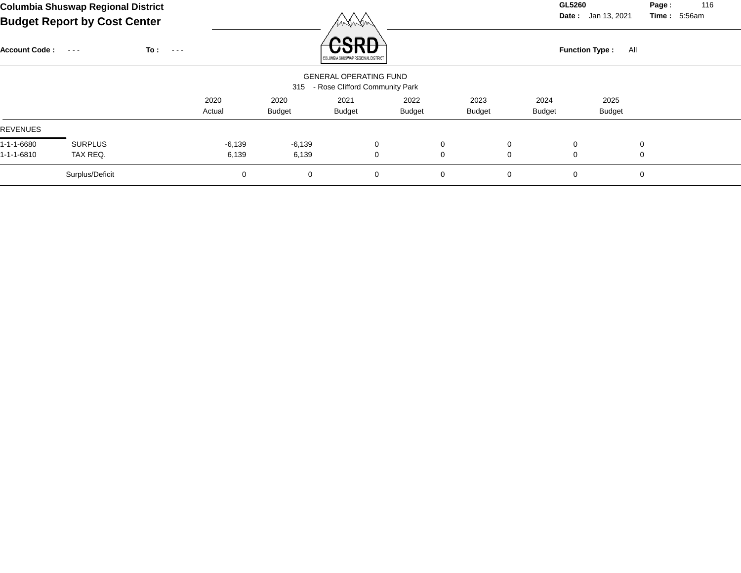Columbia Shuswap Regional District

**Budget Report by Cost Center**

GL5260 Date : Jan 13, 2021 Time : 5:56am

Account Code : - - - To : - - - Function Type : All

GENERAL OPERATING FUND

315 - Rose Clifford Community Park

| | | 2020 Actual | 2020 Budget | 2021 Budget | 2022 Budget | 2023 Budget | 2024 Budget | 2025 Budget |
|---|---|---|---|---|---|---|---|---|
| REVENUES | | | | | | | | |
| 1-1-1-6680 | SURPLUS | -6,139 | -6,139 | 0 | 0 | 0 | 0 | 0 |
| 1-1-1-6810 | TAX REQ. | 6,139 | 6,139 | 0 | 0 | 0 | 0 | 0 |
| | Surplus/Deficit | 0 | 0 | 0 | 0 | 0 | 0 | 0 |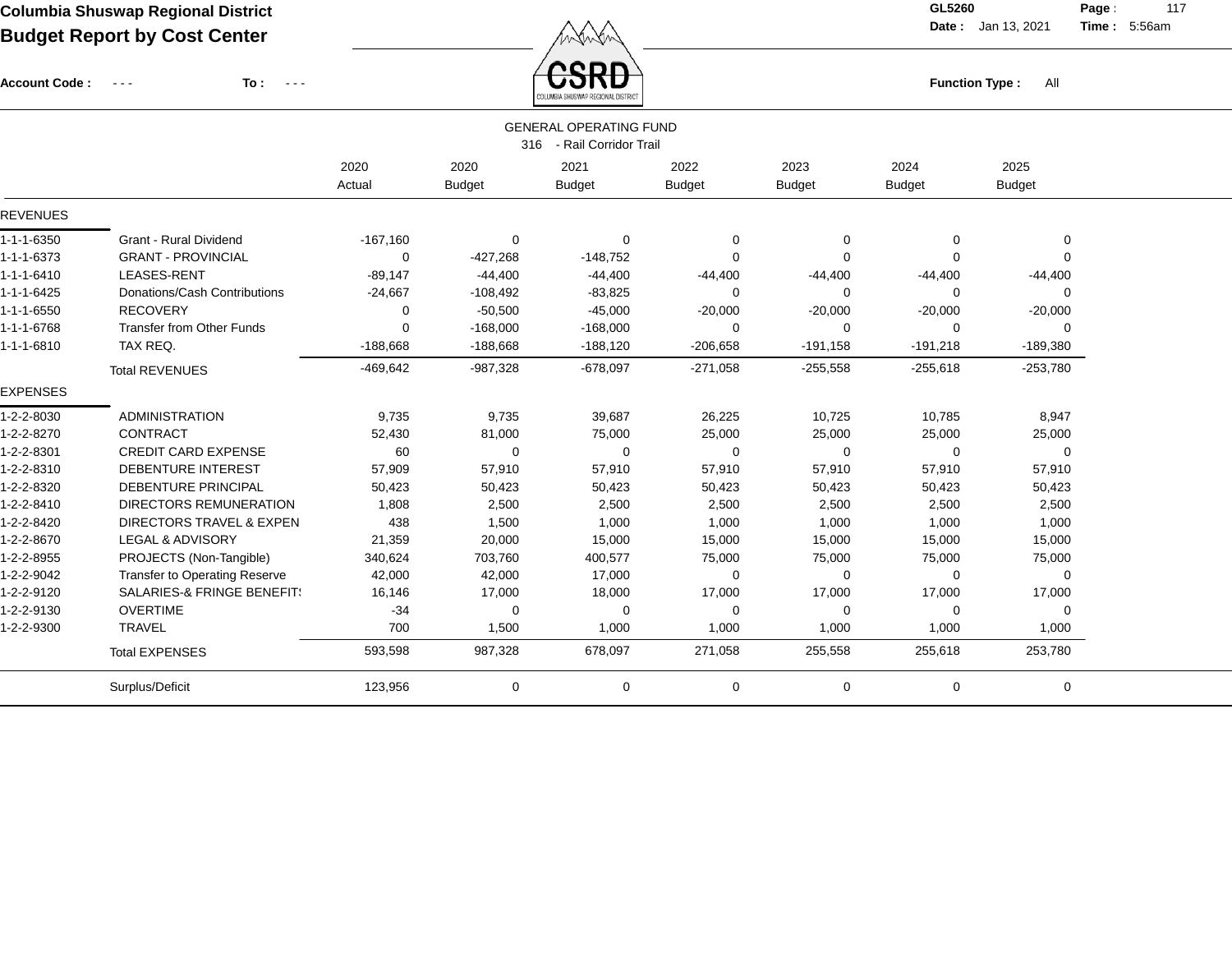**Columbia Shuswap Regional District**
**Budget Report by Cost Center**

GL5260 Date : Jan 13, 2021 Time : 5:56am

Account Code : - - - To : - - - Function Type : All

## GENERAL OPERATING FUND

### 316 - Rail Corridor Trail

| | | 2020 Actual | 2020 Budget | 2021 Budget | 2022 Budget | 2023 Budget | 2024 Budget | 2025 Budget |
|---|---|---|---|---|---|---|---|---|
| **REVENUES** | | | | | | | | |
| 1-1-1-6350 | Grant - Rural Dividend | -167,160 | 0 | 0 | 0 | 0 | 0 | 0 |
| 1-1-1-6373 | GRANT - PROVINCIAL | 0 | -427,268 | -148,752 | 0 | 0 | 0 | 0 |
| 1-1-1-6410 | LEASES-RENT | -89,147 | -44,400 | -44,400 | -44,400 | -44,400 | -44,400 | -44,400 |
| 1-1-1-6425 | Donations/Cash Contributions | -24,667 | -108,492 | -83,825 | 0 | 0 | 0 | 0 |
| 1-1-1-6550 | RECOVERY | 0 | -50,500 | -45,000 | -20,000 | -20,000 | -20,000 | -20,000 |
| 1-1-1-6768 | Transfer from Other Funds | 0 | -168,000 | -168,000 | 0 | 0 | 0 | 0 |
| 1-1-1-6810 | TAX REQ. | -188,668 | -188,668 | -188,120 | -206,658 | -191,158 | -191,218 | -189,380 |
| | Total REVENUES | -469,642 | -987,328 | -678,097 | -271,058 | -255,558 | -255,618 | -253,780 |
| **EXPENSES** | | | | | | | | |
| 1-2-2-8030 | ADMINISTRATION | 9,735 | 9,735 | 39,687 | 26,225 | 10,725 | 10,785 | 8,947 |
| 1-2-2-8270 | CONTRACT | 52,430 | 81,000 | 75,000 | 25,000 | 25,000 | 25,000 | 25,000 |
| 1-2-2-8301 | CREDIT CARD EXPENSE | 60 | 0 | 0 | 0 | 0 | 0 | 0 |
| 1-2-2-8310 | DEBENTURE INTEREST | 57,909 | 57,910 | 57,910 | 57,910 | 57,910 | 57,910 | 57,910 |
| 1-2-2-8320 | DEBENTURE PRINCIPAL | 50,423 | 50,423 | 50,423 | 50,423 | 50,423 | 50,423 | 50,423 |
| 1-2-2-8410 | DIRECTORS REMUNERATION | 1,808 | 2,500 | 2,500 | 2,500 | 2,500 | 2,500 | 2,500 |
| 1-2-2-8420 | DIRECTORS TRAVEL & EXPEN | 438 | 1,500 | 1,000 | 1,000 | 1,000 | 1,000 | 1,000 |
| 1-2-2-8670 | LEGAL & ADVISORY | 21,359 | 20,000 | 15,000 | 15,000 | 15,000 | 15,000 | 15,000 |
| 1-2-2-8955 | PROJECTS (Non-Tangible) | 340,624 | 703,760 | 400,577 | 75,000 | 75,000 | 75,000 | 75,000 |
| 1-2-2-9042 | Transfer to Operating Reserve | 42,000 | 42,000 | 17,000 | 0 | 0 | 0 | 0 |
| 1-2-2-9120 | SALARIES-& FRINGE BENEFIT! | 16,146 | 17,000 | 18,000 | 17,000 | 17,000 | 17,000 | 17,000 |
| 1-2-2-9130 | OVERTIME | -34 | 0 | 0 | 0 | 0 | 0 | 0 |
| 1-2-2-9300 | TRAVEL | 700 | 1,500 | 1,000 | 1,000 | 1,000 | 1,000 | 1,000 |
| | Total EXPENSES | 593,598 | 987,328 | 678,097 | 271,058 | 255,558 | 255,618 | 253,780 |
| | Surplus/Deficit | 123,956 | 0 | 0 | 0 | 0 | 0 | 0 |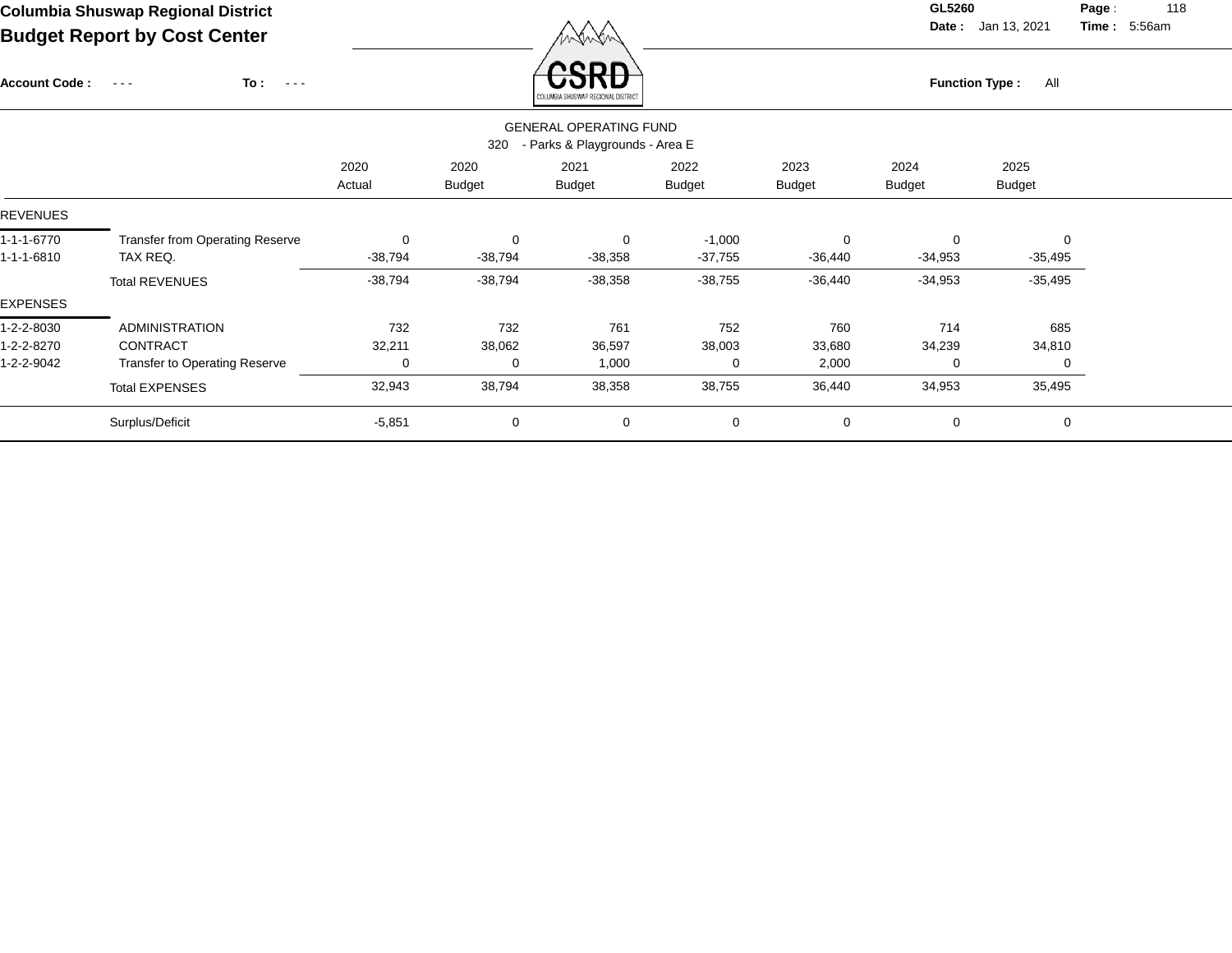# Columbia Shuswap Regional District

## Budget Report by Cost Center

GL5260

Date : Jan 13, 2021 Time : 5:56am

Account Code : - - - To : - - -

Function Type : All

GENERAL OPERATING FUND

320 - Parks & Playgrounds - Area E

| | | 2020 Actual | 2020 Budget | 2021 Budget | 2022 Budget | 2023 Budget | 2024 Budget | 2025 Budget |
|---|---|---|---|---|---|---|---|---|
| REVENUES | | | | | | | | |
| 1-1-1-6770 | Transfer from Operating Reserve | 0 | 0 | 0 | -1,000 | 0 | 0 | 0 |
| 1-1-1-6810 | TAX REQ. | -38,794 | -38,794 | -38,358 | -37,755 | -36,440 | -34,953 | -35,495 |
| | Total REVENUES | -38,794 | -38,794 | -38,358 | -38,755 | -36,440 | -34,953 | -35,495 |
| EXPENSES | | | | | | | | |
| 1-2-2-8030 | ADMINISTRATION | 732 | 732 | 761 | 752 | 760 | 714 | 685 |
| 1-2-2-8270 | CONTRACT | 32,211 | 38,062 | 36,597 | 38,003 | 33,680 | 34,239 | 34,810 |
| 1-2-2-9042 | Transfer to Operating Reserve | 0 | 0 | 1,000 | 0 | 2,000 | 0 | 0 |
| | Total EXPENSES | 32,943 | 38,794 | 38,358 | 38,755 | 36,440 | 34,953 | 35,495 |
| | Surplus/Deficit | -5,851 | 0 | 0 | 0 | 0 | 0 | 0 |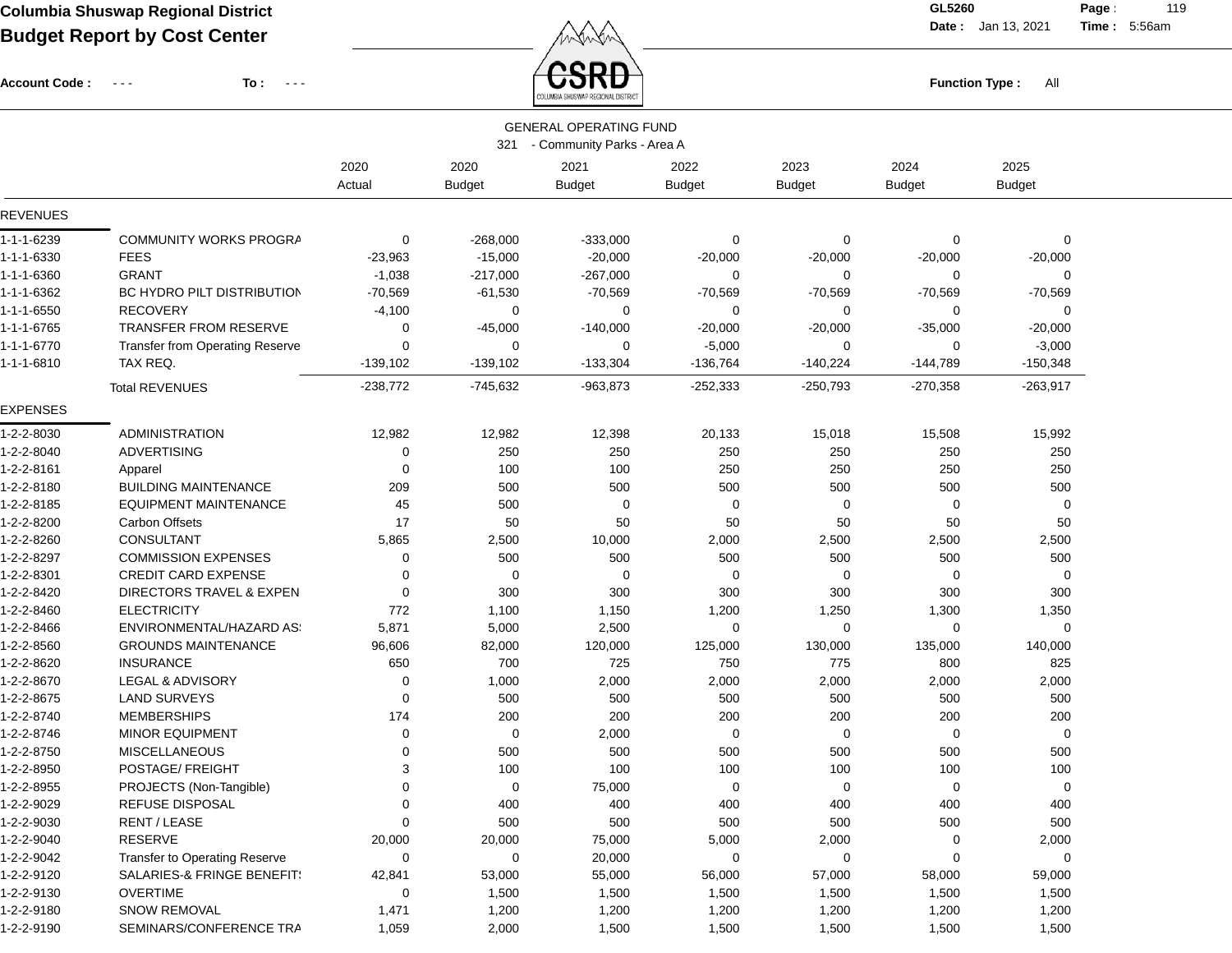# Columbia Shuswap Regional District

## Budget Report by Cost Center

Account Code : - - -  To : - - -

GL5260  Date : Jan 13, 2021  Time : 5:56am

Function Type : All

GENERAL OPERATING FUND

321 - Community Parks - Area A

| | | 2020 Actual | 2020 Budget | 2021 Budget | 2022 Budget | 2023 Budget | 2024 Budget | 2025 Budget |
|---|---|---|---|---|---|---|---|---|
| **REVENUES** | | | | | | | | |
| 1-1-1-6239 | COMMUNITY WORKS PROGRA | 0 | -268,000 | -333,000 | 0 | 0 | 0 | 0 |
| 1-1-1-6330 | FEES | -23,963 | -15,000 | -20,000 | -20,000 | -20,000 | -20,000 | -20,000 |
| 1-1-1-6360 | GRANT | -1,038 | -217,000 | -267,000 | 0 | 0 | 0 | 0 |
| 1-1-1-6362 | BC HYDRO PILT DISTRIBUTION | -70,569 | -61,530 | -70,569 | -70,569 | -70,569 | -70,569 | -70,569 |
| 1-1-1-6550 | RECOVERY | -4,100 | 0 | 0 | 0 | 0 | 0 | 0 |
| 1-1-1-6765 | TRANSFER FROM RESERVE | 0 | -45,000 | -140,000 | -20,000 | -20,000 | -35,000 | -20,000 |
| 1-1-1-6770 | Transfer from Operating Reserve | 0 | 0 | 0 | -5,000 | 0 | 0 | -3,000 |
| 1-1-1-6810 | TAX REQ. | -139,102 | -139,102 | -133,304 | -136,764 | -140,224 | -144,789 | -150,348 |
| | Total REVENUES | -238,772 | -745,632 | -963,873 | -252,333 | -250,793 | -270,358 | -263,917 |
| **EXPENSES** | | | | | | | | |
| 1-2-2-8030 | ADMINISTRATION | 12,982 | 12,982 | 12,398 | 20,133 | 15,018 | 15,508 | 15,992 |
| 1-2-2-8040 | ADVERTISING | 0 | 250 | 250 | 250 | 250 | 250 | 250 |
| 1-2-2-8161 | Apparel | 0 | 100 | 100 | 250 | 250 | 250 | 250 |
| 1-2-2-8180 | BUILDING MAINTENANCE | 209 | 500 | 500 | 500 | 500 | 500 | 500 |
| 1-2-2-8185 | EQUIPMENT MAINTENANCE | 45 | 500 | 0 | 0 | 0 | 0 | 0 |
| 1-2-2-8200 | Carbon Offsets | 17 | 50 | 50 | 50 | 50 | 50 | 50 |
| 1-2-2-8260 | CONSULTANT | 5,865 | 2,500 | 10,000 | 2,000 | 2,500 | 2,500 | 2,500 |
| 1-2-2-8297 | COMMISSION EXPENSES | 0 | 500 | 500 | 500 | 500 | 500 | 500 |
| 1-2-2-8301 | CREDIT CARD EXPENSE | 0 | 0 | 0 | 0 | 0 | 0 | 0 |
| 1-2-2-8420 | DIRECTORS TRAVEL & EXPEN | 0 | 300 | 300 | 300 | 300 | 300 | 300 |
| 1-2-2-8460 | ELECTRICITY | 772 | 1,100 | 1,150 | 1,200 | 1,250 | 1,300 | 1,350 |
| 1-2-2-8466 | ENVIRONMENTAL/HAZARD AS: | 5,871 | 5,000 | 2,500 | 0 | 0 | 0 | 0 |
| 1-2-2-8560 | GROUNDS MAINTENANCE | 96,606 | 82,000 | 120,000 | 125,000 | 130,000 | 135,000 | 140,000 |
| 1-2-2-8620 | INSURANCE | 650 | 700 | 725 | 750 | 775 | 800 | 825 |
| 1-2-2-8670 | LEGAL & ADVISORY | 0 | 1,000 | 2,000 | 2,000 | 2,000 | 2,000 | 2,000 |
| 1-2-2-8675 | LAND SURVEYS | 0 | 500 | 500 | 500 | 500 | 500 | 500 |
| 1-2-2-8740 | MEMBERSHIPS | 174 | 200 | 200 | 200 | 200 | 200 | 200 |
| 1-2-2-8746 | MINOR EQUIPMENT | 0 | 0 | 2,000 | 0 | 0 | 0 | 0 |
| 1-2-2-8750 | MISCELLANEOUS | 0 | 500 | 500 | 500 | 500 | 500 | 500 |
| 1-2-2-8950 | POSTAGE/ FREIGHT | 3 | 100 | 100 | 100 | 100 | 100 | 100 |
| 1-2-2-8955 | PROJECTS (Non-Tangible) | 0 | 0 | 75,000 | 0 | 0 | 0 | 0 |
| 1-2-2-9029 | REFUSE DISPOSAL | 0 | 400 | 400 | 400 | 400 | 400 | 400 |
| 1-2-2-9030 | RENT / LEASE | 0 | 500 | 500 | 500 | 500 | 500 | 500 |
| 1-2-2-9040 | RESERVE | 20,000 | 20,000 | 75,000 | 5,000 | 2,000 | 0 | 2,000 |
| 1-2-2-9042 | Transfer to Operating Reserve | 0 | 0 | 20,000 | 0 | 0 | 0 | 0 |
| 1-2-2-9120 | SALARIES-& FRINGE BENEFIT: | 42,841 | 53,000 | 55,000 | 56,000 | 57,000 | 58,000 | 59,000 |
| 1-2-2-9130 | OVERTIME | 0 | 1,500 | 1,500 | 1,500 | 1,500 | 1,500 | 1,500 |
| 1-2-2-9180 | SNOW REMOVAL | 1,471 | 1,200 | 1,200 | 1,200 | 1,200 | 1,200 | 1,200 |
| 1-2-2-9190 | SEMINARS/CONFERENCE TRA | 1,059 | 2,000 | 1,500 | 1,500 | 1,500 | 1,500 | 1,500 |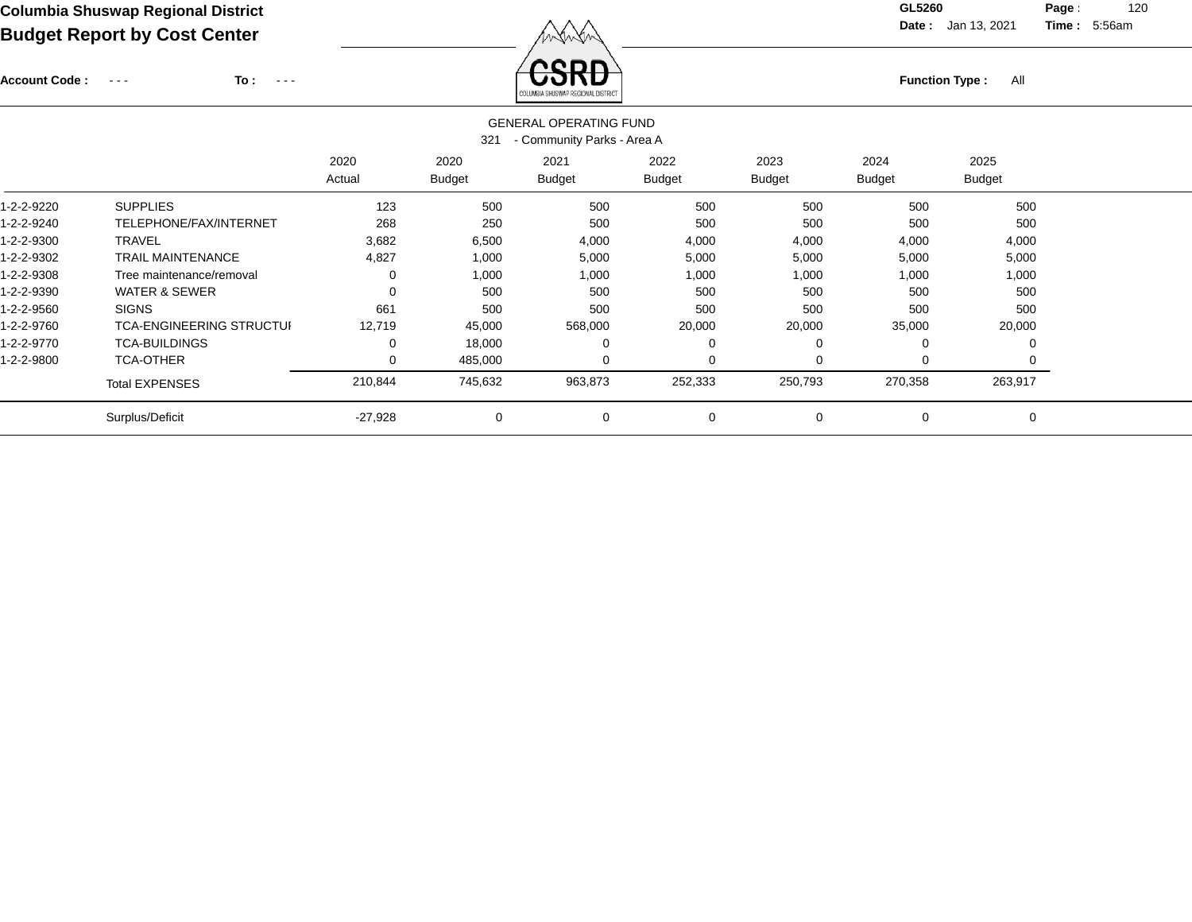**Columbia Shuswap Regional District**

**Budget Report by Cost Center**

GL5260

**Date :** Jan 13, 2021 **Time :** 5:56am

**Account Code :** - - - **To :** - - -

**Function Type :** All

GENERAL OPERATING FUND

321 - Community Parks - Area A

| | | 2020 Actual | 2020 Budget | 2021 Budget | 2022 Budget | 2023 Budget | 2024 Budget | 2025 Budget |
|---|---|---|---|---|---|---|---|---|
| 1-2-2-9220 | SUPPLIES | 123 | 500 | 500 | 500 | 500 | 500 | 500 |
| 1-2-2-9240 | TELEPHONE/FAX/INTERNET | 268 | 250 | 500 | 500 | 500 | 500 | 500 |
| 1-2-2-9300 | TRAVEL | 3,682 | 6,500 | 4,000 | 4,000 | 4,000 | 4,000 | 4,000 |
| 1-2-2-9302 | TRAIL MAINTENANCE | 4,827 | 1,000 | 5,000 | 5,000 | 5,000 | 5,000 | 5,000 |
| 1-2-2-9308 | Tree maintenance/removal | 0 | 1,000 | 1,000 | 1,000 | 1,000 | 1,000 | 1,000 |
| 1-2-2-9390 | WATER & SEWER | 0 | 500 | 500 | 500 | 500 | 500 | 500 |
| 1-2-2-9560 | SIGNS | 661 | 500 | 500 | 500 | 500 | 500 | 500 |
| 1-2-2-9760 | TCA-ENGINEERING STRUCTUI | 12,719 | 45,000 | 568,000 | 20,000 | 20,000 | 35,000 | 20,000 |
| 1-2-2-9770 | TCA-BUILDINGS | 0 | 18,000 | 0 | 0 | 0 | 0 | 0 |
| 1-2-2-9800 | TCA-OTHER | 0 | 485,000 | 0 | 0 | 0 | 0 | 0 |
| | Total EXPENSES | 210,844 | 745,632 | 963,873 | 252,333 | 250,793 | 270,358 | 263,917 |
| | Surplus/Deficit | -27,928 | 0 | 0 | 0 | 0 | 0 | 0 |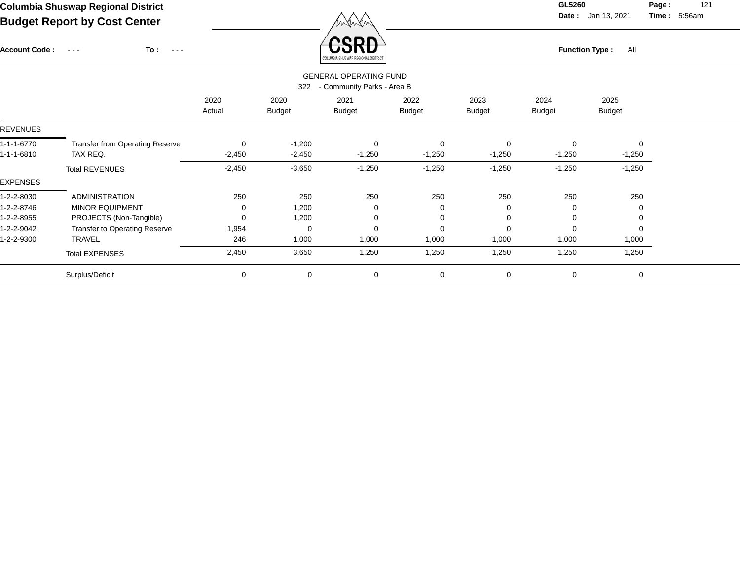**Columbia Shuswap Regional District**
**Budget Report by Cost Center**

GL5260 Date : Jan 13, 2021 Time : 5:56am

Account Code : - - - To : - - -

Function Type : All

## GENERAL OPERATING FUND
### 322 - Community Parks - Area B

| | | 2020 Actual | 2020 Budget | 2021 Budget | 2022 Budget | 2023 Budget | 2024 Budget | 2025 Budget |
|---|---|---|---|---|---|---|---|---|
| REVENUES | | | | | | | | |
| 1-1-1-6770 | Transfer from Operating Reserve | 0 | -1,200 | 0 | 0 | 0 | 0 | 0 |
| 1-1-1-6810 | TAX REQ. | -2,450 | -2,450 | -1,250 | -1,250 | -1,250 | -1,250 | -1,250 |
| | Total REVENUES | -2,450 | -3,650 | -1,250 | -1,250 | -1,250 | -1,250 | -1,250 |
| EXPENSES | | | | | | | | |
| 1-2-2-8030 | ADMINISTRATION | 250 | 250 | 250 | 250 | 250 | 250 | 250 |
| 1-2-2-8746 | MINOR EQUIPMENT | 0 | 1,200 | 0 | 0 | 0 | 0 | 0 |
| 1-2-2-8955 | PROJECTS (Non-Tangible) | 0 | 1,200 | 0 | 0 | 0 | 0 | 0 |
| 1-2-2-9042 | Transfer to Operating Reserve | 1,954 | 0 | 0 | 0 | 0 | 0 | 0 |
| 1-2-2-9300 | TRAVEL | 246 | 1,000 | 1,000 | 1,000 | 1,000 | 1,000 | 1,000 |
| | Total EXPENSES | 2,450 | 3,650 | 1,250 | 1,250 | 1,250 | 1,250 | 1,250 |
| | Surplus/Deficit | 0 | 0 | 0 | 0 | 0 | 0 | 0 |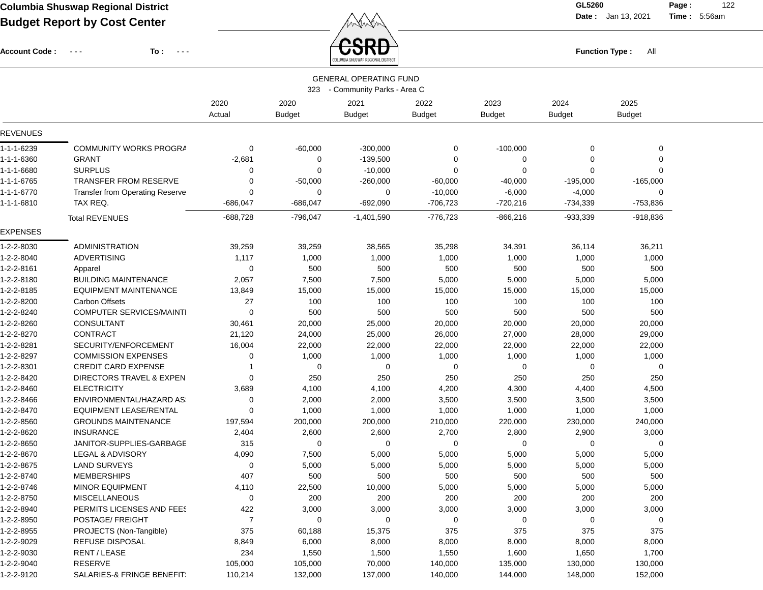# Columbia Shuswap Regional District
## Budget Report by Cost Center

GL5260 | Date : Jan 13, 2021 | Time : 5:56am

Account Code : - - - To : - - -

Function Type : All

GENERAL OPERATING FUND

323 - Community Parks - Area C

| | | 2020 Actual | 2020 Budget | 2021 Budget | 2022 Budget | 2023 Budget | 2024 Budget | 2025 Budget |
|---|---|---|---|---|---|---|---|---|
| **REVENUES** | | | | | | | | |
| 1-1-1-6239 | COMMUNITY WORKS PROGRA | 0 | -60,000 | -300,000 | 0 | -100,000 | 0 | 0 |
| 1-1-1-6360 | GRANT | -2,681 | 0 | -139,500 | 0 | 0 | 0 | 0 |
| 1-1-1-6680 | SURPLUS | 0 | 0 | -10,000 | 0 | 0 | 0 | 0 |
| 1-1-1-6765 | TRANSFER FROM RESERVE | 0 | -50,000 | -260,000 | -60,000 | -40,000 | -195,000 | -165,000 |
| 1-1-1-6770 | Transfer from Operating Reserve | 0 | 0 | 0 | -10,000 | -6,000 | -4,000 | 0 |
| 1-1-1-6810 | TAX REQ. | -686,047 | -686,047 | -692,090 | -706,723 | -720,216 | -734,339 | -753,836 |
| | Total REVENUES | -688,728 | -796,047 | -1,401,590 | -776,723 | -866,216 | -933,339 | -918,836 |
| **EXPENSES** | | | | | | | | |
| 1-2-2-8030 | ADMINISTRATION | 39,259 | 39,259 | 38,565 | 35,298 | 34,391 | 36,114 | 36,211 |
| 1-2-2-8040 | ADVERTISING | 1,117 | 1,000 | 1,000 | 1,000 | 1,000 | 1,000 | 1,000 |
| 1-2-2-8161 | Apparel | 0 | 500 | 500 | 500 | 500 | 500 | 500 |
| 1-2-2-8180 | BUILDING MAINTENANCE | 2,057 | 7,500 | 7,500 | 5,000 | 5,000 | 5,000 | 5,000 |
| 1-2-2-8185 | EQUIPMENT MAINTENANCE | 13,849 | 15,000 | 15,000 | 15,000 | 15,000 | 15,000 | 15,000 |
| 1-2-2-8200 | Carbon Offsets | 27 | 100 | 100 | 100 | 100 | 100 | 100 |
| 1-2-2-8240 | COMPUTER SERVICES/MAINTI | 0 | 500 | 500 | 500 | 500 | 500 | 500 |
| 1-2-2-8260 | CONSULTANT | 30,461 | 20,000 | 25,000 | 20,000 | 20,000 | 20,000 | 20,000 |
| 1-2-2-8270 | CONTRACT | 21,120 | 24,000 | 25,000 | 26,000 | 27,000 | 28,000 | 29,000 |
| 1-2-2-8281 | SECURITY/ENFORCEMENT | 16,004 | 22,000 | 22,000 | 22,000 | 22,000 | 22,000 | 22,000 |
| 1-2-2-8297 | COMMISSION EXPENSES | 0 | 1,000 | 1,000 | 1,000 | 1,000 | 1,000 | 1,000 |
| 1-2-2-8301 | CREDIT CARD EXPENSE | 1 | 0 | 0 | 0 | 0 | 0 | 0 |
| 1-2-2-8420 | DIRECTORS TRAVEL & EXPEN | 0 | 250 | 250 | 250 | 250 | 250 | 250 |
| 1-2-2-8460 | ELECTRICITY | 3,689 | 4,100 | 4,100 | 4,200 | 4,300 | 4,400 | 4,500 |
| 1-2-2-8466 | ENVIRONMENTAL/HAZARD AS: | 0 | 2,000 | 2,000 | 3,500 | 3,500 | 3,500 | 3,500 |
| 1-2-2-8470 | EQUIPMENT LEASE/RENTAL | 0 | 1,000 | 1,000 | 1,000 | 1,000 | 1,000 | 1,000 |
| 1-2-2-8560 | GROUNDS MAINTENANCE | 197,594 | 200,000 | 200,000 | 210,000 | 220,000 | 230,000 | 240,000 |
| 1-2-2-8620 | INSURANCE | 2,404 | 2,600 | 2,600 | 2,700 | 2,800 | 2,900 | 3,000 |
| 1-2-2-8650 | JANITOR-SUPPLIES-GARBAGE | 315 | 0 | 0 | 0 | 0 | 0 | 0 |
| 1-2-2-8670 | LEGAL & ADVISORY | 4,090 | 7,500 | 5,000 | 5,000 | 5,000 | 5,000 | 5,000 |
| 1-2-2-8675 | LAND SURVEYS | 0 | 5,000 | 5,000 | 5,000 | 5,000 | 5,000 | 5,000 |
| 1-2-2-8740 | MEMBERSHIPS | 407 | 500 | 500 | 500 | 500 | 500 | 500 |
| 1-2-2-8746 | MINOR EQUIPMENT | 4,110 | 22,500 | 10,000 | 5,000 | 5,000 | 5,000 | 5,000 |
| 1-2-2-8750 | MISCELLANEOUS | 0 | 200 | 200 | 200 | 200 | 200 | 200 |
| 1-2-2-8940 | PERMITS LICENSES AND FEES | 422 | 3,000 | 3,000 | 3,000 | 3,000 | 3,000 | 3,000 |
| 1-2-2-8950 | POSTAGE/ FREIGHT | 7 | 0 | 0 | 0 | 0 | 0 | 0 |
| 1-2-2-8955 | PROJECTS (Non-Tangible) | 375 | 60,188 | 15,375 | 375 | 375 | 375 | 375 |
| 1-2-2-9029 | REFUSE DISPOSAL | 8,849 | 6,000 | 8,000 | 8,000 | 8,000 | 8,000 | 8,000 |
| 1-2-2-9030 | RENT / LEASE | 234 | 1,550 | 1,500 | 1,550 | 1,600 | 1,650 | 1,700 |
| 1-2-2-9040 | RESERVE | 105,000 | 105,000 | 70,000 | 140,000 | 135,000 | 130,000 | 130,000 |
| 1-2-2-9120 | SALARIES-& FRINGE BENEFIT: | 110,214 | 132,000 | 137,000 | 140,000 | 144,000 | 148,000 | 152,000 |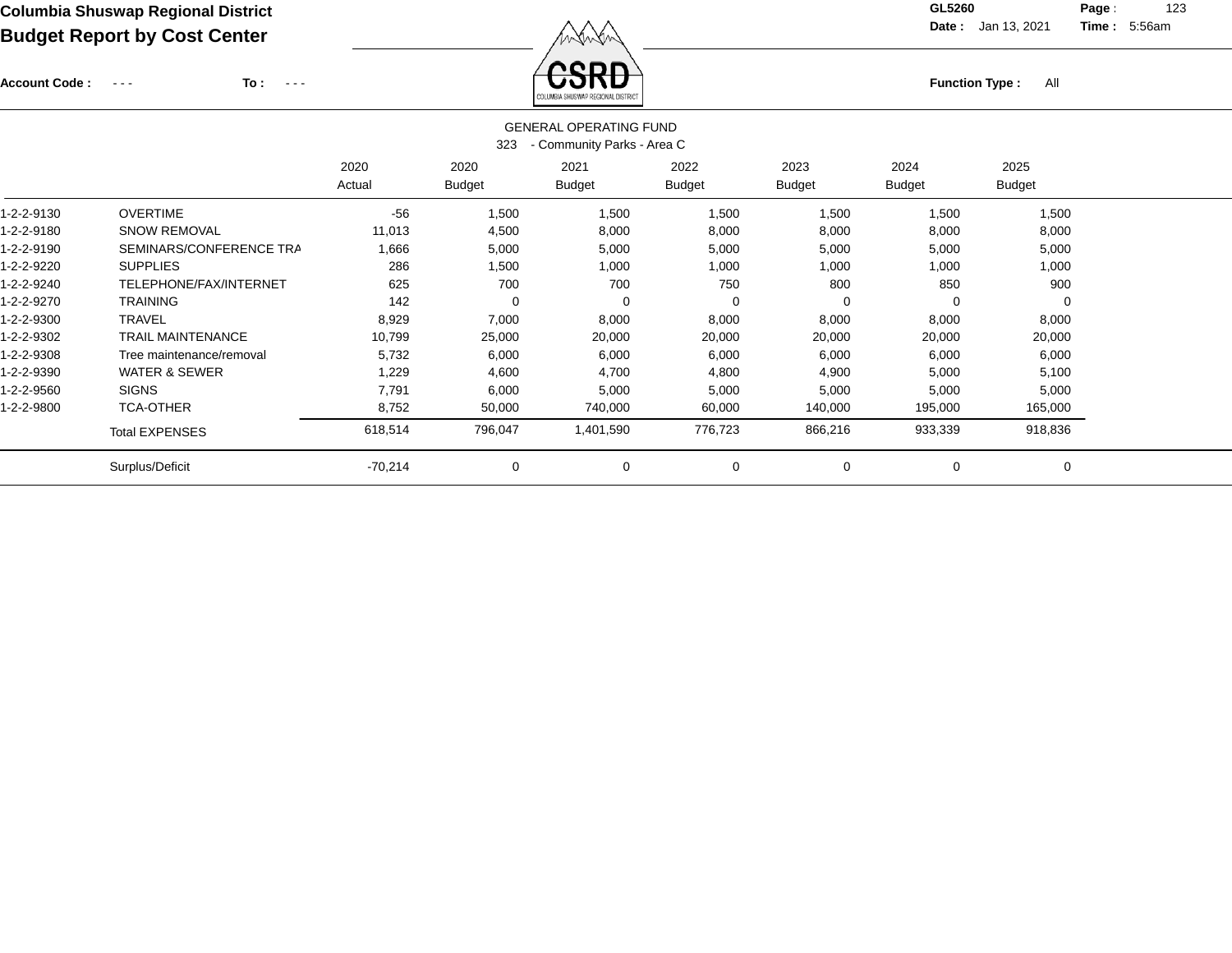**Columbia Shuswap Regional District**

**Budget Report by Cost Center**

GL5260

Date : Jan 13, 2021 Time : 5:56am

Account Code : - - - To : - - -

Function Type : All

GENERAL OPERATING FUND

323 - Community Parks - Area C

| | | 2020 Actual | 2020 Budget | 2021 Budget | 2022 Budget | 2023 Budget | 2024 Budget | 2025 Budget |
|---|---|---|---|---|---|---|---|---|
| 1-2-2-9130 | OVERTIME | -56 | 1,500 | 1,500 | 1,500 | 1,500 | 1,500 | 1,500 |
| 1-2-2-9180 | SNOW REMOVAL | 11,013 | 4,500 | 8,000 | 8,000 | 8,000 | 8,000 | 8,000 |
| 1-2-2-9190 | SEMINARS/CONFERENCE TRA | 1,666 | 5,000 | 5,000 | 5,000 | 5,000 | 5,000 | 5,000 |
| 1-2-2-9220 | SUPPLIES | 286 | 1,500 | 1,000 | 1,000 | 1,000 | 1,000 | 1,000 |
| 1-2-2-9240 | TELEPHONE/FAX/INTERNET | 625 | 700 | 700 | 750 | 800 | 850 | 900 |
| 1-2-2-9270 | TRAINING | 142 | 0 | 0 | 0 | 0 | 0 | 0 |
| 1-2-2-9300 | TRAVEL | 8,929 | 7,000 | 8,000 | 8,000 | 8,000 | 8,000 | 8,000 |
| 1-2-2-9302 | TRAIL MAINTENANCE | 10,799 | 25,000 | 20,000 | 20,000 | 20,000 | 20,000 | 20,000 |
| 1-2-2-9308 | Tree maintenance/removal | 5,732 | 6,000 | 6,000 | 6,000 | 6,000 | 6,000 | 6,000 |
| 1-2-2-9390 | WATER & SEWER | 1,229 | 4,600 | 4,700 | 4,800 | 4,900 | 5,000 | 5,100 |
| 1-2-2-9560 | SIGNS | 7,791 | 6,000 | 5,000 | 5,000 | 5,000 | 5,000 | 5,000 |
| 1-2-2-9800 | TCA-OTHER | 8,752 | 50,000 | 740,000 | 60,000 | 140,000 | 195,000 | 165,000 |
| | Total EXPENSES | 618,514 | 796,047 | 1,401,590 | 776,723 | 866,216 | 933,339 | 918,836 |
| | Surplus/Deficit | -70,214 | 0 | 0 | 0 | 0 | 0 | 0 |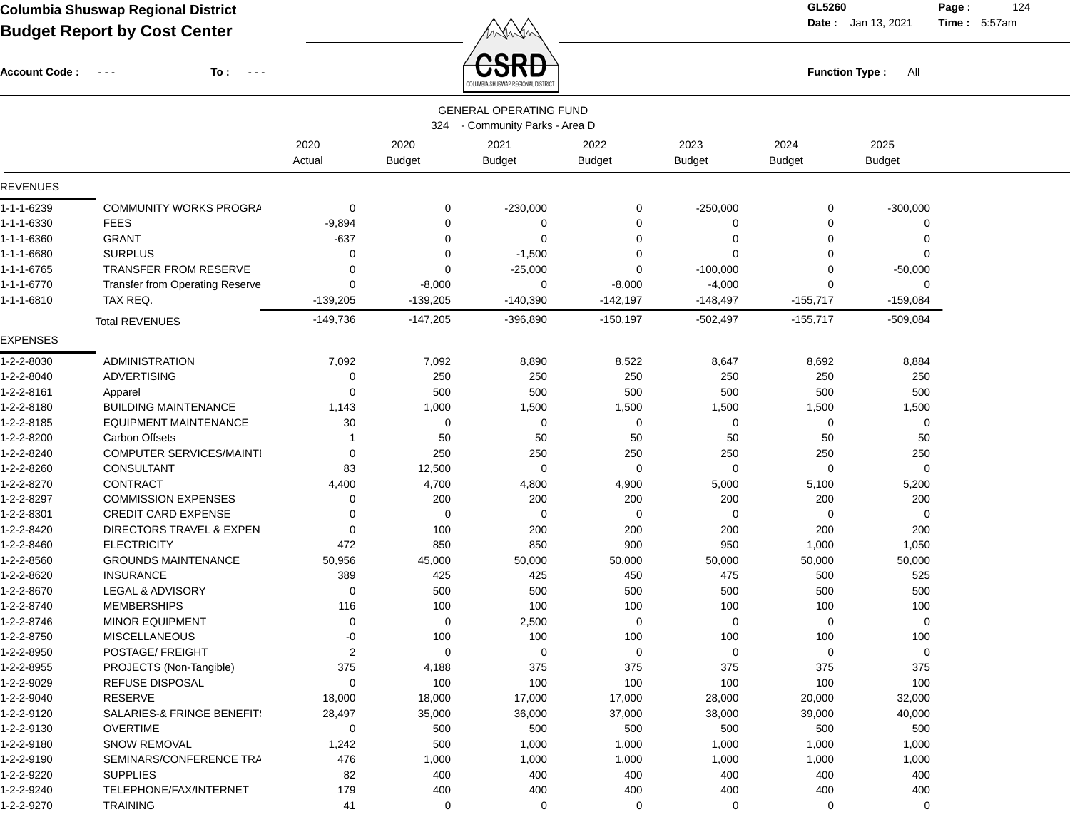**Columbia Shuswap Regional District**
**Budget Report by Cost Center**

GL5260 Date : Jan 13, 2021 Time : 5:57am

Account Code : - - - To : - - - Function Type : All

GENERAL OPERATING FUND
324 - Community Parks - Area D

| | | 2020 Actual | 2020 Budget | 2021 Budget | 2022 Budget | 2023 Budget | 2024 Budget | 2025 Budget |
|---|---|---|---|---|---|---|---|---|
| **REVENUES** | | | | | | | | |
| 1-1-1-6239 | COMMUNITY WORKS PROGRA | 0 | 0 | -230,000 | 0 | -250,000 | 0 | -300,000 |
| 1-1-1-6330 | FEES | -9,894 | 0 | 0 | 0 | 0 | 0 | 0 |
| 1-1-1-6360 | GRANT | -637 | 0 | 0 | 0 | 0 | 0 | 0 |
| 1-1-1-6680 | SURPLUS | 0 | 0 | -1,500 | 0 | 0 | 0 | 0 |
| 1-1-1-6765 | TRANSFER FROM RESERVE | 0 | 0 | -25,000 | 0 | -100,000 | 0 | -50,000 |
| 1-1-1-6770 | Transfer from Operating Reserve | 0 | -8,000 | 0 | -8,000 | -4,000 | 0 | 0 |
| 1-1-1-6810 | TAX REQ. | -139,205 | -139,205 | -140,390 | -142,197 | -148,497 | -155,717 | -159,084 |
| | Total REVENUES | -149,736 | -147,205 | -396,890 | -150,197 | -502,497 | -155,717 | -509,084 |
| **EXPENSES** | | | | | | | | |
| 1-2-2-8030 | ADMINISTRATION | 7,092 | 7,092 | 8,890 | 8,522 | 8,647 | 8,692 | 8,884 |
| 1-2-2-8040 | ADVERTISING | 0 | 250 | 250 | 250 | 250 | 250 | 250 |
| 1-2-2-8161 | Apparel | 0 | 500 | 500 | 500 | 500 | 500 | 500 |
| 1-2-2-8180 | BUILDING MAINTENANCE | 1,143 | 1,000 | 1,500 | 1,500 | 1,500 | 1,500 | 1,500 |
| 1-2-2-8185 | EQUIPMENT MAINTENANCE | 30 | 0 | 0 | 0 | 0 | 0 | 0 |
| 1-2-2-8200 | Carbon Offsets | 1 | 50 | 50 | 50 | 50 | 50 | 50 |
| 1-2-2-8240 | COMPUTER SERVICES/MAINTI | 0 | 250 | 250 | 250 | 250 | 250 | 250 |
| 1-2-2-8260 | CONSULTANT | 83 | 12,500 | 0 | 0 | 0 | 0 | 0 |
| 1-2-2-8270 | CONTRACT | 4,400 | 4,700 | 4,800 | 4,900 | 5,000 | 5,100 | 5,200 |
| 1-2-2-8297 | COMMISSION EXPENSES | 0 | 200 | 200 | 200 | 200 | 200 | 200 |
| 1-2-2-8301 | CREDIT CARD EXPENSE | 0 | 0 | 0 | 0 | 0 | 0 | 0 |
| 1-2-2-8420 | DIRECTORS TRAVEL & EXPEN | 0 | 100 | 200 | 200 | 200 | 200 | 200 |
| 1-2-2-8460 | ELECTRICITY | 472 | 850 | 850 | 900 | 950 | 1,000 | 1,050 |
| 1-2-2-8560 | GROUNDS MAINTENANCE | 50,956 | 45,000 | 50,000 | 50,000 | 50,000 | 50,000 | 50,000 |
| 1-2-2-8620 | INSURANCE | 389 | 425 | 425 | 450 | 475 | 500 | 525 |
| 1-2-2-8670 | LEGAL & ADVISORY | 0 | 500 | 500 | 500 | 500 | 500 | 500 |
| 1-2-2-8740 | MEMBERSHIPS | 116 | 100 | 100 | 100 | 100 | 100 | 100 |
| 1-2-2-8746 | MINOR EQUIPMENT | 0 | 0 | 2,500 | 0 | 0 | 0 | 0 |
| 1-2-2-8750 | MISCELLANEOUS | -0 | 100 | 100 | 100 | 100 | 100 | 100 |
| 1-2-2-8950 | POSTAGE/ FREIGHT | 2 | 0 | 0 | 0 | 0 | 0 | 0 |
| 1-2-2-8955 | PROJECTS (Non-Tangible) | 375 | 4,188 | 375 | 375 | 375 | 375 | 375 |
| 1-2-2-9029 | REFUSE DISPOSAL | 0 | 100 | 100 | 100 | 100 | 100 | 100 |
| 1-2-2-9040 | RESERVE | 18,000 | 18,000 | 17,000 | 17,000 | 28,000 | 20,000 | 32,000 |
| 1-2-2-9120 | SALARIES-& FRINGE BENEFIT! | 28,497 | 35,000 | 36,000 | 37,000 | 38,000 | 39,000 | 40,000 |
| 1-2-2-9130 | OVERTIME | 0 | 500 | 500 | 500 | 500 | 500 | 500 |
| 1-2-2-9180 | SNOW REMOVAL | 1,242 | 500 | 1,000 | 1,000 | 1,000 | 1,000 | 1,000 |
| 1-2-2-9190 | SEMINARS/CONFERENCE TRA | 476 | 1,000 | 1,000 | 1,000 | 1,000 | 1,000 | 1,000 |
| 1-2-2-9220 | SUPPLIES | 82 | 400 | 400 | 400 | 400 | 400 | 400 |
| 1-2-2-9240 | TELEPHONE/FAX/INTERNET | 179 | 400 | 400 | 400 | 400 | 400 | 400 |
| 1-2-2-9270 | TRAINING | 41 | 0 | 0 | 0 | 0 | 0 | 0 |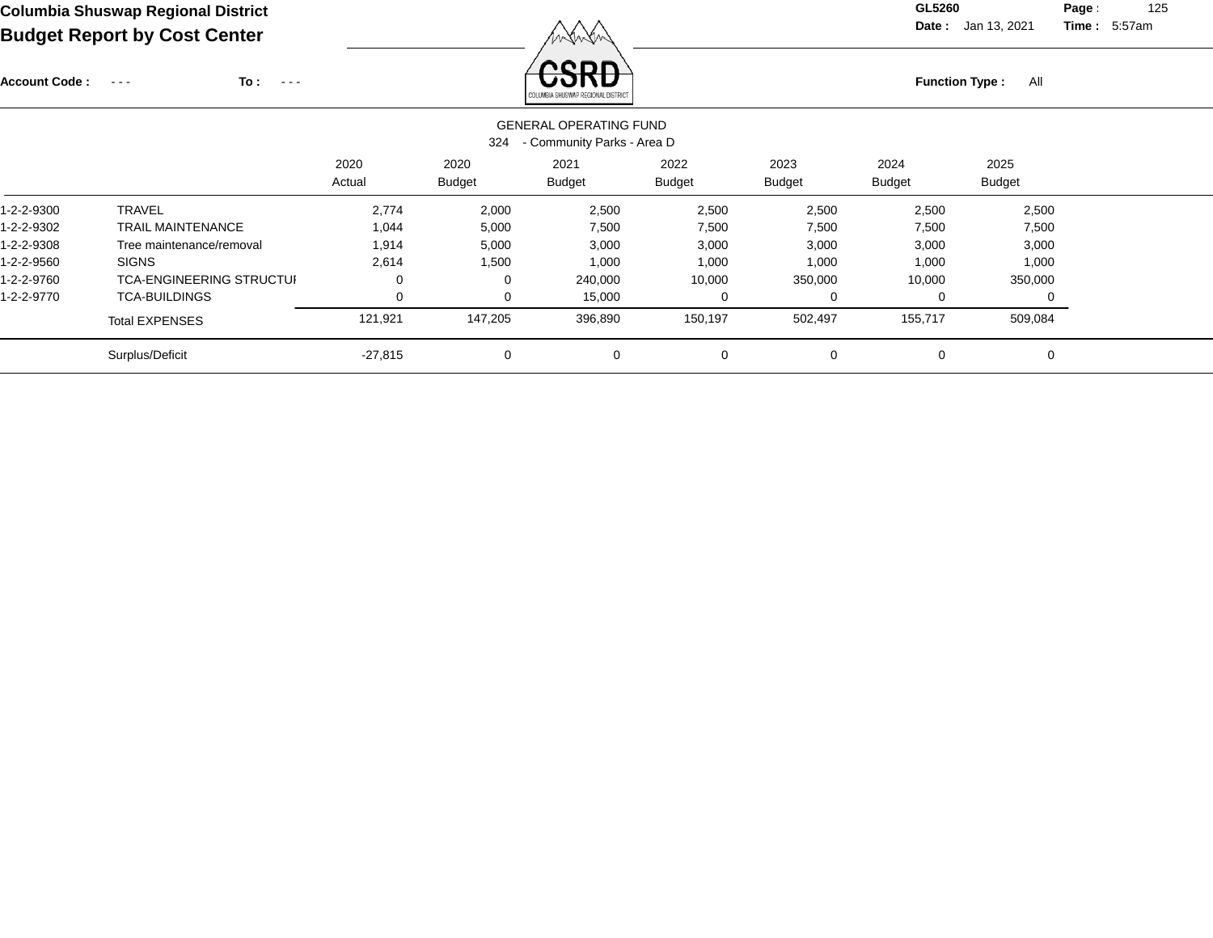**Columbia Shuswap Regional District**

**Budget Report by Cost Center**

GL5260

Date : Jan 13, 2021 Time : 5:57am

Account Code : - - - To : - - -

Function Type : All

GENERAL OPERATING FUND

324 - Community Parks - Area D

| | | 2020 Actual | 2020 Budget | 2021 Budget | 2022 Budget | 2023 Budget | 2024 Budget | 2025 Budget |
|---|---|---|---|---|---|---|---|---|
| 1-2-2-9300 | TRAVEL | 2,774 | 2,000 | 2,500 | 2,500 | 2,500 | 2,500 | 2,500 |
| 1-2-2-9302 | TRAIL MAINTENANCE | 1,044 | 5,000 | 7,500 | 7,500 | 7,500 | 7,500 | 7,500 |
| 1-2-2-9308 | Tree maintenance/removal | 1,914 | 5,000 | 3,000 | 3,000 | 3,000 | 3,000 | 3,000 |
| 1-2-2-9560 | SIGNS | 2,614 | 1,500 | 1,000 | 1,000 | 1,000 | 1,000 | 1,000 |
| 1-2-2-9760 | TCA-ENGINEERING STRUCTUI | 0 | 0 | 240,000 | 10,000 | 350,000 | 10,000 | 350,000 |
| 1-2-2-9770 | TCA-BUILDINGS | 0 | 0 | 15,000 | 0 | 0 | 0 | 0 |
| | Total EXPENSES | 121,921 | 147,205 | 396,890 | 150,197 | 502,497 | 155,717 | 509,084 |
| | Surplus/Deficit | -27,815 | 0 | 0 | 0 | 0 | 0 | 0 |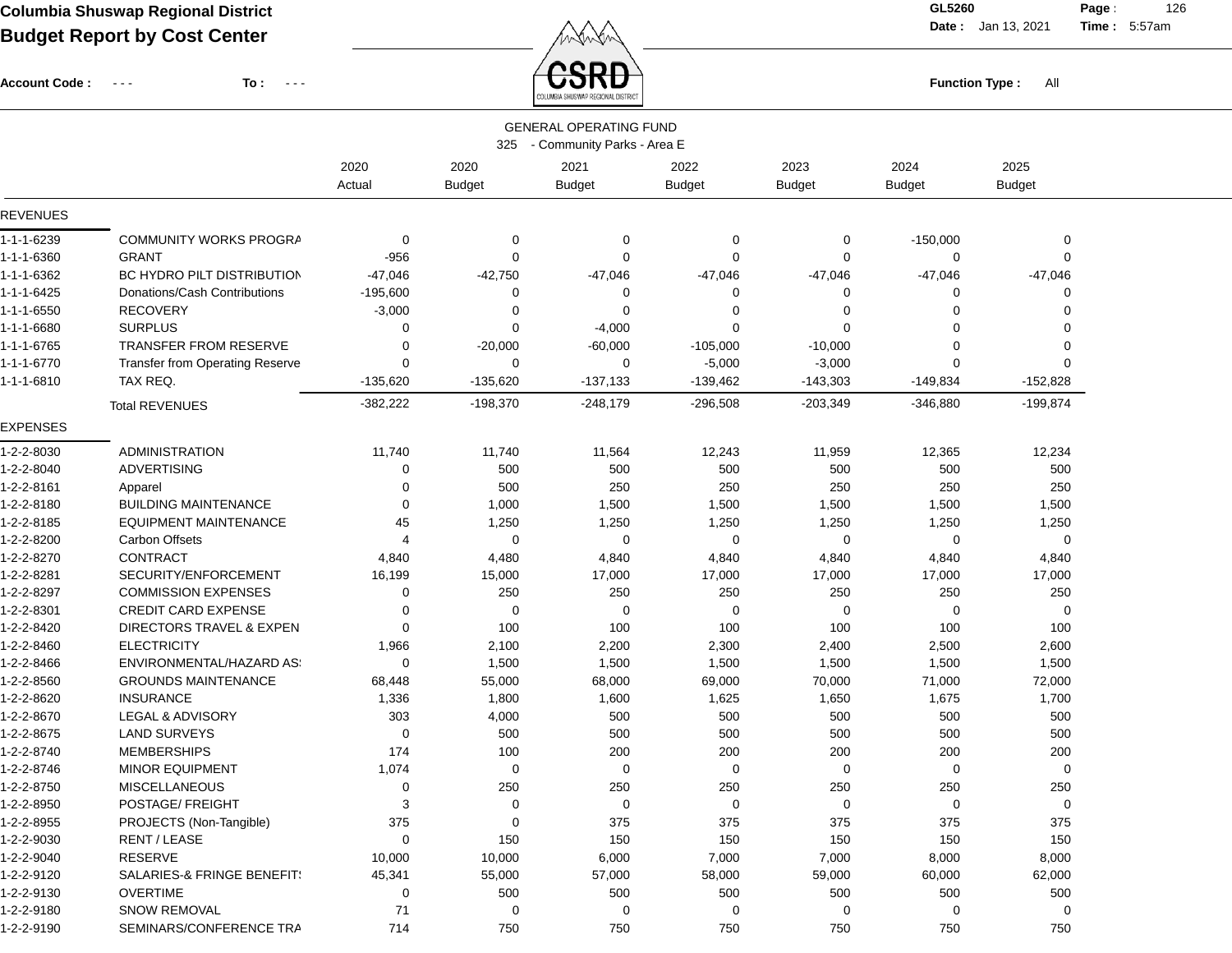# Columbia Shuswap Regional District

## Budget Report by Cost Center

GL5260 Date : Jan 13, 2021 Time : 5:57am

Account Code : - - - To : - - -

Function Type : All

### GENERAL OPERATING FUND

325 - Community Parks - Area E

| | | 2020 Actual | 2020 Budget | 2021 Budget | 2022 Budget | 2023 Budget | 2024 Budget | 2025 Budget |
|---|---|---|---|---|---|---|---|---|
| **REVENUES** | | | | | | | | |
| 1-1-1-6239 | COMMUNITY WORKS PROGRA | 0 | 0 | 0 | 0 | 0 | -150,000 | 0 |
| 1-1-1-6360 | GRANT | -956 | 0 | 0 | 0 | 0 | 0 | 0 |
| 1-1-1-6362 | BC HYDRO PILT DISTRIBUTION | -47,046 | -42,750 | -47,046 | -47,046 | -47,046 | -47,046 | -47,046 |
| 1-1-1-6425 | Donations/Cash Contributions | -195,600 | 0 | 0 | 0 | 0 | 0 | 0 |
| 1-1-1-6550 | RECOVERY | -3,000 | 0 | 0 | 0 | 0 | 0 | 0 |
| 1-1-1-6680 | SURPLUS | 0 | 0 | -4,000 | 0 | 0 | 0 | 0 |
| 1-1-1-6765 | TRANSFER FROM RESERVE | 0 | -20,000 | -60,000 | -105,000 | -10,000 | 0 | 0 |
| 1-1-1-6770 | Transfer from Operating Reserve | 0 | 0 | 0 | -5,000 | -3,000 | 0 | 0 |
| 1-1-1-6810 | TAX REQ. | -135,620 | -135,620 | -137,133 | -139,462 | -143,303 | -149,834 | -152,828 |
| | Total REVENUES | -382,222 | -198,370 | -248,179 | -296,508 | -203,349 | -346,880 | -199,874 |
| **EXPENSES** | | | | | | | | |
| 1-2-2-8030 | ADMINISTRATION | 11,740 | 11,740 | 11,564 | 12,243 | 11,959 | 12,365 | 12,234 |
| 1-2-2-8040 | ADVERTISING | 0 | 500 | 500 | 500 | 500 | 500 | 500 |
| 1-2-2-8161 | Apparel | 0 | 500 | 250 | 250 | 250 | 250 | 250 |
| 1-2-2-8180 | BUILDING MAINTENANCE | 0 | 1,000 | 1,500 | 1,500 | 1,500 | 1,500 | 1,500 |
| 1-2-2-8185 | EQUIPMENT MAINTENANCE | 45 | 1,250 | 1,250 | 1,250 | 1,250 | 1,250 | 1,250 |
| 1-2-2-8200 | Carbon Offsets | 4 | 0 | 0 | 0 | 0 | 0 | 0 |
| 1-2-2-8270 | CONTRACT | 4,840 | 4,480 | 4,840 | 4,840 | 4,840 | 4,840 | 4,840 |
| 1-2-2-8281 | SECURITY/ENFORCEMENT | 16,199 | 15,000 | 17,000 | 17,000 | 17,000 | 17,000 | 17,000 |
| 1-2-2-8297 | COMMISSION EXPENSES | 0 | 250 | 250 | 250 | 250 | 250 | 250 |
| 1-2-2-8301 | CREDIT CARD EXPENSE | 0 | 0 | 0 | 0 | 0 | 0 | 0 |
| 1-2-2-8420 | DIRECTORS TRAVEL & EXPEN | 0 | 100 | 100 | 100 | 100 | 100 | 100 |
| 1-2-2-8460 | ELECTRICITY | 1,966 | 2,100 | 2,200 | 2,300 | 2,400 | 2,500 | 2,600 |
| 1-2-2-8466 | ENVIRONMENTAL/HAZARD AS! | 0 | 1,500 | 1,500 | 1,500 | 1,500 | 1,500 | 1,500 |
| 1-2-2-8560 | GROUNDS MAINTENANCE | 68,448 | 55,000 | 68,000 | 69,000 | 70,000 | 71,000 | 72,000 |
| 1-2-2-8620 | INSURANCE | 1,336 | 1,800 | 1,600 | 1,625 | 1,650 | 1,675 | 1,700 |
| 1-2-2-8670 | LEGAL & ADVISORY | 303 | 4,000 | 500 | 500 | 500 | 500 | 500 |
| 1-2-2-8675 | LAND SURVEYS | 0 | 500 | 500 | 500 | 500 | 500 | 500 |
| 1-2-2-8740 | MEMBERSHIPS | 174 | 100 | 200 | 200 | 200 | 200 | 200 |
| 1-2-2-8746 | MINOR EQUIPMENT | 1,074 | 0 | 0 | 0 | 0 | 0 | 0 |
| 1-2-2-8750 | MISCELLANEOUS | 0 | 250 | 250 | 250 | 250 | 250 | 250 |
| 1-2-2-8950 | POSTAGE/ FREIGHT | 3 | 0 | 0 | 0 | 0 | 0 | 0 |
| 1-2-2-8955 | PROJECTS (Non-Tangible) | 375 | 0 | 375 | 375 | 375 | 375 | 375 |
| 1-2-2-9030 | RENT / LEASE | 0 | 150 | 150 | 150 | 150 | 150 | 150 |
| 1-2-2-9040 | RESERVE | 10,000 | 10,000 | 6,000 | 7,000 | 7,000 | 8,000 | 8,000 |
| 1-2-2-9120 | SALARIES-& FRINGE BENEFIT! | 45,341 | 55,000 | 57,000 | 58,000 | 59,000 | 60,000 | 62,000 |
| 1-2-2-9130 | OVERTIME | 0 | 500 | 500 | 500 | 500 | 500 | 500 |
| 1-2-2-9180 | SNOW REMOVAL | 71 | 0 | 0 | 0 | 0 | 0 | 0 |
| 1-2-2-9190 | SEMINARS/CONFERENCE TRA | 714 | 750 | 750 | 750 | 750 | 750 | 750 |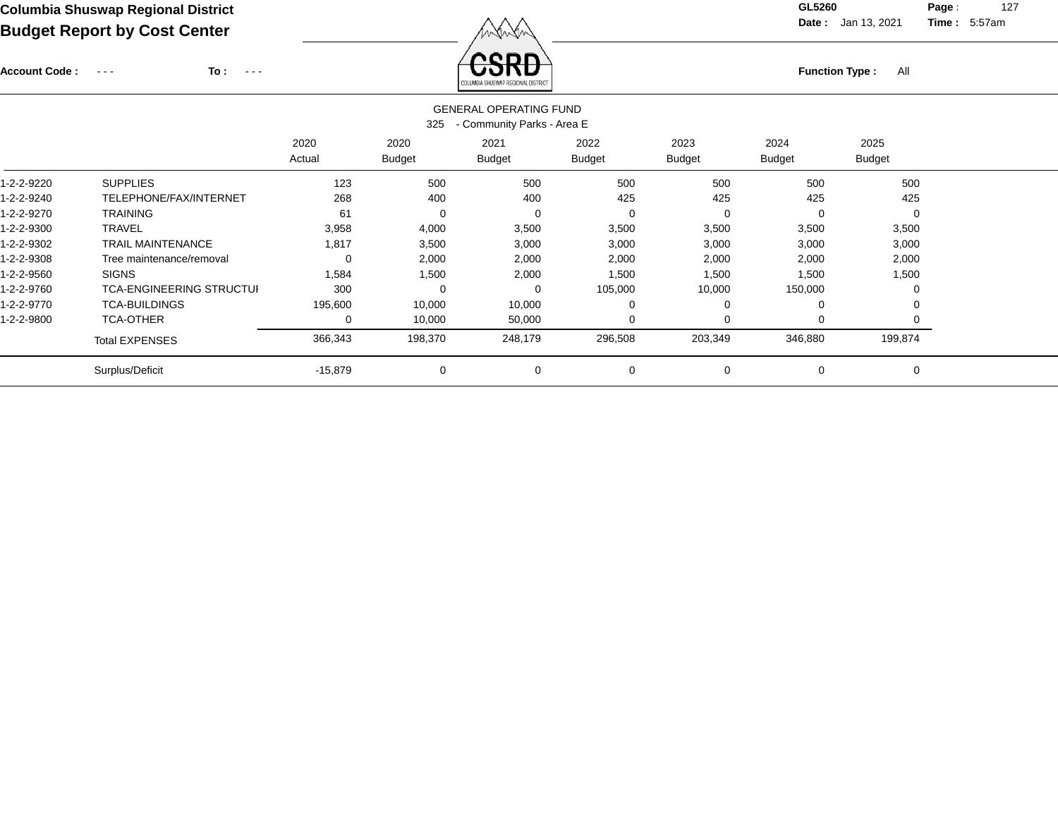**Columbia Shuswap Regional District**

**Budget Report by Cost Center**

**GL5260** **Date :** Jan 13, 2021 **Time :** 5:57am

**Account Code :** - - - **To :** - - - **Function Type :** All

GENERAL OPERATING FUND

325 - Community Parks - Area E

| | | 2020 Actual | 2020 Budget | 2021 Budget | 2022 Budget | 2023 Budget | 2024 Budget | 2025 Budget |
|---|---|---|---|---|---|---|---|---|
| 1-2-2-9220 | SUPPLIES | 123 | 500 | 500 | 500 | 500 | 500 | 500 |
| 1-2-2-9240 | TELEPHONE/FAX/INTERNET | 268 | 400 | 400 | 425 | 425 | 425 | 425 |
| 1-2-2-9270 | TRAINING | 61 | 0 | 0 | 0 | 0 | 0 | 0 |
| 1-2-2-9300 | TRAVEL | 3,958 | 4,000 | 3,500 | 3,500 | 3,500 | 3,500 | 3,500 |
| 1-2-2-9302 | TRAIL MAINTENANCE | 1,817 | 3,500 | 3,000 | 3,000 | 3,000 | 3,000 | 3,000 |
| 1-2-2-9308 | Tree maintenance/removal | 0 | 2,000 | 2,000 | 2,000 | 2,000 | 2,000 | 2,000 |
| 1-2-2-9560 | SIGNS | 1,584 | 1,500 | 2,000 | 1,500 | 1,500 | 1,500 | 1,500 |
| 1-2-2-9760 | TCA-ENGINEERING STRUCTUI | 300 | 0 | 0 | 105,000 | 10,000 | 150,000 | 0 |
| 1-2-2-9770 | TCA-BUILDINGS | 195,600 | 10,000 | 10,000 | 0 | 0 | 0 | 0 |
| 1-2-2-9800 | TCA-OTHER | 0 | 10,000 | 50,000 | 0 | 0 | 0 | 0 |
| | Total EXPENSES | 366,343 | 198,370 | 248,179 | 296,508 | 203,349 | 346,880 | 199,874 |
| | Surplus/Deficit | -15,879 | 0 | 0 | 0 | 0 | 0 | 0 |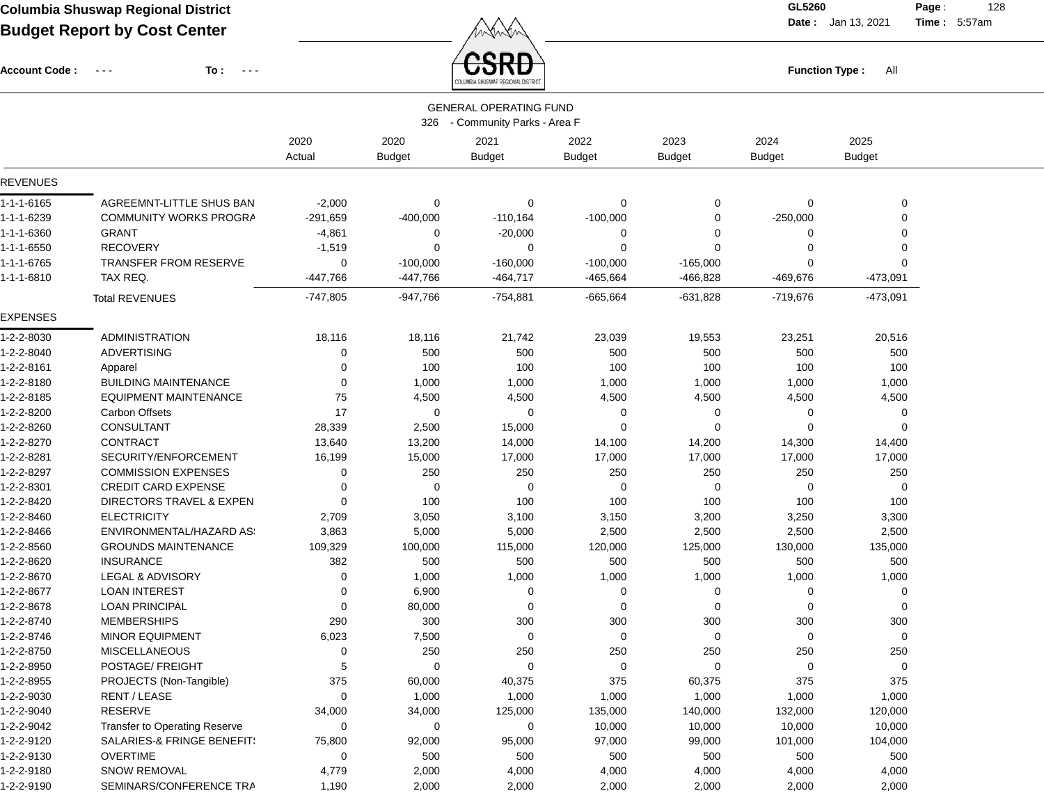**Columbia Shuswap Regional District**
**Budget Report by Cost Center**

GL5260
Date : Jan 13, 2021 Time : 5:57am

Account Code : - - - To : - - -

Function Type : All

GENERAL OPERATING FUND
326 - Community Parks - Area F

| | | 2020 Actual | 2020 Budget | 2021 Budget | 2022 Budget | 2023 Budget | 2024 Budget | 2025 Budget |
|---|---|---|---|---|---|---|---|---|
| **REVENUES** | | | | | | | | |
| 1-1-1-6165 | AGREEMNT-LITTLE SHUS BAN | -2,000 | 0 | 0 | 0 | 0 | 0 | 0 |
| 1-1-1-6239 | COMMUNITY WORKS PROGRA | -291,659 | -400,000 | -110,164 | -100,000 | 0 | -250,000 | 0 |
| 1-1-1-6360 | GRANT | -4,861 | 0 | -20,000 | 0 | 0 | 0 | 0 |
| 1-1-1-6550 | RECOVERY | -1,519 | 0 | 0 | 0 | 0 | 0 | 0 |
| 1-1-1-6765 | TRANSFER FROM RESERVE | 0 | -100,000 | -160,000 | -100,000 | -165,000 | 0 | 0 |
| 1-1-1-6810 | TAX REQ. | -447,766 | -447,766 | -464,717 | -465,664 | -466,828 | -469,676 | -473,091 |
| | Total REVENUES | -747,805 | -947,766 | -754,881 | -665,664 | -631,828 | -719,676 | -473,091 |
| **EXPENSES** | | | | | | | | |
| 1-2-2-8030 | ADMINISTRATION | 18,116 | 18,116 | 21,742 | 23,039 | 19,553 | 23,251 | 20,516 |
| 1-2-2-8040 | ADVERTISING | 0 | 500 | 500 | 500 | 500 | 500 | 500 |
| 1-2-2-8161 | Apparel | 0 | 100 | 100 | 100 | 100 | 100 | 100 |
| 1-2-2-8180 | BUILDING MAINTENANCE | 0 | 1,000 | 1,000 | 1,000 | 1,000 | 1,000 | 1,000 |
| 1-2-2-8185 | EQUIPMENT MAINTENANCE | 75 | 4,500 | 4,500 | 4,500 | 4,500 | 4,500 | 4,500 |
| 1-2-2-8200 | Carbon Offsets | 17 | 0 | 0 | 0 | 0 | 0 | 0 |
| 1-2-2-8260 | CONSULTANT | 28,339 | 2,500 | 15,000 | 0 | 0 | 0 | 0 |
| 1-2-2-8270 | CONTRACT | 13,640 | 13,200 | 14,000 | 14,100 | 14,200 | 14,300 | 14,400 |
| 1-2-2-8281 | SECURITY/ENFORCEMENT | 16,199 | 15,000 | 17,000 | 17,000 | 17,000 | 17,000 | 17,000 |
| 1-2-2-8297 | COMMISSION EXPENSES | 0 | 250 | 250 | 250 | 250 | 250 | 250 |
| 1-2-2-8301 | CREDIT CARD EXPENSE | 0 | 0 | 0 | 0 | 0 | 0 | 0 |
| 1-2-2-8420 | DIRECTORS TRAVEL & EXPEN | 0 | 100 | 100 | 100 | 100 | 100 | 100 |
| 1-2-2-8460 | ELECTRICITY | 2,709 | 3,050 | 3,100 | 3,150 | 3,200 | 3,250 | 3,300 |
| 1-2-2-8466 | ENVIRONMENTAL/HAZARD AS: | 3,863 | 5,000 | 5,000 | 2,500 | 2,500 | 2,500 | 2,500 |
| 1-2-2-8560 | GROUNDS MAINTENANCE | 109,329 | 100,000 | 115,000 | 120,000 | 125,000 | 130,000 | 135,000 |
| 1-2-2-8620 | INSURANCE | 382 | 500 | 500 | 500 | 500 | 500 | 500 |
| 1-2-2-8670 | LEGAL & ADVISORY | 0 | 1,000 | 1,000 | 1,000 | 1,000 | 1,000 | 1,000 |
| 1-2-2-8677 | LOAN INTEREST | 0 | 6,900 | 0 | 0 | 0 | 0 | 0 |
| 1-2-2-8678 | LOAN PRINCIPAL | 0 | 80,000 | 0 | 0 | 0 | 0 | 0 |
| 1-2-2-8740 | MEMBERSHIPS | 290 | 300 | 300 | 300 | 300 | 300 | 300 |
| 1-2-2-8746 | MINOR EQUIPMENT | 6,023 | 7,500 | 0 | 0 | 0 | 0 | 0 |
| 1-2-2-8750 | MISCELLANEOUS | 0 | 250 | 250 | 250 | 250 | 250 | 250 |
| 1-2-2-8950 | POSTAGE/ FREIGHT | 5 | 0 | 0 | 0 | 0 | 0 | 0 |
| 1-2-2-8955 | PROJECTS (Non-Tangible) | 375 | 60,000 | 40,375 | 375 | 60,375 | 375 | 375 |
| 1-2-2-9030 | RENT / LEASE | 0 | 1,000 | 1,000 | 1,000 | 1,000 | 1,000 | 1,000 |
| 1-2-2-9040 | RESERVE | 34,000 | 34,000 | 125,000 | 135,000 | 140,000 | 132,000 | 120,000 |
| 1-2-2-9042 | Transfer to Operating Reserve | 0 | 0 | 0 | 10,000 | 10,000 | 10,000 | 10,000 |
| 1-2-2-9120 | SALARIES-& FRINGE BENEFIT! | 75,800 | 92,000 | 95,000 | 97,000 | 99,000 | 101,000 | 104,000 |
| 1-2-2-9130 | OVERTIME | 0 | 500 | 500 | 500 | 500 | 500 | 500 |
| 1-2-2-9180 | SNOW REMOVAL | 4,779 | 2,000 | 4,000 | 4,000 | 4,000 | 4,000 | 4,000 |
| 1-2-2-9190 | SEMINARS/CONFERENCE TRA | 1,190 | 2,000 | 2,000 | 2,000 | 2,000 | 2,000 | 2,000 |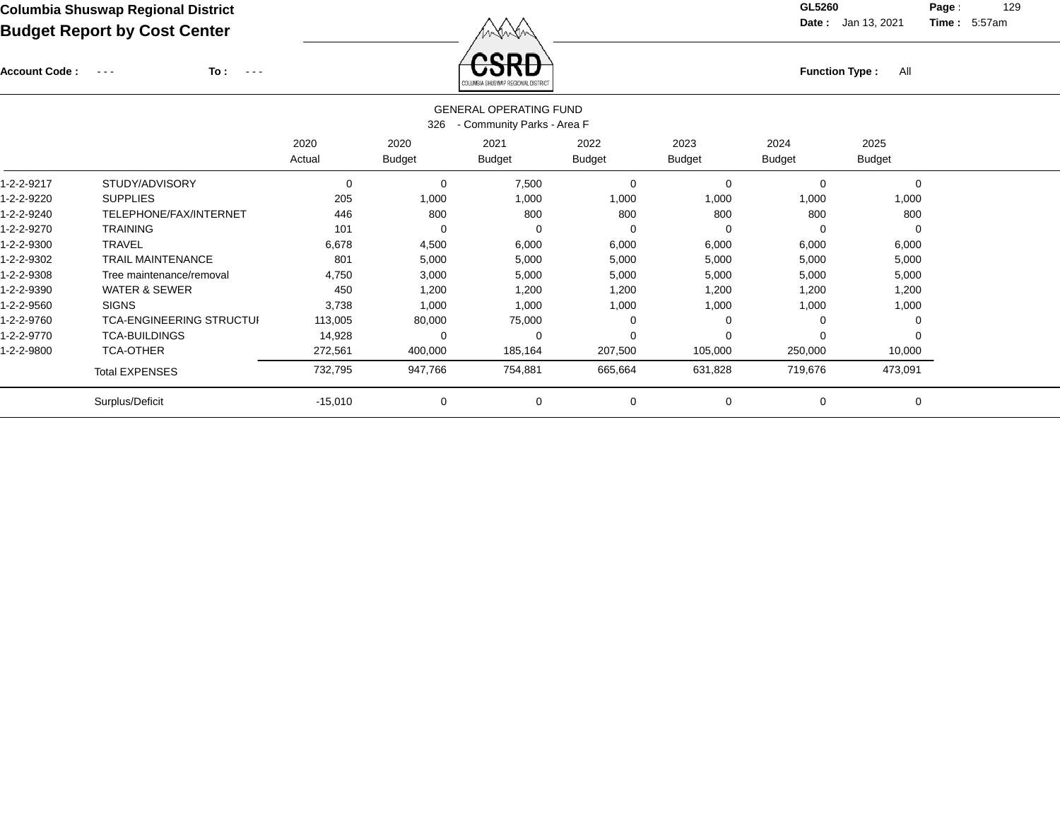**Columbia Shuswap Regional District**
**Budget Report by Cost Center**

GL5260
Date : Jan 13, 2021 Time : 5:57am

Account Code : - - - To : - - -

Function Type : All

GENERAL OPERATING FUND
326 - Community Parks - Area F

| | | 2020 Actual | 2020 Budget | 2021 Budget | 2022 Budget | 2023 Budget | 2024 Budget | 2025 Budget |
|---|---|---|---|---|---|---|---|---|
| 1-2-2-9217 | STUDY/ADVISORY | 0 | 0 | 7,500 | 0 | 0 | 0 | 0 |
| 1-2-2-9220 | SUPPLIES | 205 | 1,000 | 1,000 | 1,000 | 1,000 | 1,000 | 1,000 |
| 1-2-2-9240 | TELEPHONE/FAX/INTERNET | 446 | 800 | 800 | 800 | 800 | 800 | 800 |
| 1-2-2-9270 | TRAINING | 101 | 0 | 0 | 0 | 0 | 0 | 0 |
| 1-2-2-9300 | TRAVEL | 6,678 | 4,500 | 6,000 | 6,000 | 6,000 | 6,000 | 6,000 |
| 1-2-2-9302 | TRAIL MAINTENANCE | 801 | 5,000 | 5,000 | 5,000 | 5,000 | 5,000 | 5,000 |
| 1-2-2-9308 | Tree maintenance/removal | 4,750 | 3,000 | 5,000 | 5,000 | 5,000 | 5,000 | 5,000 |
| 1-2-2-9390 | WATER & SEWER | 450 | 1,200 | 1,200 | 1,200 | 1,200 | 1,200 | 1,200 |
| 1-2-2-9560 | SIGNS | 3,738 | 1,000 | 1,000 | 1,000 | 1,000 | 1,000 | 1,000 |
| 1-2-2-9760 | TCA-ENGINEERING STRUCTUI | 113,005 | 80,000 | 75,000 | 0 | 0 | 0 | 0 |
| 1-2-2-9770 | TCA-BUILDINGS | 14,928 | 0 | 0 | 0 | 0 | 0 | 0 |
| 1-2-2-9800 | TCA-OTHER | 272,561 | 400,000 | 185,164 | 207,500 | 105,000 | 250,000 | 10,000 |
| | Total EXPENSES | 732,795 | 947,766 | 754,881 | 665,664 | 631,828 | 719,676 | 473,091 |
| | Surplus/Deficit | -15,010 | 0 | 0 | 0 | 0 | 0 | 0 |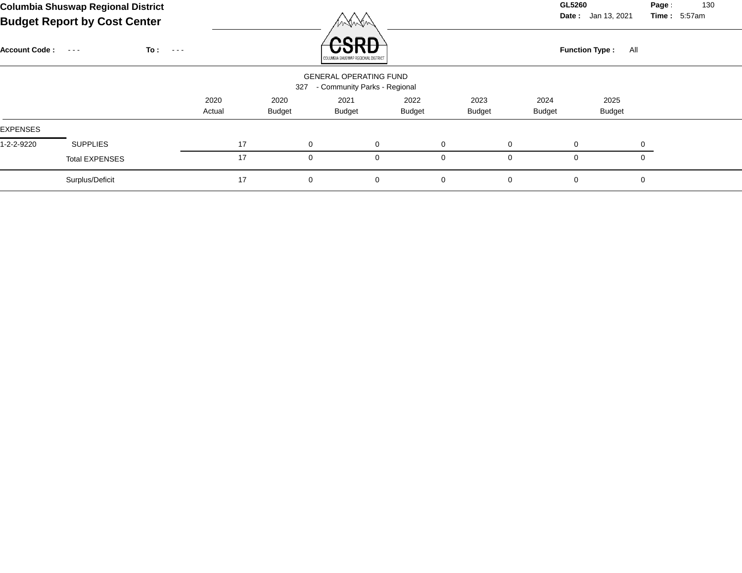**Columbia Shuswap Regional District**
**Budget Report by Cost Center**

**GL5260** **Date :** Jan 13, 2021 **Time :** 5:57am

**Account Code :** - - - **To :** - - - **Function Type :** All

GENERAL OPERATING FUND
327 - Community Parks - Regional

| | | 2020 Actual | 2020 Budget | 2021 Budget | 2022 Budget | 2023 Budget | 2024 Budget | 2025 Budget |
|---|---|---|---|---|---|---|---|---|
| EXPENSES | | | | | | | | |
| 1-2-2-9220 | SUPPLIES | 17 | 0 | 0 | 0 | 0 | 0 | 0 |
| | Total EXPENSES | 17 | 0 | 0 | 0 | 0 | 0 | 0 |
| | Surplus/Deficit | 17 | 0 | 0 | 0 | 0 | 0 | 0 |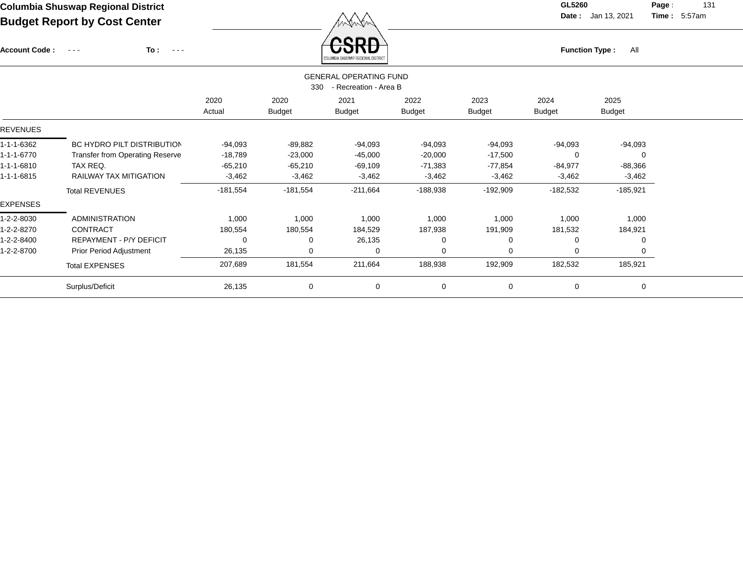**Columbia Shuswap Regional District**

**Budget Report by Cost Center**

**GL5260** | **Date :** Jan 13, 2021 | **Time :** 5:57am

**Account Code :** - - - **To :** - - -

**Function Type :** All

GENERAL OPERATING FUND

330 - Recreation - Area B

| | | 2020 Actual | 2020 Budget | 2021 Budget | 2022 Budget | 2023 Budget | 2024 Budget | 2025 Budget |
|---|---|---|---|---|---|---|---|---|
| REVENUES | | | | | | | | |
| 1-1-1-6362 | BC HYDRO PILT DISTRIBUTION | -94,093 | -89,882 | -94,093 | -94,093 | -94,093 | -94,093 | -94,093 |
| 1-1-1-6770 | Transfer from Operating Reserve | -18,789 | -23,000 | -45,000 | -20,000 | -17,500 | 0 | 0 |
| 1-1-1-6810 | TAX REQ. | -65,210 | -65,210 | -69,109 | -71,383 | -77,854 | -84,977 | -88,366 |
| 1-1-1-6815 | RAILWAY TAX MITIGATION | -3,462 | -3,462 | -3,462 | -3,462 | -3,462 | -3,462 | -3,462 |
| | Total REVENUES | -181,554 | -181,554 | -211,664 | -188,938 | -192,909 | -182,532 | -185,921 |
| EXPENSES | | | | | | | | |
| 1-2-2-8030 | ADMINISTRATION | 1,000 | 1,000 | 1,000 | 1,000 | 1,000 | 1,000 | 1,000 |
| 1-2-2-8270 | CONTRACT | 180,554 | 180,554 | 184,529 | 187,938 | 191,909 | 181,532 | 184,921 |
| 1-2-2-8400 | REPAYMENT - P/Y DEFICIT | 0 | 0 | 26,135 | 0 | 0 | 0 | 0 |
| 1-2-2-8700 | Prior Period Adjustment | 26,135 | 0 | 0 | 0 | 0 | 0 | 0 |
| | Total EXPENSES | 207,689 | 181,554 | 211,664 | 188,938 | 192,909 | 182,532 | 185,921 |
| | Surplus/Deficit | 26,135 | 0 | 0 | 0 | 0 | 0 | 0 |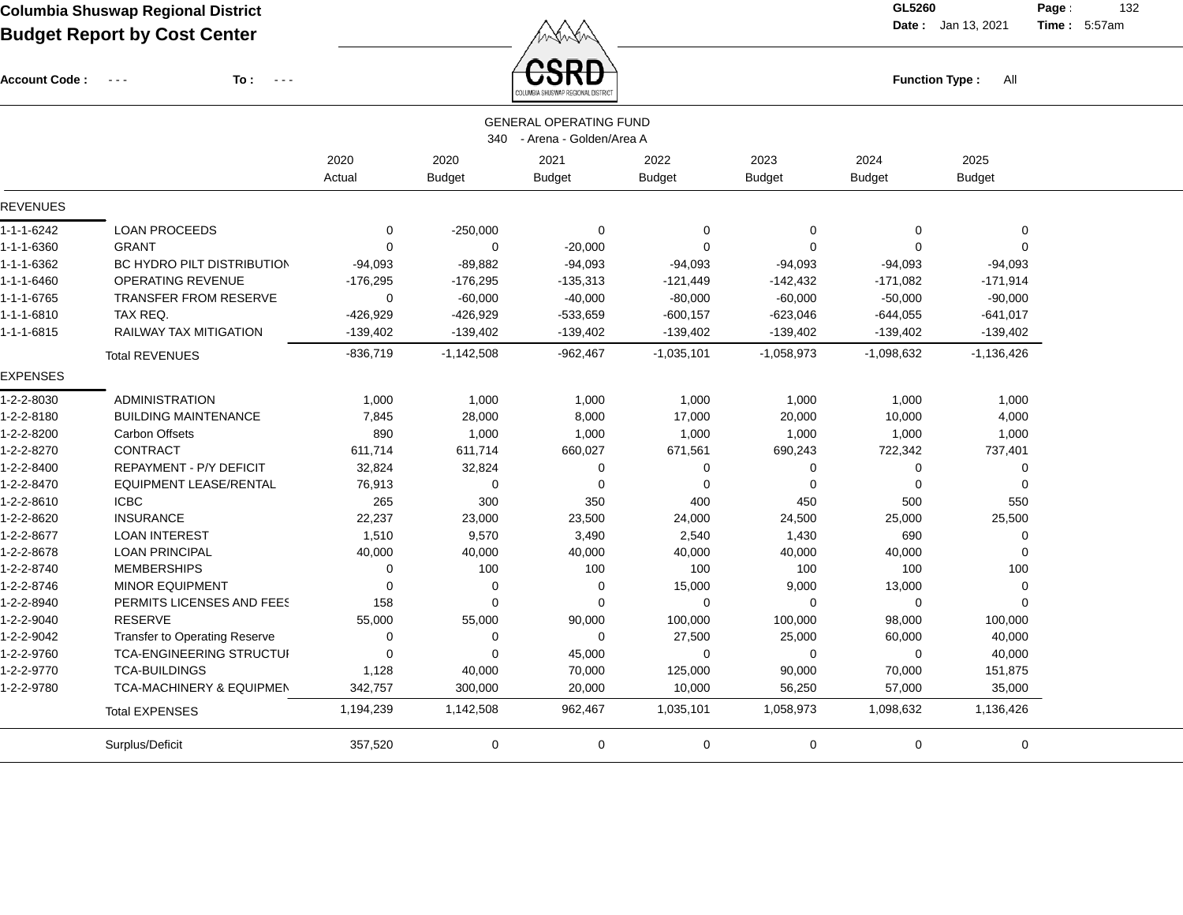**Columbia Shuswap Regional District**

**Budget Report by Cost Center**

GL5260

Date : Jan 13, 2021 Time : 5:57am

Account Code : - - - To : - - -

Function Type : All

GENERAL OPERATING FUND

340 - Arena - Golden/Area A

| | | 2020 Actual | 2020 Budget | 2021 Budget | 2022 Budget | 2023 Budget | 2024 Budget | 2025 Budget |
|---|---|---|---|---|---|---|---|---|
| **REVENUES** | | | | | | | | |
| 1-1-1-6242 | LOAN PROCEEDS | 0 | -250,000 | 0 | 0 | 0 | 0 | 0 |
| 1-1-1-6360 | GRANT | 0 | 0 | -20,000 | 0 | 0 | 0 | 0 |
| 1-1-1-6362 | BC HYDRO PILT DISTRIBUTION | -94,093 | -89,882 | -94,093 | -94,093 | -94,093 | -94,093 | -94,093 |
| 1-1-1-6460 | OPERATING REVENUE | -176,295 | -176,295 | -135,313 | -121,449 | -142,432 | -171,082 | -171,914 |
| 1-1-1-6765 | TRANSFER FROM RESERVE | 0 | -60,000 | -40,000 | -80,000 | -60,000 | -50,000 | -90,000 |
| 1-1-1-6810 | TAX REQ. | -426,929 | -426,929 | -533,659 | -600,157 | -623,046 | -644,055 | -641,017 |
| 1-1-1-6815 | RAILWAY TAX MITIGATION | -139,402 | -139,402 | -139,402 | -139,402 | -139,402 | -139,402 | -139,402 |
| | Total REVENUES | -836,719 | -1,142,508 | -962,467 | -1,035,101 | -1,058,973 | -1,098,632 | -1,136,426 |
| **EXPENSES** | | | | | | | | |
| 1-2-2-8030 | ADMINISTRATION | 1,000 | 1,000 | 1,000 | 1,000 | 1,000 | 1,000 | 1,000 |
| 1-2-2-8180 | BUILDING MAINTENANCE | 7,845 | 28,000 | 8,000 | 17,000 | 20,000 | 10,000 | 4,000 |
| 1-2-2-8200 | Carbon Offsets | 890 | 1,000 | 1,000 | 1,000 | 1,000 | 1,000 | 1,000 |
| 1-2-2-8270 | CONTRACT | 611,714 | 611,714 | 660,027 | 671,561 | 690,243 | 722,342 | 737,401 |
| 1-2-2-8400 | REPAYMENT - P/Y DEFICIT | 32,824 | 32,824 | 0 | 0 | 0 | 0 | 0 |
| 1-2-2-8470 | EQUIPMENT LEASE/RENTAL | 76,913 | 0 | 0 | 0 | 0 | 0 | 0 |
| 1-2-2-8610 | ICBC | 265 | 300 | 350 | 400 | 450 | 500 | 550 |
| 1-2-2-8620 | INSURANCE | 22,237 | 23,000 | 23,500 | 24,000 | 24,500 | 25,000 | 25,500 |
| 1-2-2-8677 | LOAN INTEREST | 1,510 | 9,570 | 3,490 | 2,540 | 1,430 | 690 | 0 |
| 1-2-2-8678 | LOAN PRINCIPAL | 40,000 | 40,000 | 40,000 | 40,000 | 40,000 | 40,000 | 0 |
| 1-2-2-8740 | MEMBERSHIPS | 0 | 100 | 100 | 100 | 100 | 100 | 100 |
| 1-2-2-8746 | MINOR EQUIPMENT | 0 | 0 | 0 | 15,000 | 9,000 | 13,000 | 0 |
| 1-2-2-8940 | PERMITS LICENSES AND FEES | 158 | 0 | 0 | 0 | 0 | 0 | 0 |
| 1-2-2-9040 | RESERVE | 55,000 | 55,000 | 90,000 | 100,000 | 100,000 | 98,000 | 100,000 |
| 1-2-2-9042 | Transfer to Operating Reserve | 0 | 0 | 0 | 27,500 | 25,000 | 60,000 | 40,000 |
| 1-2-2-9760 | TCA-ENGINEERING STRUCTUI | 0 | 0 | 45,000 | 0 | 0 | 0 | 40,000 |
| 1-2-2-9770 | TCA-BUILDINGS | 1,128 | 40,000 | 70,000 | 125,000 | 90,000 | 70,000 | 151,875 |
| 1-2-2-9780 | TCA-MACHINERY & EQUIPMEN | 342,757 | 300,000 | 20,000 | 10,000 | 56,250 | 57,000 | 35,000 |
| | Total EXPENSES | 1,194,239 | 1,142,508 | 962,467 | 1,035,101 | 1,058,973 | 1,098,632 | 1,136,426 |
| | Surplus/Deficit | 357,520 | 0 | 0 | 0 | 0 | 0 | 0 |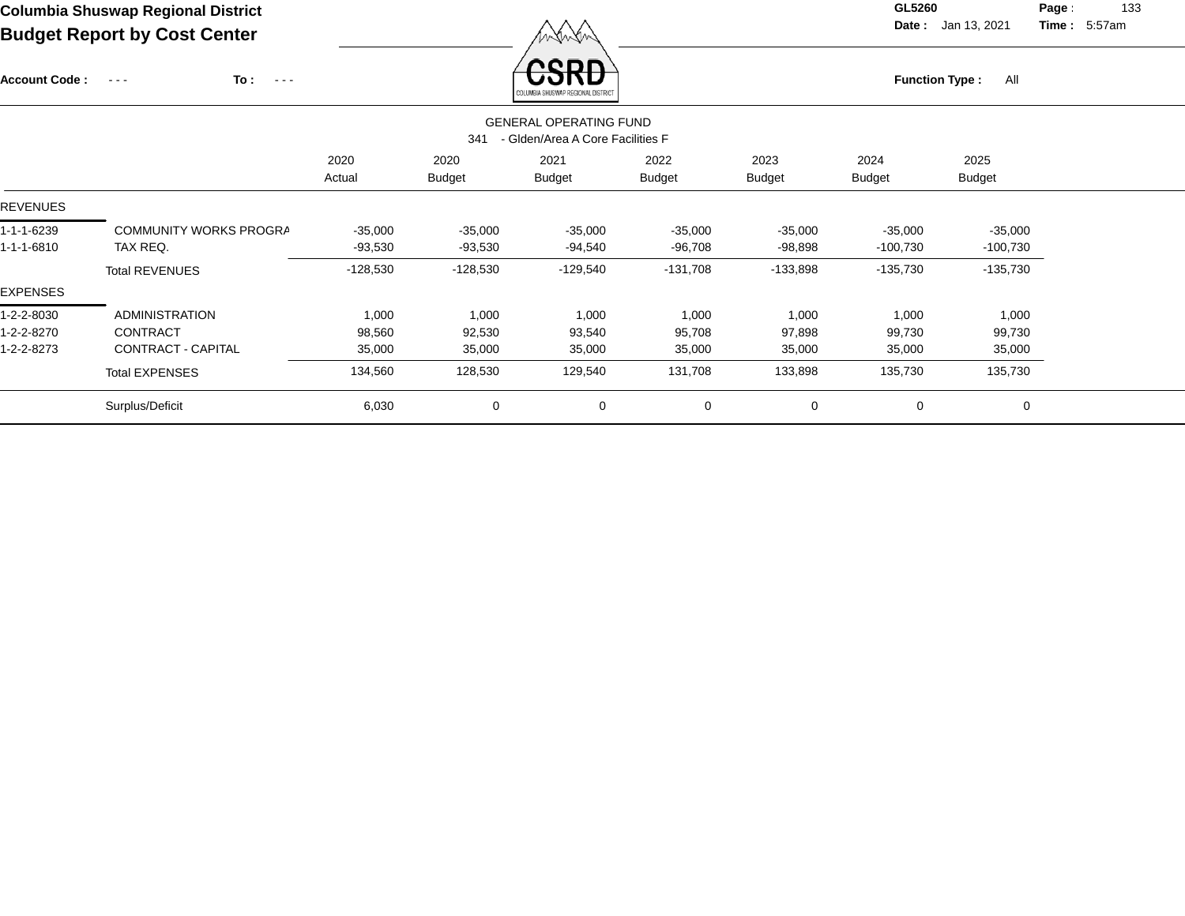**Columbia Shuswap Regional District**
**Budget Report by Cost Center**

GL5260
Date : Jan 13, 2021 Time : 5:57am

Account Code : - - - To : - - -

Function Type : All

GENERAL OPERATING FUND
341 - Glden/Area A Core Facilities F

| | | 2020 Actual | 2020 Budget | 2021 Budget | 2022 Budget | 2023 Budget | 2024 Budget | 2025 Budget |
|---|---|---|---|---|---|---|---|---|
| REVENUES | | | | | | | | |
| 1-1-1-6239 | COMMUNITY WORKS PROGRA | -35,000 | -35,000 | -35,000 | -35,000 | -35,000 | -35,000 | -35,000 |
| 1-1-1-6810 | TAX REQ. | -93,530 | -93,530 | -94,540 | -96,708 | -98,898 | -100,730 | -100,730 |
| | Total REVENUES | -128,530 | -128,530 | -129,540 | -131,708 | -133,898 | -135,730 | -135,730 |
| EXPENSES | | | | | | | | |
| 1-2-2-8030 | ADMINISTRATION | 1,000 | 1,000 | 1,000 | 1,000 | 1,000 | 1,000 | 1,000 |
| 1-2-2-8270 | CONTRACT | 98,560 | 92,530 | 93,540 | 95,708 | 97,898 | 99,730 | 99,730 |
| 1-2-2-8273 | CONTRACT - CAPITAL | 35,000 | 35,000 | 35,000 | 35,000 | 35,000 | 35,000 | 35,000 |
| | Total EXPENSES | 134,560 | 128,530 | 129,540 | 131,708 | 133,898 | 135,730 | 135,730 |
| | Surplus/Deficit | 6,030 | 0 | 0 | 0 | 0 | 0 | 0 |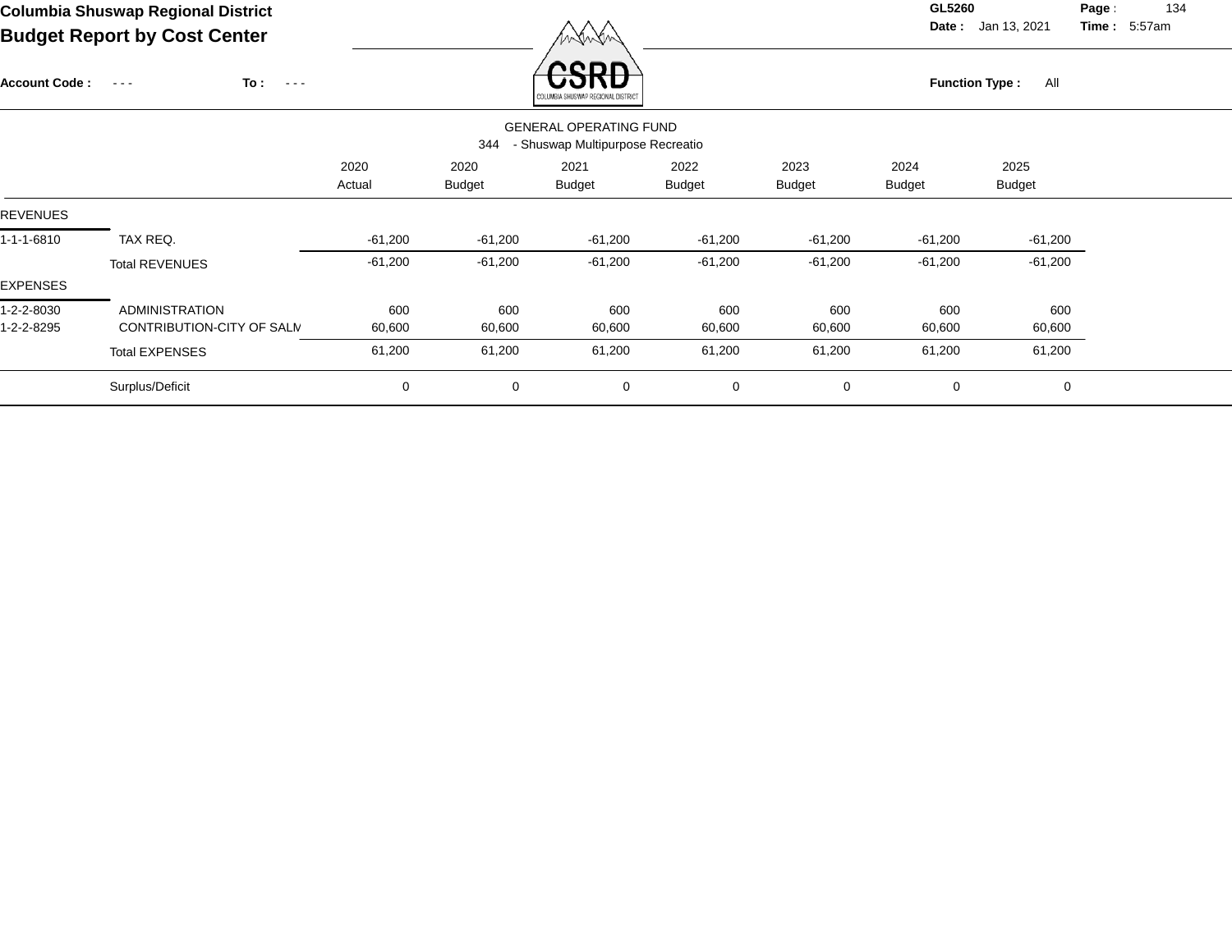# Columbia Shuswap Regional District

## Budget Report by Cost Center

GL5260

Date : Jan 13, 2021 Time : 5:57am

Account Code : - - - To : - - -

Function Type : All

GENERAL OPERATING FUND

344 - Shuswap Multipurpose Recreatio

| | | 2020 Actual | 2020 Budget | 2021 Budget | 2022 Budget | 2023 Budget | 2024 Budget | 2025 Budget |
|---|---|---|---|---|---|---|---|---|
| REVENUES | | | | | | | | |
| 1-1-1-6810 | TAX REQ. | -61,200 | -61,200 | -61,200 | -61,200 | -61,200 | -61,200 | -61,200 |
| | Total REVENUES | -61,200 | -61,200 | -61,200 | -61,200 | -61,200 | -61,200 | -61,200 |
| EXPENSES | | | | | | | | |
| 1-2-2-8030 | ADMINISTRATION | 600 | 600 | 600 | 600 | 600 | 600 | 600 |
| 1-2-2-8295 | CONTRIBUTION-CITY OF SALM | 60,600 | 60,600 | 60,600 | 60,600 | 60,600 | 60,600 | 60,600 |
| | Total EXPENSES | 61,200 | 61,200 | 61,200 | 61,200 | 61,200 | 61,200 | 61,200 |
| | Surplus/Deficit | 0 | 0 | 0 | 0 | 0 | 0 | 0 |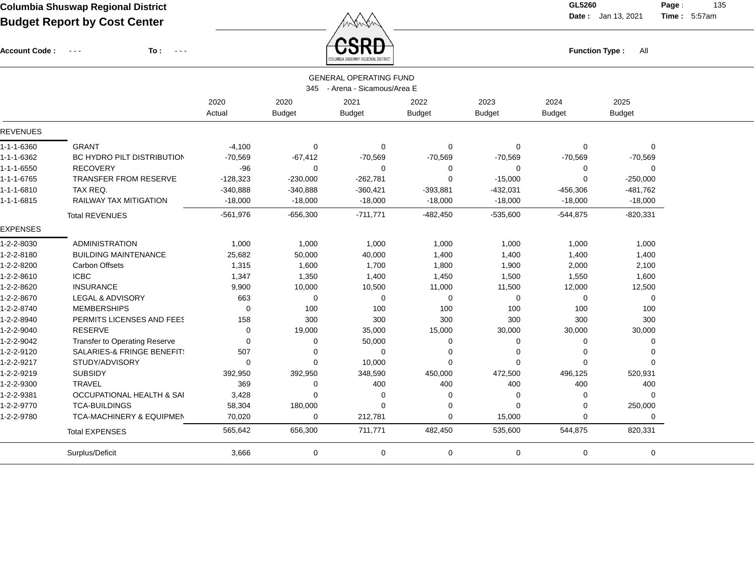**Columbia Shuswap Regional District**
**Budget Report by Cost Center**

GL5260
Date : Jan 13, 2021
Time : 5:57am

Account Code : - - - To : - - -

Function Type : All

GENERAL OPERATING FUND
345 - Arena - Sicamous/Area E

| | | 2020 Actual | 2020 Budget | 2021 Budget | 2022 Budget | 2023 Budget | 2024 Budget | 2025 Budget |
|---|---|---|---|---|---|---|---|---|
| REVENUES | | | | | | | | |
| 1-1-1-6360 | GRANT | -4,100 | 0 | 0 | 0 | 0 | 0 | 0 |
| 1-1-1-6362 | BC HYDRO PILT DISTRIBUTION | -70,569 | -67,412 | -70,569 | -70,569 | -70,569 | -70,569 | -70,569 |
| 1-1-1-6550 | RECOVERY | -96 | 0 | 0 | 0 | 0 | 0 | 0 |
| 1-1-1-6765 | TRANSFER FROM RESERVE | -128,323 | -230,000 | -262,781 | 0 | -15,000 | 0 | -250,000 |
| 1-1-1-6810 | TAX REQ. | -340,888 | -340,888 | -360,421 | -393,881 | -432,031 | -456,306 | -481,762 |
| 1-1-1-6815 | RAILWAY TAX MITIGATION | -18,000 | -18,000 | -18,000 | -18,000 | -18,000 | -18,000 | -18,000 |
| | Total REVENUES | -561,976 | -656,300 | -711,771 | -482,450 | -535,600 | -544,875 | -820,331 |
| EXPENSES | | | | | | | | |
| 1-2-2-8030 | ADMINISTRATION | 1,000 | 1,000 | 1,000 | 1,000 | 1,000 | 1,000 | 1,000 |
| 1-2-2-8180 | BUILDING MAINTENANCE | 25,682 | 50,000 | 40,000 | 1,400 | 1,400 | 1,400 | 1,400 |
| 1-2-2-8200 | Carbon Offsets | 1,315 | 1,600 | 1,700 | 1,800 | 1,900 | 2,000 | 2,100 |
| 1-2-2-8610 | ICBC | 1,347 | 1,350 | 1,400 | 1,450 | 1,500 | 1,550 | 1,600 |
| 1-2-2-8620 | INSURANCE | 9,900 | 10,000 | 10,500 | 11,000 | 11,500 | 12,000 | 12,500 |
| 1-2-2-8670 | LEGAL & ADVISORY | 663 | 0 | 0 | 0 | 0 | 0 | 0 |
| 1-2-2-8740 | MEMBERSHIPS | 0 | 100 | 100 | 100 | 100 | 100 | 100 |
| 1-2-2-8940 | PERMITS LICENSES AND FEES | 158 | 300 | 300 | 300 | 300 | 300 | 300 |
| 1-2-2-9040 | RESERVE | 0 | 19,000 | 35,000 | 15,000 | 30,000 | 30,000 | 30,000 |
| 1-2-2-9042 | Transfer to Operating Reserve | 0 | 0 | 50,000 | 0 | 0 | 0 | 0 |
| 1-2-2-9120 | SALARIES-& FRINGE BENEFITS | 507 | 0 | 0 | 0 | 0 | 0 | 0 |
| 1-2-2-9217 | STUDY/ADVISORY | 0 | 0 | 10,000 | 0 | 0 | 0 | 0 |
| 1-2-2-9219 | SUBSIDY | 392,950 | 392,950 | 348,590 | 450,000 | 472,500 | 496,125 | 520,931 |
| 1-2-2-9300 | TRAVEL | 369 | 0 | 400 | 400 | 400 | 400 | 400 |
| 1-2-2-9381 | OCCUPATIONAL HEALTH & SAI | 3,428 | 0 | 0 | 0 | 0 | 0 | 0 |
| 1-2-2-9770 | TCA-BUILDINGS | 58,304 | 180,000 | 0 | 0 | 0 | 0 | 250,000 |
| 1-2-2-9780 | TCA-MACHINERY & EQUIPMEN | 70,020 | 0 | 212,781 | 0 | 15,000 | 0 | 0 |
| | Total EXPENSES | 565,642 | 656,300 | 711,771 | 482,450 | 535,600 | 544,875 | 820,331 |
| | Surplus/Deficit | 3,666 | 0 | 0 | 0 | 0 | 0 | 0 |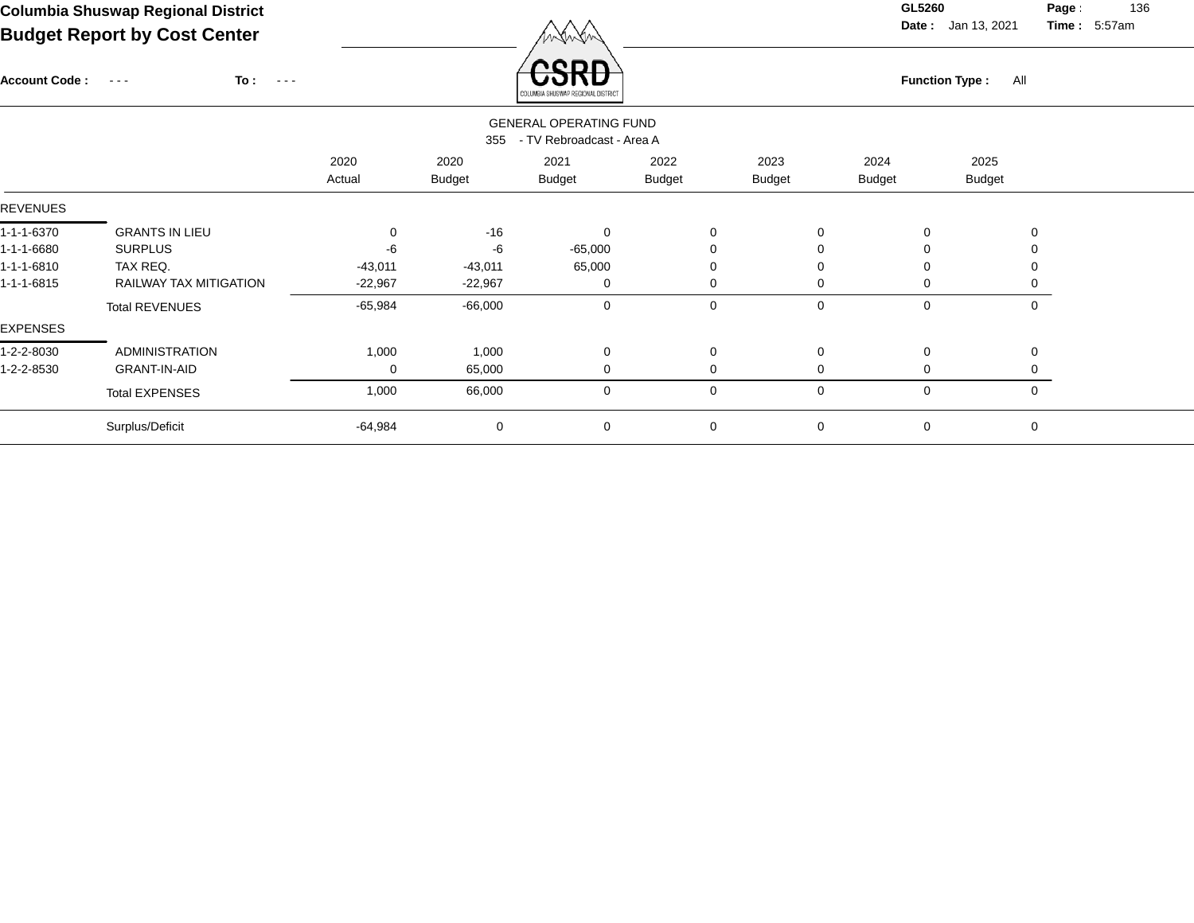# Columbia Shuswap Regional District

## Budget Report by Cost Center

GL5260

Date : Jan 13, 2021 Time : 5:57am

Account Code : - - - To : - - -

Function Type : All

### GENERAL OPERATING FUND

355 - TV Rebroadcast - Area A

| | | 2020 Actual | 2020 Budget | 2021 Budget | 2022 Budget | 2023 Budget | 2024 Budget | 2025 Budget |
|---|---|---|---|---|---|---|---|---|
| REVENUES | | | | | | | | |
| 1-1-1-6370 | GRANTS IN LIEU | 0 | -16 | 0 | 0 | 0 | 0 | 0 |
| 1-1-1-6680 | SURPLUS | -6 | -6 | -65,000 | 0 | 0 | 0 | 0 |
| 1-1-1-6810 | TAX REQ. | -43,011 | -43,011 | 65,000 | 0 | 0 | 0 | 0 |
| 1-1-1-6815 | RAILWAY TAX MITIGATION | -22,967 | -22,967 | 0 | 0 | 0 | 0 | 0 |
| | Total REVENUES | -65,984 | -66,000 | 0 | 0 | 0 | 0 | 0 |
| EXPENSES | | | | | | | | |
| 1-2-2-8030 | ADMINISTRATION | 1,000 | 1,000 | 0 | 0 | 0 | 0 | 0 |
| 1-2-2-8530 | GRANT-IN-AID | 0 | 65,000 | 0 | 0 | 0 | 0 | 0 |
| | Total EXPENSES | 1,000 | 66,000 | 0 | 0 | 0 | 0 | 0 |
| | Surplus/Deficit | -64,984 | 0 | 0 | 0 | 0 | 0 | 0 |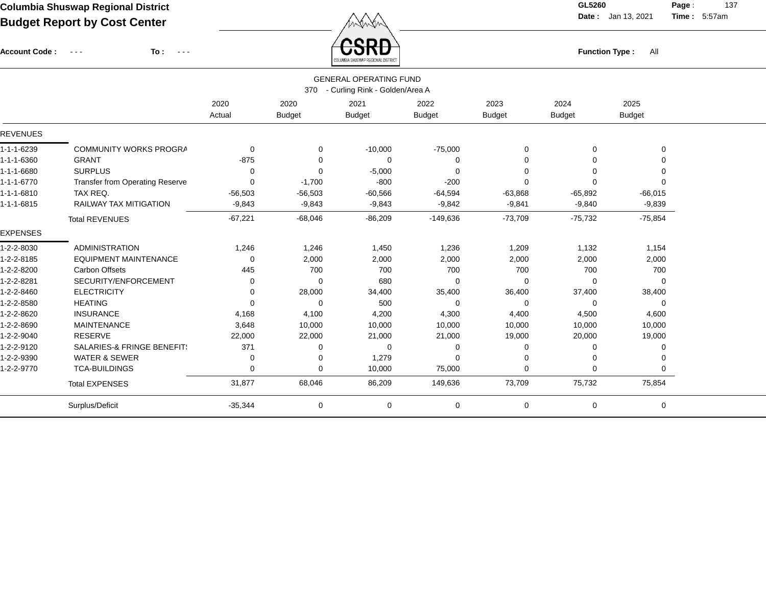**Columbia Shuswap Regional District**

**Budget Report by Cost Center**

**GL5260** **Date :** Jan 13, 2021 **Time :** 5:57am

**Account Code :** - - - **To :** - - -

**Function Type :** All

GENERAL OPERATING FUND

370 - Curling Rink - Golden/Area A

| | | 2020 Actual | 2020 Budget | 2021 Budget | 2022 Budget | 2023 Budget | 2024 Budget | 2025 Budget |
|---|---|---|---|---|---|---|---|---|
| REVENUES | | | | | | | | |
| 1-1-1-6239 | COMMUNITY WORKS PROGRA | 0 | 0 | -10,000 | -75,000 | 0 | 0 | 0 |
| 1-1-1-6360 | GRANT | -875 | 0 | 0 | 0 | 0 | 0 | 0 |
| 1-1-1-6680 | SURPLUS | 0 | 0 | -5,000 | 0 | 0 | 0 | 0 |
| 1-1-1-6770 | Transfer from Operating Reserve | 0 | -1,700 | -800 | -200 | 0 | 0 | 0 |
| 1-1-1-6810 | TAX REQ. | -56,503 | -56,503 | -60,566 | -64,594 | -63,868 | -65,892 | -66,015 |
| 1-1-1-6815 | RAILWAY TAX MITIGATION | -9,843 | -9,843 | -9,843 | -9,842 | -9,841 | -9,840 | -9,839 |
| | Total REVENUES | -67,221 | -68,046 | -86,209 | -149,636 | -73,709 | -75,732 | -75,854 |
| EXPENSES | | | | | | | | |
| 1-2-2-8030 | ADMINISTRATION | 1,246 | 1,246 | 1,450 | 1,236 | 1,209 | 1,132 | 1,154 |
| 1-2-2-8185 | EQUIPMENT MAINTENANCE | 0 | 2,000 | 2,000 | 2,000 | 2,000 | 2,000 | 2,000 |
| 1-2-2-8200 | Carbon Offsets | 445 | 700 | 700 | 700 | 700 | 700 | 700 |
| 1-2-2-8281 | SECURITY/ENFORCEMENT | 0 | 0 | 680 | 0 | 0 | 0 | 0 |
| 1-2-2-8460 | ELECTRICITY | 0 | 28,000 | 34,400 | 35,400 | 36,400 | 37,400 | 38,400 |
| 1-2-2-8580 | HEATING | 0 | 0 | 500 | 0 | 0 | 0 | 0 |
| 1-2-2-8620 | INSURANCE | 4,168 | 4,100 | 4,200 | 4,300 | 4,400 | 4,500 | 4,600 |
| 1-2-2-8690 | MAINTENANCE | 3,648 | 10,000 | 10,000 | 10,000 | 10,000 | 10,000 | 10,000 |
| 1-2-2-9040 | RESERVE | 22,000 | 22,000 | 21,000 | 21,000 | 19,000 | 20,000 | 19,000 |
| 1-2-2-9120 | SALARIES-& FRINGE BENEFIT! | 371 | 0 | 0 | 0 | 0 | 0 | 0 |
| 1-2-2-9390 | WATER & SEWER | 0 | 0 | 1,279 | 0 | 0 | 0 | 0 |
| 1-2-2-9770 | TCA-BUILDINGS | 0 | 0 | 10,000 | 75,000 | 0 | 0 | 0 |
| | Total EXPENSES | 31,877 | 68,046 | 86,209 | 149,636 | 73,709 | 75,732 | 75,854 |
| | Surplus/Deficit | -35,344 | 0 | 0 | 0 | 0 | 0 | 0 |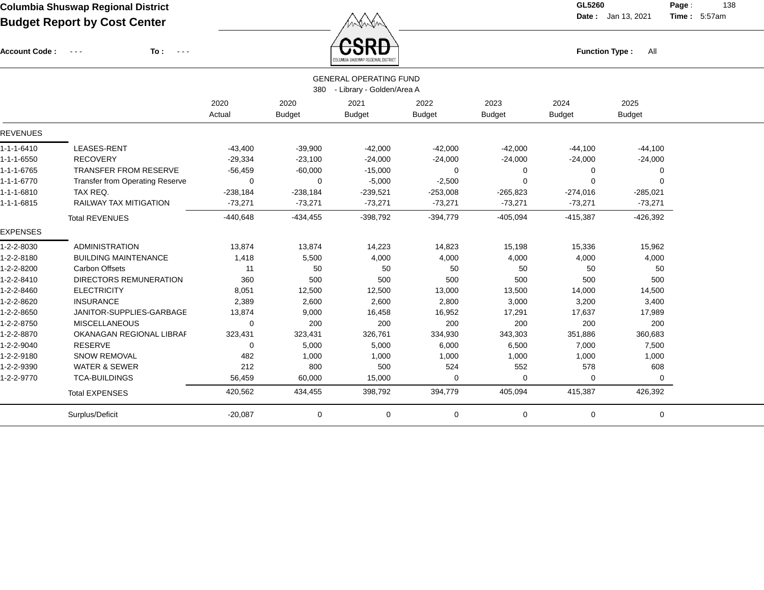# Columbia Shuswap Regional District

## Budget Report by Cost Center

GL5260
Date : Jan 13, 2021
Time : 5:57am

Account Code : - - - To : - - -

Function Type : All

### GENERAL OPERATING FUND

380 - Library - Golden/Area A

| | | 2020 Actual | 2020 Budget | 2021 Budget | 2022 Budget | 2023 Budget | 2024 Budget | 2025 Budget |
|---|---|---|---|---|---|---|---|---|
| **REVENUES** | | | | | | | | |
| 1-1-1-6410 | LEASES-RENT | -43,400 | -39,900 | -42,000 | -42,000 | -42,000 | -44,100 | -44,100 |
| 1-1-1-6550 | RECOVERY | -29,334 | -23,100 | -24,000 | -24,000 | -24,000 | -24,000 | -24,000 |
| 1-1-1-6765 | TRANSFER FROM RESERVE | -56,459 | -60,000 | -15,000 | 0 | 0 | 0 | 0 |
| 1-1-1-6770 | Transfer from Operating Reserve | 0 | 0 | -5,000 | -2,500 | 0 | 0 | 0 |
| 1-1-1-6810 | TAX REQ. | -238,184 | -238,184 | -239,521 | -253,008 | -265,823 | -274,016 | -285,021 |
| 1-1-1-6815 | RAILWAY TAX MITIGATION | -73,271 | -73,271 | -73,271 | -73,271 | -73,271 | -73,271 | -73,271 |
| | Total REVENUES | -440,648 | -434,455 | -398,792 | -394,779 | -405,094 | -415,387 | -426,392 |
| **EXPENSES** | | | | | | | | |
| 1-2-2-8030 | ADMINISTRATION | 13,874 | 13,874 | 14,223 | 14,823 | 15,198 | 15,336 | 15,962 |
| 1-2-2-8180 | BUILDING MAINTENANCE | 1,418 | 5,500 | 4,000 | 4,000 | 4,000 | 4,000 | 4,000 |
| 1-2-2-8200 | Carbon Offsets | 11 | 50 | 50 | 50 | 50 | 50 | 50 |
| 1-2-2-8410 | DIRECTORS REMUNERATION | 360 | 500 | 500 | 500 | 500 | 500 | 500 |
| 1-2-2-8460 | ELECTRICITY | 8,051 | 12,500 | 12,500 | 13,000 | 13,500 | 14,000 | 14,500 |
| 1-2-2-8620 | INSURANCE | 2,389 | 2,600 | 2,600 | 2,800 | 3,000 | 3,200 | 3,400 |
| 1-2-2-8650 | JANITOR-SUPPLIES-GARBAGE | 13,874 | 9,000 | 16,458 | 16,952 | 17,291 | 17,637 | 17,989 |
| 1-2-2-8750 | MISCELLANEOUS | 0 | 200 | 200 | 200 | 200 | 200 | 200 |
| 1-2-2-8870 | OKANAGAN REGIONAL LIBRAF | 323,431 | 323,431 | 326,761 | 334,930 | 343,303 | 351,886 | 360,683 |
| 1-2-2-9040 | RESERVE | 0 | 5,000 | 5,000 | 6,000 | 6,500 | 7,000 | 7,500 |
| 1-2-2-9180 | SNOW REMOVAL | 482 | 1,000 | 1,000 | 1,000 | 1,000 | 1,000 | 1,000 |
| 1-2-2-9390 | WATER & SEWER | 212 | 800 | 500 | 524 | 552 | 578 | 608 |
| 1-2-2-9770 | TCA-BUILDINGS | 56,459 | 60,000 | 15,000 | 0 | 0 | 0 | 0 |
| | Total EXPENSES | 420,562 | 434,455 | 398,792 | 394,779 | 405,094 | 415,387 | 426,392 |
| | Surplus/Deficit | -20,087 | 0 | 0 | 0 | 0 | 0 | 0 |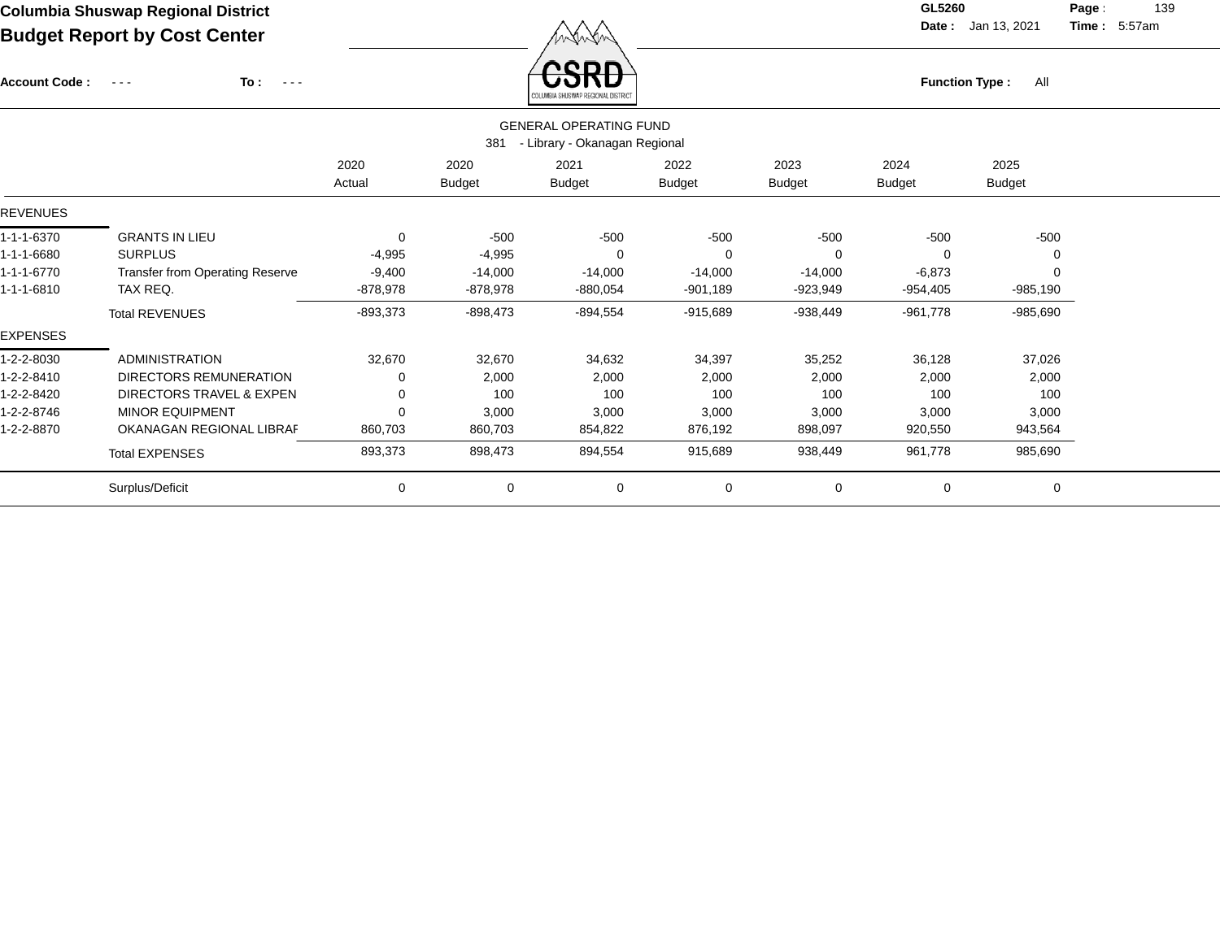# Columbia Shuswap Regional District

## Budget Report by Cost Center

GL5260
Date : Jan 13, 2021
Time : 5:57am

Account Code : - - -   To : - - -

Function Type : All

### GENERAL OPERATING FUND

### 381 - Library - Okanagan Regional

| | | 2020 Actual | 2020 Budget | 2021 Budget | 2022 Budget | 2023 Budget | 2024 Budget | 2025 Budget |
|---|---|---|---|---|---|---|---|---|
| REVENUES | | | | | | | | |
| 1-1-1-6370 | GRANTS IN LIEU | 0 | -500 | -500 | -500 | -500 | -500 | -500 |
| 1-1-1-6680 | SURPLUS | -4,995 | -4,995 | 0 | 0 | 0 | 0 | 0 |
| 1-1-1-6770 | Transfer from Operating Reserve | -9,400 | -14,000 | -14,000 | -14,000 | -14,000 | -6,873 | 0 |
| 1-1-1-6810 | TAX REQ. | -878,978 | -878,978 | -880,054 | -901,189 | -923,949 | -954,405 | -985,190 |
| | Total REVENUES | -893,373 | -898,473 | -894,554 | -915,689 | -938,449 | -961,778 | -985,690 |
| EXPENSES | | | | | | | | |
| 1-2-2-8030 | ADMINISTRATION | 32,670 | 32,670 | 34,632 | 34,397 | 35,252 | 36,128 | 37,026 |
| 1-2-2-8410 | DIRECTORS REMUNERATION | 0 | 2,000 | 2,000 | 2,000 | 2,000 | 2,000 | 2,000 |
| 1-2-2-8420 | DIRECTORS TRAVEL & EXPEN | 0 | 100 | 100 | 100 | 100 | 100 | 100 |
| 1-2-2-8746 | MINOR EQUIPMENT | 0 | 3,000 | 3,000 | 3,000 | 3,000 | 3,000 | 3,000 |
| 1-2-2-8870 | OKANAGAN REGIONAL LIBRAF | 860,703 | 860,703 | 854,822 | 876,192 | 898,097 | 920,550 | 943,564 |
| | Total EXPENSES | 893,373 | 898,473 | 894,554 | 915,689 | 938,449 | 961,778 | 985,690 |
| | Surplus/Deficit | 0 | 0 | 0 | 0 | 0 | 0 | 0 |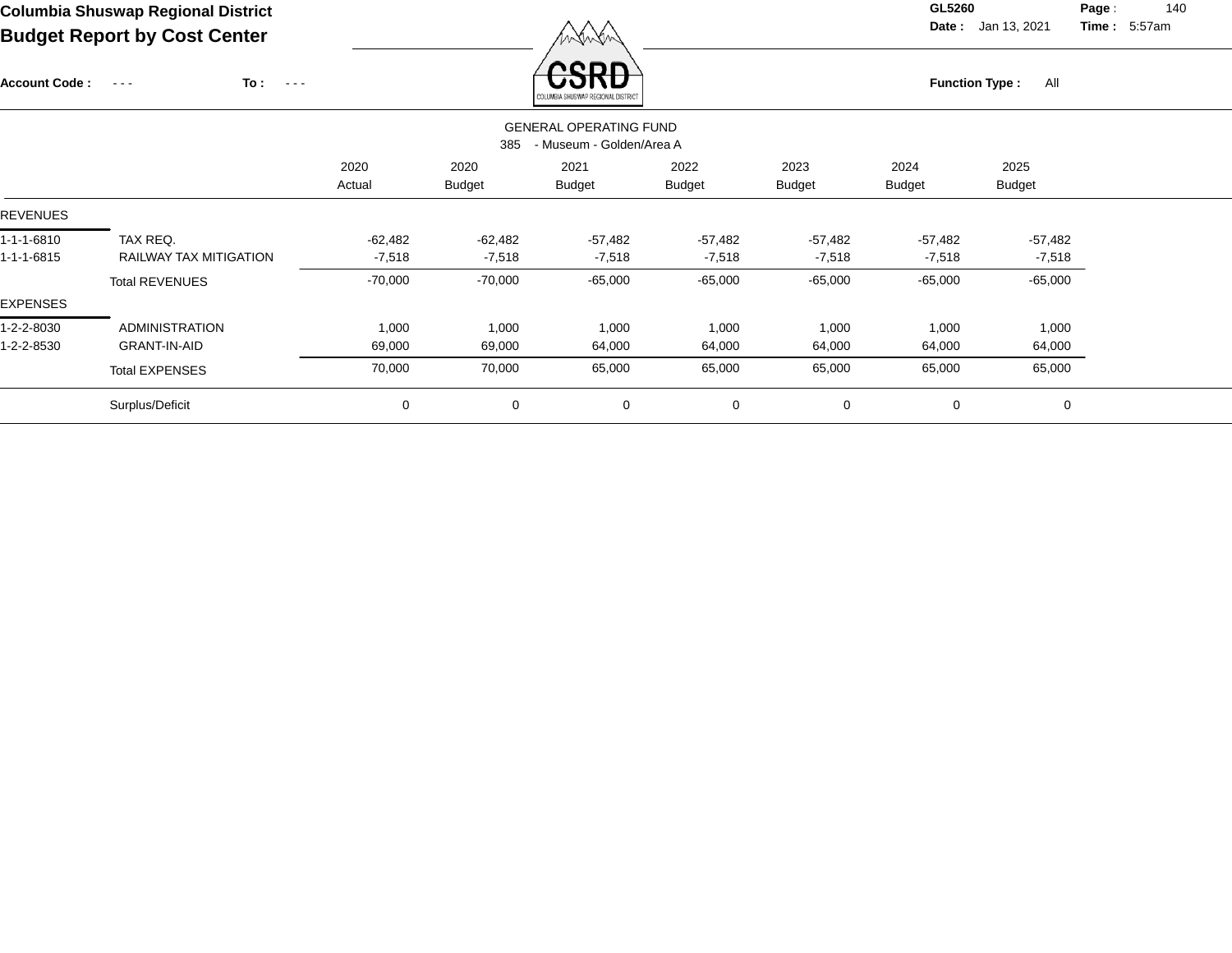# Columbia Shuswap Regional District

## Budget Report by Cost Center

GL5260
Date : Jan 13, 2021
Time : 5:57am

Account Code : - - -  To : - - -

Function Type : All

GENERAL OPERATING FUND
385 - Museum - Golden/Area A

| | | 2020 Actual | 2020 Budget | 2021 Budget | 2022 Budget | 2023 Budget | 2024 Budget | 2025 Budget |
|---|---|---|---|---|---|---|---|---|
| REVENUES | | | | | | | | |
| 1-1-1-6810 | TAX REQ. | -62,482 | -62,482 | -57,482 | -57,482 | -57,482 | -57,482 | -57,482 |
| 1-1-1-6815 | RAILWAY TAX MITIGATION | -7,518 | -7,518 | -7,518 | -7,518 | -7,518 | -7,518 | -7,518 |
| | Total REVENUES | -70,000 | -70,000 | -65,000 | -65,000 | -65,000 | -65,000 | -65,000 |
| EXPENSES | | | | | | | | |
| 1-2-2-8030 | ADMINISTRATION | 1,000 | 1,000 | 1,000 | 1,000 | 1,000 | 1,000 | 1,000 |
| 1-2-2-8530 | GRANT-IN-AID | 69,000 | 69,000 | 64,000 | 64,000 | 64,000 | 64,000 | 64,000 |
| | Total EXPENSES | 70,000 | 70,000 | 65,000 | 65,000 | 65,000 | 65,000 | 65,000 |
| | Surplus/Deficit | 0 | 0 | 0 | 0 | 0 | 0 | 0 |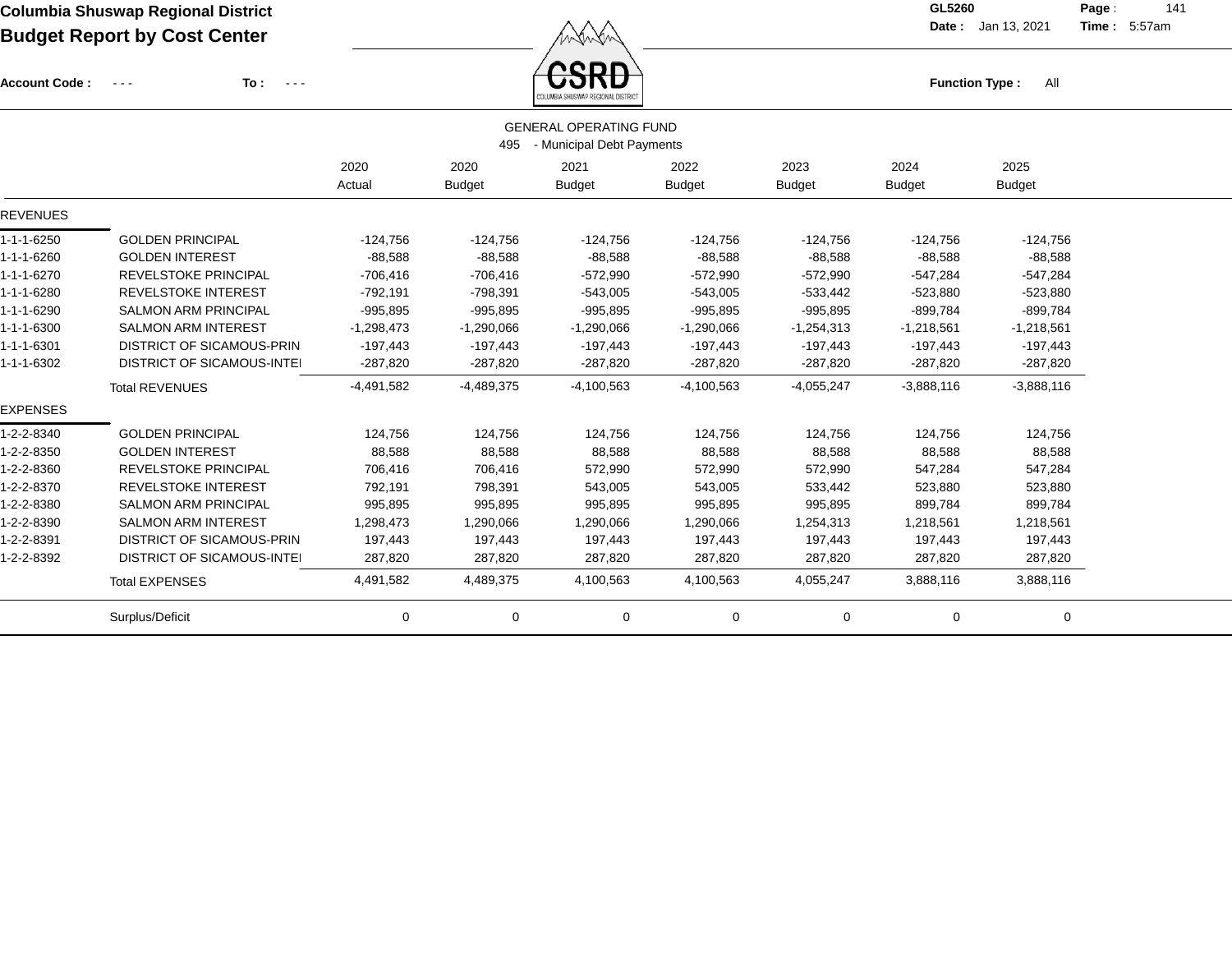# Columbia Shuswap Regional District

## Budget Report by Cost Center

GL5260 Date : Jan 13, 2021 Time : 5:57am

Account Code : - - - To : - - - Function Type : All

### GENERAL OPERATING FUND

495 - Municipal Debt Payments

| | | 2020 Actual | 2020 Budget | 2021 Budget | 2022 Budget | 2023 Budget | 2024 Budget | 2025 Budget |
|---|---|---|---|---|---|---|---|---|
| **REVENUES** | | | | | | | | |
| 1-1-1-6250 | GOLDEN PRINCIPAL | -124,756 | -124,756 | -124,756 | -124,756 | -124,756 | -124,756 | -124,756 |
| 1-1-1-6260 | GOLDEN INTEREST | -88,588 | -88,588 | -88,588 | -88,588 | -88,588 | -88,588 | -88,588 |
| 1-1-1-6270 | REVELSTOKE PRINCIPAL | -706,416 | -706,416 | -572,990 | -572,990 | -572,990 | -547,284 | -547,284 |
| 1-1-1-6280 | REVELSTOKE INTEREST | -792,191 | -798,391 | -543,005 | -543,005 | -533,442 | -523,880 | -523,880 |
| 1-1-1-6290 | SALMON ARM PRINCIPAL | -995,895 | -995,895 | -995,895 | -995,895 | -995,895 | -899,784 | -899,784 |
| 1-1-1-6300 | SALMON ARM INTEREST | -1,298,473 | -1,290,066 | -1,290,066 | -1,290,066 | -1,254,313 | -1,218,561 | -1,218,561 |
| 1-1-1-6301 | DISTRICT OF SICAMOUS-PRIN | -197,443 | -197,443 | -197,443 | -197,443 | -197,443 | -197,443 | -197,443 |
| 1-1-1-6302 | DISTRICT OF SICAMOUS-INTEI | -287,820 | -287,820 | -287,820 | -287,820 | -287,820 | -287,820 | -287,820 |
| | Total REVENUES | -4,491,582 | -4,489,375 | -4,100,563 | -4,100,563 | -4,055,247 | -3,888,116 | -3,888,116 |
| **EXPENSES** | | | | | | | | |
| 1-2-2-8340 | GOLDEN PRINCIPAL | 124,756 | 124,756 | 124,756 | 124,756 | 124,756 | 124,756 | 124,756 |
| 1-2-2-8350 | GOLDEN INTEREST | 88,588 | 88,588 | 88,588 | 88,588 | 88,588 | 88,588 | 88,588 |
| 1-2-2-8360 | REVELSTOKE PRINCIPAL | 706,416 | 706,416 | 572,990 | 572,990 | 572,990 | 547,284 | 547,284 |
| 1-2-2-8370 | REVELSTOKE INTEREST | 792,191 | 798,391 | 543,005 | 543,005 | 533,442 | 523,880 | 523,880 |
| 1-2-2-8380 | SALMON ARM PRINCIPAL | 995,895 | 995,895 | 995,895 | 995,895 | 995,895 | 899,784 | 899,784 |
| 1-2-2-8390 | SALMON ARM INTEREST | 1,298,473 | 1,290,066 | 1,290,066 | 1,290,066 | 1,254,313 | 1,218,561 | 1,218,561 |
| 1-2-2-8391 | DISTRICT OF SICAMOUS-PRIN | 197,443 | 197,443 | 197,443 | 197,443 | 197,443 | 197,443 | 197,443 |
| 1-2-2-8392 | DISTRICT OF SICAMOUS-INTEI | 287,820 | 287,820 | 287,820 | 287,820 | 287,820 | 287,820 | 287,820 |
| | Total EXPENSES | 4,491,582 | 4,489,375 | 4,100,563 | 4,100,563 | 4,055,247 | 3,888,116 | 3,888,116 |
| | Surplus/Deficit | 0 | 0 | 0 | 0 | 0 | 0 | 0 |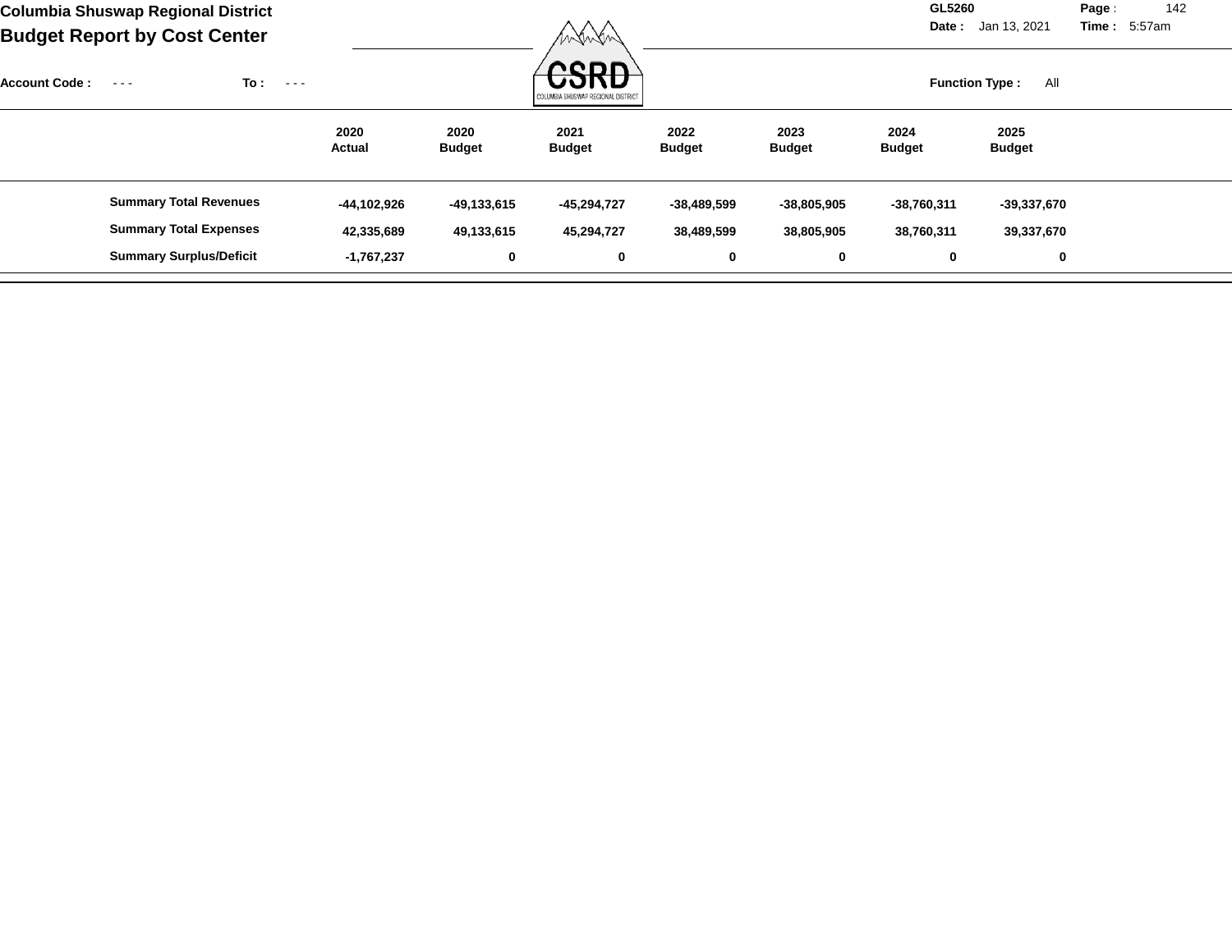Columbia Shuswap Regional District

**Budget Report by Cost Center**

GL5260

Date : Jan 13, 2021 Time : 5:57am

Account Code : - - - To : - - -

Function Type : All

| | 2020 Actual | 2020 Budget | 2021 Budget | 2022 Budget | 2023 Budget | 2024 Budget | 2025 Budget |
|---|---|---|---|---|---|---|---|
| **Summary Total Revenues** | **-44,102,926** | **-49,133,615** | **-45,294,727** | **-38,489,599** | **-38,805,905** | **-38,760,311** | **-39,337,670** |
| **Summary Total Expenses** | **42,335,689** | **49,133,615** | **45,294,727** | **38,489,599** | **38,805,905** | **38,760,311** | **39,337,670** |
| **Summary Surplus/Deficit** | **-1,767,237** | **0** | **0** | **0** | **0** | **0** | **0** |